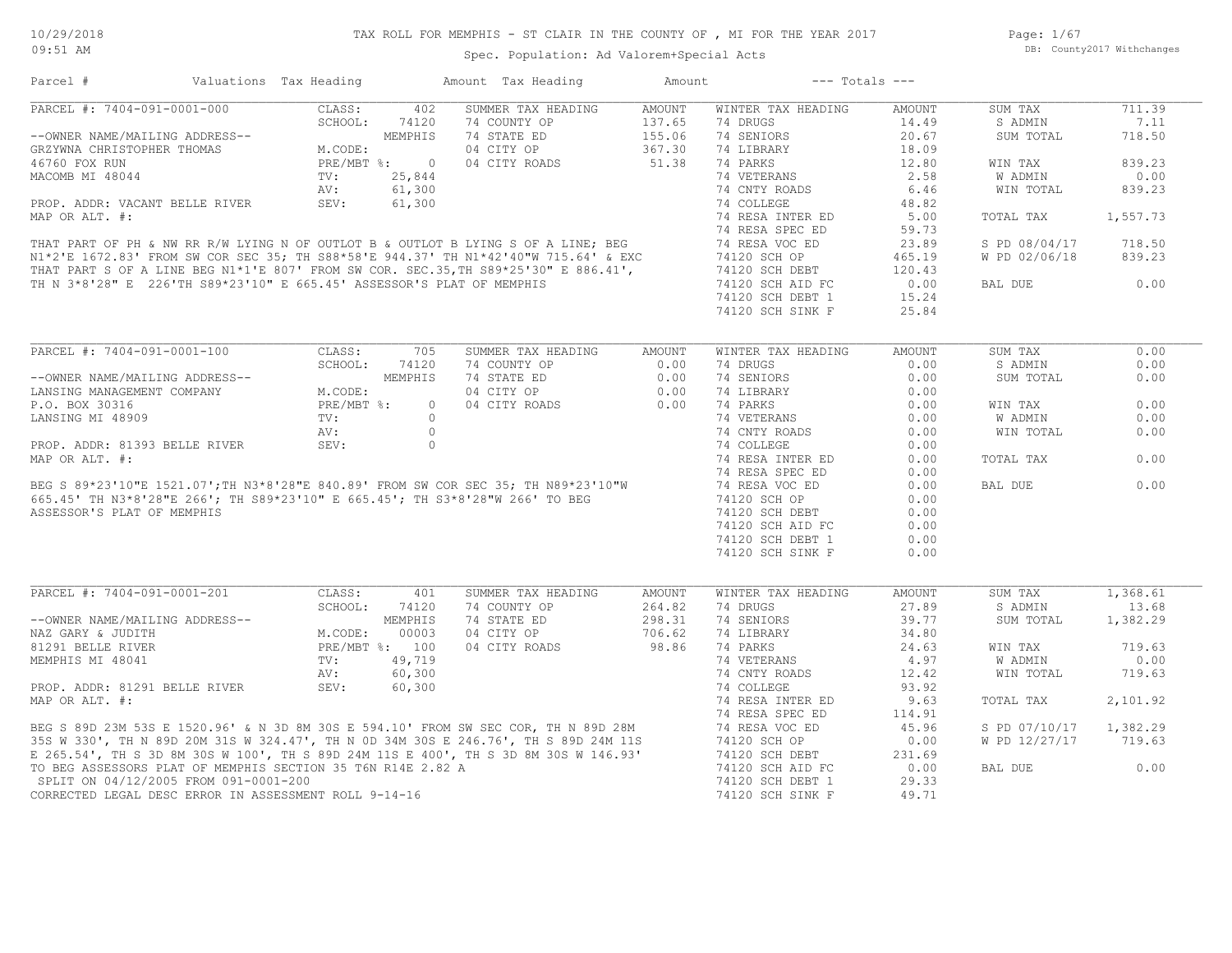# TAX ROLL FOR MEMPHIS - ST CLAIR IN THE COUNTY OF , MI FOR THE YEAR 2017

Spec. Population: Ad Valorem+Special Acts

DB: County2017 Withchanges

10/29/2018
09:51 AM

| Parcel # | Valuations | Tax Heading | Amount | Tax Heading | Amount | --- Totals --- | |
|---|---|---|---|---|---|---|---|

## PARCEL #: 7404-091-0001-000

| | | | | | | | |
|---|---|---|---|---|---|---|---|
| PARCEL #: 7404-091-0001-000 | CLASS: 402 | SUMMER TAX HEADING | AMOUNT | WINTER TAX HEADING | AMOUNT | SUM TAX | 711.39 |
| | SCHOOL: 74120 | 74 COUNTY OP | 137.65 | 74 DRUGS | 14.49 | S ADMIN | 7.11 |
| --OWNER NAME/MAILING ADDRESS-- | MEMPHIS | 74 STATE ED | 155.06 | 74 SENIORS | 20.67 | SUM TOTAL | 718.50 |
| GRZYWNA CHRISTOPHER THOMAS | M.CODE: | 04 CITY OP | 367.30 | 74 LIBRARY | 18.09 | | |
| 46760 FOX RUN | PRE/MBT %: 0 | 04 CITY ROADS | 51.38 | 74 PARKS | 12.80 | WIN TAX | 839.23 |
| MACOMB MI 48044 | TV: 25,844 | | | 74 VETERANS | 2.58 | W ADMIN | 0.00 |
| | AV: 61,300 | | | 74 CNTY ROADS | 6.46 | WIN TOTAL | 839.23 |
| PROP. ADDR: VACANT BELLE RIVER | SEV: 61,300 | | | 74 COLLEGE | 48.82 | | |
| MAP OR ALT. #: | | | | 74 RESA INTER ED | 5.00 | TOTAL TAX | 1,557.73 |
| | | | | 74 RESA SPEC ED | 59.73 | | |
| | | | | 74 RESA VOC ED | 23.89 | S PD 08/04/17 | 718.50 |
| | | | | 74120 SCH OP | 465.19 | W PD 02/06/18 | 839.23 |
| | | | | 74120 SCH DEBT | 120.43 | | |
| | | | | 74120 SCH AID FC | 0.00 | BAL DUE | 0.00 |
| | | | | 74120 SCH DEBT 1 | 15.24 | | |
| | | | | 74120 SCH SINK F | 25.84 | | |

THAT PART OF PH & NW RR R/W LYING N OF OUTLOT B & OUTLOT B LYING S OF A LINE; BEG N1*2'E 1672.83' FROM SW COR SEC 35; TH S88*58'E 944.37' TH N1*42'40"W 715.64' & EXC THAT PART S OF A LINE BEG N1*1'E 807' FROM SW COR. SEC.35,TH S89*25'30" E 886.41', TH N 3*8'28" E 226'TH S89*23'10" E 665.45' ASSESSOR'S PLAT OF MEMPHIS

## PARCEL #: 7404-091-0001-100

| | | | | | | | |
|---|---|---|---|---|---|---|---|
| PARCEL #: 7404-091-0001-100 | CLASS: 705 | SUMMER TAX HEADING | AMOUNT | WINTER TAX HEADING | AMOUNT | SUM TAX | 0.00 |
| | SCHOOL: 74120 | 74 COUNTY OP | 0.00 | 74 DRUGS | 0.00 | S ADMIN | 0.00 |
| --OWNER NAME/MAILING ADDRESS-- | MEMPHIS | 74 STATE ED | 0.00 | 74 SENIORS | 0.00 | SUM TOTAL | 0.00 |
| LANSING MANAGEMENT COMPANY | M.CODE: | 04 CITY OP | 0.00 | 74 LIBRARY | 0.00 | | |
| P.O. BOX 30316 | PRE/MBT %: 0 | 04 CITY ROADS | 0.00 | 74 PARKS | 0.00 | WIN TAX | 0.00 |
| LANSING MI 48909 | TV: 0 | | | 74 VETERANS | 0.00 | W ADMIN | 0.00 |
| | AV: 0 | | | 74 CNTY ROADS | 0.00 | WIN TOTAL | 0.00 |
| PROP. ADDR: 81393 BELLE RIVER | SEV: 0 | | | 74 COLLEGE | 0.00 | | |
| MAP OR ALT. #: | | | | 74 RESA INTER ED | 0.00 | TOTAL TAX | 0.00 |
| | | | | 74 RESA SPEC ED | 0.00 | | |
| | | | | 74 RESA VOC ED | 0.00 | BAL DUE | 0.00 |
| | | | | 74120 SCH OP | 0.00 | | |
| | | | | 74120 SCH DEBT | 0.00 | | |
| | | | | 74120 SCH AID FC | 0.00 | | |
| | | | | 74120 SCH DEBT 1 | 0.00 | | |
| | | | | 74120 SCH SINK F | 0.00 | | |

BEG S 89*23'10"E 1521.07';TH N3*8'28"E 840.89' FROM SW COR SEC 35; TH N89*23'10"W 665.45' TH N3*8'28"E 266'; TH S89*23'10" E 665.45'; TH S3*8'28"W 266' TO BEG ASSESSOR'S PLAT OF MEMPHIS

## PARCEL #: 7404-091-0001-201

| | | | | | | | |
|---|---|---|---|---|---|---|---|
| PARCEL #: 7404-091-0001-201 | CLASS: 401 | SUMMER TAX HEADING | AMOUNT | WINTER TAX HEADING | AMOUNT | SUM TAX | 1,368.61 |
| | SCHOOL: 74120 | 74 COUNTY OP | 264.82 | 74 DRUGS | 27.89 | S ADMIN | 13.68 |
| --OWNER NAME/MAILING ADDRESS-- | MEMPHIS | 74 STATE ED | 298.31 | 74 SENIORS | 39.77 | SUM TOTAL | 1,382.29 |
| NAZ GARY & JUDITH | M.CODE: 00003 | 04 CITY OP | 706.62 | 74 LIBRARY | 34.80 | | |
| 81291 BELLE RIVER | PRE/MBT %: 100 | 04 CITY ROADS | 98.86 | 74 PARKS | 24.63 | WIN TAX | 719.63 |
| MEMPHIS MI 48041 | TV: 49,719 | | | 74 VETERANS | 4.97 | W ADMIN | 0.00 |
| | AV: 60,300 | | | 74 CNTY ROADS | 12.42 | WIN TOTAL | 719.63 |
| PROP. ADDR: 81291 BELLE RIVER | SEV: 60,300 | | | 74 COLLEGE | 93.92 | | |
| MAP OR ALT. #: | | | | 74 RESA INTER ED | 9.63 | TOTAL TAX | 2,101.92 |
| | | | | 74 RESA SPEC ED | 114.91 | | |
| | | | | 74 RESA VOC ED | 45.96 | S PD 07/10/17 | 1,382.29 |
| | | | | 74120 SCH OP | 0.00 | W PD 12/27/17 | 719.63 |
| | | | | 74120 SCH DEBT | 231.69 | | |
| | | | | 74120 SCH AID FC | 0.00 | BAL DUE | 0.00 |
| | | | | 74120 SCH DEBT 1 | 29.33 | | |
| | | | | 74120 SCH SINK F | 49.71 | | |

BEG S 89D 23M 53S E 1520.96' & N 3D 8M 30S E 594.10' FROM SW SEC COR, TH N 89D 28M 35S W 330', TH N 89D 20M 31S W 324.47', TH N 0D 34M 30S E 246.76', TH S 89D 24M 11S E 265.54', TH S 3D 8M 30S W 100', TH S 89D 24M 11S E 400', TH S 3D 8M 30S W 146.93' TO BEG ASSESSORS PLAT OF MEMPHIS SECTION 35 T6N R14E 2.82 A
SPLIT ON 04/12/2005 FROM 091-0001-200
CORRECTED LEGAL DESC ERROR IN ASSESSMENT ROLL 9-14-16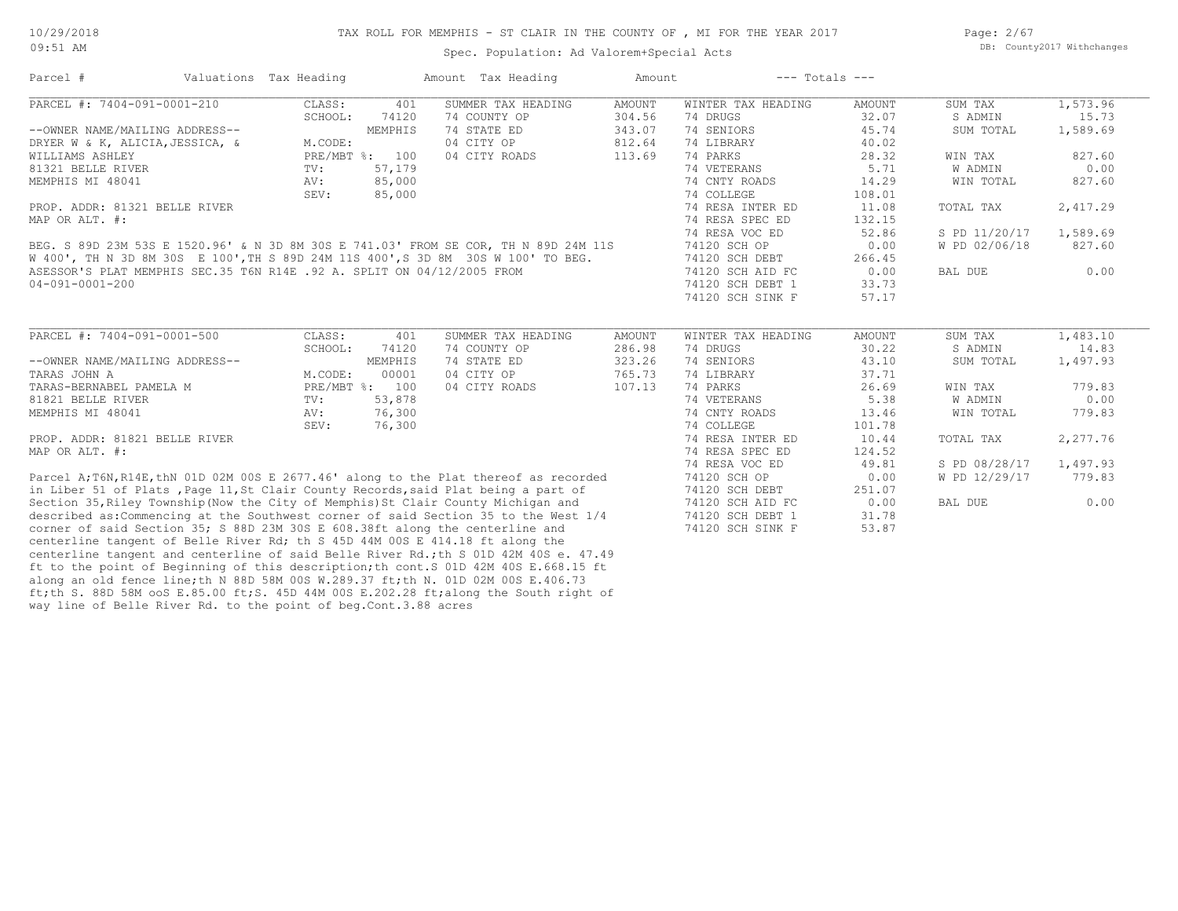# TAX ROLL FOR MEMPHIS - ST CLAIR IN THE COUNTY OF , MI FOR THE YEAR 2017

Spec. Population: Ad Valorem+Special Acts

DB: County2017 Withchanges

| Parcel # | Valuations | Tax Heading | Amount | Tax Heading | Amount | --- Totals --- | |
|---|---|---|---|---|---|---|---|

## PARCEL #: 7404-091-0001-210

| Owner / Property | Valuations | | Summer Tax Heading | Amount | Winter Tax Heading | Amount | Totals | |
|---|---|---|---|---|---|---|---|---|
| | CLASS: | 401 | SUMMER TAX HEADING | AMOUNT | WINTER TAX HEADING | AMOUNT | SUM TAX | 1,573.96 |
| | SCHOOL: | 74120 | 74 COUNTY OP | 304.56 | 74 DRUGS | 32.07 | S ADMIN | 15.73 |
| --OWNER NAME/MAILING ADDRESS-- | | MEMPHIS | 74 STATE ED | 343.07 | 74 SENIORS | 45.74 | SUM TOTAL | 1,589.69 |
| DRYER W & K, ALICIA,JESSICA, & | M.CODE: | | 04 CITY OP | 812.64 | 74 LIBRARY | 40.02 | | |
| WILLIAMS ASHLEY | PRE/MBT %: | 100 | 04 CITY ROADS | 113.69 | 74 PARKS | 28.32 | WIN TAX | 827.60 |
| 81321 BELLE RIVER | TV: | 57,179 | | | 74 VETERANS | 5.71 | W ADMIN | 0.00 |
| MEMPHIS MI 48041 | AV: | 85,000 | | | 74 CNTY ROADS | 14.29 | WIN TOTAL | 827.60 |
| | SEV: | 85,000 | | | 74 COLLEGE | 108.01 | | |
| PROP. ADDR: 81321 BELLE RIVER | | | | | 74 RESA INTER ED | 11.08 | TOTAL TAX | 2,417.29 |
| MAP OR ALT. #: | | | | | 74 RESA SPEC ED | 132.15 | | |
| | | | | | 74 RESA VOC ED | 52.86 | S PD 11/20/17 | 1,589.69 |
| | | | | | 74120 SCH OP | 0.00 | W PD 02/06/18 | 827.60 |
| | | | | | 74120 SCH DEBT | 266.45 | | |
| | | | | | 74120 SCH AID FC | 0.00 | BAL DUE | 0.00 |
| | | | | | 74120 SCH DEBT 1 | 33.73 | | |
| | | | | | 74120 SCH SINK F | 57.17 | | |

BEG. S 89D 23M 53S E 1520.96' & N 3D 8M 30S E 741.03' FROM SE COR, TH N 89D 24M 11S W 400', TH N 3D 8M 30S E 100',TH S 89D 24M 11S 400',S 3D 8M 30S W 100' TO BEG. ASESSOR'S PLAT MEMPHIS SEC.35 T6N R14E .92 A. SPLIT ON 04/12/2005 FROM 04-091-0001-200

## PARCEL #: 7404-091-0001-500

| Owner / Property | Valuations | | Summer Tax Heading | Amount | Winter Tax Heading | Amount | Totals | |
|---|---|---|---|---|---|---|---|---|
| | CLASS: | 401 | SUMMER TAX HEADING | AMOUNT | WINTER TAX HEADING | AMOUNT | SUM TAX | 1,483.10 |
| | SCHOOL: | 74120 | 74 COUNTY OP | 286.98 | 74 DRUGS | 30.22 | S ADMIN | 14.83 |
| --OWNER NAME/MAILING ADDRESS-- | | MEMPHIS | 74 STATE ED | 323.26 | 74 SENIORS | 43.10 | SUM TOTAL | 1,497.93 |
| TARAS JOHN A | M.CODE: | 00001 | 04 CITY OP | 765.73 | 74 LIBRARY | 37.71 | | |
| TARAS-BERNABEL PAMELA M | PRE/MBT %: | 100 | 04 CITY ROADS | 107.13 | 74 PARKS | 26.69 | WIN TAX | 779.83 |
| 81821 BELLE RIVER | TV: | 53,878 | | | 74 VETERANS | 5.38 | W ADMIN | 0.00 |
| MEMPHIS MI 48041 | AV: | 76,300 | | | 74 CNTY ROADS | 13.46 | WIN TOTAL | 779.83 |
| | SEV: | 76,300 | | | 74 COLLEGE | 101.78 | | |
| PROP. ADDR: 81821 BELLE RIVER | | | | | 74 RESA INTER ED | 10.44 | TOTAL TAX | 2,277.76 |
| MAP OR ALT. #: | | | | | 74 RESA SPEC ED | 124.52 | | |
| | | | | | 74 RESA VOC ED | 49.81 | S PD 08/28/17 | 1,497.93 |
| | | | | | 74120 SCH OP | 0.00 | W PD 12/29/17 | 779.83 |
| | | | | | 74120 SCH DEBT | 251.07 | | |
| | | | | | 74120 SCH AID FC | 0.00 | BAL DUE | 0.00 |
| | | | | | 74120 SCH DEBT 1 | 31.78 | | |
| | | | | | 74120 SCH SINK F | 53.87 | | |

Parcel A;T6N,R14E,thN 01D 02M 00S E 2677.46' along to the Plat thereof as recorded in Liber 51 of Plats ,Page 11,St Clair County Records,said Plat being a part of Section 35,Riley Township(Now the City of Memphis)St Clair County Michigan and described as:Commencing at the Southwest corner of said Section 35 to the West 1/4 corner of said Section 35; S 88D 23M 30S E 608.38ft along the centerline and centerline tangent of Belle River Rd; th S 45D 44M 00S E 414.18 ft along the centerline tangent and centerline of said Belle River Rd.;th S 01D 42M 40S e. 47.49 ft to the point of Beginning of this description;th cont.S 01D 42M 40S E.668.15 ft along an old fence line;th N 88D 58M 00S W.289.37 ft;th N. 01D 02M 00S E.406.73 ft;th S. 88D 58M ooS E.85.00 ft;S. 45D 44M 00S E.202.28 ft;along the South right of way line of Belle River Rd. to the point of beg.Cont.3.88 acres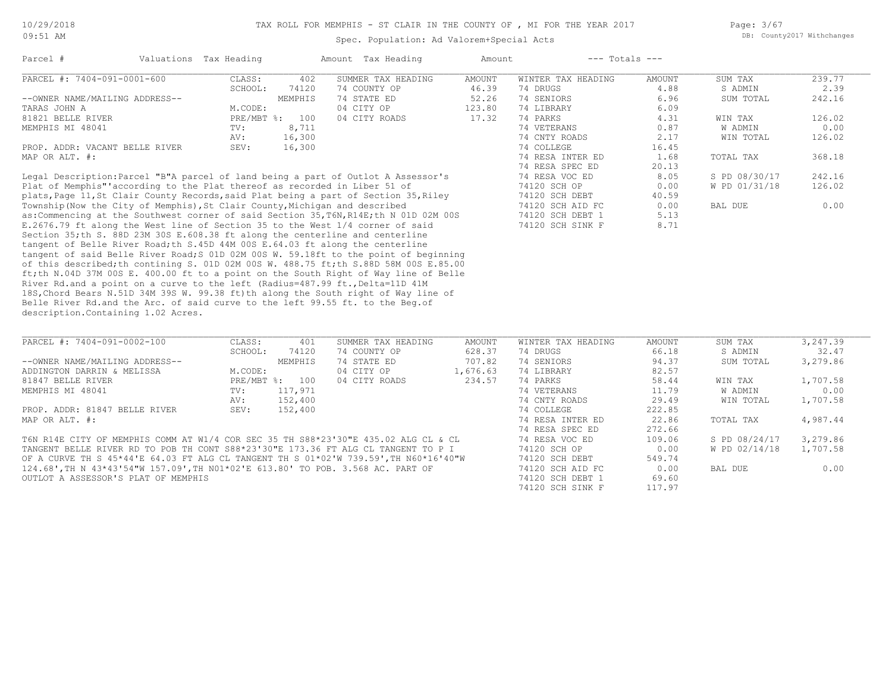# TAX ROLL FOR MEMPHIS - ST CLAIR IN THE COUNTY OF , MI FOR THE YEAR 2017

Spec. Population: Ad Valorem+Special Acts

DB: County2017 Withchanges

10/29/2018
09:51 AM

| Parcel # | Valuations | Tax Heading | Amount | Tax Heading | Amount | --- Totals --- | |
|---|---|---|---|---|---|---|---|

## PARCEL #: 7404-091-0001-600

| | | | | | | | |
|---|---|---|---|---|---|---|---|
| PARCEL #: 7404-091-0001-600 | CLASS: 402 | SUMMER TAX HEADING | AMOUNT | WINTER TAX HEADING | AMOUNT | SUM TAX | 239.77 |
| | SCHOOL: 74120 | 74 COUNTY OP | 46.39 | 74 DRUGS | 4.88 | S ADMIN | 2.39 |
| --OWNER NAME/MAILING ADDRESS-- | MEMPHIS | 74 STATE ED | 52.26 | 74 SENIORS | 6.96 | SUM TOTAL | 242.16 |
| TARAS JOHN A | M.CODE: | 04 CITY OP | 123.80 | 74 LIBRARY | 6.09 | | |
| 81821 BELLE RIVER | PRE/MBT %: 100 | 04 CITY ROADS | 17.32 | 74 PARKS | 4.31 | WIN TAX | 126.02 |
| MEMPHIS MI 48041 | TV: 8,711 | | | 74 VETERANS | 0.87 | W ADMIN | 0.00 |
| | AV: 16,300 | | | 74 CNTY ROADS | 2.17 | WIN TOTAL | 126.02 |
| PROP. ADDR: VACANT BELLE RIVER | SEV: 16,300 | | | 74 COLLEGE | 16.45 | | |
| MAP OR ALT. #: | | | | 74 RESA INTER ED | 1.68 | TOTAL TAX | 368.18 |
| | | | | 74 RESA SPEC ED | 20.13 | | |
| | | | | 74 RESA VOC ED | 8.05 | S PD 08/30/17 | 242.16 |
| | | | | 74120 SCH OP | 0.00 | W PD 01/31/18 | 126.02 |
| | | | | 74120 SCH DEBT | 40.59 | | |
| | | | | 74120 SCH AID FC | 0.00 | BAL DUE | 0.00 |
| | | | | 74120 SCH DEBT 1 | 5.13 | | |
| | | | | 74120 SCH SINK F | 8.71 | | |

Legal Description:Parcel "B"A parcel of land being a part of Outlot A Assessor's Plat of Memphis"'according to the Plat thereof as recorded in Liber 51 of plats,Page 11,St Clair County Records,said Plat being a part of Section 35,Riley Township(Now the City of Memphis),St Clair County,Michigan and described as:Commencing at the Southwest corner of said Section 35,T6N,R14E;th N 01D 02M 00S E.2676.79 ft along the West line of Section 35 to the West 1/4 corner of said Section 35;th S. 88D 23M 30S E.608.38 ft along the centerline and centerline tangent of Belle River Road;th S.45D 44M 00S E.64.03 ft along the centerline tangent of said Belle River Road;S 01D 02M 00S W. 59.18ft to the point of beginning of this described;th contining S. 01D 02M 00S W. 488.75 ft;th S.88D 58M 00S E.85.00 ft;th N.04D 37M 00S E. 400.00 ft to a point on the South Right of Way line of Belle River Rd.and a point on a curve to the left (Radius=487.99 ft.,Delta=11D 41M 18S,Chord Bears N.51D 34M 39S W. 99.38 ft)th along the South right of Way line of Belle River Rd.and the Arc. of said curve to the left 99.55 ft. to the Beg.of description.Containing 1.02 Acres.

## PARCEL #: 7404-091-0002-100

| | | | | | | | |
|---|---|---|---|---|---|---|---|
| PARCEL #: 7404-091-0002-100 | CLASS: 401 | SUMMER TAX HEADING | AMOUNT | WINTER TAX HEADING | AMOUNT | SUM TAX | 3,247.39 |
| | SCHOOL: 74120 | 74 COUNTY OP | 628.37 | 74 DRUGS | 66.18 | S ADMIN | 32.47 |
| --OWNER NAME/MAILING ADDRESS-- | MEMPHIS | 74 STATE ED | 707.82 | 74 SENIORS | 94.37 | SUM TOTAL | 3,279.86 |
| ADDINGTON DARRIN & MELISSA | M.CODE: | 04 CITY OP | 1,676.63 | 74 LIBRARY | 82.57 | | |
| 81847 BELLE RIVER | PRE/MBT %: 100 | 04 CITY ROADS | 234.57 | 74 PARKS | 58.44 | WIN TAX | 1,707.58 |
| MEMPHIS MI 48041 | TV: 117,971 | | | 74 VETERANS | 11.79 | W ADMIN | 0.00 |
| | AV: 152,400 | | | 74 CNTY ROADS | 29.49 | WIN TOTAL | 1,707.58 |
| PROP. ADDR: 81847 BELLE RIVER | SEV: 152,400 | | | 74 COLLEGE | 222.85 | | |
| MAP OR ALT. #: | | | | 74 RESA INTER ED | 22.86 | TOTAL TAX | 4,987.44 |
| | | | | 74 RESA SPEC ED | 272.66 | | |
| | | | | 74 RESA VOC ED | 109.06 | S PD 08/24/17 | 3,279.86 |
| | | | | 74120 SCH OP | 0.00 | W PD 02/14/18 | 1,707.58 |
| | | | | 74120 SCH DEBT | 549.74 | | |
| | | | | 74120 SCH AID FC | 0.00 | BAL DUE | 0.00 |
| | | | | 74120 SCH DEBT 1 | 69.60 | | |
| | | | | 74120 SCH SINK F | 117.97 | | |

T6N R14E CITY OF MEMPHIS COMM AT W1/4 COR SEC 35 TH S88*23'30"E 435.02 ALG CL & CL TANGENT BELLE RIVER RD TO POB TH CONT S88*23'30"E 173.36 FT ALG CL TANGENT TO P I OF A CURVE TH S 45*44'E 64.03 FT ALG CL TANGENT TH S 01*02'W 739.59',TH N60*16'40"W 124.68',TH N 43*43'54"W 157.09',TH N01*02'E 613.80' TO POB. 3.568 AC. PART OF OUTLOT A ASSESSOR'S PLAT OF MEMPHIS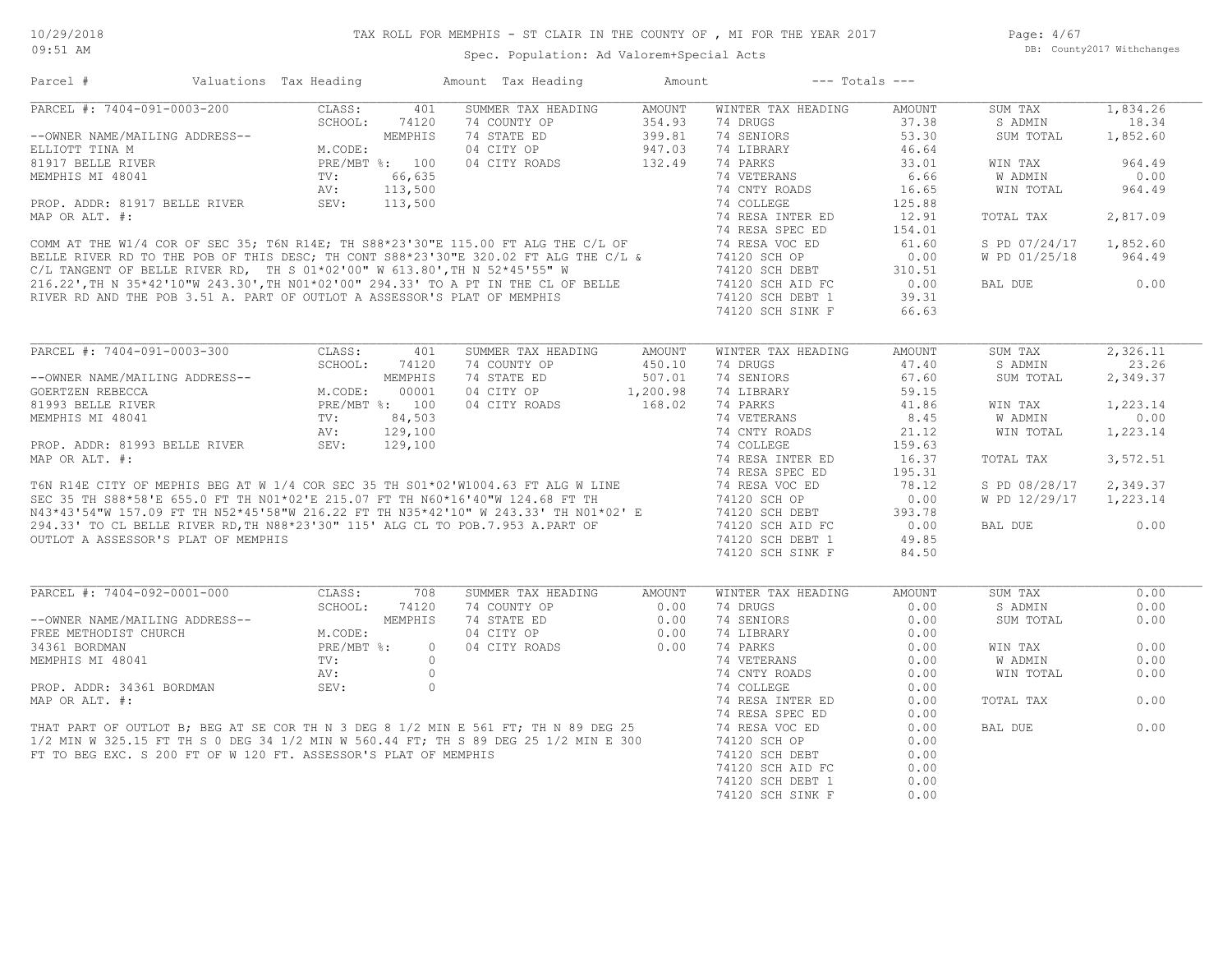# TAX ROLL FOR MEMPHIS - ST CLAIR IN THE COUNTY OF , MI FOR THE YEAR 2017

Spec. Population: Ad Valorem+Special Acts

| Parcel # | Valuations | Tax Heading | Amount | Tax Heading | Amount | --- Totals --- | | | |
|---|---|---|---|---|---|---|---|---|---|

## PARCEL #: 7404-091-0003-200

| | | | | | | | | |
|---|---|---|---|---|---|---|---|---|
| CLASS: | 401 | SUMMER TAX HEADING | AMOUNT | WINTER TAX HEADING | AMOUNT | SUM TAX | 1,834.26 |
| SCHOOL: | 74120 | 74 COUNTY OP | 354.93 | 74 DRUGS | 37.38 | S ADMIN | 18.34 |
| | MEMPHIS | 74 STATE ED | 399.81 | 74 SENIORS | 53.30 | SUM TOTAL | 1,852.60 |
| M.CODE: | | 04 CITY OP | 947.03 | 74 LIBRARY | 46.64 | | |
| PRE/MBT %: | 100 | 04 CITY ROADS | 132.49 | 74 PARKS | 33.01 | WIN TAX | 964.49 |
| TV: | 66,635 | | | 74 VETERANS | 6.66 | W ADMIN | 0.00 |
| AV: | 113,500 | | | 74 CNTY ROADS | 16.65 | WIN TOTAL | 964.49 |
| SEV: | 113,500 | | | 74 COLLEGE | 125.88 | | |
| | | | | 74 RESA INTER ED | 12.91 | TOTAL TAX | 2,817.09 |
| | | | | 74 RESA SPEC ED | 154.01 | | |
| | | | | 74 RESA VOC ED | 61.60 | S PD 07/24/17 | 1,852.60 |
| | | | | 74120 SCH OP | 0.00 | W PD 01/25/18 | 964.49 |
| | | | | 74120 SCH DEBT | 310.51 | | |
| | | | | 74120 SCH AID FC | 0.00 | BAL DUE | 0.00 |
| | | | | 74120 SCH DEBT 1 | 39.31 | | |
| | | | | 74120 SCH SINK F | 66.63 | | |

--OWNER NAME/MAILING ADDRESS--
ELLIOTT TINA M
81917 BELLE RIVER
MEMPHIS MI 48041

PROP. ADDR: 81917 BELLE RIVER
MAP OR ALT. #:

COMM AT THE W1/4 COR OF SEC 35; T6N R14E; TH S88*23'30"E 115.00 FT ALG THE C/L OF BELLE RIVER RD TO THE POB OF THIS DESC; TH CONT S88*23'30"E 320.02 FT ALG THE C/L & C/L TANGENT OF BELLE RIVER RD, TH S 01*02'00" W 613.80',TH N 52*45'55" W 216.22',TH N 35*42'10"W 243.30',TH N01*02'00" 294.33' TO A PT IN THE CL OF BELLE RIVER RD AND THE POB 3.51 A. PART OF OUTLOT A ASSESSOR'S PLAT OF MEMPHIS

## PARCEL #: 7404-091-0003-300

| | | | | | | | |
|---|---|---|---|---|---|---|---|
| CLASS: | 401 | SUMMER TAX HEADING | AMOUNT | WINTER TAX HEADING | AMOUNT | SUM TAX | 2,326.11 |
| SCHOOL: | 74120 | 74 COUNTY OP | 450.10 | 74 DRUGS | 47.40 | S ADMIN | 23.26 |
| | MEMPHIS | 74 STATE ED | 507.01 | 74 SENIORS | 67.60 | SUM TOTAL | 2,349.37 |
| M.CODE: | 00001 | 04 CITY OP | 1,200.98 | 74 LIBRARY | 59.15 | | |
| PRE/MBT %: | 100 | 04 CITY ROADS | 168.02 | 74 PARKS | 41.86 | WIN TAX | 1,223.14 |
| TV: | 84,503 | | | 74 VETERANS | 8.45 | W ADMIN | 0.00 |
| AV: | 129,100 | | | 74 CNTY ROADS | 21.12 | WIN TOTAL | 1,223.14 |
| SEV: | 129,100 | | | 74 COLLEGE | 159.63 | | |
| | | | | 74 RESA INTER ED | 16.37 | TOTAL TAX | 3,572.51 |
| | | | | 74 RESA SPEC ED | 195.31 | | |
| | | | | 74 RESA VOC ED | 78.12 | S PD 08/28/17 | 2,349.37 |
| | | | | 74120 SCH OP | 0.00 | W PD 12/29/17 | 1,223.14 |
| | | | | 74120 SCH DEBT | 393.78 | | |
| | | | | 74120 SCH AID FC | 0.00 | BAL DUE | 0.00 |
| | | | | 74120 SCH DEBT 1 | 49.85 | | |
| | | | | 74120 SCH SINK F | 84.50 | | |

--OWNER NAME/MAILING ADDRESS--
GOERTZEN REBECCA
81993 BELLE RIVER
MEMPHIS MI 48041

PROP. ADDR: 81993 BELLE RIVER
MAP OR ALT. #:

T6N R14E CITY OF MEPHIS BEG AT W 1/4 COR SEC 35 TH S01*02'W1004.63 FT ALG W LINE SEC 35 TH S88*58'E 655.0 FT TH N01*02'E 215.07 FT TH N60*16'40"W 124.68 FT TH N43*43'54"W 157.09 FT TH N52*45'58"W 216.22 FT TH N35*42'10" W 243.33' TH N01*02' E 294.33' TO CL BELLE RIVER RD,TH N88*23'30" 115' ALG CL TO POB.7.953 A.PART OF OUTLOT A ASSESSOR'S PLAT OF MEMPHIS

## PARCEL #: 7404-092-0001-000

| | | | | | | | |
|---|---|---|---|---|---|---|---|
| CLASS: | 708 | SUMMER TAX HEADING | AMOUNT | WINTER TAX HEADING | AMOUNT | SUM TAX | 0.00 |
| SCHOOL: | 74120 | 74 COUNTY OP | 0.00 | 74 DRUGS | 0.00 | S ADMIN | 0.00 |
| | MEMPHIS | 74 STATE ED | 0.00 | 74 SENIORS | 0.00 | SUM TOTAL | 0.00 |
| M.CODE: | | 04 CITY OP | 0.00 | 74 LIBRARY | 0.00 | | |
| PRE/MBT %: | 0 | 04 CITY ROADS | 0.00 | 74 PARKS | 0.00 | WIN TAX | 0.00 |
| TV: | 0 | | | 74 VETERANS | 0.00 | W ADMIN | 0.00 |
| AV: | 0 | | | 74 CNTY ROADS | 0.00 | WIN TOTAL | 0.00 |
| SEV: | 0 | | | 74 COLLEGE | 0.00 | | |
| | | | | 74 RESA INTER ED | 0.00 | TOTAL TAX | 0.00 |
| | | | | 74 RESA SPEC ED | 0.00 | | |
| | | | | 74 RESA VOC ED | 0.00 | BAL DUE | 0.00 |
| | | | | 74120 SCH OP | 0.00 | | |
| | | | | 74120 SCH DEBT | 0.00 | | |
| | | | | 74120 SCH AID FC | 0.00 | | |
| | | | | 74120 SCH DEBT 1 | 0.00 | | |
| | | | | 74120 SCH SINK F | 0.00 | | |

--OWNER NAME/MAILING ADDRESS--
FREE METHODIST CHURCH
34361 BORDMAN
MEMPHIS MI 48041

PROP. ADDR: 34361 BORDMAN
MAP OR ALT. #:

THAT PART OF OUTLOT B; BEG AT SE COR TH N 3 DEG 8 1/2 MIN E 561 FT; TH N 89 DEG 25 1/2 MIN W 325.15 FT TH S 0 DEG 34 1/2 MIN W 560.44 FT; TH S 89 DEG 25 1/2 MIN E 300 FT TO BEG EXC. S 200 FT OF W 120 FT. ASSESSOR'S PLAT OF MEMPHIS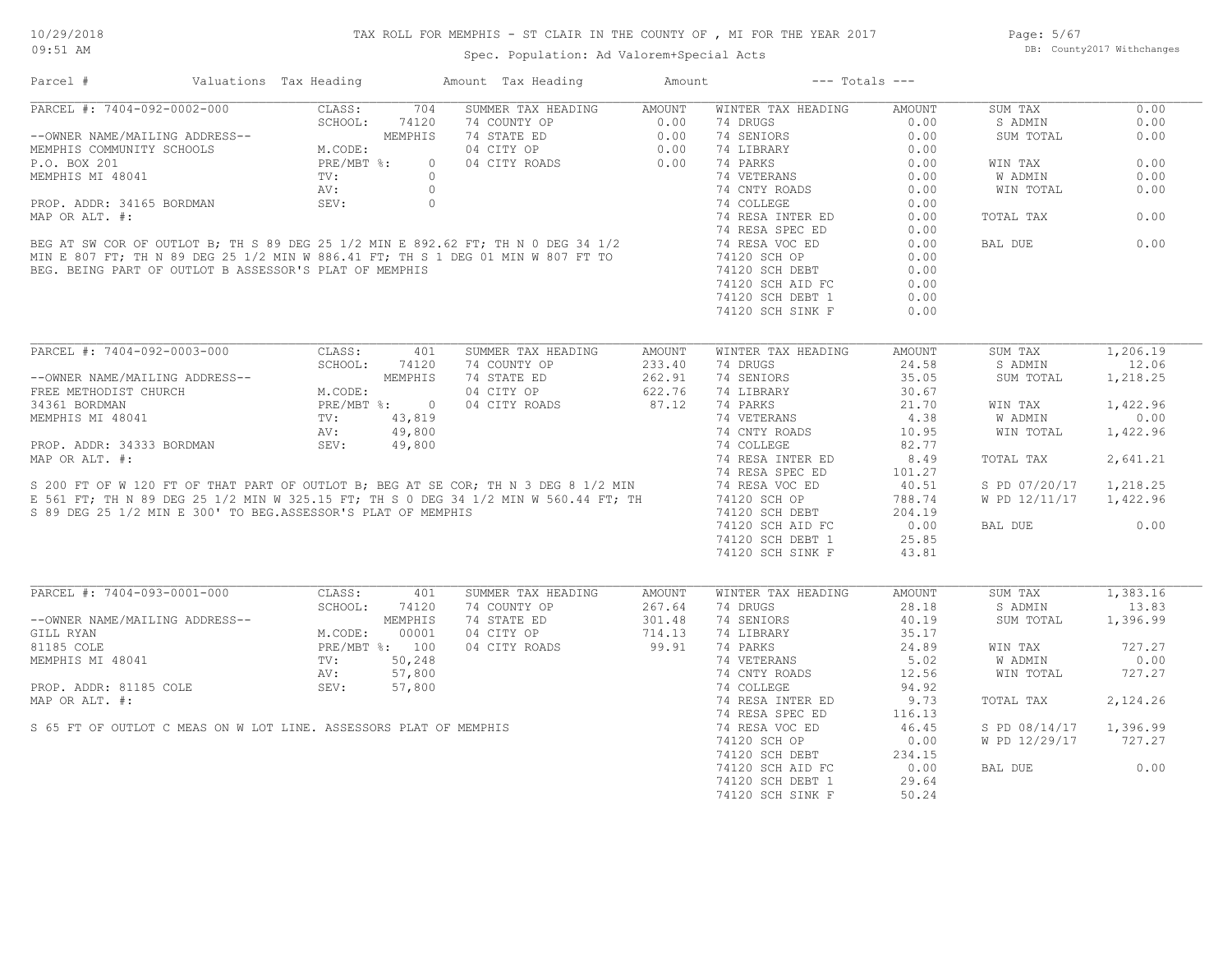# TAX ROLL FOR MEMPHIS - ST CLAIR IN THE COUNTY OF , MI FOR THE YEAR 2017

Spec. Population: Ad Valorem+Special Acts

DB: County2017 Withchanges

10/29/2018 09:51 AM

| Parcel # | Valuations | Tax Heading | Amount | Tax Heading | Amount | --- Totals --- | |
|---|---|---|---|---|---|---|---|

## PARCEL #: 7404-092-0002-000

| | | | | | | | |
|---|---|---|---|---|---|---|---|
| PARCEL #: 7404-092-0002-000 | CLASS: 704 | SUMMER TAX HEADING | AMOUNT | WINTER TAX HEADING | AMOUNT | SUM TAX | 0.00 |
| | SCHOOL: 74120 | 74 COUNTY OP | 0.00 | 74 DRUGS | 0.00 | S ADMIN | 0.00 |
| --OWNER NAME/MAILING ADDRESS-- | MEMPHIS | 74 STATE ED | 0.00 | 74 SENIORS | 0.00 | SUM TOTAL | 0.00 |
| MEMPHIS COMMUNITY SCHOOLS | M.CODE: | 04 CITY OP | 0.00 | 74 LIBRARY | 0.00 | | |
| P.O. BOX 201 | PRE/MBT %: 0 | 04 CITY ROADS | 0.00 | 74 PARKS | 0.00 | WIN TAX | 0.00 |
| MEMPHIS MI 48041 | TV: 0 | | | 74 VETERANS | 0.00 | W ADMIN | 0.00 |
| | AV: 0 | | | 74 CNTY ROADS | 0.00 | WIN TOTAL | 0.00 |
| PROP. ADDR: 34165 BORDMAN | SEV: 0 | | | 74 COLLEGE | 0.00 | | |
| MAP OR ALT. #: | | | | 74 RESA INTER ED | 0.00 | TOTAL TAX | 0.00 |
| | | | | 74 RESA SPEC ED | 0.00 | | |
| | | | | 74 RESA VOC ED | 0.00 | BAL DUE | 0.00 |
| | | | | 74120 SCH OP | 0.00 | | |
| | | | | 74120 SCH DEBT | 0.00 | | |
| | | | | 74120 SCH AID FC | 0.00 | | |
| | | | | 74120 SCH DEBT 1 | 0.00 | | |
| | | | | 74120 SCH SINK F | 0.00 | | |

BEG AT SW COR OF OUTLOT B; TH S 89 DEG 25 1/2 MIN E 892.62 FT; TH N 0 DEG 34 1/2 MIN E 807 FT; TH N 89 DEG 25 1/2 MIN W 886.41 FT; TH S 1 DEG 01 MIN W 807 FT TO BEG. BEING PART OF OUTLOT B ASSESSOR'S PLAT OF MEMPHIS

## PARCEL #: 7404-092-0003-000

| | | | | | | | |
|---|---|---|---|---|---|---|---|
| PARCEL #: 7404-092-0003-000 | CLASS: 401 | SUMMER TAX HEADING | AMOUNT | WINTER TAX HEADING | AMOUNT | SUM TAX | 1,206.19 |
| | SCHOOL: 74120 | 74 COUNTY OP | 233.40 | 74 DRUGS | 24.58 | S ADMIN | 12.06 |
| --OWNER NAME/MAILING ADDRESS-- | MEMPHIS | 74 STATE ED | 262.91 | 74 SENIORS | 35.05 | SUM TOTAL | 1,218.25 |
| FREE METHODIST CHURCH | M.CODE: | 04 CITY OP | 622.76 | 74 LIBRARY | 30.67 | | |
| 34361 BORDMAN | PRE/MBT %: 0 | 04 CITY ROADS | 87.12 | 74 PARKS | 21.70 | WIN TAX | 1,422.96 |
| MEMPHIS MI 48041 | TV: 43,819 | | | 74 VETERANS | 4.38 | W ADMIN | 0.00 |
| | AV: 49,800 | | | 74 CNTY ROADS | 10.95 | WIN TOTAL | 1,422.96 |
| PROP. ADDR: 34333 BORDMAN | SEV: 49,800 | | | 74 COLLEGE | 82.77 | | |
| MAP OR ALT. #: | | | | 74 RESA INTER ED | 8.49 | TOTAL TAX | 2,641.21 |
| | | | | 74 RESA SPEC ED | 101.27 | | |
| | | | | 74 RESA VOC ED | 40.51 | S PD 07/20/17 | 1,218.25 |
| | | | | 74120 SCH OP | 788.74 | W PD 12/11/17 | 1,422.96 |
| | | | | 74120 SCH DEBT | 204.19 | | |
| | | | | 74120 SCH AID FC | 0.00 | BAL DUE | 0.00 |
| | | | | 74120 SCH DEBT 1 | 25.85 | | |
| | | | | 74120 SCH SINK F | 43.81 | | |

S 200 FT OF W 120 FT OF THAT PART OF OUTLOT B; BEG AT SE COR; TH N 3 DEG 8 1/2 MIN E 561 FT; TH N 89 DEG 25 1/2 MIN W 325.15 FT; TH S 0 DEG 34 1/2 MIN W 560.44 FT; TH S 89 DEG 25 1/2 MIN E 300' TO BEG.ASSESSOR'S PLAT OF MEMPHIS

## PARCEL #: 7404-093-0001-000

| | | | | | | | |
|---|---|---|---|---|---|---|---|
| PARCEL #: 7404-093-0001-000 | CLASS: 401 | SUMMER TAX HEADING | AMOUNT | WINTER TAX HEADING | AMOUNT | SUM TAX | 1,383.16 |
| | SCHOOL: 74120 | 74 COUNTY OP | 267.64 | 74 DRUGS | 28.18 | S ADMIN | 13.83 |
| --OWNER NAME/MAILING ADDRESS-- | MEMPHIS | 74 STATE ED | 301.48 | 74 SENIORS | 40.19 | SUM TOTAL | 1,396.99 |
| GILL RYAN | M.CODE: 00001 | 04 CITY OP | 714.13 | 74 LIBRARY | 35.17 | | |
| 81185 COLE | PRE/MBT %: 100 | 04 CITY ROADS | 99.91 | 74 PARKS | 24.89 | WIN TAX | 727.27 |
| MEMPHIS MI 48041 | TV: 50,248 | | | 74 VETERANS | 5.02 | W ADMIN | 0.00 |
| | AV: 57,800 | | | 74 CNTY ROADS | 12.56 | WIN TOTAL | 727.27 |
| PROP. ADDR: 81185 COLE | SEV: 57,800 | | | 74 COLLEGE | 94.92 | | |
| MAP OR ALT. #: | | | | 74 RESA INTER ED | 9.73 | TOTAL TAX | 2,124.26 |
| | | | | 74 RESA SPEC ED | 116.13 | | |
| | | | | 74 RESA VOC ED | 46.45 | S PD 08/14/17 | 1,396.99 |
| | | | | 74120 SCH OP | 0.00 | W PD 12/29/17 | 727.27 |
| | | | | 74120 SCH DEBT | 234.15 | | |
| | | | | 74120 SCH AID FC | 0.00 | BAL DUE | 0.00 |
| | | | | 74120 SCH DEBT 1 | 29.64 | | |
| | | | | 74120 SCH SINK F | 50.24 | | |

S 65 FT OF OUTLOT C MEAS ON W LOT LINE. ASSESSORS PLAT OF MEMPHIS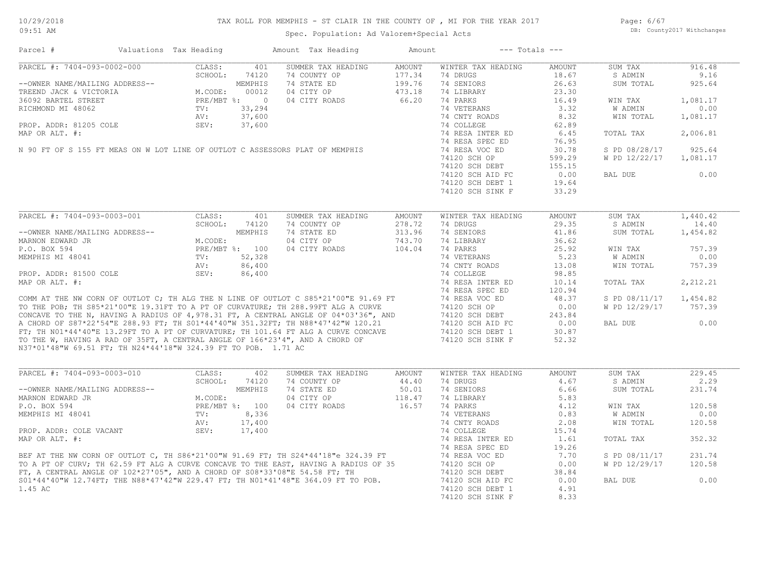# TAX ROLL FOR MEMPHIS - ST CLAIR IN THE COUNTY OF , MI FOR THE YEAR 2017

Spec. Population: Ad Valorem+Special Acts

DB: County2017 Withchanges

10/29/2018
09:51 AM

| Parcel # | Valuations | Tax Heading | Amount | Tax Heading | Amount | --- Totals --- | |
|---|---|---|---|---|---|---|---|

## PARCEL #: 7404-093-0002-000

| | | | | | | |
|---|---|---|---|---|---|---|
| CLASS: 401 | SUMMER TAX HEADING | AMOUNT | WINTER TAX HEADING | AMOUNT | SUM TAX | 916.48 |
| SCHOOL: 74120 | 74 COUNTY OP | 177.34 | 74 DRUGS | 18.67 | S ADMIN | 9.16 |
| MEMPHIS | 74 STATE ED | 199.76 | 74 SENIORS | 26.63 | SUM TOTAL | 925.64 |
| M.CODE: 00012 | 04 CITY OP | 473.18 | 74 LIBRARY | 23.30 | | |
| PRE/MBT %: 0 | 04 CITY ROADS | 66.20 | 74 PARKS | 16.49 | WIN TAX | 1,081.17 |
| TV: 33,294 | | | 74 VETERANS | 3.32 | W ADMIN | 0.00 |
| AV: 37,600 | | | 74 CNTY ROADS | 8.32 | WIN TOTAL | 1,081.17 |
| SEV: 37,600 | | | 74 COLLEGE | 62.89 | | |
| | | | 74 RESA INTER ED | 6.45 | TOTAL TAX | 2,006.81 |
| | | | 74 RESA SPEC ED | 76.95 | | |
| | | | 74 RESA VOC ED | 30.78 | S PD 08/28/17 | 925.64 |
| | | | 74120 SCH OP | 599.29 | W PD 12/22/17 | 1,081.17 |
| | | | 74120 SCH DEBT | 155.15 | | |
| | | | 74120 SCH AID FC | 0.00 | BAL DUE | 0.00 |
| | | | 74120 SCH DEBT 1 | 19.64 | | |
| | | | 74120 SCH SINK F | 33.29 | | |

--OWNER NAME/MAILING ADDRESS--
TREEND JACK & VICTORIA
36092 BARTEL STREET
RICHMOND MI 48062

PROP. ADDR: 81205 COLE
MAP OR ALT. #:

N 90 FT OF S 155 FT MEAS ON W LOT LINE OF OUTLOT C ASSESSORS PLAT OF MEMPHIS

## PARCEL #: 7404-093-0003-001

| | | | | | | |
|---|---|---|---|---|---|---|
| CLASS: 401 | SUMMER TAX HEADING | AMOUNT | WINTER TAX HEADING | AMOUNT | SUM TAX | 1,440.42 |
| SCHOOL: 74120 | 74 COUNTY OP | 278.72 | 74 DRUGS | 29.35 | S ADMIN | 14.40 |
| MEMPHIS | 74 STATE ED | 313.96 | 74 SENIORS | 41.86 | SUM TOTAL | 1,454.82 |
| M.CODE: | 04 CITY OP | 743.70 | 74 LIBRARY | 36.62 | | |
| PRE/MBT %: 100 | 04 CITY ROADS | 104.04 | 74 PARKS | 25.92 | WIN TAX | 757.39 |
| TV: 52,328 | | | 74 VETERANS | 5.23 | W ADMIN | 0.00 |
| AV: 86,400 | | | 74 CNTY ROADS | 13.08 | WIN TOTAL | 757.39 |
| SEV: 86,400 | | | 74 COLLEGE | 98.85 | | |
| | | | 74 RESA INTER ED | 10.14 | TOTAL TAX | 2,212.21 |
| | | | 74 RESA SPEC ED | 120.94 | | |
| | | | 74 RESA VOC ED | 48.37 | S PD 08/11/17 | 1,454.82 |
| | | | 74120 SCH OP | 0.00 | W PD 12/29/17 | 757.39 |
| | | | 74120 SCH DEBT | 243.84 | | |
| | | | 74120 SCH AID FC | 0.00 | BAL DUE | 0.00 |
| | | | 74120 SCH DEBT 1 | 30.87 | | |
| | | | 74120 SCH SINK F | 52.32 | | |

--OWNER NAME/MAILING ADDRESS--
MARNON EDWARD JR
P.O. BOX 594
MEMPHIS MI 48041

PROP. ADDR: 81500 COLE
MAP OR ALT. #:

COMM AT THE NW CORN OF OUTLOT C; TH ALG THE N LINE OF OUTLOT C S85*21'00"E 91.69 FT TO THE POB; TH S85*21'00"E 19.31FT TO A PT OF CURVATURE; TH 288.99FT ALG A CURVE CONCAVE TO THE N, HAVING A RADIUS OF 4,978.31 FT, A CENTRAL ANGLE OF 04*03'36", AND A CHORD OF S87*22'54"E 288.93 FT; TH S01*44'40"W 351.32FT; TH N88*47'42"W 120.21 FT; TH N01*44'40"E 13.29FT TO A PT OF CURVATURE; TH 101.64 FT ALG A CURVE CONCAVE TO THE W, HAVING A RAD OF 35FT, A CENTRAL ANGLE OF 166*23'4", AND A CHORD OF N37*01'48"W 69.51 FT; TH N24*44'18"W 324.39 FT TO POB. 1.71 AC

## PARCEL #: 7404-093-0003-010

| | | | | | | |
|---|---|---|---|---|---|---|
| CLASS: 402 | SUMMER TAX HEADING | AMOUNT | WINTER TAX HEADING | AMOUNT | SUM TAX | 229.45 |
| SCHOOL: 74120 | 74 COUNTY OP | 44.40 | 74 DRUGS | 4.67 | S ADMIN | 2.29 |
| MEMPHIS | 74 STATE ED | 50.01 | 74 SENIORS | 6.66 | SUM TOTAL | 231.74 |
| M.CODE: | 04 CITY OP | 118.47 | 74 LIBRARY | 5.83 | | |
| PRE/MBT %: 100 | 04 CITY ROADS | 16.57 | 74 PARKS | 4.12 | WIN TAX | 120.58 |
| TV: 8,336 | | | 74 VETERANS | 0.83 | W ADMIN | 0.00 |
| AV: 17,400 | | | 74 CNTY ROADS | 2.08 | WIN TOTAL | 120.58 |
| SEV: 17,400 | | | 74 COLLEGE | 15.74 | | |
| | | | 74 RESA INTER ED | 1.61 | TOTAL TAX | 352.32 |
| | | | 74 RESA SPEC ED | 19.26 | | |
| | | | 74 RESA VOC ED | 7.70 | S PD 08/11/17 | 231.74 |
| | | | 74120 SCH OP | 0.00 | W PD 12/29/17 | 120.58 |
| | | | 74120 SCH DEBT | 38.84 | | |
| | | | 74120 SCH AID FC | 0.00 | BAL DUE | 0.00 |
| | | | 74120 SCH DEBT 1 | 4.91 | | |
| | | | 74120 SCH SINK F | 8.33 | | |

--OWNER NAME/MAILING ADDRESS--
MARNON EDWARD JR
P.O. BOX 594
MEMPHIS MI 48041

PROP. ADDR: COLE VACANT
MAP OR ALT. #:

BEF AT THE NW CORN OF OUTLOT C, TH S86*21'00"W 91.69 FT; TH S24*44'18"e 324.39 FT TO A PT OF CURV; TH 62.59 FT ALG A CURVE CONCAVE TO THE EAST, HAVING A RADIUS OF 35 FT, A CENTRAL ANGLE OF 102*27'05", AND A CHORD OF S08*33'08"E 54.58 FT; TH S01*44'40"W 12.74FT; THE N88*47'42"W 229.47 FT; TH N01*41'48"E 364.09 FT TO POB. 1.45 AC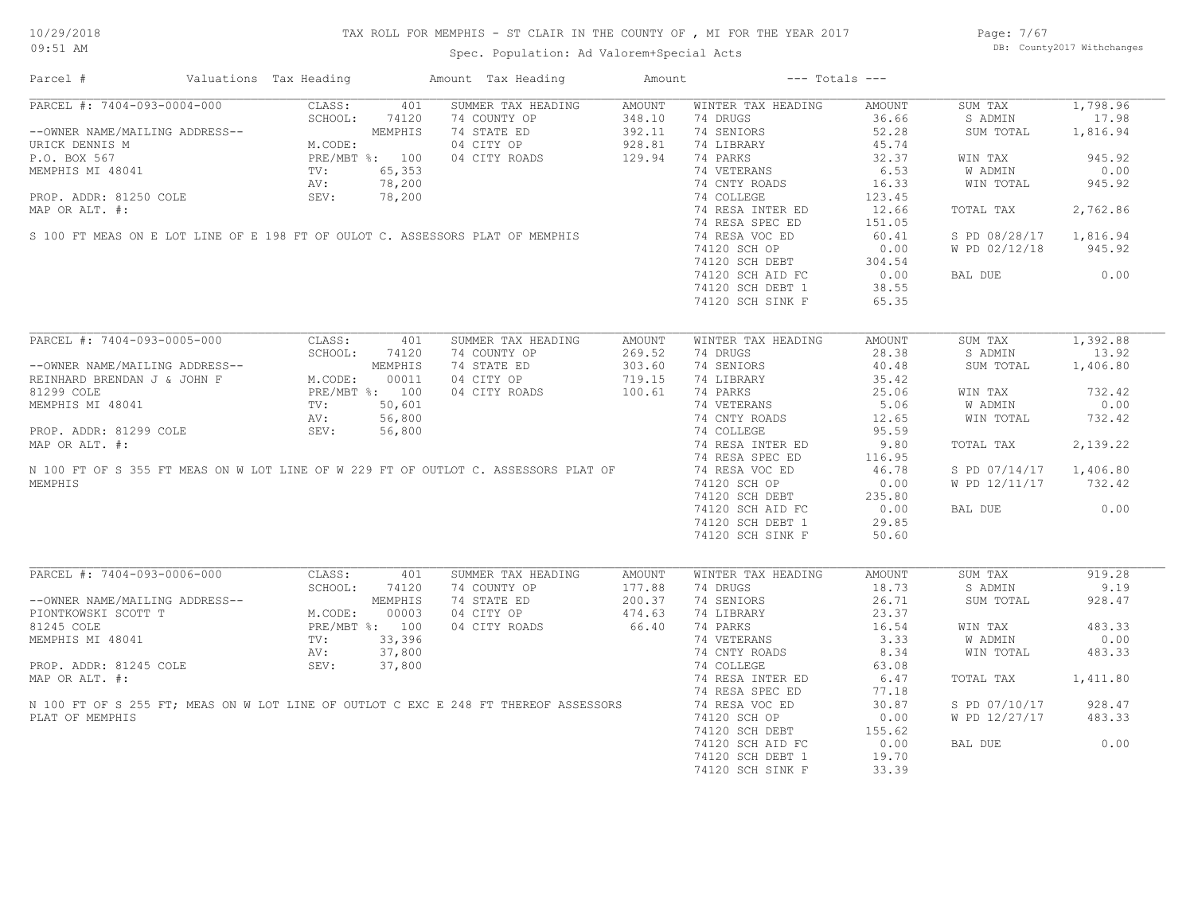# TAX ROLL FOR MEMPHIS - ST CLAIR IN THE COUNTY OF , MI FOR THE YEAR 2017

Spec. Population: Ad Valorem+Special Acts

10/29/2018
09:51 AM

DB: County2017 Withchanges

| Parcel # | Valuations | Tax Heading | Amount | Tax Heading | Amount | --- Totals --- | |
|---|---|---|---|---|---|---|---|

## PARCEL #: 7404-093-0004-000

| Owner / Property | Valuations | Summer Tax Heading | Amount | Winter Tax Heading | Amount | Totals | |
|---|---|---|---|---|---|---|---|
| --OWNER NAME/MAILING ADDRESS-- | CLASS: 401 | 74 COUNTY OP | 348.10 | 74 DRUGS | 36.66 | SUM TAX | 1,798.96 |
| URICK DENNIS M | SCHOOL: 74120 MEMPHIS | 74 STATE ED | 392.11 | 74 SENIORS | 52.28 | S ADMIN | 17.98 |
| P.O. BOX 567 | M.CODE: | 04 CITY OP | 928.81 | 74 LIBRARY | 45.74 | SUM TOTAL | 1,816.94 |
| MEMPHIS MI 48041 | PRE/MBT %: 100 | 04 CITY ROADS | 129.94 | 74 PARKS | 32.37 | WIN TAX | 945.92 |
| PROP. ADDR: 81250 COLE | TV: 65,353 | | | 74 VETERANS | 6.53 | W ADMIN | 0.00 |
| MAP OR ALT. #: | AV: 78,200 | | | 74 CNTY ROADS | 16.33 | WIN TOTAL | 945.92 |
| | SEV: 78,200 | | | 74 COLLEGE | 123.45 | TOTAL TAX | 2,762.86 |
| | | | | 74 RESA INTER ED | 12.66 | S PD 08/28/17 | 1,816.94 |
| | | | | 74 RESA SPEC ED | 151.05 | W PD 02/12/18 | 945.92 |
| | | | | 74 RESA VOC ED | 60.41 | BAL DUE | 0.00 |
| | | | | 74120 SCH OP | 0.00 | | |
| | | | | 74120 SCH DEBT | 304.54 | | |
| | | | | 74120 SCH AID FC | 0.00 | | |
| | | | | 74120 SCH DEBT 1 | 38.55 | | |
| | | | | 74120 SCH SINK F | 65.35 | | |

S 100 FT MEAS ON E LOT LINE OF E 198 FT OF OULOT C. ASSESSORS PLAT OF MEMPHIS

## PARCEL #: 7404-093-0005-000

| Owner / Property | Valuations | Summer Tax Heading | Amount | Winter Tax Heading | Amount | Totals | |
|---|---|---|---|---|---|---|---|
| --OWNER NAME/MAILING ADDRESS-- | CLASS: 401 | 74 COUNTY OP | 269.52 | 74 DRUGS | 28.38 | SUM TAX | 1,392.88 |
| REINHARD BRENDAN J & JOHN F | SCHOOL: 74120 MEMPHIS | 74 STATE ED | 303.60 | 74 SENIORS | 40.48 | S ADMIN | 13.92 |
| 81299 COLE | M.CODE: 00011 | 04 CITY OP | 719.15 | 74 LIBRARY | 35.42 | SUM TOTAL | 1,406.80 |
| MEMPHIS MI 48041 | PRE/MBT %: 100 | 04 CITY ROADS | 100.61 | 74 PARKS | 25.06 | WIN TAX | 732.42 |
| PROP. ADDR: 81299 COLE | TV: 50,601 | | | 74 VETERANS | 5.06 | W ADMIN | 0.00 |
| MAP OR ALT. #: | AV: 56,800 | | | 74 CNTY ROADS | 12.65 | WIN TOTAL | 732.42 |
| | SEV: 56,800 | | | 74 COLLEGE | 95.59 | TOTAL TAX | 2,139.22 |
| | | | | 74 RESA INTER ED | 9.80 | S PD 07/14/17 | 1,406.80 |
| | | | | 74 RESA SPEC ED | 116.95 | W PD 12/11/17 | 732.42 |
| | | | | 74 RESA VOC ED | 46.78 | BAL DUE | 0.00 |
| | | | | 74120 SCH OP | 0.00 | | |
| | | | | 74120 SCH DEBT | 235.80 | | |
| | | | | 74120 SCH AID FC | 0.00 | | |
| | | | | 74120 SCH DEBT 1 | 29.85 | | |
| | | | | 74120 SCH SINK F | 50.60 | | |

N 100 FT OF S 355 FT MEAS ON W LOT LINE OF W 229 FT OF OUTLOT C. ASSESSORS PLAT OF MEMPHIS

## PARCEL #: 7404-093-0006-000

| Owner / Property | Valuations | Summer Tax Heading | Amount | Winter Tax Heading | Amount | Totals | |
|---|---|---|---|---|---|---|---|
| --OWNER NAME/MAILING ADDRESS-- | CLASS: 401 | 74 COUNTY OP | 177.88 | 74 DRUGS | 18.73 | SUM TAX | 919.28 |
| PIONTKOWSKI SCOTT T | SCHOOL: 74120 MEMPHIS | 74 STATE ED | 200.37 | 74 SENIORS | 26.71 | S ADMIN | 9.19 |
| 81245 COLE | M.CODE: 00003 | 04 CITY OP | 474.63 | 74 LIBRARY | 23.37 | SUM TOTAL | 928.47 |
| MEMPHIS MI 48041 | PRE/MBT %: 100 | 04 CITY ROADS | 66.40 | 74 PARKS | 16.54 | WIN TAX | 483.33 |
| PROP. ADDR: 81245 COLE | TV: 33,396 | | | 74 VETERANS | 3.33 | W ADMIN | 0.00 |
| MAP OR ALT. #: | AV: 37,800 | | | 74 CNTY ROADS | 8.34 | WIN TOTAL | 483.33 |
| | SEV: 37,800 | | | 74 COLLEGE | 63.08 | TOTAL TAX | 1,411.80 |
| | | | | 74 RESA INTER ED | 6.47 | S PD 07/10/17 | 928.47 |
| | | | | 74 RESA SPEC ED | 77.18 | W PD 12/27/17 | 483.33 |
| | | | | 74 RESA VOC ED | 30.87 | BAL DUE | 0.00 |
| | | | | 74120 SCH OP | 0.00 | | |
| | | | | 74120 SCH DEBT | 155.62 | | |
| | | | | 74120 SCH AID FC | 0.00 | | |
| | | | | 74120 SCH DEBT 1 | 19.70 | | |
| | | | | 74120 SCH SINK F | 33.39 | | |

N 100 FT OF S 255 FT; MEAS ON W LOT LINE OF OUTLOT C EXC E 248 FT THEREOF ASSESSORS PLAT OF MEMPHIS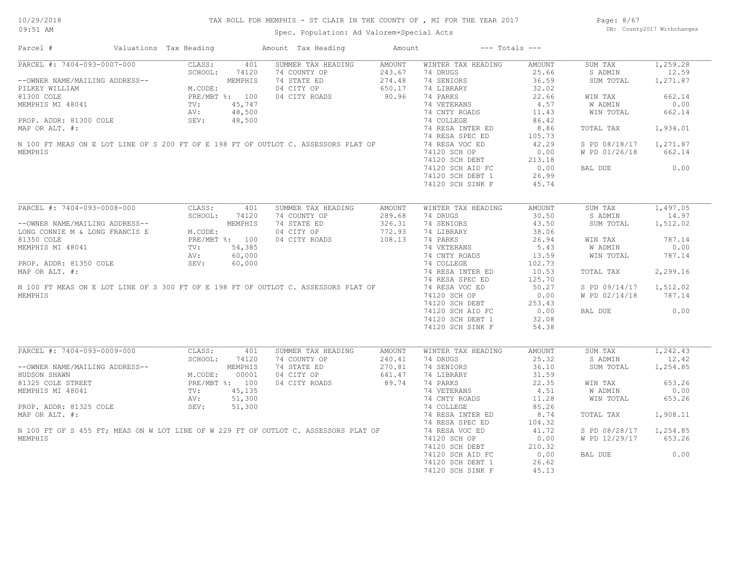# TAX ROLL FOR MEMPHIS - ST CLAIR IN THE COUNTY OF , MI FOR THE YEAR 2017

10/29/2018
09:51 AM

Spec. Population: Ad Valorem+Special Acts

DB: County2017 Withchanges

| Parcel # | Valuations | Tax Heading | Amount | Tax Heading | Amount | --- Totals --- | |
|---|---|---|---|---|---|---|---|
| PARCEL #: 7404-093-0007-000 | CLASS: 401 | SUMMER TAX HEADING | AMOUNT | WINTER TAX HEADING | AMOUNT | SUM TAX | 1,259.28 |
| | SCHOOL: 74120 | 74 COUNTY OP | 243.67 | 74 DRUGS | 25.66 | S ADMIN | 12.59 |
| --OWNER NAME/MAILING ADDRESS-- | MEMPHIS | 74 STATE ED | 274.48 | 74 SENIORS | 36.59 | SUM TOTAL | 1,271.87 |
| PILKEY WILLIAM | M.CODE: | 04 CITY OP | 650.17 | 74 LIBRARY | 32.02 | | |
| 81300 COLE | PRE/MBT %: 100 | 04 CITY ROADS | 90.96 | 74 PARKS | 22.66 | WIN TAX | 662.14 |
| MEMPHIS MI 48041 | TV: 45,747 | | | 74 VETERANS | 4.57 | W ADMIN | 0.00 |
| | AV: 48,500 | | | 74 CNTY ROADS | 11.43 | WIN TOTAL | 662.14 |
| PROP. ADDR: 81300 COLE | SEV: 48,500 | | | 74 COLLEGE | 86.42 | | |
| MAP OR ALT. #: | | | | 74 RESA INTER ED | 8.86 | TOTAL TAX | 1,934.01 |
| | | | | 74 RESA SPEC ED | 105.73 | | |
| N 100 FT MEAS ON E LOT LINE OF S 200 FT OF E 198 FT OF OUTLOT C. ASSESSORS PLAT OF MEMPHIS | | | | 74 RESA VOC ED | 42.29 | S PD 08/18/17 | 1,271.87 |
| | | | | 74120 SCH OP | 0.00 | W PD 01/26/18 | 662.14 |
| | | | | 74120 SCH DEBT | 213.18 | | |
| | | | | 74120 SCH AID FC | 0.00 | BAL DUE | 0.00 |
| | | | | 74120 SCH DEBT 1 | 26.99 | | |
| | | | | 74120 SCH SINK F | 45.74 | | |

| Parcel # | Valuations | Tax Heading | Amount | Tax Heading | Amount | --- Totals --- | |
|---|---|---|---|---|---|---|---|
| PARCEL #: 7404-093-0008-000 | CLASS: 401 | SUMMER TAX HEADING | AMOUNT | WINTER TAX HEADING | AMOUNT | SUM TAX | 1,497.05 |
| | SCHOOL: 74120 | 74 COUNTY OP | 289.68 | 74 DRUGS | 30.50 | S ADMIN | 14.97 |
| --OWNER NAME/MAILING ADDRESS-- | MEMPHIS | 74 STATE ED | 326.31 | 74 SENIORS | 43.50 | SUM TOTAL | 1,512.02 |
| LONG CONNIE M & LONG FRANCIS E | M.CODE: | 04 CITY OP | 772.93 | 74 LIBRARY | 38.06 | | |
| 81350 COLE | PRE/MBT %: 100 | 04 CITY ROADS | 108.13 | 74 PARKS | 26.94 | WIN TAX | 787.14 |
| MEMPHIS MI 48041 | TV: 54,385 | | | 74 VETERANS | 5.43 | W ADMIN | 0.00 |
| | AV: 60,000 | | | 74 CNTY ROADS | 13.59 | WIN TOTAL | 787.14 |
| PROP. ADDR: 81350 COLE | SEV: 60,000 | | | 74 COLLEGE | 102.73 | | |
| MAP OR ALT. #: | | | | 74 RESA INTER ED | 10.53 | TOTAL TAX | 2,299.16 |
| | | | | 74 RESA SPEC ED | 125.70 | | |
| N 100 FT MEAS ON E LOT LINE OF S 300 FT OF E 198 FT OF OUTLOT C. ASSESSORS PLAT OF MEMPHIS | | | | 74 RESA VOC ED | 50.27 | S PD 09/14/17 | 1,512.02 |
| | | | | 74120 SCH OP | 0.00 | W PD 02/14/18 | 787.14 |
| | | | | 74120 SCH DEBT | 253.43 | | |
| | | | | 74120 SCH AID FC | 0.00 | BAL DUE | 0.00 |
| | | | | 74120 SCH DEBT 1 | 32.08 | | |
| | | | | 74120 SCH SINK F | 54.38 | | |

| Parcel # | Valuations | Tax Heading | Amount | Tax Heading | Amount | --- Totals --- | |
|---|---|---|---|---|---|---|---|
| PARCEL #: 7404-093-0009-000 | CLASS: 401 | SUMMER TAX HEADING | AMOUNT | WINTER TAX HEADING | AMOUNT | SUM TAX | 1,242.43 |
| | SCHOOL: 74120 | 74 COUNTY OP | 240.41 | 74 DRUGS | 25.32 | S ADMIN | 12.42 |
| --OWNER NAME/MAILING ADDRESS-- | MEMPHIS | 74 STATE ED | 270.81 | 74 SENIORS | 36.10 | SUM TOTAL | 1,254.85 |
| HUDSON SHAWN | M.CODE: 00001 | 04 CITY OP | 641.47 | 74 LIBRARY | 31.59 | | |
| 81325 COLE STREET | PRE/MBT %: 100 | 04 CITY ROADS | 89.74 | 74 PARKS | 22.35 | WIN TAX | 653.26 |
| MEMPHIS MI 48041 | TV: 45,135 | | | 74 VETERANS | 4.51 | W ADMIN | 0.00 |
| | AV: 51,300 | | | 74 CNTY ROADS | 11.28 | WIN TOTAL | 653.26 |
| PROP. ADDR: 81325 COLE | SEV: 51,300 | | | 74 COLLEGE | 85.26 | | |
| MAP OR ALT. #: | | | | 74 RESA INTER ED | 8.74 | TOTAL TAX | 1,908.11 |
| | | | | 74 RESA SPEC ED | 104.32 | | |
| N 100 FT OF S 455 FT; MEAS ON W LOT LINE OF W 229 FT OF OUTLOT C. ASSESSORS PLAT OF MEMPHIS | | | | 74 RESA VOC ED | 41.72 | S PD 08/28/17 | 1,254.85 |
| | | | | 74120 SCH OP | 0.00 | W PD 12/29/17 | 653.26 |
| | | | | 74120 SCH DEBT | 210.32 | | |
| | | | | 74120 SCH AID FC | 0.00 | BAL DUE | 0.00 |
| | | | | 74120 SCH DEBT 1 | 26.62 | | |
| | | | | 74120 SCH SINK F | 45.13 | | |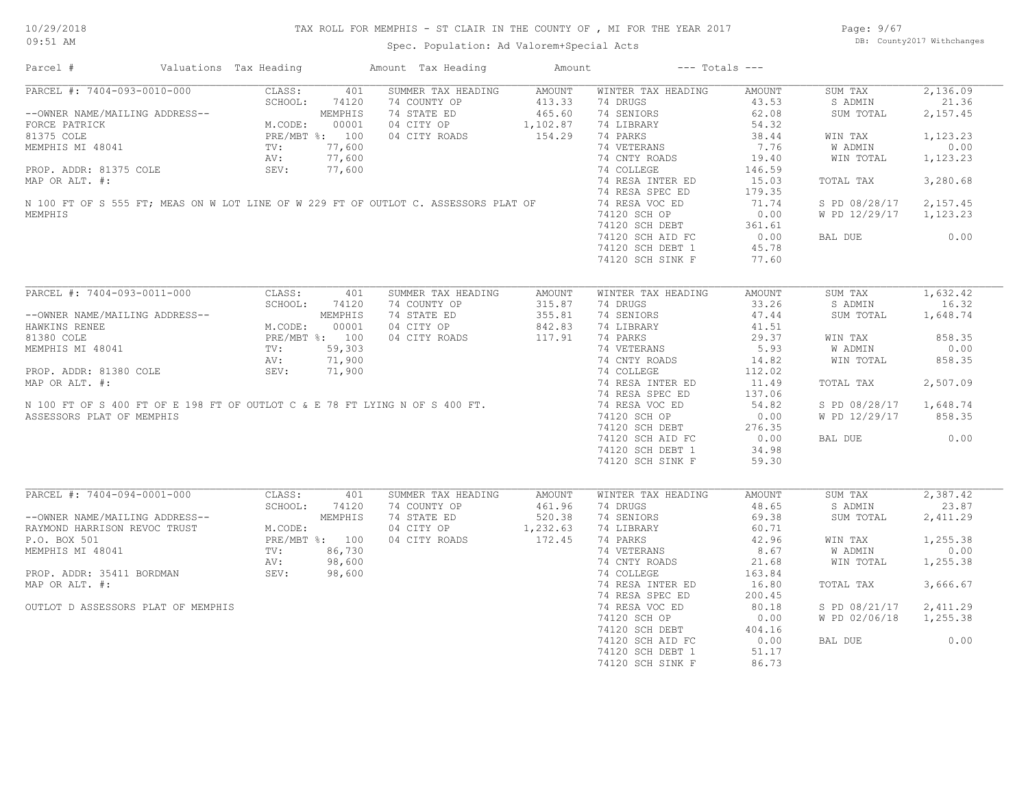TAX ROLL FOR MEMPHIS - ST CLAIR IN THE COUNTY OF , MI FOR THE YEAR 2017

Spec. Population: Ad Valorem+Special Acts

DB: County2017 Withchanges

10/29/2018
09:51 AM

| Parcel # | Valuations | Tax Heading | Amount | Tax Heading | Amount | --- Totals --- | |
|---|---|---|---|---|---|---|---|

## PARCEL #: 7404-093-0010-000

| Valuations | | Summer Tax Heading | Amount | Winter Tax Heading | Amount | Totals | |
|---|---|---|---|---|---|---|---|
| CLASS: | 401 | SUMMER TAX HEADING | AMOUNT | WINTER TAX HEADING | AMOUNT | SUM TAX | 2,136.09 |
| SCHOOL: | 74120 | 74 COUNTY OP | 413.33 | 74 DRUGS | 43.53 | S ADMIN | 21.36 |
| | MEMPHIS | 74 STATE ED | 465.60 | 74 SENIORS | 62.08 | SUM TOTAL | 2,157.45 |
| M.CODE: | 00001 | 04 CITY OP | 1,102.87 | 74 LIBRARY | 54.32 | | |
| PRE/MBT %: | 100 | 04 CITY ROADS | 154.29 | 74 PARKS | 38.44 | WIN TAX | 1,123.23 |
| TV: | 77,600 | | | 74 VETERANS | 7.76 | W ADMIN | 0.00 |
| AV: | 77,600 | | | 74 CNTY ROADS | 19.40 | WIN TOTAL | 1,123.23 |
| SEV: | 77,600 | | | 74 COLLEGE | 146.59 | | |
| | | | | 74 RESA INTER ED | 15.03 | TOTAL TAX | 3,280.68 |
| | | | | 74 RESA SPEC ED | 179.35 | | |
| | | | | 74 RESA VOC ED | 71.74 | S PD 08/28/17 | 2,157.45 |
| | | | | 74120 SCH OP | 0.00 | W PD 12/29/17 | 1,123.23 |
| | | | | 74120 SCH DEBT | 361.61 | | |
| | | | | 74120 SCH AID FC | 0.00 | BAL DUE | 0.00 |
| | | | | 74120 SCH DEBT 1 | 45.78 | | |
| | | | | 74120 SCH SINK F | 77.60 | | |

--OWNER NAME/MAILING ADDRESS--
FORCE PATRICK
81375 COLE
MEMPHIS MI 48041

PROP. ADDR: 81375 COLE
MAP OR ALT. #:

N 100 FT OF S 555 FT; MEAS ON W LOT LINE OF W 229 FT OF OUTLOT C. ASSESSORS PLAT OF MEMPHIS

## PARCEL #: 7404-093-0011-000

| Valuations | | Summer Tax Heading | Amount | Winter Tax Heading | Amount | Totals | |
|---|---|---|---|---|---|---|---|
| CLASS: | 401 | SUMMER TAX HEADING | AMOUNT | WINTER TAX HEADING | AMOUNT | SUM TAX | 1,632.42 |
| SCHOOL: | 74120 | 74 COUNTY OP | 315.87 | 74 DRUGS | 33.26 | S ADMIN | 16.32 |
| | MEMPHIS | 74 STATE ED | 355.81 | 74 SENIORS | 47.44 | SUM TOTAL | 1,648.74 |
| M.CODE: | 00001 | 04 CITY OP | 842.83 | 74 LIBRARY | 41.51 | | |
| PRE/MBT %: | 100 | 04 CITY ROADS | 117.91 | 74 PARKS | 29.37 | WIN TAX | 858.35 |
| TV: | 59,303 | | | 74 VETERANS | 5.93 | W ADMIN | 0.00 |
| AV: | 71,900 | | | 74 CNTY ROADS | 14.82 | WIN TOTAL | 858.35 |
| SEV: | 71,900 | | | 74 COLLEGE | 112.02 | | |
| | | | | 74 RESA INTER ED | 11.49 | TOTAL TAX | 2,507.09 |
| | | | | 74 RESA SPEC ED | 137.06 | | |
| | | | | 74 RESA VOC ED | 54.82 | S PD 08/28/17 | 1,648.74 |
| | | | | 74120 SCH OP | 0.00 | W PD 12/29/17 | 858.35 |
| | | | | 74120 SCH DEBT | 276.35 | | |
| | | | | 74120 SCH AID FC | 0.00 | BAL DUE | 0.00 |
| | | | | 74120 SCH DEBT 1 | 34.98 | | |
| | | | | 74120 SCH SINK F | 59.30 | | |

--OWNER NAME/MAILING ADDRESS--
HAWKINS RENEE
81380 COLE
MEMPHIS MI 48041

PROP. ADDR: 81380 COLE
MAP OR ALT. #:

N 100 FT OF S 400 FT OF E 198 FT OF OUTLOT C & E 78 FT LYING N OF S 400 FT. ASSESSORS PLAT OF MEMPHIS

## PARCEL #: 7404-094-0001-000

| Valuations | | Summer Tax Heading | Amount | Winter Tax Heading | Amount | Totals | |
|---|---|---|---|---|---|---|---|
| CLASS: | 401 | SUMMER TAX HEADING | AMOUNT | WINTER TAX HEADING | AMOUNT | SUM TAX | 2,387.42 |
| SCHOOL: | 74120 | 74 COUNTY OP | 461.96 | 74 DRUGS | 48.65 | S ADMIN | 23.87 |
| | MEMPHIS | 74 STATE ED | 520.38 | 74 SENIORS | 69.38 | SUM TOTAL | 2,411.29 |
| M.CODE: | | 04 CITY OP | 1,232.63 | 74 LIBRARY | 60.71 | | |
| PRE/MBT %: | 100 | 04 CITY ROADS | 172.45 | 74 PARKS | 42.96 | WIN TAX | 1,255.38 |
| TV: | 86,730 | | | 74 VETERANS | 8.67 | W ADMIN | 0.00 |
| AV: | 98,600 | | | 74 CNTY ROADS | 21.68 | WIN TOTAL | 1,255.38 |
| SEV: | 98,600 | | | 74 COLLEGE | 163.84 | | |
| | | | | 74 RESA INTER ED | 16.80 | TOTAL TAX | 3,666.67 |
| | | | | 74 RESA SPEC ED | 200.45 | | |
| | | | | 74 RESA VOC ED | 80.18 | S PD 08/21/17 | 2,411.29 |
| | | | | 74120 SCH OP | 0.00 | W PD 02/06/18 | 1,255.38 |
| | | | | 74120 SCH DEBT | 404.16 | | |
| | | | | 74120 SCH AID FC | 0.00 | BAL DUE | 0.00 |
| | | | | 74120 SCH DEBT 1 | 51.17 | | |
| | | | | 74120 SCH SINK F | 86.73 | | |

--OWNER NAME/MAILING ADDRESS--
RAYMOND HARRISON REVOC TRUST
P.O. BOX 501
MEMPHIS MI 48041

PROP. ADDR: 35411 BORDMAN
MAP OR ALT. #:

OUTLOT D ASSESSORS PLAT OF MEMPHIS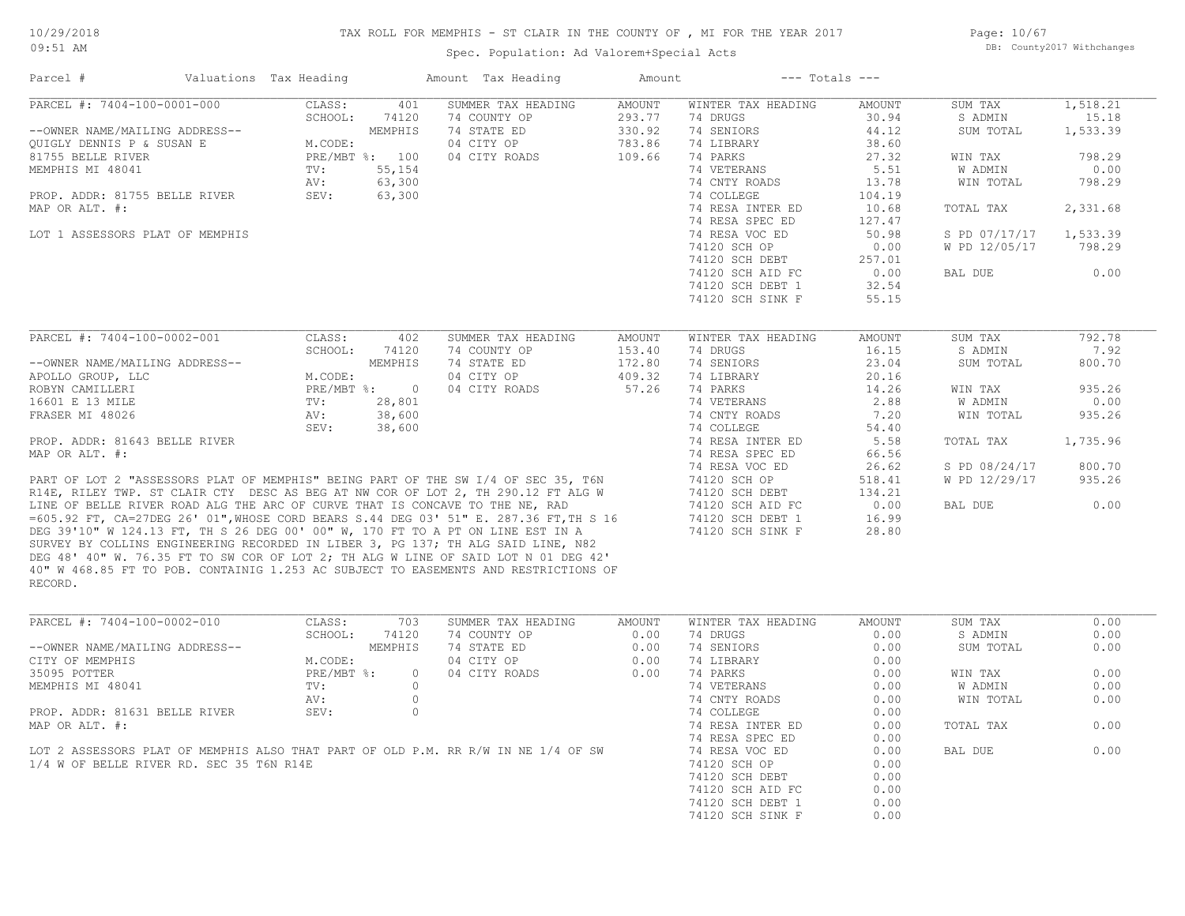TAX ROLL FOR MEMPHIS - ST CLAIR IN THE COUNTY OF , MI FOR THE YEAR 2017

Spec. Population: Ad Valorem+Special Acts

DB: County2017 Withchanges

| Parcel # | Valuations | Tax Heading | Amount | Tax Heading | Amount | --- Totals --- | |
|---|---|---|---|---|---|---|---|

## PARCEL #: 7404-100-0001-000

| | | | | | | | |
|---|---|---|---|---|---|---|---|
| PARCEL #: 7404-100-0001-000 | CLASS: 401 | SUMMER TAX HEADING | AMOUNT | WINTER TAX HEADING | AMOUNT | SUM TAX | 1,518.21 |
| | SCHOOL: 74120 | 74 COUNTY OP | 293.77 | 74 DRUGS | 30.94 | S ADMIN | 15.18 |
| --OWNER NAME/MAILING ADDRESS-- | MEMPHIS | 74 STATE ED | 330.92 | 74 SENIORS | 44.12 | SUM TOTAL | 1,533.39 |
| QUIGLY DENNIS P & SUSAN E | M.CODE: | 04 CITY OP | 783.86 | 74 LIBRARY | 38.60 | | |
| 81755 BELLE RIVER | PRE/MBT %: 100 | 04 CITY ROADS | 109.66 | 74 PARKS | 27.32 | WIN TAX | 798.29 |
| MEMPHIS MI 48041 | TV: 55,154 | | | 74 VETERANS | 5.51 | W ADMIN | 0.00 |
| | AV: 63,300 | | | 74 CNTY ROADS | 13.78 | WIN TOTAL | 798.29 |
| PROP. ADDR: 81755 BELLE RIVER | SEV: 63,300 | | | 74 COLLEGE | 104.19 | | |
| MAP OR ALT. #: | | | | 74 RESA INTER ED | 10.68 | TOTAL TAX | 2,331.68 |
| | | | | 74 RESA SPEC ED | 127.47 | | |
| LOT 1 ASSESSORS PLAT OF MEMPHIS | | | | 74 RESA VOC ED | 50.98 | S PD 07/17/17 | 1,533.39 |
| | | | | 74120 SCH OP | 0.00 | W PD 12/05/17 | 798.29 |
| | | | | 74120 SCH DEBT | 257.01 | | |
| | | | | 74120 SCH AID FC | 0.00 | BAL DUE | 0.00 |
| | | | | 74120 SCH DEBT 1 | 32.54 | | |
| | | | | 74120 SCH SINK F | 55.15 | | |

## PARCEL #: 7404-100-0002-001

| | | | | | | | |
|---|---|---|---|---|---|---|---|
| PARCEL #: 7404-100-0002-001 | CLASS: 402 | SUMMER TAX HEADING | AMOUNT | WINTER TAX HEADING | AMOUNT | SUM TAX | 792.78 |
| | SCHOOL: 74120 | 74 COUNTY OP | 153.40 | 74 DRUGS | 16.15 | S ADMIN | 7.92 |
| --OWNER NAME/MAILING ADDRESS-- | MEMPHIS | 74 STATE ED | 172.80 | 74 SENIORS | 23.04 | SUM TOTAL | 800.70 |
| APOLLO GROUP, LLC | M.CODE: | 04 CITY OP | 409.32 | 74 LIBRARY | 20.16 | | |
| ROBYN CAMILLERI | PRE/MBT %: 0 | 04 CITY ROADS | 57.26 | 74 PARKS | 14.26 | WIN TAX | 935.26 |
| 16601 E 13 MILE | TV: 28,801 | | | 74 VETERANS | 2.88 | W ADMIN | 0.00 |
| FRASER MI 48026 | AV: 38,600 | | | 74 CNTY ROADS | 7.20 | WIN TOTAL | 935.26 |
| | SEV: 38,600 | | | 74 COLLEGE | 54.40 | | |
| PROP. ADDR: 81643 BELLE RIVER | | | | 74 RESA INTER ED | 5.58 | TOTAL TAX | 1,735.96 |
| MAP OR ALT. #: | | | | 74 RESA SPEC ED | 66.56 | | |
| | | | | 74 RESA VOC ED | 26.62 | S PD 08/24/17 | 800.70 |
| | | | | 74120 SCH OP | 518.41 | W PD 12/29/17 | 935.26 |
| | | | | 74120 SCH DEBT | 134.21 | | |
| | | | | 74120 SCH AID FC | 0.00 | BAL DUE | 0.00 |
| | | | | 74120 SCH DEBT 1 | 16.99 | | |
| | | | | 74120 SCH SINK F | 28.80 | | |

PART OF LOT 2 "ASSESSORS PLAT OF MEMPHIS" BEING PART OF THE SW I/4 OF SEC 35, T6N R14E, RILEY TWP. ST CLAIR CTY DESC AS BEG AT NW COR OF LOT 2, TH 290.12 FT ALG W LINE OF BELLE RIVER ROAD ALG THE ARC OF CURVE THAT IS CONCAVE TO THE NE, RAD =605.92 FT, CA=27DEG 26' 01",WHOSE CORD BEARS S.44 DEG 03' 51" E. 287.36 FT,TH S 16 DEG 39'10" W 124.13 FT, TH S 26 DEG 00' 00" W, 170 FT TO A PT ON LINE EST IN A SURVEY BY COLLINS ENGINEERING RECORDED IN LIBER 3, PG 137; TH ALG SAID LINE, N82 DEG 48' 40" W. 76.35 FT TO SW COR OF LOT 2; TH ALG W LINE OF SAID LOT N 01 DEG 42' 40" W 468.85 FT TO POB. CONTAINIG 1.253 AC SUBJECT TO EASEMENTS AND RESTRICTIONS OF RECORD.

## PARCEL #: 7404-100-0002-010

| | | | | | | | |
|---|---|---|---|---|---|---|---|
| PARCEL #: 7404-100-0002-010 | CLASS: 703 | SUMMER TAX HEADING | AMOUNT | WINTER TAX HEADING | AMOUNT | SUM TAX | 0.00 |
| | SCHOOL: 74120 | 74 COUNTY OP | 0.00 | 74 DRUGS | 0.00 | S ADMIN | 0.00 |
| --OWNER NAME/MAILING ADDRESS-- | MEMPHIS | 74 STATE ED | 0.00 | 74 SENIORS | 0.00 | SUM TOTAL | 0.00 |
| CITY OF MEMPHIS | M.CODE: | 04 CITY OP | 0.00 | 74 LIBRARY | 0.00 | | |
| 35095 POTTER | PRE/MBT %: 0 | 04 CITY ROADS | 0.00 | 74 PARKS | 0.00 | WIN TAX | 0.00 |
| MEMPHIS MI 48041 | TV: 0 | | | 74 VETERANS | 0.00 | W ADMIN | 0.00 |
| | AV: 0 | | | 74 CNTY ROADS | 0.00 | WIN TOTAL | 0.00 |
| PROP. ADDR: 81631 BELLE RIVER | SEV: 0 | | | 74 COLLEGE | 0.00 | | |
| MAP OR ALT. #: | | | | 74 RESA INTER ED | 0.00 | TOTAL TAX | 0.00 |
| | | | | 74 RESA SPEC ED | 0.00 | | |
| | | | | 74 RESA VOC ED | 0.00 | BAL DUE | 0.00 |
| | | | | 74120 SCH OP | 0.00 | | |
| | | | | 74120 SCH DEBT | 0.00 | | |
| | | | | 74120 SCH AID FC | 0.00 | | |
| | | | | 74120 SCH DEBT 1 | 0.00 | | |
| | | | | 74120 SCH SINK F | 0.00 | | |

LOT 2 ASSESSORS PLAT OF MEMPHIS ALSO THAT PART OF OLD P.M. RR R/W IN NE 1/4 OF SW 1/4 W OF BELLE RIVER RD. SEC 35 T6N R14E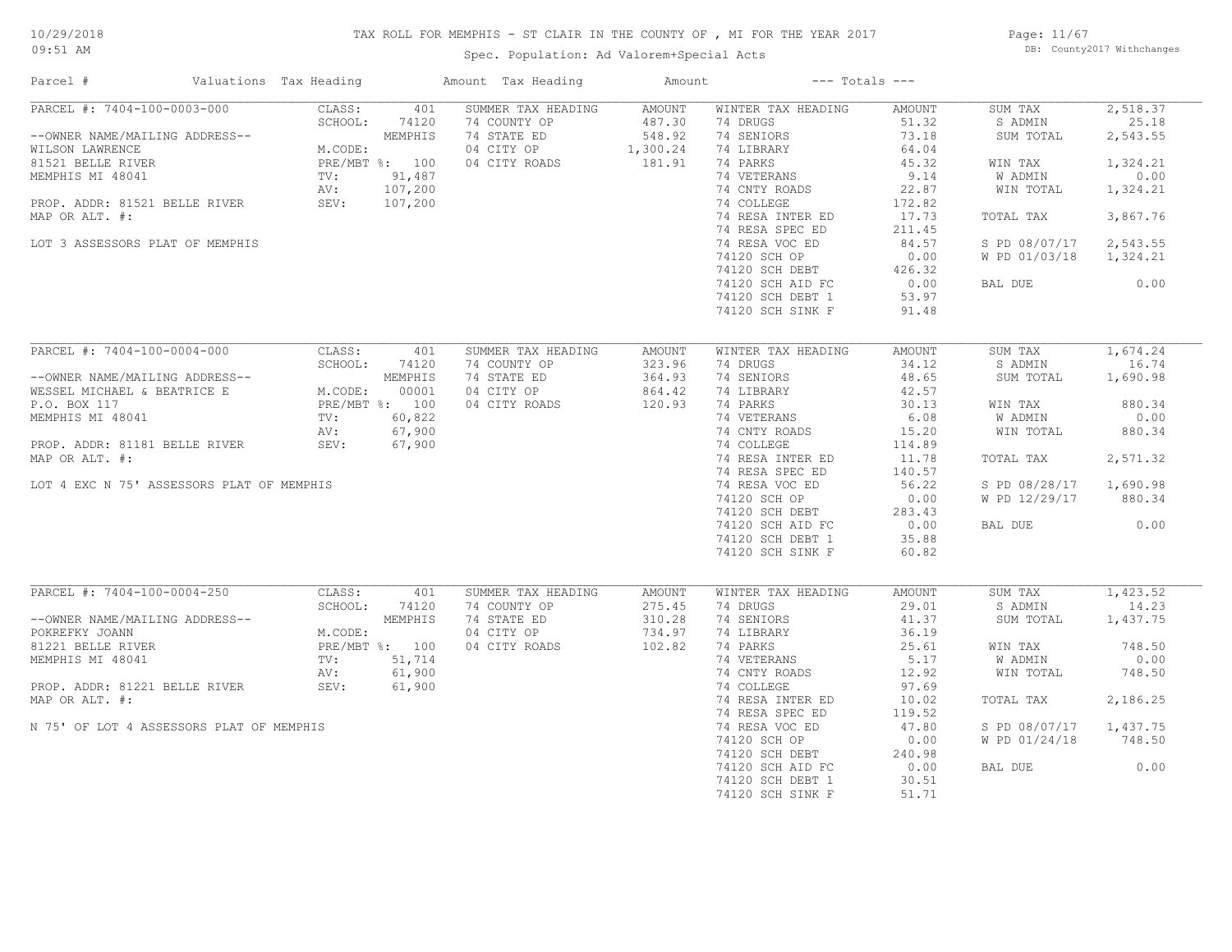# TAX ROLL FOR MEMPHIS - ST CLAIR IN THE COUNTY OF , MI FOR THE YEAR 2017

Spec. Population: Ad Valorem+Special Acts

DB: County2017 Withchanges

10/29/2018 09:51 AM

| Parcel # | Valuations | Tax Heading | Amount | Tax Heading | Amount | --- Totals --- | |
|---|---|---|---|---|---|---|---|

## PARCEL #: 7404-100-0003-000

| | | | | | | | |
|---|---|---|---|---|---|---|---|
| PARCEL #: 7404-100-0003-000 | CLASS: 401 | SUMMER TAX HEADING | AMOUNT | WINTER TAX HEADING | AMOUNT | SUM TAX | 2,518.37 |
| | SCHOOL: 74120 | 74 COUNTY OP | 487.30 | 74 DRUGS | 51.32 | S ADMIN | 25.18 |
| --OWNER NAME/MAILING ADDRESS-- | MEMPHIS | 74 STATE ED | 548.92 | 74 SENIORS | 73.18 | SUM TOTAL | 2,543.55 |
| WILSON LAWRENCE | M.CODE: | 04 CITY OP | 1,300.24 | 74 LIBRARY | 64.04 | | |
| 81521 BELLE RIVER | PRE/MBT %: 100 | 04 CITY ROADS | 181.91 | 74 PARKS | 45.32 | WIN TAX | 1,324.21 |
| MEMPHIS MI 48041 | TV: 91,487 | | | 74 VETERANS | 9.14 | W ADMIN | 0.00 |
| | AV: 107,200 | | | 74 CNTY ROADS | 22.87 | WIN TOTAL | 1,324.21 |
| PROP. ADDR: 81521 BELLE RIVER | SEV: 107,200 | | | 74 COLLEGE | 172.82 | | |
| MAP OR ALT. #: | | | | 74 RESA INTER ED | 17.73 | TOTAL TAX | 3,867.76 |
| | | | | 74 RESA SPEC ED | 211.45 | | |
| LOT 3 ASSESSORS PLAT OF MEMPHIS | | | | 74 RESA VOC ED | 84.57 | S PD 08/07/17 | 2,543.55 |
| | | | | 74120 SCH OP | 0.00 | W PD 01/03/18 | 1,324.21 |
| | | | | 74120 SCH DEBT | 426.32 | | |
| | | | | 74120 SCH AID FC | 0.00 | BAL DUE | 0.00 |
| | | | | 74120 SCH DEBT 1 | 53.97 | | |
| | | | | 74120 SCH SINK F | 91.48 | | |

## PARCEL #: 7404-100-0004-000

| | | | | | | | |
|---|---|---|---|---|---|---|---|
| PARCEL #: 7404-100-0004-000 | CLASS: 401 | SUMMER TAX HEADING | AMOUNT | WINTER TAX HEADING | AMOUNT | SUM TAX | 1,674.24 |
| | SCHOOL: 74120 | 74 COUNTY OP | 323.96 | 74 DRUGS | 34.12 | S ADMIN | 16.74 |
| --OWNER NAME/MAILING ADDRESS-- | MEMPHIS | 74 STATE ED | 364.93 | 74 SENIORS | 48.65 | SUM TOTAL | 1,690.98 |
| WESSEL MICHAEL & BEATRICE E | M.CODE: 00001 | 04 CITY OP | 864.42 | 74 LIBRARY | 42.57 | | |
| P.O. BOX 117 | PRE/MBT %: 100 | 04 CITY ROADS | 120.93 | 74 PARKS | 30.13 | WIN TAX | 880.34 |
| MEMPHIS MI 48041 | TV: 60,822 | | | 74 VETERANS | 6.08 | W ADMIN | 0.00 |
| | AV: 67,900 | | | 74 CNTY ROADS | 15.20 | WIN TOTAL | 880.34 |
| PROP. ADDR: 81181 BELLE RIVER | SEV: 67,900 | | | 74 COLLEGE | 114.89 | | |
| MAP OR ALT. #: | | | | 74 RESA INTER ED | 11.78 | TOTAL TAX | 2,571.32 |
| | | | | 74 RESA SPEC ED | 140.57 | | |
| LOT 4 EXC N 75' ASSESSORS PLAT OF MEMPHIS | | | | 74 RESA VOC ED | 56.22 | S PD 08/28/17 | 1,690.98 |
| | | | | 74120 SCH OP | 0.00 | W PD 12/29/17 | 880.34 |
| | | | | 74120 SCH DEBT | 283.43 | | |
| | | | | 74120 SCH AID FC | 0.00 | BAL DUE | 0.00 |
| | | | | 74120 SCH DEBT 1 | 35.88 | | |
| | | | | 74120 SCH SINK F | 60.82 | | |

## PARCEL #: 7404-100-0004-250

| | | | | | | | |
|---|---|---|---|---|---|---|---|
| PARCEL #: 7404-100-0004-250 | CLASS: 401 | SUMMER TAX HEADING | AMOUNT | WINTER TAX HEADING | AMOUNT | SUM TAX | 1,423.52 |
| | SCHOOL: 74120 | 74 COUNTY OP | 275.45 | 74 DRUGS | 29.01 | S ADMIN | 14.23 |
| --OWNER NAME/MAILING ADDRESS-- | MEMPHIS | 74 STATE ED | 310.28 | 74 SENIORS | 41.37 | SUM TOTAL | 1,437.75 |
| POKREFKY JOANN | M.CODE: | 04 CITY OP | 734.97 | 74 LIBRARY | 36.19 | | |
| 81221 BELLE RIVER | PRE/MBT %: 100 | 04 CITY ROADS | 102.82 | 74 PARKS | 25.61 | WIN TAX | 748.50 |
| MEMPHIS MI 48041 | TV: 51,714 | | | 74 VETERANS | 5.17 | W ADMIN | 0.00 |
| | AV: 61,900 | | | 74 CNTY ROADS | 12.92 | WIN TOTAL | 748.50 |
| PROP. ADDR: 81221 BELLE RIVER | SEV: 61,900 | | | 74 COLLEGE | 97.69 | | |
| MAP OR ALT. #: | | | | 74 RESA INTER ED | 10.02 | TOTAL TAX | 2,186.25 |
| | | | | 74 RESA SPEC ED | 119.52 | | |
| N 75' OF LOT 4 ASSESSORS PLAT OF MEMPHIS | | | | 74 RESA VOC ED | 47.80 | S PD 08/07/17 | 1,437.75 |
| | | | | 74120 SCH OP | 0.00 | W PD 01/24/18 | 748.50 |
| | | | | 74120 SCH DEBT | 240.98 | | |
| | | | | 74120 SCH AID FC | 0.00 | BAL DUE | 0.00 |
| | | | | 74120 SCH DEBT 1 | 30.51 | | |
| | | | | 74120 SCH SINK F | 51.71 | | |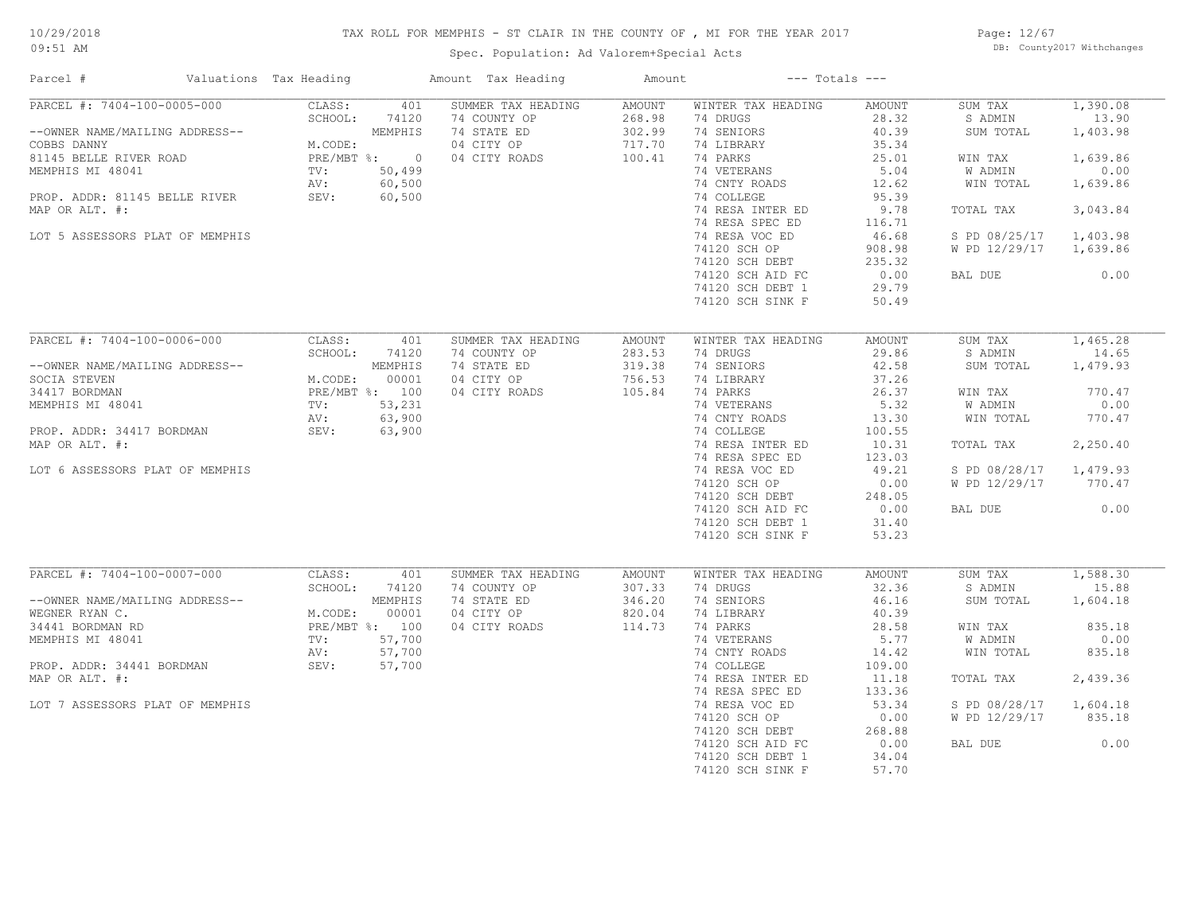# TAX ROLL FOR MEMPHIS - ST CLAIR IN THE COUNTY OF , MI FOR THE YEAR 2017

Spec. Population: Ad Valorem+Special Acts

DB: County2017 Withchanges

10/29/2018
09:51 AM

| Parcel # | Valuations | Tax Heading | Amount | Tax Heading | Amount | --- Totals --- | |
|---|---|---|---|---|---|---|---|
| PARCEL #: 7404-100-0005-000 | CLASS: 401 | SUMMER TAX HEADING | AMOUNT | WINTER TAX HEADING | AMOUNT | SUM TAX | 1,390.08 |
| | SCHOOL: 74120 | 74 COUNTY OP | 268.98 | 74 DRUGS | 28.32 | S ADMIN | 13.90 |
| --OWNER NAME/MAILING ADDRESS-- | MEMPHIS | 74 STATE ED | 302.99 | 74 SENIORS | 40.39 | SUM TOTAL | 1,403.98 |
| COBBS DANNY | M.CODE: | 04 CITY OP | 717.70 | 74 LIBRARY | 35.34 | | |
| 81145 BELLE RIVER ROAD | PRE/MBT %: 0 | 04 CITY ROADS | 100.41 | 74 PARKS | 25.01 | WIN TAX | 1,639.86 |
| MEMPHIS MI 48041 | TV: 50,499 | | | 74 VETERANS | 5.04 | W ADMIN | 0.00 |
| | AV: 60,500 | | | 74 CNTY ROADS | 12.62 | WIN TOTAL | 1,639.86 |
| PROP. ADDR: 81145 BELLE RIVER | SEV: 60,500 | | | 74 COLLEGE | 95.39 | | |
| MAP OR ALT. #: | | | | 74 RESA INTER ED | 9.78 | TOTAL TAX | 3,043.84 |
| | | | | 74 RESA SPEC ED | 116.71 | | |
| LOT 5 ASSESSORS PLAT OF MEMPHIS | | | | 74 RESA VOC ED | 46.68 | S PD 08/25/17 | 1,403.98 |
| | | | | 74120 SCH OP | 908.98 | W PD 12/29/17 | 1,639.86 |
| | | | | 74120 SCH DEBT | 235.32 | | |
| | | | | 74120 SCH AID FC | 0.00 | BAL DUE | 0.00 |
| | | | | 74120 SCH DEBT 1 | 29.79 | | |
| | | | | 74120 SCH SINK F | 50.49 | | |
| PARCEL #: 7404-100-0006-000 | CLASS: 401 | SUMMER TAX HEADING | AMOUNT | WINTER TAX HEADING | AMOUNT | SUM TAX | 1,465.28 |
| | SCHOOL: 74120 | 74 COUNTY OP | 283.53 | 74 DRUGS | 29.86 | S ADMIN | 14.65 |
| --OWNER NAME/MAILING ADDRESS-- | MEMPHIS | 74 STATE ED | 319.38 | 74 SENIORS | 42.58 | SUM TOTAL | 1,479.93 |
| SOCIA STEVEN | M.CODE: 00001 | 04 CITY OP | 756.53 | 74 LIBRARY | 37.26 | | |
| 34417 BORDMAN | PRE/MBT %: 100 | 04 CITY ROADS | 105.84 | 74 PARKS | 26.37 | WIN TAX | 770.47 |
| MEMPHIS MI 48041 | TV: 53,231 | | | 74 VETERANS | 5.32 | W ADMIN | 0.00 |
| | AV: 63,900 | | | 74 CNTY ROADS | 13.30 | WIN TOTAL | 770.47 |
| PROP. ADDR: 34417 BORDMAN | SEV: 63,900 | | | 74 COLLEGE | 100.55 | | |
| MAP OR ALT. #: | | | | 74 RESA INTER ED | 10.31 | TOTAL TAX | 2,250.40 |
| | | | | 74 RESA SPEC ED | 123.03 | | |
| LOT 6 ASSESSORS PLAT OF MEMPHIS | | | | 74 RESA VOC ED | 49.21 | S PD 08/28/17 | 1,479.93 |
| | | | | 74120 SCH OP | 0.00 | W PD 12/29/17 | 770.47 |
| | | | | 74120 SCH DEBT | 248.05 | | |
| | | | | 74120 SCH AID FC | 0.00 | BAL DUE | 0.00 |
| | | | | 74120 SCH DEBT 1 | 31.40 | | |
| | | | | 74120 SCH SINK F | 53.23 | | |
| PARCEL #: 7404-100-0007-000 | CLASS: 401 | SUMMER TAX HEADING | AMOUNT | WINTER TAX HEADING | AMOUNT | SUM TAX | 1,588.30 |
| | SCHOOL: 74120 | 74 COUNTY OP | 307.33 | 74 DRUGS | 32.36 | S ADMIN | 15.88 |
| --OWNER NAME/MAILING ADDRESS-- | MEMPHIS | 74 STATE ED | 346.20 | 74 SENIORS | 46.16 | SUM TOTAL | 1,604.18 |
| WEGNER RYAN C. | M.CODE: 00001 | 04 CITY OP | 820.04 | 74 LIBRARY | 40.39 | | |
| 34441 BORDMAN RD | PRE/MBT %: 100 | 04 CITY ROADS | 114.73 | 74 PARKS | 28.58 | WIN TAX | 835.18 |
| MEMPHIS MI 48041 | TV: 57,700 | | | 74 VETERANS | 5.77 | W ADMIN | 0.00 |
| | AV: 57,700 | | | 74 CNTY ROADS | 14.42 | WIN TOTAL | 835.18 |
| PROP. ADDR: 34441 BORDMAN | SEV: 57,700 | | | 74 COLLEGE | 109.00 | | |
| MAP OR ALT. #: | | | | 74 RESA INTER ED | 11.18 | TOTAL TAX | 2,439.36 |
| | | | | 74 RESA SPEC ED | 133.36 | | |
| LOT 7 ASSESSORS PLAT OF MEMPHIS | | | | 74 RESA VOC ED | 53.34 | S PD 08/28/17 | 1,604.18 |
| | | | | 74120 SCH OP | 0.00 | W PD 12/29/17 | 835.18 |
| | | | | 74120 SCH DEBT | 268.88 | | |
| | | | | 74120 SCH AID FC | 0.00 | BAL DUE | 0.00 |
| | | | | 74120 SCH DEBT 1 | 34.04 | | |
| | | | | 74120 SCH SINK F | 57.70 | | |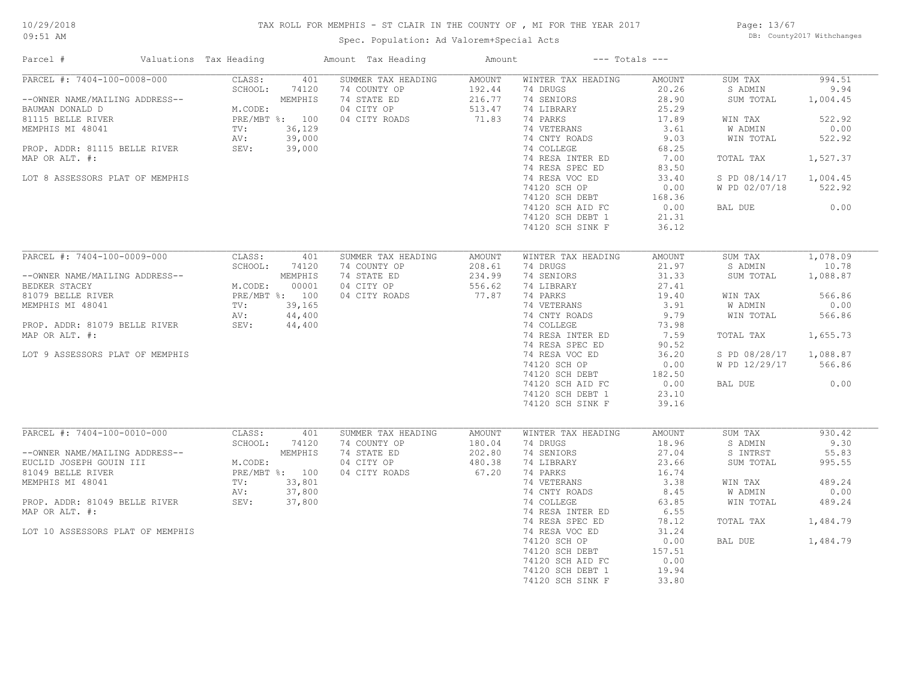TAX ROLL FOR MEMPHIS - ST CLAIR IN THE COUNTY OF , MI FOR THE YEAR 2017

Spec. Population: Ad Valorem+Special Acts

DB: County2017 Withchanges

10/29/2018
09:51 AM

| Parcel # | Valuations | Tax Heading | Amount | Tax Heading | Amount | --- Totals --- | |
|---|---|---|---|---|---|---|---|
| PARCEL #: 7404-100-0008-000 | CLASS: 401 | SUMMER TAX HEADING | AMOUNT | WINTER TAX HEADING | AMOUNT | SUM TAX | 994.51 |
| | SCHOOL: 74120 | 74 COUNTY OP | 192.44 | 74 DRUGS | 20.26 | S ADMIN | 9.94 |
| --OWNER NAME/MAILING ADDRESS-- | MEMPHIS | 74 STATE ED | 216.77 | 74 SENIORS | 28.90 | SUM TOTAL | 1,004.45 |
| BAUMAN DONALD D | M.CODE: | 04 CITY OP | 513.47 | 74 LIBRARY | 25.29 | | |
| 81115 BELLE RIVER | PRE/MBT %: 100 | 04 CITY ROADS | 71.83 | 74 PARKS | 17.89 | WIN TAX | 522.92 |
| MEMPHIS MI 48041 | TV: 36,129 | | | 74 VETERANS | 3.61 | W ADMIN | 0.00 |
| | AV: 39,000 | | | 74 CNTY ROADS | 9.03 | WIN TOTAL | 522.92 |
| PROP. ADDR: 81115 BELLE RIVER | SEV: 39,000 | | | 74 COLLEGE | 68.25 | | |
| MAP OR ALT. #: | | | | 74 RESA INTER ED | 7.00 | TOTAL TAX | 1,527.37 |
| | | | | 74 RESA SPEC ED | 83.50 | | |
| LOT 8 ASSESSORS PLAT OF MEMPHIS | | | | 74 RESA VOC ED | 33.40 | S PD 08/14/17 | 1,004.45 |
| | | | | 74120 SCH OP | 0.00 | W PD 02/07/18 | 522.92 |
| | | | | 74120 SCH DEBT | 168.36 | | |
| | | | | 74120 SCH AID FC | 0.00 | BAL DUE | 0.00 |
| | | | | 74120 SCH DEBT 1 | 21.31 | | |
| | | | | 74120 SCH SINK F | 36.12 | | |
| PARCEL #: 7404-100-0009-000 | CLASS: 401 | SUMMER TAX HEADING | AMOUNT | WINTER TAX HEADING | AMOUNT | SUM TAX | 1,078.09 |
| | SCHOOL: 74120 | 74 COUNTY OP | 208.61 | 74 DRUGS | 21.97 | S ADMIN | 10.78 |
| --OWNER NAME/MAILING ADDRESS-- | MEMPHIS | 74 STATE ED | 234.99 | 74 SENIORS | 31.33 | SUM TOTAL | 1,088.87 |
| BEDKER STACEY | M.CODE: 00001 | 04 CITY OP | 556.62 | 74 LIBRARY | 27.41 | | |
| 81079 BELLE RIVER | PRE/MBT %: 100 | 04 CITY ROADS | 77.87 | 74 PARKS | 19.40 | WIN TAX | 566.86 |
| MEMPHIS MI 48041 | TV: 39,165 | | | 74 VETERANS | 3.91 | W ADMIN | 0.00 |
| | AV: 44,400 | | | 74 CNTY ROADS | 9.79 | WIN TOTAL | 566.86 |
| PROP. ADDR: 81079 BELLE RIVER | SEV: 44,400 | | | 74 COLLEGE | 73.98 | | |
| MAP OR ALT. #: | | | | 74 RESA INTER ED | 7.59 | TOTAL TAX | 1,655.73 |
| | | | | 74 RESA SPEC ED | 90.52 | | |
| LOT 9 ASSESSORS PLAT OF MEMPHIS | | | | 74 RESA VOC ED | 36.20 | S PD 08/28/17 | 1,088.87 |
| | | | | 74120 SCH OP | 0.00 | W PD 12/29/17 | 566.86 |
| | | | | 74120 SCH DEBT | 182.50 | | |
| | | | | 74120 SCH AID FC | 0.00 | BAL DUE | 0.00 |
| | | | | 74120 SCH DEBT 1 | 23.10 | | |
| | | | | 74120 SCH SINK F | 39.16 | | |
| PARCEL #: 7404-100-0010-000 | CLASS: 401 | SUMMER TAX HEADING | AMOUNT | WINTER TAX HEADING | AMOUNT | SUM TAX | 930.42 |
| | SCHOOL: 74120 | 74 COUNTY OP | 180.04 | 74 DRUGS | 18.96 | S ADMIN | 9.30 |
| --OWNER NAME/MAILING ADDRESS-- | MEMPHIS | 74 STATE ED | 202.80 | 74 SENIORS | 27.04 | S INTRST | 55.83 |
| EUCLID JOSEPH GOUIN III | M.CODE: | 04 CITY OP | 480.38 | 74 LIBRARY | 23.66 | SUM TOTAL | 995.55 |
| 81049 BELLE RIVER | PRE/MBT %: 100 | 04 CITY ROADS | 67.20 | 74 PARKS | 16.74 | | |
| MEMPHIS MI 48041 | TV: 33,801 | | | 74 VETERANS | 3.38 | WIN TAX | 489.24 |
| | AV: 37,800 | | | 74 CNTY ROADS | 8.45 | W ADMIN | 0.00 |
| PROP. ADDR: 81049 BELLE RIVER | SEV: 37,800 | | | 74 COLLEGE | 63.85 | WIN TOTAL | 489.24 |
| MAP OR ALT. #: | | | | 74 RESA INTER ED | 6.55 | | |
| | | | | 74 RESA SPEC ED | 78.12 | TOTAL TAX | 1,484.79 |
| LOT 10 ASSESSORS PLAT OF MEMPHIS | | | | 74 RESA VOC ED | 31.24 | | |
| | | | | 74120 SCH OP | 0.00 | BAL DUE | 1,484.79 |
| | | | | 74120 SCH DEBT | 157.51 | | |
| | | | | 74120 SCH AID FC | 0.00 | | |
| | | | | 74120 SCH DEBT 1 | 19.94 | | |
| | | | | 74120 SCH SINK F | 33.80 | | |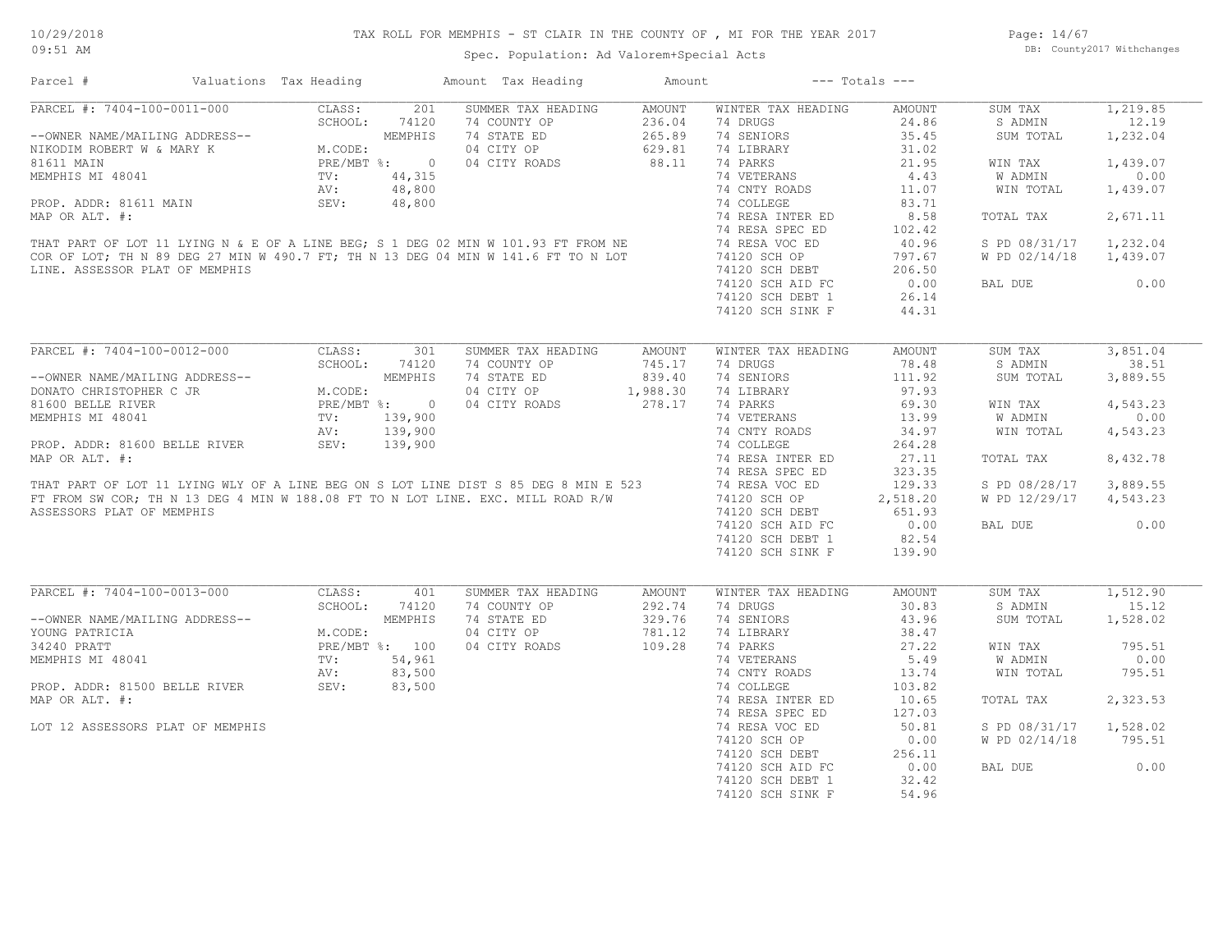# TAX ROLL FOR MEMPHIS - ST CLAIR IN THE COUNTY OF , MI FOR THE YEAR 2017

Spec. Population: Ad Valorem+Special Acts

10/29/2018 09:51 AM — DB: County2017 Withchanges

| Parcel # | Valuations | Tax Heading | Amount | Tax Heading | Amount | --- Totals --- | |
|---|---|---|---|---|---|---|---|

## PARCEL #: 7404-100-0011-000

| Field | Value | SUMMER TAX HEADING | AMOUNT | WINTER TAX HEADING | AMOUNT | Totals | |
|---|---|---|---|---|---|---|---|
| CLASS: | 201 | 74 COUNTY OP | 236.04 | 74 DRUGS | 24.86 | SUM TAX | 1,219.85 |
| SCHOOL: | 74120 MEMPHIS | 74 STATE ED | 265.89 | 74 SENIORS | 35.45 | S ADMIN | 12.19 |
| M.CODE: | | 04 CITY OP | 629.81 | 74 LIBRARY | 31.02 | SUM TOTAL | 1,232.04 |
| PRE/MBT %: | 0 | 04 CITY ROADS | 88.11 | 74 PARKS | 21.95 | | |
| TV: | 44,315 | | | 74 VETERANS | 4.43 | WIN TAX | 1,439.07 |
| AV: | 48,800 | | | 74 CNTY ROADS | 11.07 | W ADMIN | 0.00 |
| SEV: | 48,800 | | | 74 COLLEGE | 83.71 | WIN TOTAL | 1,439.07 |
| | | | | 74 RESA INTER ED | 8.58 | | |
| | | | | 74 RESA SPEC ED | 102.42 | TOTAL TAX | 2,671.11 |
| | | | | 74 RESA VOC ED | 40.96 | | |
| | | | | 74120 SCH OP | 797.67 | S PD 08/31/17 | 1,232.04 |
| | | | | 74120 SCH DEBT | 206.50 | W PD 02/14/18 | 1,439.07 |
| | | | | 74120 SCH AID FC | 0.00 | | |
| | | | | 74120 SCH DEBT 1 | 26.14 | BAL DUE | 0.00 |
| | | | | 74120 SCH SINK F | 44.31 | | |

--OWNER NAME/MAILING ADDRESS--
NIKODIM ROBERT W & MARY K
81611 MAIN
MEMPHIS MI 48041

PROP. ADDR: 81611 MAIN
MAP OR ALT. #:

THAT PART OF LOT 11 LYING N & E OF A LINE BEG; S 1 DEG 02 MIN W 101.93 FT FROM NE COR OF LOT; TH N 89 DEG 27 MIN W 490.7 FT; TH N 13 DEG 04 MIN W 141.6 FT TO N LOT LINE. ASSESSOR PLAT OF MEMPHIS

## PARCEL #: 7404-100-0012-000

| Field | Value | SUMMER TAX HEADING | AMOUNT | WINTER TAX HEADING | AMOUNT | Totals | |
|---|---|---|---|---|---|---|---|
| CLASS: | 301 | 74 COUNTY OP | 745.17 | 74 DRUGS | 78.48 | SUM TAX | 3,851.04 |
| SCHOOL: | 74120 MEMPHIS | 74 STATE ED | 839.40 | 74 SENIORS | 111.92 | S ADMIN | 38.51 |
| M.CODE: | | 04 CITY OP | 1,988.30 | 74 LIBRARY | 97.93 | SUM TOTAL | 3,889.55 |
| PRE/MBT %: | 0 | 04 CITY ROADS | 278.17 | 74 PARKS | 69.30 | | |
| TV: | 139,900 | | | 74 VETERANS | 13.99 | WIN TAX | 4,543.23 |
| AV: | 139,900 | | | 74 CNTY ROADS | 34.97 | W ADMIN | 0.00 |
| SEV: | 139,900 | | | 74 COLLEGE | 264.28 | WIN TOTAL | 4,543.23 |
| | | | | 74 RESA INTER ED | 27.11 | | |
| | | | | 74 RESA SPEC ED | 323.35 | TOTAL TAX | 8,432.78 |
| | | | | 74 RESA VOC ED | 129.33 | | |
| | | | | 74120 SCH OP | 2,518.20 | S PD 08/28/17 | 3,889.55 |
| | | | | 74120 SCH DEBT | 651.93 | W PD 12/29/17 | 4,543.23 |
| | | | | 74120 SCH AID FC | 0.00 | | |
| | | | | 74120 SCH DEBT 1 | 82.54 | BAL DUE | 0.00 |
| | | | | 74120 SCH SINK F | 139.90 | | |

--OWNER NAME/MAILING ADDRESS--
DONATO CHRISTOPHER C JR
81600 BELLE RIVER
MEMPHIS MI 48041

PROP. ADDR: 81600 BELLE RIVER
MAP OR ALT. #:

THAT PART OF LOT 11 LYING WLY OF A LINE BEG ON S LOT LINE DIST S 85 DEG 8 MIN E 523 FT FROM SW COR; TH N 13 DEG 4 MIN W 188.08 FT TO N LOT LINE. EXC. MILL ROAD R/W ASSESSORS PLAT OF MEMPHIS

## PARCEL #: 7404-100-0013-000

| Field | Value | SUMMER TAX HEADING | AMOUNT | WINTER TAX HEADING | AMOUNT | Totals | |
|---|---|---|---|---|---|---|---|
| CLASS: | 401 | 74 COUNTY OP | 292.74 | 74 DRUGS | 30.83 | SUM TAX | 1,512.90 |
| SCHOOL: | 74120 MEMPHIS | 74 STATE ED | 329.76 | 74 SENIORS | 43.96 | S ADMIN | 15.12 |
| M.CODE: | | 04 CITY OP | 781.12 | 74 LIBRARY | 38.47 | SUM TOTAL | 1,528.02 |
| PRE/MBT %: | 100 | 04 CITY ROADS | 109.28 | 74 PARKS | 27.22 | | |
| TV: | 54,961 | | | 74 VETERANS | 5.49 | WIN TAX | 795.51 |
| AV: | 83,500 | | | 74 CNTY ROADS | 13.74 | W ADMIN | 0.00 |
| SEV: | 83,500 | | | 74 COLLEGE | 103.82 | WIN TOTAL | 795.51 |
| | | | | 74 RESA INTER ED | 10.65 | | |
| | | | | 74 RESA SPEC ED | 127.03 | TOTAL TAX | 2,323.53 |
| | | | | 74 RESA VOC ED | 50.81 | | |
| | | | | 74120 SCH OP | 0.00 | S PD 08/31/17 | 1,528.02 |
| | | | | 74120 SCH DEBT | 256.11 | W PD 02/14/18 | 795.51 |
| | | | | 74120 SCH AID FC | 0.00 | | |
| | | | | 74120 SCH DEBT 1 | 32.42 | BAL DUE | 0.00 |
| | | | | 74120 SCH SINK F | 54.96 | | |

--OWNER NAME/MAILING ADDRESS--
YOUNG PATRICIA
34240 PRATT
MEMPHIS MI 48041

PROP. ADDR: 81500 BELLE RIVER
MAP OR ALT. #:

LOT 12 ASSESSORS PLAT OF MEMPHIS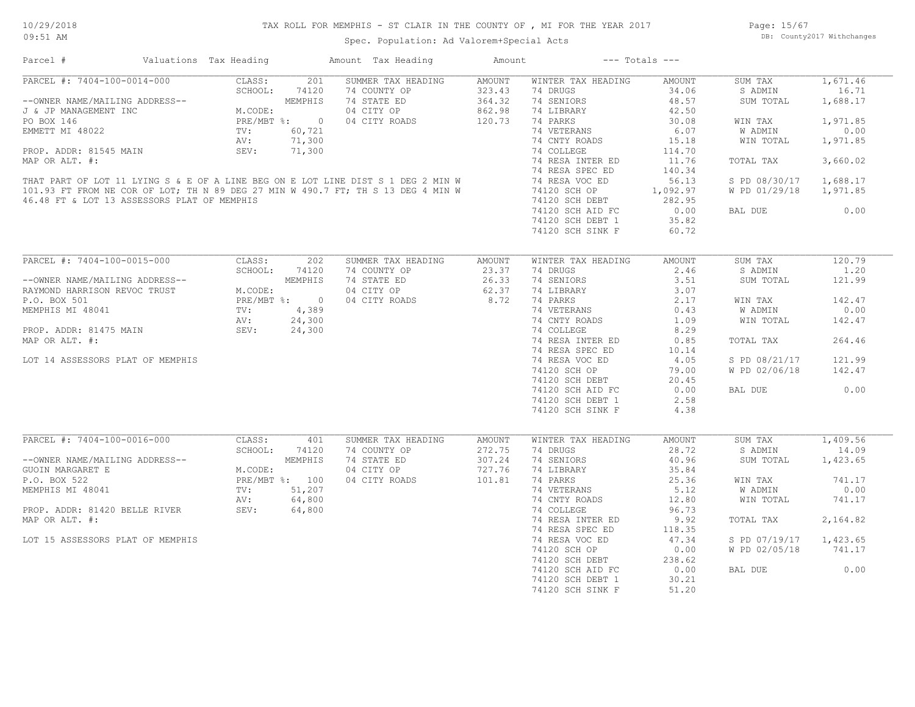# TAX ROLL FOR MEMPHIS - ST CLAIR IN THE COUNTY OF , MI FOR THE YEAR 2017

Spec. Population: Ad Valorem+Special Acts

DB: County2017 Withchanges

| Parcel # | Valuations | Tax Heading | Amount | Tax Heading | Amount | --- Totals --- | |
|---|---|---|---|---|---|---|---|

## PARCEL #: 7404-100-0014-000

--OWNER NAME/MAILING ADDRESS--
J & JP MANAGEMENT INC
PO BOX 146
EMMETT MI 48022

PROP. ADDR: 81545 MAIN
MAP OR ALT. #:

THAT PART OF LOT 11 LYING S & E OF A LINE BEG ON E LOT LINE DIST S 1 DEG 2 MIN W 101.93 FT FROM NE COR OF LOT; TH N 89 DEG 27 MIN W 490.7 FT; TH S 13 DEG 4 MIN W 46.48 FT & LOT 13 ASSESSORS PLAT OF MEMPHIS

| Valuations | | Summer Tax Heading | Amount | Winter Tax Heading | Amount | Totals | |
|---|---|---|---|---|---|---|---|
| CLASS: | 201 | 74 COUNTY OP | 323.43 | 74 DRUGS | 34.06 | SUM TAX | 1,671.46 |
| SCHOOL: | 74120 | 74 STATE ED | 364.32 | 74 SENIORS | 48.57 | S ADMIN | 16.71 |
| | MEMPHIS | 04 CITY OP | 862.98 | 74 LIBRARY | 42.50 | SUM TOTAL | 1,688.17 |
| M.CODE: | | 04 CITY ROADS | 120.73 | 74 PARKS | 30.08 | | |
| PRE/MBT %: | 0 | | | 74 VETERANS | 6.07 | WIN TAX | 1,971.85 |
| TV: | 60,721 | | | 74 CNTY ROADS | 15.18 | W ADMIN | 0.00 |
| AV: | 71,300 | | | 74 COLLEGE | 114.70 | WIN TOTAL | 1,971.85 |
| SEV: | 71,300 | | | 74 RESA INTER ED | 11.76 | | |
| | | | | 74 RESA SPEC ED | 140.34 | TOTAL TAX | 3,660.02 |
| | | | | 74 RESA VOC ED | 56.13 | | |
| | | | | 74120 SCH OP | 1,092.97 | S PD 08/30/17 | 1,688.17 |
| | | | | 74120 SCH DEBT | 282.95 | W PD 01/29/18 | 1,971.85 |
| | | | | 74120 SCH AID FC | 0.00 | | |
| | | | | 74120 SCH DEBT 1 | 35.82 | BAL DUE | 0.00 |
| | | | | 74120 SCH SINK F | 60.72 | | |

## PARCEL #: 7404-100-0015-000

--OWNER NAME/MAILING ADDRESS--
RAYMOND HARRISON REVOC TRUST
P.O. BOX 501
MEMPHIS MI 48041

PROP. ADDR: 81475 MAIN
MAP OR ALT. #:

LOT 14 ASSESSORS PLAT OF MEMPHIS

| Valuations | | Summer Tax Heading | Amount | Winter Tax Heading | Amount | Totals | |
|---|---|---|---|---|---|---|---|
| CLASS: | 202 | 74 COUNTY OP | 23.37 | 74 DRUGS | 2.46 | SUM TAX | 120.79 |
| SCHOOL: | 74120 | 74 STATE ED | 26.33 | 74 SENIORS | 3.51 | S ADMIN | 1.20 |
| | MEMPHIS | 04 CITY OP | 62.37 | 74 LIBRARY | 3.07 | SUM TOTAL | 121.99 |
| M.CODE: | | 04 CITY ROADS | 8.72 | 74 PARKS | 2.17 | | |
| PRE/MBT %: | 0 | | | 74 VETERANS | 0.43 | WIN TAX | 142.47 |
| TV: | 4,389 | | | 74 CNTY ROADS | 1.09 | W ADMIN | 0.00 |
| AV: | 24,300 | | | 74 COLLEGE | 8.29 | WIN TOTAL | 142.47 |
| SEV: | 24,300 | | | 74 RESA INTER ED | 0.85 | | |
| | | | | 74 RESA SPEC ED | 10.14 | TOTAL TAX | 264.46 |
| | | | | 74 RESA VOC ED | 4.05 | | |
| | | | | 74120 SCH OP | 79.00 | S PD 08/21/17 | 121.99 |
| | | | | 74120 SCH DEBT | 20.45 | W PD 02/06/18 | 142.47 |
| | | | | 74120 SCH AID FC | 0.00 | | |
| | | | | 74120 SCH DEBT 1 | 2.58 | BAL DUE | 0.00 |
| | | | | 74120 SCH SINK F | 4.38 | | |

## PARCEL #: 7404-100-0016-000

--OWNER NAME/MAILING ADDRESS--
GUOIN MARGARET E
P.O. BOX 522
MEMPHIS MI 48041

PROP. ADDR: 81420 BELLE RIVER
MAP OR ALT. #:

LOT 15 ASSESSORS PLAT OF MEMPHIS

| Valuations | | Summer Tax Heading | Amount | Winter Tax Heading | Amount | Totals | |
|---|---|---|---|---|---|---|---|
| CLASS: | 401 | 74 COUNTY OP | 272.75 | 74 DRUGS | 28.72 | SUM TAX | 1,409.56 |
| SCHOOL: | 74120 | 74 STATE ED | 307.24 | 74 SENIORS | 40.96 | S ADMIN | 14.09 |
| | MEMPHIS | 04 CITY OP | 727.76 | 74 LIBRARY | 35.84 | SUM TOTAL | 1,423.65 |
| M.CODE: | | 04 CITY ROADS | 101.81 | 74 PARKS | 25.36 | | |
| PRE/MBT %: | 100 | | | 74 VETERANS | 5.12 | WIN TAX | 741.17 |
| TV: | 51,207 | | | 74 CNTY ROADS | 12.80 | W ADMIN | 0.00 |
| AV: | 64,800 | | | 74 COLLEGE | 96.73 | WIN TOTAL | 741.17 |
| SEV: | 64,800 | | | 74 RESA INTER ED | 9.92 | | |
| | | | | 74 RESA SPEC ED | 118.35 | TOTAL TAX | 2,164.82 |
| | | | | 74 RESA VOC ED | 47.34 | | |
| | | | | 74120 SCH OP | 0.00 | S PD 07/19/17 | 1,423.65 |
| | | | | 74120 SCH DEBT | 238.62 | W PD 02/05/18 | 741.17 |
| | | | | 74120 SCH AID FC | 0.00 | | |
| | | | | 74120 SCH DEBT 1 | 30.21 | BAL DUE | 0.00 |
| | | | | 74120 SCH SINK F | 51.20 | | |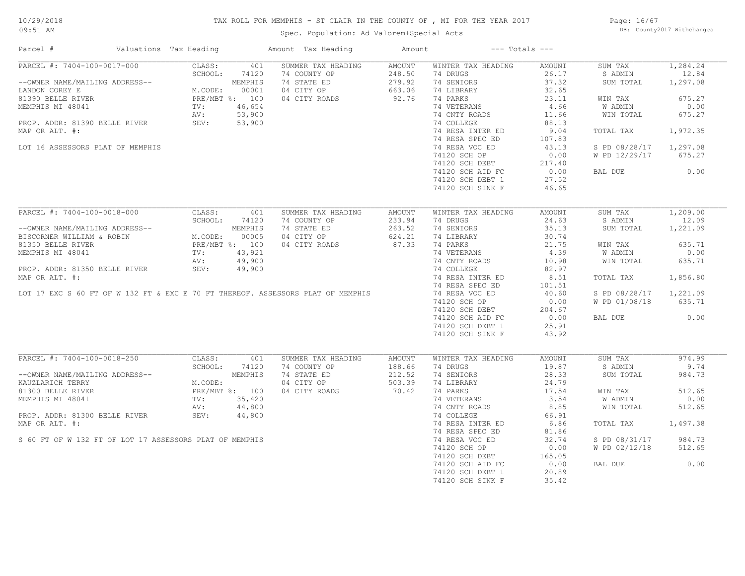# TAX ROLL FOR MEMPHIS - ST CLAIR IN THE COUNTY OF , MI FOR THE YEAR 2017

Spec. Population: Ad Valorem+Special Acts

DB: County2017 Withchanges

| Parcel # | Valuations | Tax Heading | Amount | Tax Heading | Amount | --- Totals --- | |
|---|---|---|---|---|---|---|---|
| PARCEL #: 7404-100-0017-000 | CLASS: 401 | SUMMER TAX HEADING | AMOUNT | WINTER TAX HEADING | AMOUNT | SUM TAX | 1,284.24 |
| | SCHOOL: 74120 | 74 COUNTY OP | 248.50 | 74 DRUGS | 26.17 | S ADMIN | 12.84 |
| --OWNER NAME/MAILING ADDRESS-- | MEMPHIS | 74 STATE ED | 279.92 | 74 SENIORS | 37.32 | SUM TOTAL | 1,297.08 |
| LANDON COREY E | M.CODE: 00001 | 04 CITY OP | 663.06 | 74 LIBRARY | 32.65 | | |
| 81390 BELLE RIVER | PRE/MBT %: 100 | 04 CITY ROADS | 92.76 | 74 PARKS | 23.11 | WIN TAX | 675.27 |
| MEMPHIS MI 48041 | TV: 46,654 | | | 74 VETERANS | 4.66 | W ADMIN | 0.00 |
| | AV: 53,900 | | | 74 CNTY ROADS | 11.66 | WIN TOTAL | 675.27 |
| PROP. ADDR: 81390 BELLE RIVER | SEV: 53,900 | | | 74 COLLEGE | 88.13 | | |
| MAP OR ALT. #: | | | | 74 RESA INTER ED | 9.04 | TOTAL TAX | 1,972.35 |
| | | | | 74 RESA SPEC ED | 107.83 | | |
| LOT 16 ASSESSORS PLAT OF MEMPHIS | | | | 74 RESA VOC ED | 43.13 | S PD 08/28/17 | 1,297.08 |
| | | | | 74120 SCH OP | 0.00 | W PD 12/29/17 | 675.27 |
| | | | | 74120 SCH DEBT | 217.40 | | |
| | | | | 74120 SCH AID FC | 0.00 | BAL DUE | 0.00 |
| | | | | 74120 SCH DEBT 1 | 27.52 | | |
| | | | | 74120 SCH SINK F | 46.65 | | |

| Parcel # | Valuations | Tax Heading | Amount | Tax Heading | Amount | --- Totals --- | |
|---|---|---|---|---|---|---|---|
| PARCEL #: 7404-100-0018-000 | CLASS: 401 | SUMMER TAX HEADING | AMOUNT | WINTER TAX HEADING | AMOUNT | SUM TAX | 1,209.00 |
| | SCHOOL: 74120 | 74 COUNTY OP | 233.94 | 74 DRUGS | 24.63 | S ADMIN | 12.09 |
| --OWNER NAME/MAILING ADDRESS-- | MEMPHIS | 74 STATE ED | 263.52 | 74 SENIORS | 35.13 | SUM TOTAL | 1,221.09 |
| BISCORNER WILLIAM & ROBIN | M.CODE: 00005 | 04 CITY OP | 624.21 | 74 LIBRARY | 30.74 | | |
| 81350 BELLE RIVER | PRE/MBT %: 100 | 04 CITY ROADS | 87.33 | 74 PARKS | 21.75 | WIN TAX | 635.71 |
| MEMPHIS MI 48041 | TV: 43,921 | | | 74 VETERANS | 4.39 | W ADMIN | 0.00 |
| | AV: 49,900 | | | 74 CNTY ROADS | 10.98 | WIN TOTAL | 635.71 |
| PROP. ADDR: 81350 BELLE RIVER | SEV: 49,900 | | | 74 COLLEGE | 82.97 | | |
| MAP OR ALT. #: | | | | 74 RESA INTER ED | 8.51 | TOTAL TAX | 1,856.80 |
| | | | | 74 RESA SPEC ED | 101.51 | | |
| LOT 17 EXC S 60 FT OF W 132 FT & EXC E 70 FT THEREOF. ASSESSORS PLAT OF MEMPHIS | | | | 74 RESA VOC ED | 40.60 | S PD 08/28/17 | 1,221.09 |
| | | | | 74120 SCH OP | 0.00 | W PD 01/08/18 | 635.71 |
| | | | | 74120 SCH DEBT | 204.67 | | |
| | | | | 74120 SCH AID FC | 0.00 | BAL DUE | 0.00 |
| | | | | 74120 SCH DEBT 1 | 25.91 | | |
| | | | | 74120 SCH SINK F | 43.92 | | |

| Parcel # | Valuations | Tax Heading | Amount | Tax Heading | Amount | --- Totals --- | |
|---|---|---|---|---|---|---|---|
| PARCEL #: 7404-100-0018-250 | CLASS: 401 | SUMMER TAX HEADING | AMOUNT | WINTER TAX HEADING | AMOUNT | SUM TAX | 974.99 |
| | SCHOOL: 74120 | 74 COUNTY OP | 188.66 | 74 DRUGS | 19.87 | S ADMIN | 9.74 |
| --OWNER NAME/MAILING ADDRESS-- | MEMPHIS | 74 STATE ED | 212.52 | 74 SENIORS | 28.33 | SUM TOTAL | 984.73 |
| KAUZLARICH TERRY | M.CODE: | 04 CITY OP | 503.39 | 74 LIBRARY | 24.79 | | |
| 81300 BELLE RIVER | PRE/MBT %: 100 | 04 CITY ROADS | 70.42 | 74 PARKS | 17.54 | WIN TAX | 512.65 |
| MEMPHIS MI 48041 | TV: 35,420 | | | 74 VETERANS | 3.54 | W ADMIN | 0.00 |
| | AV: 44,800 | | | 74 CNTY ROADS | 8.85 | WIN TOTAL | 512.65 |
| PROP. ADDR: 81300 BELLE RIVER | SEV: 44,800 | | | 74 COLLEGE | 66.91 | | |
| MAP OR ALT. #: | | | | 74 RESA INTER ED | 6.86 | TOTAL TAX | 1,497.38 |
| | | | | 74 RESA SPEC ED | 81.86 | | |
| S 60 FT OF W 132 FT OF LOT 17 ASSESSORS PLAT OF MEMPHIS | | | | 74 RESA VOC ED | 32.74 | S PD 08/31/17 | 984.73 |
| | | | | 74120 SCH OP | 0.00 | W PD 02/12/18 | 512.65 |
| | | | | 74120 SCH DEBT | 165.05 | | |
| | | | | 74120 SCH AID FC | 0.00 | BAL DUE | 0.00 |
| | | | | 74120 SCH DEBT 1 | 20.89 | | |
| | | | | 74120 SCH SINK F | 35.42 | | |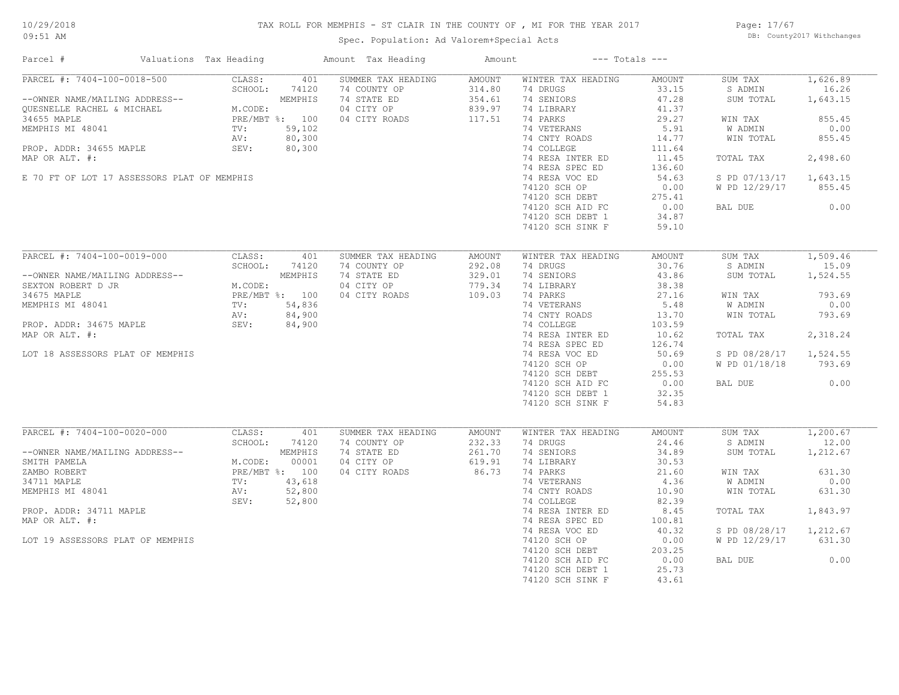# TAX ROLL FOR MEMPHIS - ST CLAIR IN THE COUNTY OF , MI FOR THE YEAR 2017

Spec. Population: Ad Valorem+Special Acts

DB: County2017 Withchanges

10/29/2018 09:51 AM

| Parcel # | Valuations | Tax Heading | Amount | Tax Heading | Amount | --- Totals --- | |
|---|---|---|---|---|---|---|---|

## PARCEL #: 7404-100-0018-500

| Parcel Info | Valuations | Summer Tax Heading | Amount | Winter Tax Heading | Amount | Totals | |
|---|---|---|---|---|---|---|---|
| --OWNER NAME/MAILING ADDRESS-- | CLASS: 401 | 74 COUNTY OP | 314.80 | 74 DRUGS | 33.15 | SUM TAX | 1,626.89 |
| QUESNELLE RACHEL & MICHAEL | SCHOOL: 74120 MEMPHIS | 74 STATE ED | 354.61 | 74 SENIORS | 47.28 | S ADMIN | 16.26 |
| 34655 MAPLE | M.CODE: | 04 CITY OP | 839.97 | 74 LIBRARY | 41.37 | SUM TOTAL | 1,643.15 |
| MEMPHIS MI 48041 | PRE/MBT %: 100 | 04 CITY ROADS | 117.51 | 74 PARKS | 29.27 | WIN TAX | 855.45 |
| PROP. ADDR: 34655 MAPLE | TV: 59,102 | | | 74 VETERANS | 5.91 | W ADMIN | 0.00 |
| MAP OR ALT. #: | AV: 80,300 | | | 74 CNTY ROADS | 14.77 | WIN TOTAL | 855.45 |
| E 70 FT OF LOT 17 ASSESSORS PLAT OF MEMPHIS | SEV: 80,300 | | | 74 COLLEGE | 111.64 | TOTAL TAX | 2,498.60 |
| | | | | 74 RESA INTER ED | 11.45 | S PD 07/13/17 | 1,643.15 |
| | | | | 74 RESA SPEC ED | 136.60 | W PD 12/29/17 | 855.45 |
| | | | | 74 RESA VOC ED | 54.63 | BAL DUE | 0.00 |
| | | | | 74120 SCH OP | 0.00 | | |
| | | | | 74120 SCH DEBT | 275.41 | | |
| | | | | 74120 SCH AID FC | 0.00 | | |
| | | | | 74120 SCH DEBT 1 | 34.87 | | |
| | | | | 74120 SCH SINK F | 59.10 | | |

## PARCEL #: 7404-100-0019-000

| Parcel Info | Valuations | Summer Tax Heading | Amount | Winter Tax Heading | Amount | Totals | |
|---|---|---|---|---|---|---|---|
| --OWNER NAME/MAILING ADDRESS-- | CLASS: 401 | 74 COUNTY OP | 292.08 | 74 DRUGS | 30.76 | SUM TAX | 1,509.46 |
| SEXTON ROBERT D JR | SCHOOL: 74120 MEMPHIS | 74 STATE ED | 329.01 | 74 SENIORS | 43.86 | S ADMIN | 15.09 |
| 34675 MAPLE | M.CODE: | 04 CITY OP | 779.34 | 74 LIBRARY | 38.38 | SUM TOTAL | 1,524.55 |
| MEMPHIS MI 48041 | PRE/MBT %: 100 | 04 CITY ROADS | 109.03 | 74 PARKS | 27.16 | WIN TAX | 793.69 |
| PROP. ADDR: 34675 MAPLE | TV: 54,836 | | | 74 VETERANS | 5.48 | W ADMIN | 0.00 |
| MAP OR ALT. #: | AV: 84,900 | | | 74 CNTY ROADS | 13.70 | WIN TOTAL | 793.69 |
| LOT 18 ASSESSORS PLAT OF MEMPHIS | SEV: 84,900 | | | 74 COLLEGE | 103.59 | TOTAL TAX | 2,318.24 |
| | | | | 74 RESA INTER ED | 10.62 | S PD 08/28/17 | 1,524.55 |
| | | | | 74 RESA SPEC ED | 126.74 | W PD 01/18/18 | 793.69 |
| | | | | 74 RESA VOC ED | 50.69 | BAL DUE | 0.00 |
| | | | | 74120 SCH OP | 0.00 | | |
| | | | | 74120 SCH DEBT | 255.53 | | |
| | | | | 74120 SCH AID FC | 0.00 | | |
| | | | | 74120 SCH DEBT 1 | 32.35 | | |
| | | | | 74120 SCH SINK F | 54.83 | | |

## PARCEL #: 7404-100-0020-000

| Parcel Info | Valuations | Summer Tax Heading | Amount | Winter Tax Heading | Amount | Totals | |
|---|---|---|---|---|---|---|---|
| --OWNER NAME/MAILING ADDRESS-- | CLASS: 401 | 74 COUNTY OP | 232.33 | 74 DRUGS | 24.46 | SUM TAX | 1,200.67 |
| SMITH PAMELA | SCHOOL: 74120 MEMPHIS | 74 STATE ED | 261.70 | 74 SENIORS | 34.89 | S ADMIN | 12.00 |
| ZAMBO ROBERT | M.CODE: 00001 | 04 CITY OP | 619.91 | 74 LIBRARY | 30.53 | SUM TOTAL | 1,212.67 |
| 34711 MAPLE | PRE/MBT %: 100 | 04 CITY ROADS | 86.73 | 74 PARKS | 21.60 | WIN TAX | 631.30 |
| MEMPHIS MI 48041 | TV: 43,618 | | | 74 VETERANS | 4.36 | W ADMIN | 0.00 |
| PROP. ADDR: 34711 MAPLE | AV: 52,800 | | | 74 CNTY ROADS | 10.90 | WIN TOTAL | 631.30 |
| MAP OR ALT. #: | SEV: 52,800 | | | 74 COLLEGE | 82.39 | TOTAL TAX | 1,843.97 |
| LOT 19 ASSESSORS PLAT OF MEMPHIS | | | | 74 RESA INTER ED | 8.45 | S PD 08/28/17 | 1,212.67 |
| | | | | 74 RESA SPEC ED | 100.81 | W PD 12/29/17 | 631.30 |
| | | | | 74 RESA VOC ED | 40.32 | BAL DUE | 0.00 |
| | | | | 74120 SCH OP | 0.00 | | |
| | | | | 74120 SCH DEBT | 203.25 | | |
| | | | | 74120 SCH AID FC | 0.00 | | |
| | | | | 74120 SCH DEBT 1 | 25.73 | | |
| | | | | 74120 SCH SINK F | 43.61 | | |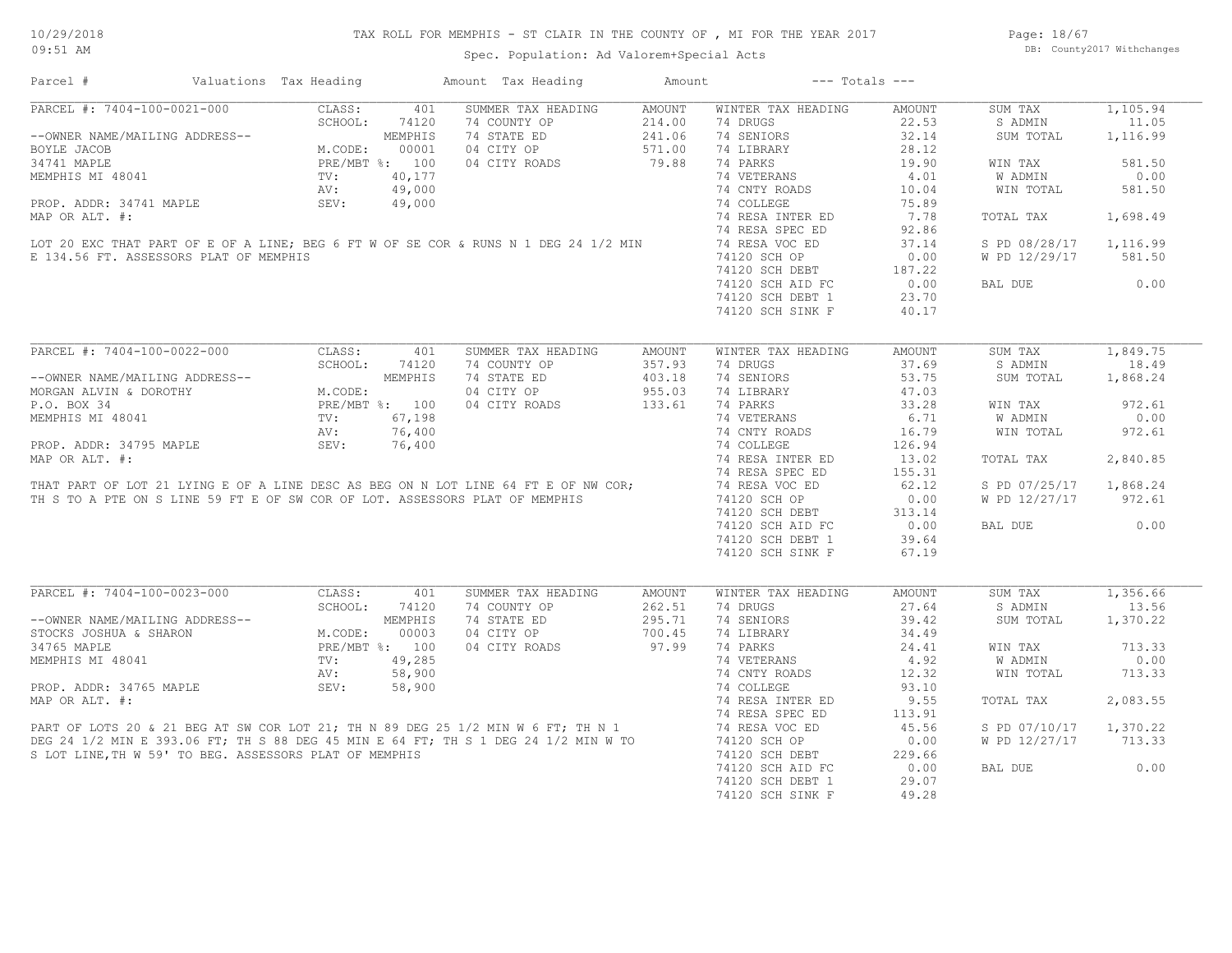# TAX ROLL FOR MEMPHIS - ST CLAIR IN THE COUNTY OF , MI FOR THE YEAR 2017

Spec. Population: Ad Valorem+Special Acts

DB: County2017 Withchanges

| Parcel # | Valuations | Tax Heading | Amount | Tax Heading | Amount | --- Totals --- | |
|---|---|---|---|---|---|---|---|

## PARCEL #: 7404-100-0021-000

| | | | | | | | |
|---|---|---|---|---|---|---|---|
| CLASS: | 401 | SUMMER TAX HEADING | AMOUNT | WINTER TAX HEADING | AMOUNT | SUM TAX | 1,105.94 |
| SCHOOL: | 74120 | 74 COUNTY OP | 214.00 | 74 DRUGS | 22.53 | S ADMIN | 11.05 |
| | MEMPHIS | 74 STATE ED | 241.06 | 74 SENIORS | 32.14 | SUM TOTAL | 1,116.99 |
| M.CODE: | 00001 | 04 CITY OP | 571.00 | 74 LIBRARY | 28.12 | | |
| PRE/MBT %: | 100 | 04 CITY ROADS | 79.88 | 74 PARKS | 19.90 | WIN TAX | 581.50 |
| TV: | 40,177 | | | 74 VETERANS | 4.01 | W ADMIN | 0.00 |
| AV: | 49,000 | | | 74 CNTY ROADS | 10.04 | WIN TOTAL | 581.50 |
| SEV: | 49,000 | | | 74 COLLEGE | 75.89 | | |
| | | | | 74 RESA INTER ED | 7.78 | TOTAL TAX | 1,698.49 |
| | | | | 74 RESA SPEC ED | 92.86 | | |
| | | | | 74 RESA VOC ED | 37.14 | S PD 08/28/17 | 1,116.99 |
| | | | | 74120 SCH OP | 0.00 | W PD 12/29/17 | 581.50 |
| | | | | 74120 SCH DEBT | 187.22 | | |
| | | | | 74120 SCH AID FC | 0.00 | BAL DUE | 0.00 |
| | | | | 74120 SCH DEBT 1 | 23.70 | | |
| | | | | 74120 SCH SINK F | 40.17 | | |

--OWNER NAME/MAILING ADDRESS--
BOYLE JACOB
34741 MAPLE
MEMPHIS MI 48041

PROP. ADDR: 34741 MAPLE
MAP OR ALT. #:

LOT 20 EXC THAT PART OF E OF A LINE; BEG 6 FT W OF SE COR & RUNS N 1 DEG 24 1/2 MIN E 134.56 FT. ASSESSORS PLAT OF MEMPHIS

## PARCEL #: 7404-100-0022-000

| | | | | | | | |
|---|---|---|---|---|---|---|---|
| CLASS: | 401 | SUMMER TAX HEADING | AMOUNT | WINTER TAX HEADING | AMOUNT | SUM TAX | 1,849.75 |
| SCHOOL: | 74120 | 74 COUNTY OP | 357.93 | 74 DRUGS | 37.69 | S ADMIN | 18.49 |
| | MEMPHIS | 74 STATE ED | 403.18 | 74 SENIORS | 53.75 | SUM TOTAL | 1,868.24 |
| M.CODE: | | 04 CITY OP | 955.03 | 74 LIBRARY | 47.03 | | |
| PRE/MBT %: | 100 | 04 CITY ROADS | 133.61 | 74 PARKS | 33.28 | WIN TAX | 972.61 |
| TV: | 67,198 | | | 74 VETERANS | 6.71 | W ADMIN | 0.00 |
| AV: | 76,400 | | | 74 CNTY ROADS | 16.79 | WIN TOTAL | 972.61 |
| SEV: | 76,400 | | | 74 COLLEGE | 126.94 | | |
| | | | | 74 RESA INTER ED | 13.02 | TOTAL TAX | 2,840.85 |
| | | | | 74 RESA SPEC ED | 155.31 | | |
| | | | | 74 RESA VOC ED | 62.12 | S PD 07/25/17 | 1,868.24 |
| | | | | 74120 SCH OP | 0.00 | W PD 12/27/17 | 972.61 |
| | | | | 74120 SCH DEBT | 313.14 | | |
| | | | | 74120 SCH AID FC | 0.00 | BAL DUE | 0.00 |
| | | | | 74120 SCH DEBT 1 | 39.64 | | |
| | | | | 74120 SCH SINK F | 67.19 | | |

--OWNER NAME/MAILING ADDRESS--
MORGAN ALVIN & DOROTHY
P.O. BOX 34
MEMPHIS MI 48041

PROP. ADDR: 34795 MAPLE
MAP OR ALT. #:

THAT PART OF LOT 21 LYING E OF A LINE DESC AS BEG ON N LOT LINE 64 FT E OF NW COR; TH S TO A PTE ON S LINE 59 FT E OF SW COR OF LOT. ASSESSORS PLAT OF MEMPHIS

## PARCEL #: 7404-100-0023-000

| | | | | | | | |
|---|---|---|---|---|---|---|---|
| CLASS: | 401 | SUMMER TAX HEADING | AMOUNT | WINTER TAX HEADING | AMOUNT | SUM TAX | 1,356.66 |
| SCHOOL: | 74120 | 74 COUNTY OP | 262.51 | 74 DRUGS | 27.64 | S ADMIN | 13.56 |
| | MEMPHIS | 74 STATE ED | 295.71 | 74 SENIORS | 39.42 | SUM TOTAL | 1,370.22 |
| M.CODE: | 00003 | 04 CITY OP | 700.45 | 74 LIBRARY | 34.49 | | |
| PRE/MBT %: | 100 | 04 CITY ROADS | 97.99 | 74 PARKS | 24.41 | WIN TAX | 713.33 |
| TV: | 49,285 | | | 74 VETERANS | 4.92 | W ADMIN | 0.00 |
| AV: | 58,900 | | | 74 CNTY ROADS | 12.32 | WIN TOTAL | 713.33 |
| SEV: | 58,900 | | | 74 COLLEGE | 93.10 | | |
| | | | | 74 RESA INTER ED | 9.55 | TOTAL TAX | 2,083.55 |
| | | | | 74 RESA SPEC ED | 113.91 | | |
| | | | | 74 RESA VOC ED | 45.56 | S PD 07/10/17 | 1,370.22 |
| | | | | 74120 SCH OP | 0.00 | W PD 12/27/17 | 713.33 |
| | | | | 74120 SCH DEBT | 229.66 | | |
| | | | | 74120 SCH AID FC | 0.00 | BAL DUE | 0.00 |
| | | | | 74120 SCH DEBT 1 | 29.07 | | |
| | | | | 74120 SCH SINK F | 49.28 | | |

--OWNER NAME/MAILING ADDRESS--
STOCKS JOSHUA & SHARON
34765 MAPLE
MEMPHIS MI 48041

PROP. ADDR: 34765 MAPLE
MAP OR ALT. #:

PART OF LOTS 20 & 21 BEG AT SW COR LOT 21; TH N 89 DEG 25 1/2 MIN W 6 FT; TH N 1 DEG 24 1/2 MIN E 393.06 FT; TH S 88 DEG 45 MIN E 64 FT; TH S 1 DEG 24 1/2 MIN W TO S LOT LINE,TH W 59' TO BEG. ASSESSORS PLAT OF MEMPHIS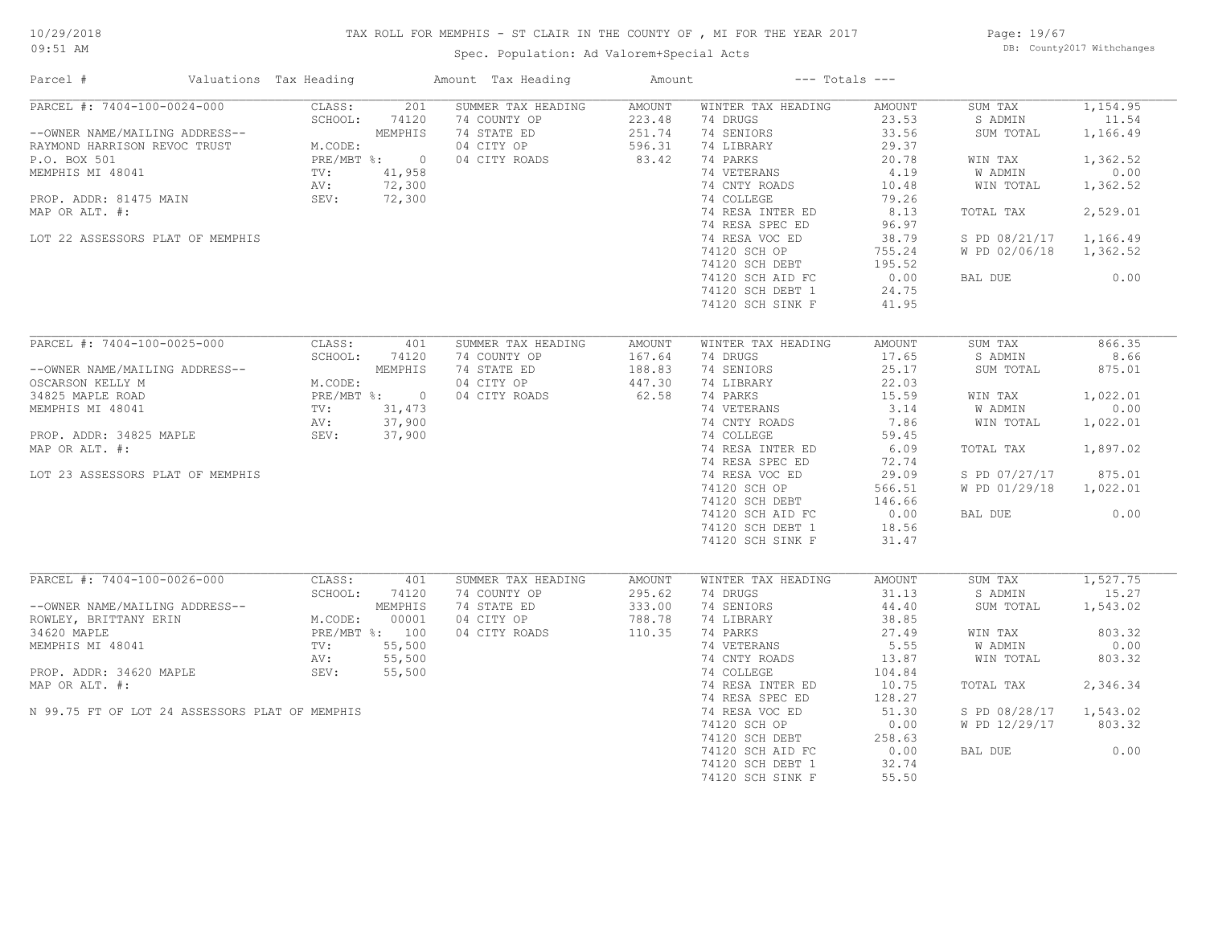10/29/2018
09:51 AM

# TAX ROLL FOR MEMPHIS - ST CLAIR IN THE COUNTY OF , MI FOR THE YEAR 2017

Spec. Population: Ad Valorem+Special Acts

DB: County2017 Withchanges

| Parcel # | Valuations | Tax Heading | Amount | Tax Heading | Amount | --- Totals --- | | | |
|---|---|---|---|---|---|---|---|---|---|
| PARCEL #: 7404-100-0024-000 | CLASS: | 201 | SUMMER TAX HEADING | AMOUNT | WINTER TAX HEADING | AMOUNT | SUM TAX | 1,154.95 |
| | SCHOOL: | 74120 | 74 COUNTY OP | 223.48 | 74 DRUGS | 23.53 | S ADMIN | 11.54 |
| --OWNER NAME/MAILING ADDRESS-- | | MEMPHIS | 74 STATE ED | 251.74 | 74 SENIORS | 33.56 | SUM TOTAL | 1,166.49 |
| RAYMOND HARRISON REVOC TRUST | M.CODE: | | 04 CITY OP | 596.31 | 74 LIBRARY | 29.37 | | |
| P.O. BOX 501 | PRE/MBT %: | 0 | 04 CITY ROADS | 83.42 | 74 PARKS | 20.78 | WIN TAX | 1,362.52 |
| MEMPHIS MI 48041 | TV: | 41,958 | | | 74 VETERANS | 4.19 | W ADMIN | 0.00 |
| | AV: | 72,300 | | | 74 CNTY ROADS | 10.48 | WIN TOTAL | 1,362.52 |
| PROP. ADDR: 81475 MAIN | SEV: | 72,300 | | | 74 COLLEGE | 79.26 | | |
| MAP OR ALT. #: | | | | | 74 RESA INTER ED | 8.13 | TOTAL TAX | 2,529.01 |
| | | | | | 74 RESA SPEC ED | 96.97 | | |
| LOT 22 ASSESSORS PLAT OF MEMPHIS | | | | | 74 RESA VOC ED | 38.79 | S PD 08/21/17 | 1,166.49 |
| | | | | | 74120 SCH OP | 755.24 | W PD 02/06/18 | 1,362.52 |
| | | | | | 74120 SCH DEBT | 195.52 | | |
| | | | | | 74120 SCH AID FC | 0.00 | BAL DUE | 0.00 |
| | | | | | 74120 SCH DEBT 1 | 24.75 | | |
| | | | | | 74120 SCH SINK F | 41.95 | | |
| PARCEL #: 7404-100-0025-000 | CLASS: | 401 | SUMMER TAX HEADING | AMOUNT | WINTER TAX HEADING | AMOUNT | SUM TAX | 866.35 |
| | SCHOOL: | 74120 | 74 COUNTY OP | 167.64 | 74 DRUGS | 17.65 | S ADMIN | 8.66 |
| --OWNER NAME/MAILING ADDRESS-- | | MEMPHIS | 74 STATE ED | 188.83 | 74 SENIORS | 25.17 | SUM TOTAL | 875.01 |
| OSCARSON KELLY M | M.CODE: | | 04 CITY OP | 447.30 | 74 LIBRARY | 22.03 | | |
| 34825 MAPLE ROAD | PRE/MBT %: | 0 | 04 CITY ROADS | 62.58 | 74 PARKS | 15.59 | WIN TAX | 1,022.01 |
| MEMPHIS MI 48041 | TV: | 31,473 | | | 74 VETERANS | 3.14 | W ADMIN | 0.00 |
| | AV: | 37,900 | | | 74 CNTY ROADS | 7.86 | WIN TOTAL | 1,022.01 |
| PROP. ADDR: 34825 MAPLE | SEV: | 37,900 | | | 74 COLLEGE | 59.45 | | |
| MAP OR ALT. #: | | | | | 74 RESA INTER ED | 6.09 | TOTAL TAX | 1,897.02 |
| | | | | | 74 RESA SPEC ED | 72.74 | | |
| LOT 23 ASSESSORS PLAT OF MEMPHIS | | | | | 74 RESA VOC ED | 29.09 | S PD 07/27/17 | 875.01 |
| | | | | | 74120 SCH OP | 566.51 | W PD 01/29/18 | 1,022.01 |
| | | | | | 74120 SCH DEBT | 146.66 | | |
| | | | | | 74120 SCH AID FC | 0.00 | BAL DUE | 0.00 |
| | | | | | 74120 SCH DEBT 1 | 18.56 | | |
| | | | | | 74120 SCH SINK F | 31.47 | | |
| PARCEL #: 7404-100-0026-000 | CLASS: | 401 | SUMMER TAX HEADING | AMOUNT | WINTER TAX HEADING | AMOUNT | SUM TAX | 1,527.75 |
| | SCHOOL: | 74120 | 74 COUNTY OP | 295.62 | 74 DRUGS | 31.13 | S ADMIN | 15.27 |
| --OWNER NAME/MAILING ADDRESS-- | | MEMPHIS | 74 STATE ED | 333.00 | 74 SENIORS | 44.40 | SUM TOTAL | 1,543.02 |
| ROWLEY, BRITTANY ERIN | M.CODE: | 00001 | 04 CITY OP | 788.78 | 74 LIBRARY | 38.85 | | |
| 34620 MAPLE | PRE/MBT %: | 100 | 04 CITY ROADS | 110.35 | 74 PARKS | 27.49 | WIN TAX | 803.32 |
| MEMPHIS MI 48041 | TV: | 55,500 | | | 74 VETERANS | 5.55 | W ADMIN | 0.00 |
| | AV: | 55,500 | | | 74 CNTY ROADS | 13.87 | WIN TOTAL | 803.32 |
| PROP. ADDR: 34620 MAPLE | SEV: | 55,500 | | | 74 COLLEGE | 104.84 | | |
| MAP OR ALT. #: | | | | | 74 RESA INTER ED | 10.75 | TOTAL TAX | 2,346.34 |
| | | | | | 74 RESA SPEC ED | 128.27 | | |
| N 99.75 FT OF LOT 24 ASSESSORS PLAT OF MEMPHIS | | | | | 74 RESA VOC ED | 51.30 | S PD 08/28/17 | 1,543.02 |
| | | | | | 74120 SCH OP | 0.00 | W PD 12/29/17 | 803.32 |
| | | | | | 74120 SCH DEBT | 258.63 | | |
| | | | | | 74120 SCH AID FC | 0.00 | BAL DUE | 0.00 |
| | | | | | 74120 SCH DEBT 1 | 32.74 | | |
| | | | | | 74120 SCH SINK F | 55.50 | | |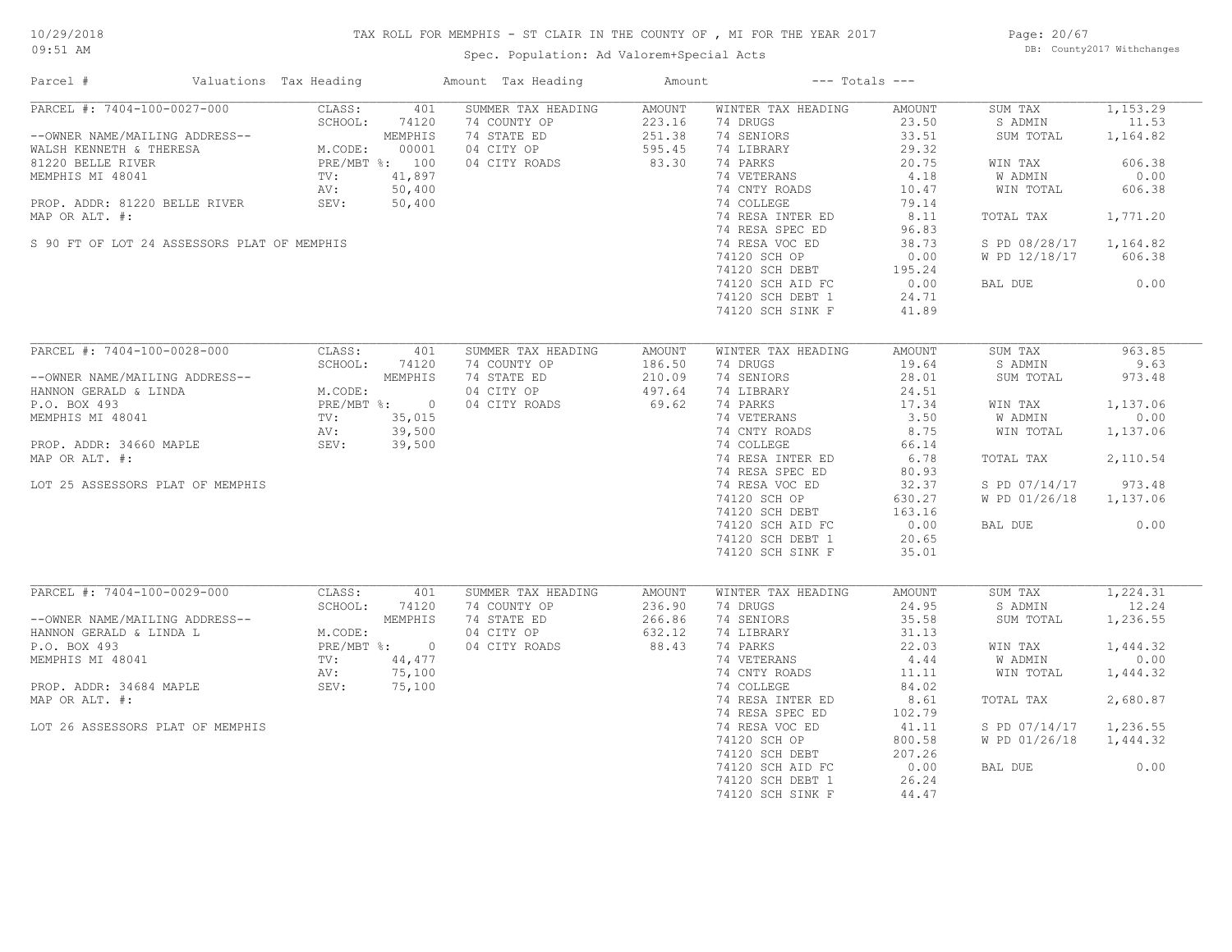# TAX ROLL FOR MEMPHIS - ST CLAIR IN THE COUNTY OF , MI FOR THE YEAR 2017

Spec. Population: Ad Valorem+Special Acts

10/29/2018 09:51 AM — DB: County2017 Withchanges

| Parcel # | Valuations | Tax Heading | Amount | Tax Heading | Amount | --- Totals --- | |
|---|---|---|---|---|---|---|---|

## PARCEL #: 7404-100-0027-000

--OWNER NAME/MAILING ADDRESS--
WALSH KENNETH & THERESA
81220 BELLE RIVER
MEMPHIS MI 48041

PROP. ADDR: 81220 BELLE RIVER
MAP OR ALT. #:

S 90 FT OF LOT 24 ASSESSORS PLAT OF MEMPHIS

| Valuations | | Summer Tax Heading | Amount | Winter Tax Heading | Amount | Totals | |
|---|---|---|---|---|---|---|---|
| CLASS: | 401 | 74 COUNTY OP | 223.16 | 74 DRUGS | 23.50 | SUM TAX | 1,153.29 |
| SCHOOL: | 74120 MEMPHIS | 74 STATE ED | 251.38 | 74 SENIORS | 33.51 | S ADMIN | 11.53 |
| M.CODE: | 00001 | 04 CITY OP | 595.45 | 74 LIBRARY | 29.32 | SUM TOTAL | 1,164.82 |
| PRE/MBT %: | 100 | 04 CITY ROADS | 83.30 | 74 PARKS | 20.75 | WIN TAX | 606.38 |
| TV: | 41,897 | | | 74 VETERANS | 4.18 | W ADMIN | 0.00 |
| AV: | 50,400 | | | 74 CNTY ROADS | 10.47 | WIN TOTAL | 606.38 |
| SEV: | 50,400 | | | 74 COLLEGE | 79.14 | | |
| | | | | 74 RESA INTER ED | 8.11 | TOTAL TAX | 1,771.20 |
| | | | | 74 RESA SPEC ED | 96.83 | | |
| | | | | 74 RESA VOC ED | 38.73 | S PD 08/28/17 | 1,164.82 |
| | | | | 74120 SCH OP | 0.00 | W PD 12/18/17 | 606.38 |
| | | | | 74120 SCH DEBT | 195.24 | | |
| | | | | 74120 SCH AID FC | 0.00 | BAL DUE | 0.00 |
| | | | | 74120 SCH DEBT 1 | 24.71 | | |
| | | | | 74120 SCH SINK F | 41.89 | | |

## PARCEL #: 7404-100-0028-000

--OWNER NAME/MAILING ADDRESS--
HANNON GERALD & LINDA
P.O. BOX 493
MEMPHIS MI 48041

PROP. ADDR: 34660 MAPLE
MAP OR ALT. #:

LOT 25 ASSESSORS PLAT OF MEMPHIS

| Valuations | | Summer Tax Heading | Amount | Winter Tax Heading | Amount | Totals | |
|---|---|---|---|---|---|---|---|
| CLASS: | 401 | 74 COUNTY OP | 186.50 | 74 DRUGS | 19.64 | SUM TAX | 963.85 |
| SCHOOL: | 74120 MEMPHIS | 74 STATE ED | 210.09 | 74 SENIORS | 28.01 | S ADMIN | 9.63 |
| M.CODE: | | 04 CITY OP | 497.64 | 74 LIBRARY | 24.51 | SUM TOTAL | 973.48 |
| PRE/MBT %: | 0 | 04 CITY ROADS | 69.62 | 74 PARKS | 17.34 | WIN TAX | 1,137.06 |
| TV: | 35,015 | | | 74 VETERANS | 3.50 | W ADMIN | 0.00 |
| AV: | 39,500 | | | 74 CNTY ROADS | 8.75 | WIN TOTAL | 1,137.06 |
| SEV: | 39,500 | | | 74 COLLEGE | 66.14 | | |
| | | | | 74 RESA INTER ED | 6.78 | TOTAL TAX | 2,110.54 |
| | | | | 74 RESA SPEC ED | 80.93 | | |
| | | | | 74 RESA VOC ED | 32.37 | S PD 07/14/17 | 973.48 |
| | | | | 74120 SCH OP | 630.27 | W PD 01/26/18 | 1,137.06 |
| | | | | 74120 SCH DEBT | 163.16 | | |
| | | | | 74120 SCH AID FC | 0.00 | BAL DUE | 0.00 |
| | | | | 74120 SCH DEBT 1 | 20.65 | | |
| | | | | 74120 SCH SINK F | 35.01 | | |

## PARCEL #: 7404-100-0029-000

--OWNER NAME/MAILING ADDRESS--
HANNON GERALD & LINDA L
P.O. BOX 493
MEMPHIS MI 48041

PROP. ADDR: 34684 MAPLE
MAP OR ALT. #:

LOT 26 ASSESSORS PLAT OF MEMPHIS

| Valuations | | Summer Tax Heading | Amount | Winter Tax Heading | Amount | Totals | |
|---|---|---|---|---|---|---|---|
| CLASS: | 401 | 74 COUNTY OP | 236.90 | 74 DRUGS | 24.95 | SUM TAX | 1,224.31 |
| SCHOOL: | 74120 MEMPHIS | 74 STATE ED | 266.86 | 74 SENIORS | 35.58 | S ADMIN | 12.24 |
| M.CODE: | | 04 CITY OP | 632.12 | 74 LIBRARY | 31.13 | SUM TOTAL | 1,236.55 |
| PRE/MBT %: | 0 | 04 CITY ROADS | 88.43 | 74 PARKS | 22.03 | WIN TAX | 1,444.32 |
| TV: | 44,477 | | | 74 VETERANS | 4.44 | W ADMIN | 0.00 |
| AV: | 75,100 | | | 74 CNTY ROADS | 11.11 | WIN TOTAL | 1,444.32 |
| SEV: | 75,100 | | | 74 COLLEGE | 84.02 | | |
| | | | | 74 RESA INTER ED | 8.61 | TOTAL TAX | 2,680.87 |
| | | | | 74 RESA SPEC ED | 102.79 | | |
| | | | | 74 RESA VOC ED | 41.11 | S PD 07/14/17 | 1,236.55 |
| | | | | 74120 SCH OP | 800.58 | W PD 01/26/18 | 1,444.32 |
| | | | | 74120 SCH DEBT | 207.26 | | |
| | | | | 74120 SCH AID FC | 0.00 | BAL DUE | 0.00 |
| | | | | 74120 SCH DEBT 1 | 26.24 | | |
| | | | | 74120 SCH SINK F | 44.47 | | |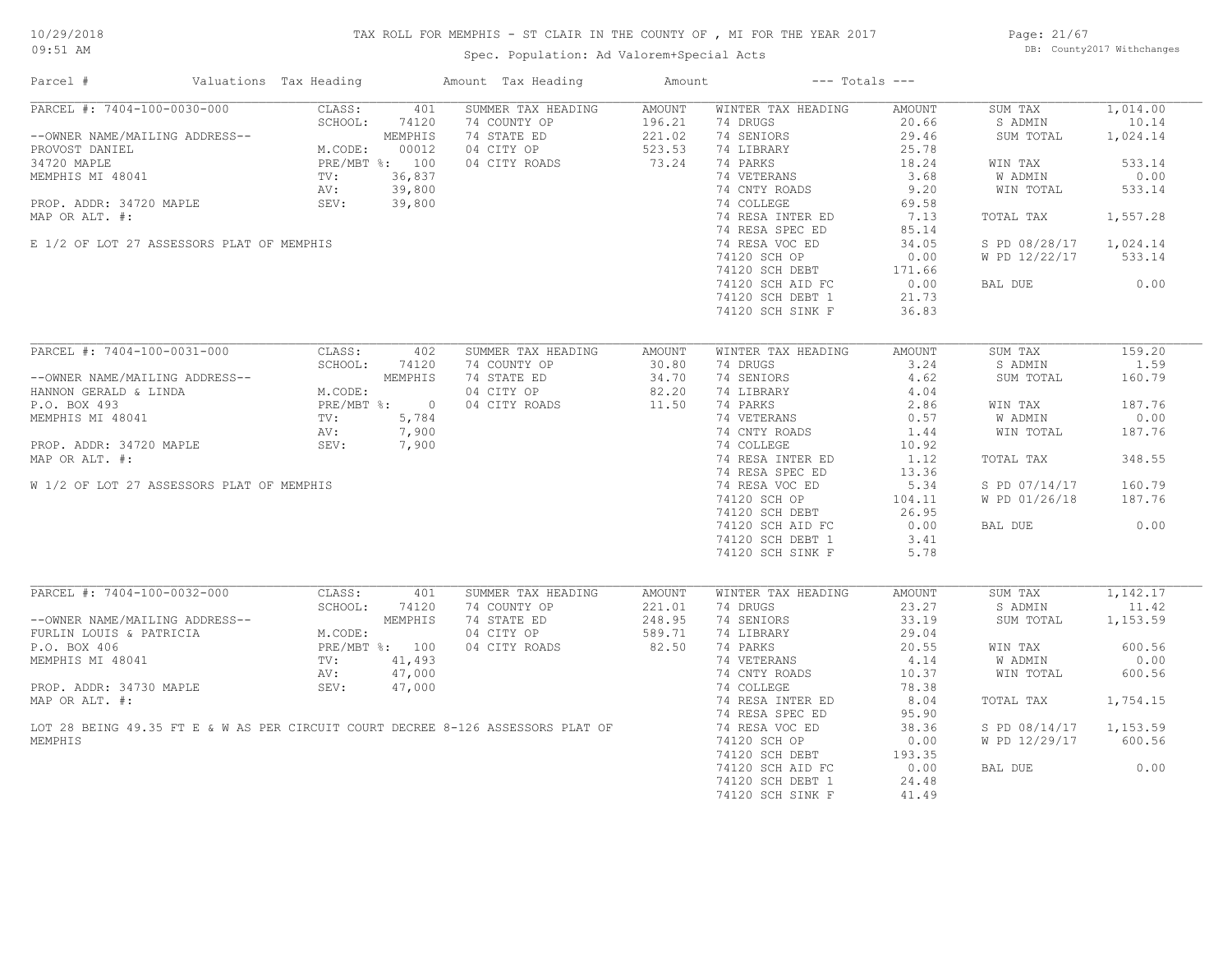TAX ROLL FOR MEMPHIS - ST CLAIR IN THE COUNTY OF , MI FOR THE YEAR 2017

Spec. Population: Ad Valorem+Special Acts

DB: County2017 Withchanges

10/29/2018
09:51 AM

| Parcel # | Valuations Tax Heading | | Amount Tax Heading | Amount | --- Totals --- | | | |
|---|---|---|---|---|---|---|---|---|
| PARCEL #: 7404-100-0030-000 | CLASS: | 401 | SUMMER TAX HEADING | AMOUNT | WINTER TAX HEADING | AMOUNT | SUM TAX | 1,014.00 |
| | SCHOOL: | 74120 | 74 COUNTY OP | 196.21 | 74 DRUGS | 20.66 | S ADMIN | 10.14 |
| --OWNER NAME/MAILING ADDRESS-- | | MEMPHIS | 74 STATE ED | 221.02 | 74 SENIORS | 29.46 | SUM TOTAL | 1,024.14 |
| PROVOST DANIEL | M.CODE: | 00012 | 04 CITY OP | 523.53 | 74 LIBRARY | 25.78 | | |
| 34720 MAPLE | PRE/MBT %: | 100 | 04 CITY ROADS | 73.24 | 74 PARKS | 18.24 | WIN TAX | 533.14 |
| MEMPHIS MI 48041 | TV: | 36,837 | | | 74 VETERANS | 3.68 | W ADMIN | 0.00 |
| | AV: | 39,800 | | | 74 CNTY ROADS | 9.20 | WIN TOTAL | 533.14 |
| PROP. ADDR: 34720 MAPLE | SEV: | 39,800 | | | 74 COLLEGE | 69.58 | | |
| MAP OR ALT. #: | | | | | 74 RESA INTER ED | 7.13 | TOTAL TAX | 1,557.28 |
| | | | | | 74 RESA SPEC ED | 85.14 | | |
| E 1/2 OF LOT 27 ASSESSORS PLAT OF MEMPHIS | | | | | 74 RESA VOC ED | 34.05 | S PD 08/28/17 | 1,024.14 |
| | | | | | 74120 SCH OP | 0.00 | W PD 12/22/17 | 533.14 |
| | | | | | 74120 SCH DEBT | 171.66 | | |
| | | | | | 74120 SCH AID FC | 0.00 | BAL DUE | 0.00 |
| | | | | | 74120 SCH DEBT 1 | 21.73 | | |
| | | | | | 74120 SCH SINK F | 36.83 | | |
| PARCEL #: 7404-100-0031-000 | CLASS: | 402 | SUMMER TAX HEADING | AMOUNT | WINTER TAX HEADING | AMOUNT | SUM TAX | 159.20 |
| | SCHOOL: | 74120 | 74 COUNTY OP | 30.80 | 74 DRUGS | 3.24 | S ADMIN | 1.59 |
| --OWNER NAME/MAILING ADDRESS-- | | MEMPHIS | 74 STATE ED | 34.70 | 74 SENIORS | 4.62 | SUM TOTAL | 160.79 |
| HANNON GERALD & LINDA | M.CODE: | | 04 CITY OP | 82.20 | 74 LIBRARY | 4.04 | | |
| P.O. BOX 493 | PRE/MBT %: | 0 | 04 CITY ROADS | 11.50 | 74 PARKS | 2.86 | WIN TAX | 187.76 |
| MEMPHIS MI 48041 | TV: | 5,784 | | | 74 VETERANS | 0.57 | W ADMIN | 0.00 |
| | AV: | 7,900 | | | 74 CNTY ROADS | 1.44 | WIN TOTAL | 187.76 |
| PROP. ADDR: 34720 MAPLE | SEV: | 7,900 | | | 74 COLLEGE | 10.92 | | |
| MAP OR ALT. #: | | | | | 74 RESA INTER ED | 1.12 | TOTAL TAX | 348.55 |
| | | | | | 74 RESA SPEC ED | 13.36 | | |
| W 1/2 OF LOT 27 ASSESSORS PLAT OF MEMPHIS | | | | | 74 RESA VOC ED | 5.34 | S PD 07/14/17 | 160.79 |
| | | | | | 74120 SCH OP | 104.11 | W PD 01/26/18 | 187.76 |
| | | | | | 74120 SCH DEBT | 26.95 | | |
| | | | | | 74120 SCH AID FC | 0.00 | BAL DUE | 0.00 |
| | | | | | 74120 SCH DEBT 1 | 3.41 | | |
| | | | | | 74120 SCH SINK F | 5.78 | | |
| PARCEL #: 7404-100-0032-000 | CLASS: | 401 | SUMMER TAX HEADING | AMOUNT | WINTER TAX HEADING | AMOUNT | SUM TAX | 1,142.17 |
| | SCHOOL: | 74120 | 74 COUNTY OP | 221.01 | 74 DRUGS | 23.27 | S ADMIN | 11.42 |
| --OWNER NAME/MAILING ADDRESS-- | | MEMPHIS | 74 STATE ED | 248.95 | 74 SENIORS | 33.19 | SUM TOTAL | 1,153.59 |
| FURLIN LOUIS & PATRICIA | M.CODE: | | 04 CITY OP | 589.71 | 74 LIBRARY | 29.04 | | |
| P.O. BOX 406 | PRE/MBT %: | 100 | 04 CITY ROADS | 82.50 | 74 PARKS | 20.55 | WIN TAX | 600.56 |
| MEMPHIS MI 48041 | TV: | 41,493 | | | 74 VETERANS | 4.14 | W ADMIN | 0.00 |
| | AV: | 47,000 | | | 74 CNTY ROADS | 10.37 | WIN TOTAL | 600.56 |
| PROP. ADDR: 34730 MAPLE | SEV: | 47,000 | | | 74 COLLEGE | 78.38 | | |
| MAP OR ALT. #: | | | | | 74 RESA INTER ED | 8.04 | TOTAL TAX | 1,754.15 |
| | | | | | 74 RESA SPEC ED | 95.90 | | |
| LOT 28 BEING 49.35 FT E & W AS PER CIRCUIT COURT DECREE 8-126 ASSESSORS PLAT OF MEMPHIS | | | | | 74 RESA VOC ED | 38.36 | S PD 08/14/17 | 1,153.59 |
| | | | | | 74120 SCH OP | 0.00 | W PD 12/29/17 | 600.56 |
| | | | | | 74120 SCH DEBT | 193.35 | | |
| | | | | | 74120 SCH AID FC | 0.00 | BAL DUE | 0.00 |
| | | | | | 74120 SCH DEBT 1 | 24.48 | | |
| | | | | | 74120 SCH SINK F | 41.49 | | |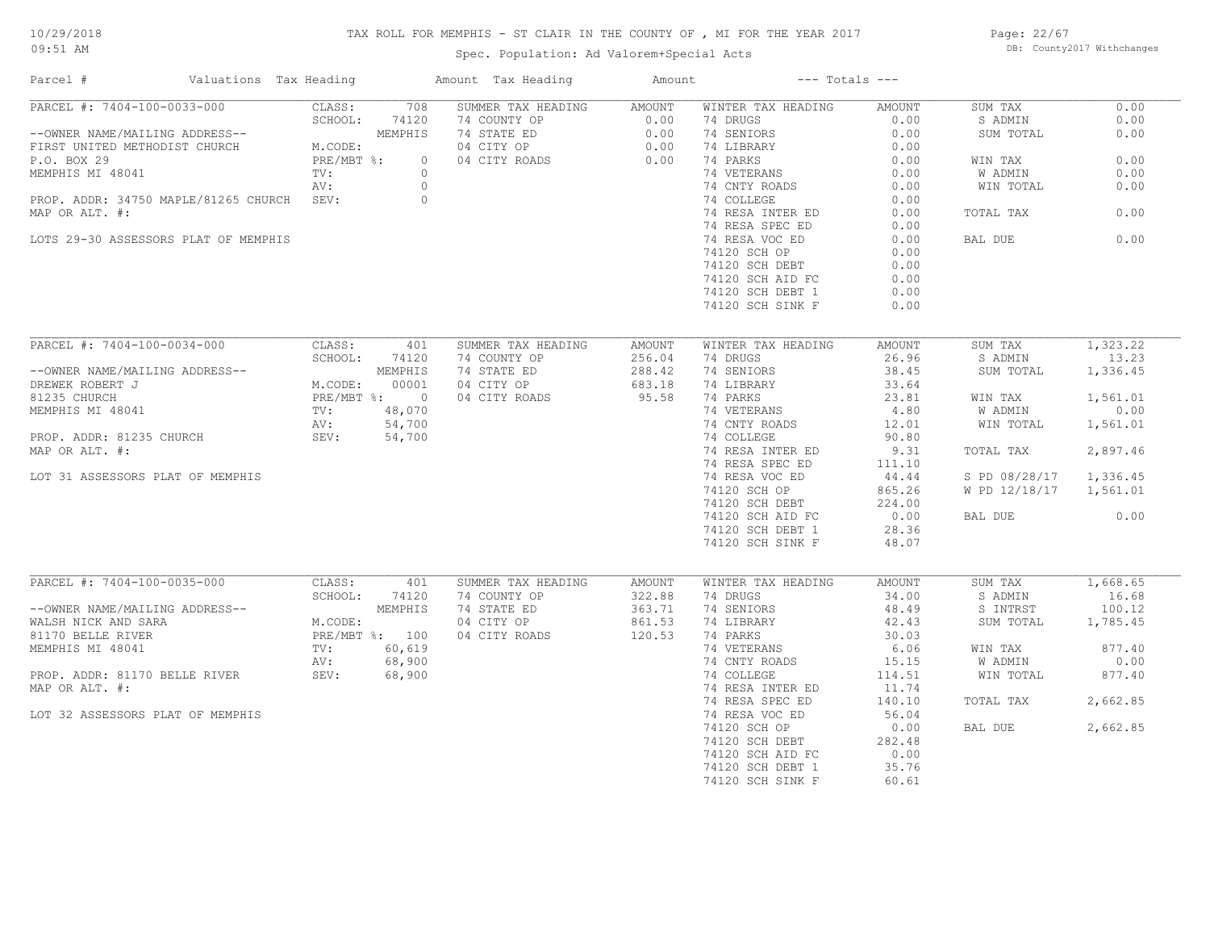# TAX ROLL FOR MEMPHIS - ST CLAIR IN THE COUNTY OF , MI FOR THE YEAR 2017

Spec. Population: Ad Valorem+Special Acts

10/29/2018 09:51 AM — DB: County2017 Withchanges

| Parcel # | Valuations | Tax Heading | Amount | Tax Heading | Amount | --- Totals --- | |
|---|---|---|---|---|---|---|---|

## PARCEL #: 7404-100-0033-000

--OWNER NAME/MAILING ADDRESS--
FIRST UNITED METHODIST CHURCH
P.O. BOX 29
MEMPHIS MI 48041

PROP. ADDR: 34750 MAPLE/81265 CHURCH
MAP OR ALT. #:

LOTS 29-30 ASSESSORS PLAT OF MEMPHIS

| Valuations | | Summer Tax Heading | Amount | Winter Tax Heading | Amount | Totals | |
|---|---|---|---|---|---|---|---|
| CLASS: | 708 | 74 COUNTY OP | 0.00 | 74 DRUGS | 0.00 | SUM TAX | 0.00 |
| SCHOOL: | 74120 | 74 STATE ED | 0.00 | 74 SENIORS | 0.00 | S ADMIN | 0.00 |
| | MEMPHIS | 04 CITY OP | 0.00 | 74 LIBRARY | 0.00 | SUM TOTAL | 0.00 |
| M.CODE: | | 04 CITY ROADS | 0.00 | 74 PARKS | 0.00 | | |
| PRE/MBT %: | 0 | | | 74 VETERANS | 0.00 | WIN TAX | 0.00 |
| TV: | 0 | | | 74 CNTY ROADS | 0.00 | W ADMIN | 0.00 |
| AV: | 0 | | | 74 COLLEGE | 0.00 | WIN TOTAL | 0.00 |
| SEV: | 0 | | | 74 RESA INTER ED | 0.00 | | |
| | | | | 74 RESA SPEC ED | 0.00 | TOTAL TAX | 0.00 |
| | | | | 74 RESA VOC ED | 0.00 | | |
| | | | | 74120 SCH OP | 0.00 | BAL DUE | 0.00 |
| | | | | 74120 SCH DEBT | 0.00 | | |
| | | | | 74120 SCH AID FC | 0.00 | | |
| | | | | 74120 SCH DEBT 1 | 0.00 | | |
| | | | | 74120 SCH SINK F | 0.00 | | |

## PARCEL #: 7404-100-0034-000

--OWNER NAME/MAILING ADDRESS--
DREWEK ROBERT J
81235 CHURCH
MEMPHIS MI 48041

PROP. ADDR: 81235 CHURCH
MAP OR ALT. #:

LOT 31 ASSESSORS PLAT OF MEMPHIS

| Valuations | | Summer Tax Heading | Amount | Winter Tax Heading | Amount | Totals | |
|---|---|---|---|---|---|---|---|
| CLASS: | 401 | 74 COUNTY OP | 256.04 | 74 DRUGS | 26.96 | SUM TAX | 1,323.22 |
| SCHOOL: | 74120 | 74 STATE ED | 288.42 | 74 SENIORS | 38.45 | S ADMIN | 13.23 |
| | MEMPHIS | 04 CITY OP | 683.18 | 74 LIBRARY | 33.64 | SUM TOTAL | 1,336.45 |
| M.CODE: | 00001 | 04 CITY ROADS | 95.58 | 74 PARKS | 23.81 | | |
| PRE/MBT %: | 0 | | | 74 VETERANS | 4.80 | WIN TAX | 1,561.01 |
| TV: | 48,070 | | | 74 CNTY ROADS | 12.01 | W ADMIN | 0.00 |
| AV: | 54,700 | | | 74 COLLEGE | 90.80 | WIN TOTAL | 1,561.01 |
| SEV: | 54,700 | | | 74 RESA INTER ED | 9.31 | | |
| | | | | 74 RESA SPEC ED | 111.10 | TOTAL TAX | 2,897.46 |
| | | | | 74 RESA VOC ED | 44.44 | | |
| | | | | 74120 SCH OP | 865.26 | S PD 08/28/17 | 1,336.45 |
| | | | | 74120 SCH DEBT | 224.00 | W PD 12/18/17 | 1,561.01 |
| | | | | 74120 SCH AID FC | 0.00 | | |
| | | | | 74120 SCH DEBT 1 | 28.36 | BAL DUE | 0.00 |
| | | | | 74120 SCH SINK F | 48.07 | | |

## PARCEL #: 7404-100-0035-000

--OWNER NAME/MAILING ADDRESS--
WALSH NICK AND SARA
81170 BELLE RIVER
MEMPHIS MI 48041

PROP. ADDR: 81170 BELLE RIVER
MAP OR ALT. #:

LOT 32 ASSESSORS PLAT OF MEMPHIS

| Valuations | | Summer Tax Heading | Amount | Winter Tax Heading | Amount | Totals | |
|---|---|---|---|---|---|---|---|
| CLASS: | 401 | 74 COUNTY OP | 322.88 | 74 DRUGS | 34.00 | SUM TAX | 1,668.65 |
| SCHOOL: | 74120 | 74 STATE ED | 363.71 | 74 SENIORS | 48.49 | S ADMIN | 16.68 |
| | MEMPHIS | 04 CITY OP | 861.53 | 74 LIBRARY | 42.43 | S INTRST | 100.12 |
| M.CODE: | | 04 CITY ROADS | 120.53 | 74 PARKS | 30.03 | SUM TOTAL | 1,785.45 |
| PRE/MBT %: | 100 | | | 74 VETERANS | 6.06 | | |
| TV: | 60,619 | | | 74 CNTY ROADS | 15.15 | WIN TAX | 877.40 |
| AV: | 68,900 | | | 74 COLLEGE | 114.51 | W ADMIN | 0.00 |
| SEV: | 68,900 | | | 74 RESA INTER ED | 11.74 | WIN TOTAL | 877.40 |
| | | | | 74 RESA SPEC ED | 140.10 | | |
| | | | | 74 RESA VOC ED | 56.04 | TOTAL TAX | 2,662.85 |
| | | | | 74120 SCH OP | 0.00 | | |
| | | | | 74120 SCH DEBT | 282.48 | BAL DUE | 2,662.85 |
| | | | | 74120 SCH AID FC | 0.00 | | |
| | | | | 74120 SCH DEBT 1 | 35.76 | | |
| | | | | 74120 SCH SINK F | 60.61 | | |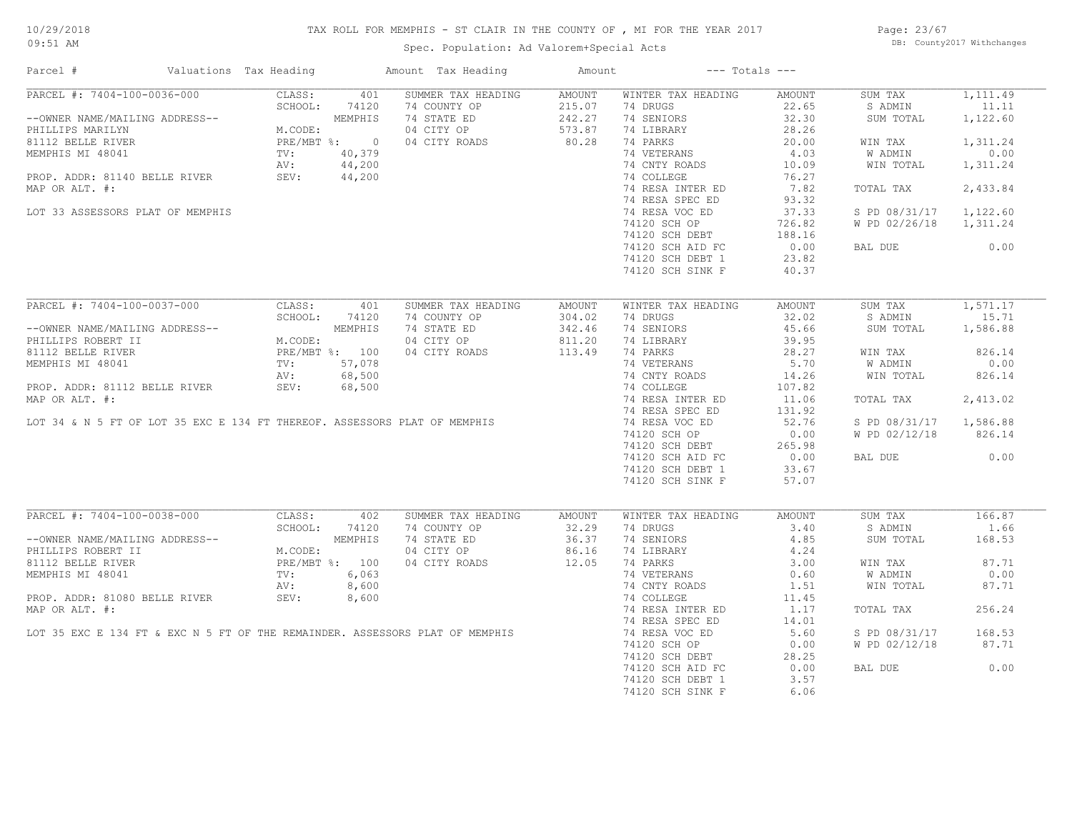# TAX ROLL FOR MEMPHIS - ST CLAIR IN THE COUNTY OF , MI FOR THE YEAR 2017

Spec. Population: Ad Valorem+Special Acts

DB: County2017 Withchanges

10/29/2018 09:51 AM

| Parcel # | Valuations | Tax Heading | Amount | Tax Heading | Amount | --- Totals --- | |
|---|---|---|---|---|---|---|---|

## PARCEL #: 7404-100-0036-000

--OWNER NAME/MAILING ADDRESS--
PHILLIPS MARILYN
81112 BELLE RIVER
MEMPHIS MI 48041

PROP. ADDR: 81140 BELLE RIVER
MAP OR ALT. #:

LOT 33 ASSESSORS PLAT OF MEMPHIS

| Valuations | | Summer Tax Heading | Amount | Winter Tax Heading | Amount | Totals | |
|---|---|---|---|---|---|---|---|
| CLASS: | 401 | 74 COUNTY OP | 215.07 | 74 DRUGS | 22.65 | SUM TAX | 1,111.49 |
| SCHOOL: | 74120 | 74 STATE ED | 242.27 | 74 SENIORS | 32.30 | S ADMIN | 11.11 |
| | MEMPHIS | 04 CITY OP | 573.87 | 74 LIBRARY | 28.26 | SUM TOTAL | 1,122.60 |
| M.CODE: | | 04 CITY ROADS | 80.28 | 74 PARKS | 20.00 | | |
| PRE/MBT %: | 0 | | | 74 VETERANS | 4.03 | WIN TAX | 1,311.24 |
| TV: | 40,379 | | | 74 CNTY ROADS | 10.09 | W ADMIN | 0.00 |
| AV: | 44,200 | | | 74 COLLEGE | 76.27 | WIN TOTAL | 1,311.24 |
| SEV: | 44,200 | | | 74 RESA INTER ED | 7.82 | | |
| | | | | 74 RESA SPEC ED | 93.32 | TOTAL TAX | 2,433.84 |
| | | | | 74 RESA VOC ED | 37.33 | | |
| | | | | 74120 SCH OP | 726.82 | S PD 08/31/17 | 1,122.60 |
| | | | | 74120 SCH DEBT | 188.16 | W PD 02/26/18 | 1,311.24 |
| | | | | 74120 SCH AID FC | 0.00 | | |
| | | | | 74120 SCH DEBT 1 | 23.82 | BAL DUE | 0.00 |
| | | | | 74120 SCH SINK F | 40.37 | | |

## PARCEL #: 7404-100-0037-000

--OWNER NAME/MAILING ADDRESS--
PHILLIPS ROBERT II
81112 BELLE RIVER
MEMPHIS MI 48041

PROP. ADDR: 81112 BELLE RIVER
MAP OR ALT. #:

LOT 34 & N 5 FT OF LOT 35 EXC E 134 FT THEREOF. ASSESSORS PLAT OF MEMPHIS

| Valuations | | Summer Tax Heading | Amount | Winter Tax Heading | Amount | Totals | |
|---|---|---|---|---|---|---|---|
| CLASS: | 401 | 74 COUNTY OP | 304.02 | 74 DRUGS | 32.02 | SUM TAX | 1,571.17 |
| SCHOOL: | 74120 | 74 STATE ED | 342.46 | 74 SENIORS | 45.66 | S ADMIN | 15.71 |
| | MEMPHIS | 04 CITY OP | 811.20 | 74 LIBRARY | 39.95 | SUM TOTAL | 1,586.88 |
| M.CODE: | | 04 CITY ROADS | 113.49 | 74 PARKS | 28.27 | | |
| PRE/MBT %: | 100 | | | 74 VETERANS | 5.70 | WIN TAX | 826.14 |
| TV: | 57,078 | | | 74 CNTY ROADS | 14.26 | W ADMIN | 0.00 |
| AV: | 68,500 | | | 74 COLLEGE | 107.82 | WIN TOTAL | 826.14 |
| SEV: | 68,500 | | | 74 RESA INTER ED | 11.06 | | |
| | | | | 74 RESA SPEC ED | 131.92 | TOTAL TAX | 2,413.02 |
| | | | | 74 RESA VOC ED | 52.76 | | |
| | | | | 74120 SCH OP | 0.00 | S PD 08/31/17 | 1,586.88 |
| | | | | 74120 SCH DEBT | 265.98 | W PD 02/12/18 | 826.14 |
| | | | | 74120 SCH AID FC | 0.00 | | |
| | | | | 74120 SCH DEBT 1 | 33.67 | BAL DUE | 0.00 |
| | | | | 74120 SCH SINK F | 57.07 | | |

## PARCEL #: 7404-100-0038-000

--OWNER NAME/MAILING ADDRESS--
PHILLIPS ROBERT II
81112 BELLE RIVER
MEMPHIS MI 48041

PROP. ADDR: 81080 BELLE RIVER
MAP OR ALT. #:

LOT 35 EXC E 134 FT & EXC N 5 FT OF THE REMAINDER. ASSESSORS PLAT OF MEMPHIS

| Valuations | | Summer Tax Heading | Amount | Winter Tax Heading | Amount | Totals | |
|---|---|---|---|---|---|---|---|
| CLASS: | 402 | 74 COUNTY OP | 32.29 | 74 DRUGS | 3.40 | SUM TAX | 166.87 |
| SCHOOL: | 74120 | 74 STATE ED | 36.37 | 74 SENIORS | 4.85 | S ADMIN | 1.66 |
| | MEMPHIS | 04 CITY OP | 86.16 | 74 LIBRARY | 4.24 | SUM TOTAL | 168.53 |
| M.CODE: | | 04 CITY ROADS | 12.05 | 74 PARKS | 3.00 | | |
| PRE/MBT %: | 100 | | | 74 VETERANS | 0.60 | WIN TAX | 87.71 |
| TV: | 6,063 | | | 74 CNTY ROADS | 1.51 | W ADMIN | 0.00 |
| AV: | 8,600 | | | 74 COLLEGE | 11.45 | WIN TOTAL | 87.71 |
| SEV: | 8,600 | | | 74 RESA INTER ED | 1.17 | | |
| | | | | 74 RESA SPEC ED | 14.01 | TOTAL TAX | 256.24 |
| | | | | 74 RESA VOC ED | 5.60 | | |
| | | | | 74120 SCH OP | 0.00 | S PD 08/31/17 | 168.53 |
| | | | | 74120 SCH DEBT | 28.25 | W PD 02/12/18 | 87.71 |
| | | | | 74120 SCH AID FC | 0.00 | | |
| | | | | 74120 SCH DEBT 1 | 3.57 | BAL DUE | 0.00 |
| | | | | 74120 SCH SINK F | 6.06 | | |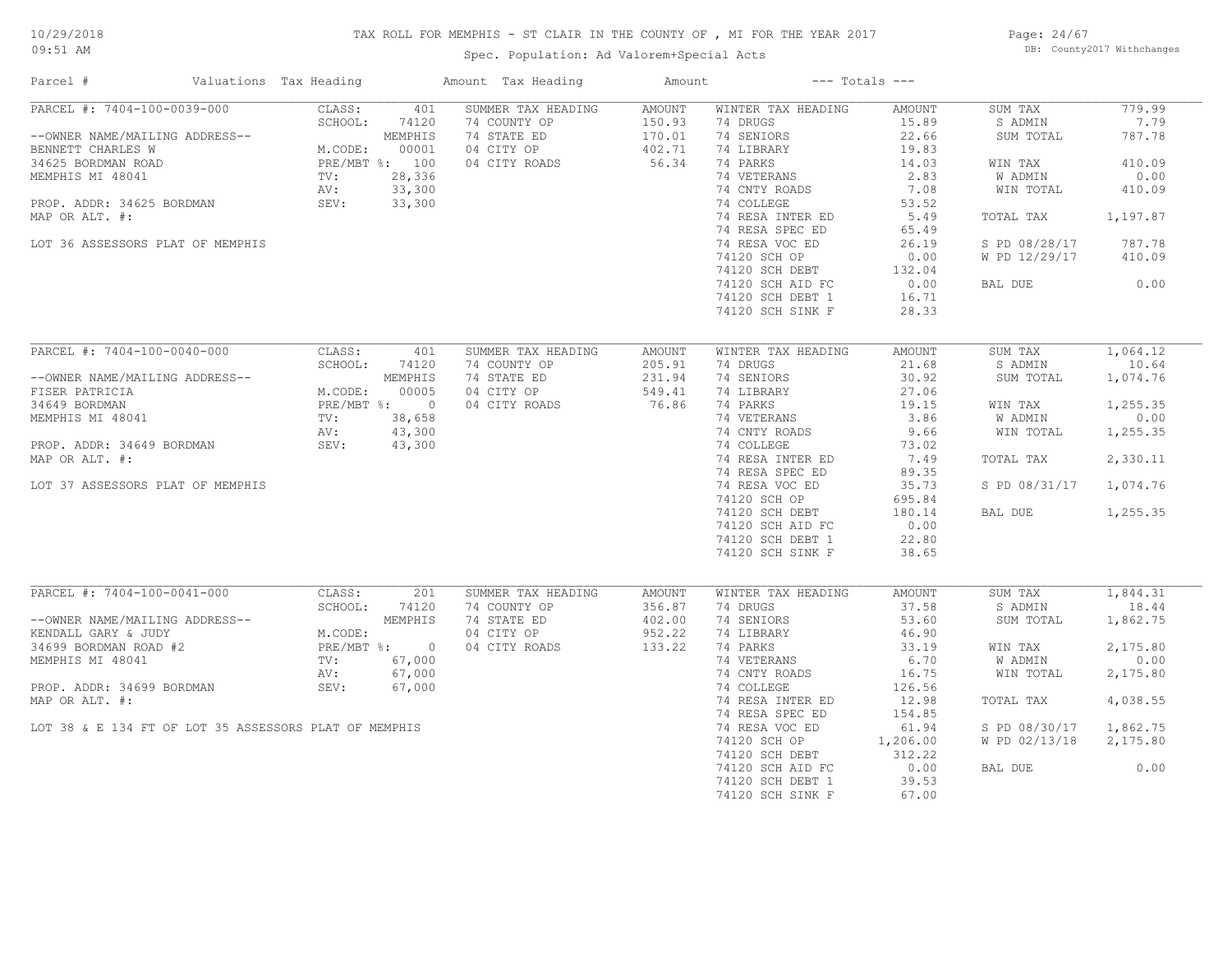10/29/2018
09:51 AM

# TAX ROLL FOR MEMPHIS - ST CLAIR IN THE COUNTY OF , MI FOR THE YEAR 2017

Spec. Population: Ad Valorem+Special Acts

DB: County2017 Withchanges

| Parcel # | Valuations | Tax Heading | Amount | Tax Heading | Amount | --- Totals --- | |
|---|---|---|---|---|---|---|---|
| PARCEL #: 7404-100-0039-000 | CLASS: 401 | SUMMER TAX HEADING | AMOUNT | WINTER TAX HEADING | AMOUNT | SUM TAX | 779.99 |
| | SCHOOL: 74120 | 74 COUNTY OP | 150.93 | 74 DRUGS | 15.89 | S ADMIN | 7.79 |
| --OWNER NAME/MAILING ADDRESS-- | MEMPHIS | 74 STATE ED | 170.01 | 74 SENIORS | 22.66 | SUM TOTAL | 787.78 |
| BENNETT CHARLES W | M.CODE: 00001 | 04 CITY OP | 402.71 | 74 LIBRARY | 19.83 | | |
| 34625 BORDMAN ROAD | PRE/MBT %: 100 | 04 CITY ROADS | 56.34 | 74 PARKS | 14.03 | WIN TAX | 410.09 |
| MEMPHIS MI 48041 | TV: 28,336 | | | 74 VETERANS | 2.83 | W ADMIN | 0.00 |
| | AV: 33,300 | | | 74 CNTY ROADS | 7.08 | WIN TOTAL | 410.09 |
| PROP. ADDR: 34625 BORDMAN | SEV: 33,300 | | | 74 COLLEGE | 53.52 | | |
| MAP OR ALT. #: | | | | 74 RESA INTER ED | 5.49 | TOTAL TAX | 1,197.87 |
| | | | | 74 RESA SPEC ED | 65.49 | | |
| LOT 36 ASSESSORS PLAT OF MEMPHIS | | | | 74 RESA VOC ED | 26.19 | S PD 08/28/17 | 787.78 |
| | | | | 74120 SCH OP | 0.00 | W PD 12/29/17 | 410.09 |
| | | | | 74120 SCH DEBT | 132.04 | | |
| | | | | 74120 SCH AID FC | 0.00 | BAL DUE | 0.00 |
| | | | | 74120 SCH DEBT 1 | 16.71 | | |
| | | | | 74120 SCH SINK F | 28.33 | | |

| Parcel # | Valuations | Tax Heading | Amount | Tax Heading | Amount | --- Totals --- | |
|---|---|---|---|---|---|---|---|
| PARCEL #: 7404-100-0040-000 | CLASS: 401 | SUMMER TAX HEADING | AMOUNT | WINTER TAX HEADING | AMOUNT | SUM TAX | 1,064.12 |
| | SCHOOL: 74120 | 74 COUNTY OP | 205.91 | 74 DRUGS | 21.68 | S ADMIN | 10.64 |
| --OWNER NAME/MAILING ADDRESS-- | MEMPHIS | 74 STATE ED | 231.94 | 74 SENIORS | 30.92 | SUM TOTAL | 1,074.76 |
| FISER PATRICIA | M.CODE: 00005 | 04 CITY OP | 549.41 | 74 LIBRARY | 27.06 | | |
| 34649 BORDMAN | PRE/MBT %: 0 | 04 CITY ROADS | 76.86 | 74 PARKS | 19.15 | WIN TAX | 1,255.35 |
| MEMPHIS MI 48041 | TV: 38,658 | | | 74 VETERANS | 3.86 | W ADMIN | 0.00 |
| | AV: 43,300 | | | 74 CNTY ROADS | 9.66 | WIN TOTAL | 1,255.35 |
| PROP. ADDR: 34649 BORDMAN | SEV: 43,300 | | | 74 COLLEGE | 73.02 | | |
| MAP OR ALT. #: | | | | 74 RESA INTER ED | 7.49 | TOTAL TAX | 2,330.11 |
| | | | | 74 RESA SPEC ED | 89.35 | | |
| LOT 37 ASSESSORS PLAT OF MEMPHIS | | | | 74 RESA VOC ED | 35.73 | S PD 08/31/17 | 1,074.76 |
| | | | | 74120 SCH OP | 695.84 | | |
| | | | | 74120 SCH DEBT | 180.14 | BAL DUE | 1,255.35 |
| | | | | 74120 SCH AID FC | 0.00 | | |
| | | | | 74120 SCH DEBT 1 | 22.80 | | |
| | | | | 74120 SCH SINK F | 38.65 | | |

| Parcel # | Valuations | Tax Heading | Amount | Tax Heading | Amount | --- Totals --- | |
|---|---|---|---|---|---|---|---|
| PARCEL #: 7404-100-0041-000 | CLASS: 201 | SUMMER TAX HEADING | AMOUNT | WINTER TAX HEADING | AMOUNT | SUM TAX | 1,844.31 |
| | SCHOOL: 74120 | 74 COUNTY OP | 356.87 | 74 DRUGS | 37.58 | S ADMIN | 18.44 |
| --OWNER NAME/MAILING ADDRESS-- | MEMPHIS | 74 STATE ED | 402.00 | 74 SENIORS | 53.60 | SUM TOTAL | 1,862.75 |
| KENDALL GARY & JUDY | M.CODE: | 04 CITY OP | 952.22 | 74 LIBRARY | 46.90 | | |
| 34699 BORDMAN ROAD #2 | PRE/MBT %: 0 | 04 CITY ROADS | 133.22 | 74 PARKS | 33.19 | WIN TAX | 2,175.80 |
| MEMPHIS MI 48041 | TV: 67,000 | | | 74 VETERANS | 6.70 | W ADMIN | 0.00 |
| | AV: 67,000 | | | 74 CNTY ROADS | 16.75 | WIN TOTAL | 2,175.80 |
| PROP. ADDR: 34699 BORDMAN | SEV: 67,000 | | | 74 COLLEGE | 126.56 | | |
| MAP OR ALT. #: | | | | 74 RESA INTER ED | 12.98 | TOTAL TAX | 4,038.55 |
| | | | | 74 RESA SPEC ED | 154.85 | | |
| LOT 38 & E 134 FT OF LOT 35 ASSESSORS PLAT OF MEMPHIS | | | | 74 RESA VOC ED | 61.94 | S PD 08/30/17 | 1,862.75 |
| | | | | 74120 SCH OP | 1,206.00 | W PD 02/13/18 | 2,175.80 |
| | | | | 74120 SCH DEBT | 312.22 | | |
| | | | | 74120 SCH AID FC | 0.00 | BAL DUE | 0.00 |
| | | | | 74120 SCH DEBT 1 | 39.53 | | |
| | | | | 74120 SCH SINK F | 67.00 | | |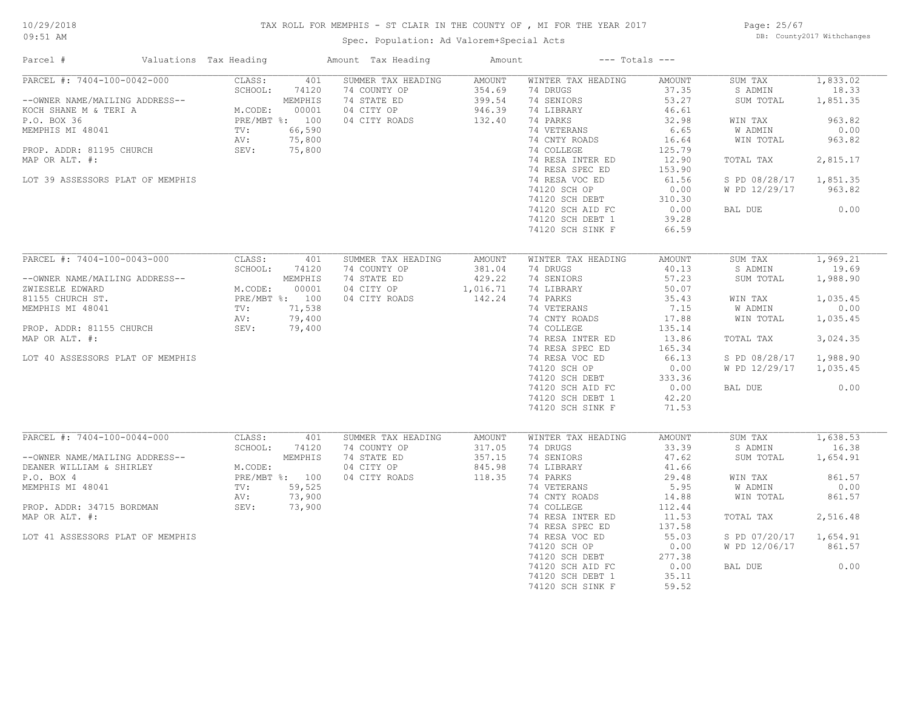# TAX ROLL FOR MEMPHIS - ST CLAIR IN THE COUNTY OF , MI FOR THE YEAR 2017

Spec. Population: Ad Valorem+Special Acts

10/29/2018 09:51 AM — DB: County2017 Withchanges

| Parcel # | Valuations | Tax Heading | Amount | Tax Heading | Amount | --- Totals --- | |
|---|---|---|---|---|---|---|---|
| PARCEL #: 7404-100-0042-000 | CLASS: 401 | SUMMER TAX HEADING | AMOUNT | WINTER TAX HEADING | AMOUNT | SUM TAX | 1,833.02 |
| | SCHOOL: 74120 | 74 COUNTY OP | 354.69 | 74 DRUGS | 37.35 | S ADMIN | 18.33 |
| --OWNER NAME/MAILING ADDRESS-- | MEMPHIS | 74 STATE ED | 399.54 | 74 SENIORS | 53.27 | SUM TOTAL | 1,851.35 |
| KOCH SHANE M & TERI A | M.CODE: 00001 | 04 CITY OP | 946.39 | 74 LIBRARY | 46.61 | | |
| P.O. BOX 36 | PRE/MBT %: 100 | 04 CITY ROADS | 132.40 | 74 PARKS | 32.98 | WIN TAX | 963.82 |
| MEMPHIS MI 48041 | TV: 66,590 | | | 74 VETERANS | 6.65 | W ADMIN | 0.00 |
| | AV: 75,800 | | | 74 CNTY ROADS | 16.64 | WIN TOTAL | 963.82 |
| PROP. ADDR: 81195 CHURCH | SEV: 75,800 | | | 74 COLLEGE | 125.79 | | |
| MAP OR ALT. #: | | | | 74 RESA INTER ED | 12.90 | TOTAL TAX | 2,815.17 |
| | | | | 74 RESA SPEC ED | 153.90 | | |
| LOT 39 ASSESSORS PLAT OF MEMPHIS | | | | 74 RESA VOC ED | 61.56 | S PD 08/28/17 | 1,851.35 |
| | | | | 74120 SCH OP | 0.00 | W PD 12/29/17 | 963.82 |
| | | | | 74120 SCH DEBT | 310.30 | | |
| | | | | 74120 SCH AID FC | 0.00 | BAL DUE | 0.00 |
| | | | | 74120 SCH DEBT 1 | 39.28 | | |
| | | | | 74120 SCH SINK F | 66.59 | | |
| PARCEL #: 7404-100-0043-000 | CLASS: 401 | SUMMER TAX HEADING | AMOUNT | WINTER TAX HEADING | AMOUNT | SUM TAX | 1,969.21 |
| | SCHOOL: 74120 | 74 COUNTY OP | 381.04 | 74 DRUGS | 40.13 | S ADMIN | 19.69 |
| --OWNER NAME/MAILING ADDRESS-- | MEMPHIS | 74 STATE ED | 429.22 | 74 SENIORS | 57.23 | SUM TOTAL | 1,988.90 |
| ZWIESELE EDWARD | M.CODE: 00001 | 04 CITY OP | 1,016.71 | 74 LIBRARY | 50.07 | | |
| 81155 CHURCH ST. | PRE/MBT %: 100 | 04 CITY ROADS | 142.24 | 74 PARKS | 35.43 | WIN TAX | 1,035.45 |
| MEMPHIS MI 48041 | TV: 71,538 | | | 74 VETERANS | 7.15 | W ADMIN | 0.00 |
| | AV: 79,400 | | | 74 CNTY ROADS | 17.88 | WIN TOTAL | 1,035.45 |
| PROP. ADDR: 81155 CHURCH | SEV: 79,400 | | | 74 COLLEGE | 135.14 | | |
| MAP OR ALT. #: | | | | 74 RESA INTER ED | 13.86 | TOTAL TAX | 3,024.35 |
| | | | | 74 RESA SPEC ED | 165.34 | | |
| LOT 40 ASSESSORS PLAT OF MEMPHIS | | | | 74 RESA VOC ED | 66.13 | S PD 08/28/17 | 1,988.90 |
| | | | | 74120 SCH OP | 0.00 | W PD 12/29/17 | 1,035.45 |
| | | | | 74120 SCH DEBT | 333.36 | | |
| | | | | 74120 SCH AID FC | 0.00 | BAL DUE | 0.00 |
| | | | | 74120 SCH DEBT 1 | 42.20 | | |
| | | | | 74120 SCH SINK F | 71.53 | | |
| PARCEL #: 7404-100-0044-000 | CLASS: 401 | SUMMER TAX HEADING | AMOUNT | WINTER TAX HEADING | AMOUNT | SUM TAX | 1,638.53 |
| | SCHOOL: 74120 | 74 COUNTY OP | 317.05 | 74 DRUGS | 33.39 | S ADMIN | 16.38 |
| --OWNER NAME/MAILING ADDRESS-- | MEMPHIS | 74 STATE ED | 357.15 | 74 SENIORS | 47.62 | SUM TOTAL | 1,654.91 |
| DEANER WILLIAM & SHIRLEY | M.CODE: | 04 CITY OP | 845.98 | 74 LIBRARY | 41.66 | | |
| P.O. BOX 4 | PRE/MBT %: 100 | 04 CITY ROADS | 118.35 | 74 PARKS | 29.48 | WIN TAX | 861.57 |
| MEMPHIS MI 48041 | TV: 59,525 | | | 74 VETERANS | 5.95 | W ADMIN | 0.00 |
| | AV: 73,900 | | | 74 CNTY ROADS | 14.88 | WIN TOTAL | 861.57 |
| PROP. ADDR: 34715 BORDMAN | SEV: 73,900 | | | 74 COLLEGE | 112.44 | | |
| MAP OR ALT. #: | | | | 74 RESA INTER ED | 11.53 | TOTAL TAX | 2,516.48 |
| | | | | 74 RESA SPEC ED | 137.58 | | |
| LOT 41 ASSESSORS PLAT OF MEMPHIS | | | | 74 RESA VOC ED | 55.03 | S PD 07/20/17 | 1,654.91 |
| | | | | 74120 SCH OP | 0.00 | W PD 12/06/17 | 861.57 |
| | | | | 74120 SCH DEBT | 277.38 | | |
| | | | | 74120 SCH AID FC | 0.00 | BAL DUE | 0.00 |
| | | | | 74120 SCH DEBT 1 | 35.11 | | |
| | | | | 74120 SCH SINK F | 59.52 | | |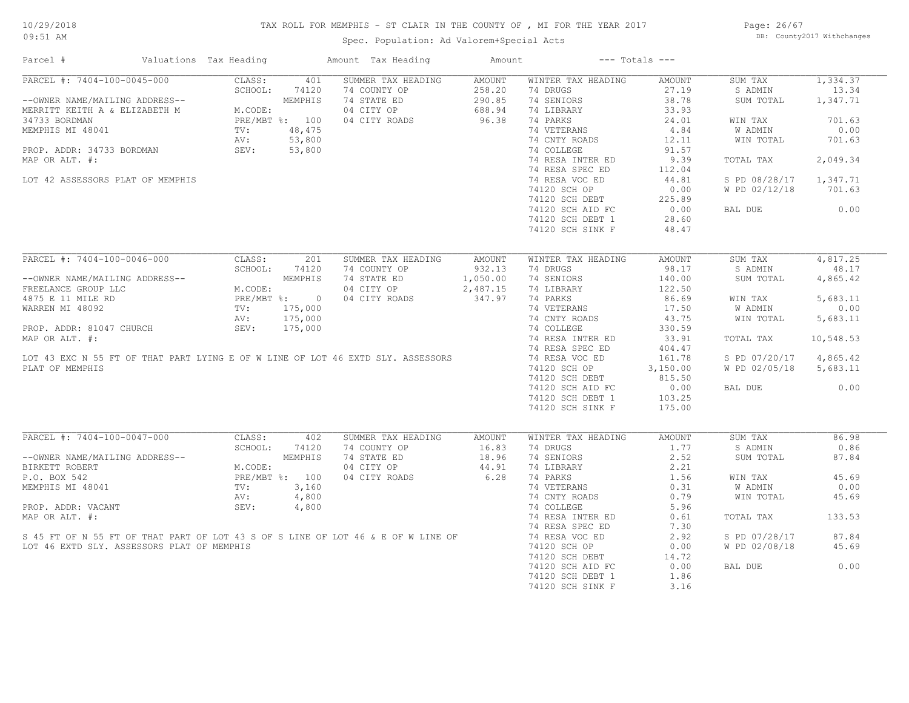# TAX ROLL FOR MEMPHIS - ST CLAIR IN THE COUNTY OF , MI FOR THE YEAR 2017

Spec. Population: Ad Valorem+Special Acts

DB: County2017 Withchanges

10/29/2018 09:51 AM

| Parcel # | Valuations | Tax Heading | Amount | Tax Heading | Amount | --- Totals --- | |
|---|---|---|---|---|---|---|---|

## PARCEL #: 7404-100-0045-000

| | | | | | | | |
|---|---|---|---|---|---|---|---|
| --OWNER NAME/MAILING ADDRESS-- | CLASS: 401 | SUMMER TAX HEADING | AMOUNT | WINTER TAX HEADING | AMOUNT | SUM TAX | 1,334.37 |
| MERRITT KEITH A & ELIZABETH M | SCHOOL: 74120 | 74 COUNTY OP | 258.20 | 74 DRUGS | 27.19 | S ADMIN | 13.34 |
| 34733 BORDMAN | MEMPHIS | 74 STATE ED | 290.85 | 74 SENIORS | 38.78 | SUM TOTAL | 1,347.71 |
| MEMPHIS MI 48041 | M.CODE: | 04 CITY OP | 688.94 | 74 LIBRARY | 33.93 | | |
| | PRE/MBT %: 100 | 04 CITY ROADS | 96.38 | 74 PARKS | 24.01 | WIN TAX | 701.63 |
| PROP. ADDR: 34733 BORDMAN | TV: 48,475 | | | 74 VETERANS | 4.84 | W ADMIN | 0.00 |
| MAP OR ALT. #: | AV: 53,800 | | | 74 CNTY ROADS | 12.11 | WIN TOTAL | 701.63 |
| | SEV: 53,800 | | | 74 COLLEGE | 91.57 | | |
| | | | | 74 RESA INTER ED | 9.39 | TOTAL TAX | 2,049.34 |
| | | | | 74 RESA SPEC ED | 112.04 | | |
| | | | | 74 RESA VOC ED | 44.81 | S PD 08/28/17 | 1,347.71 |
| | | | | 74120 SCH OP | 0.00 | W PD 02/12/18 | 701.63 |
| | | | | 74120 SCH DEBT | 225.89 | | |
| | | | | 74120 SCH AID FC | 0.00 | BAL DUE | 0.00 |
| | | | | 74120 SCH DEBT 1 | 28.60 | | |
| | | | | 74120 SCH SINK F | 48.47 | | |

LOT 42 ASSESSORS PLAT OF MEMPHIS

## PARCEL #: 7404-100-0046-000

| | | | | | | | |
|---|---|---|---|---|---|---|---|
| --OWNER NAME/MAILING ADDRESS-- | CLASS: 201 | SUMMER TAX HEADING | AMOUNT | WINTER TAX HEADING | AMOUNT | SUM TAX | 4,817.25 |
| FREELANCE GROUP LLC | SCHOOL: 74120 | 74 COUNTY OP | 932.13 | 74 DRUGS | 98.17 | S ADMIN | 48.17 |
| 4875 E 11 MILE RD | MEMPHIS | 74 STATE ED | 1,050.00 | 74 SENIORS | 140.00 | SUM TOTAL | 4,865.42 |
| WARREN MI 48092 | M.CODE: | 04 CITY OP | 2,487.15 | 74 LIBRARY | 122.50 | | |
| | PRE/MBT %: 0 | 04 CITY ROADS | 347.97 | 74 PARKS | 86.69 | WIN TAX | 5,683.11 |
| PROP. ADDR: 81047 CHURCH | TV: 175,000 | | | 74 VETERANS | 17.50 | W ADMIN | 0.00 |
| MAP OR ALT. #: | AV: 175,000 | | | 74 CNTY ROADS | 43.75 | WIN TOTAL | 5,683.11 |
| | SEV: 175,000 | | | 74 COLLEGE | 330.59 | | |
| | | | | 74 RESA INTER ED | 33.91 | TOTAL TAX | 10,548.53 |
| | | | | 74 RESA SPEC ED | 404.47 | | |
| | | | | 74 RESA VOC ED | 161.78 | S PD 07/20/17 | 4,865.42 |
| | | | | 74120 SCH OP | 3,150.00 | W PD 02/05/18 | 5,683.11 |
| | | | | 74120 SCH DEBT | 815.50 | | |
| | | | | 74120 SCH AID FC | 0.00 | BAL DUE | 0.00 |
| | | | | 74120 SCH DEBT 1 | 103.25 | | |
| | | | | 74120 SCH SINK F | 175.00 | | |

LOT 43 EXC N 55 FT OF THAT PART LYING E OF W LINE OF LOT 46 EXTD SLY. ASSESSORS PLAT OF MEMPHIS

## PARCEL #: 7404-100-0047-000

| | | | | | | | |
|---|---|---|---|---|---|---|---|
| --OWNER NAME/MAILING ADDRESS-- | CLASS: 402 | SUMMER TAX HEADING | AMOUNT | WINTER TAX HEADING | AMOUNT | SUM TAX | 86.98 |
| BIRKETT ROBERT | SCHOOL: 74120 | 74 COUNTY OP | 16.83 | 74 DRUGS | 1.77 | S ADMIN | 0.86 |
| P.O. BOX 542 | MEMPHIS | 74 STATE ED | 18.96 | 74 SENIORS | 2.52 | SUM TOTAL | 87.84 |
| MEMPHIS MI 48041 | M.CODE: | 04 CITY OP | 44.91 | 74 LIBRARY | 2.21 | | |
| | PRE/MBT %: 100 | 04 CITY ROADS | 6.28 | 74 PARKS | 1.56 | WIN TAX | 45.69 |
| PROP. ADDR: VACANT | TV: 3,160 | | | 74 VETERANS | 0.31 | W ADMIN | 0.00 |
| MAP OR ALT. #: | AV: 4,800 | | | 74 CNTY ROADS | 0.79 | WIN TOTAL | 45.69 |
| | SEV: 4,800 | | | 74 COLLEGE | 5.96 | | |
| | | | | 74 RESA INTER ED | 0.61 | TOTAL TAX | 133.53 |
| | | | | 74 RESA SPEC ED | 7.30 | | |
| | | | | 74 RESA VOC ED | 2.92 | S PD 07/28/17 | 87.84 |
| | | | | 74120 SCH OP | 0.00 | W PD 02/08/18 | 45.69 |
| | | | | 74120 SCH DEBT | 14.72 | | |
| | | | | 74120 SCH AID FC | 0.00 | BAL DUE | 0.00 |
| | | | | 74120 SCH DEBT 1 | 1.86 | | |
| | | | | 74120 SCH SINK F | 3.16 | | |

S 45 FT OF N 55 FT OF THAT PART OF LOT 43 S OF S LINE OF LOT 46 & E OF W LINE OF LOT 46 EXTD SLY. ASSESSORS PLAT OF MEMPHIS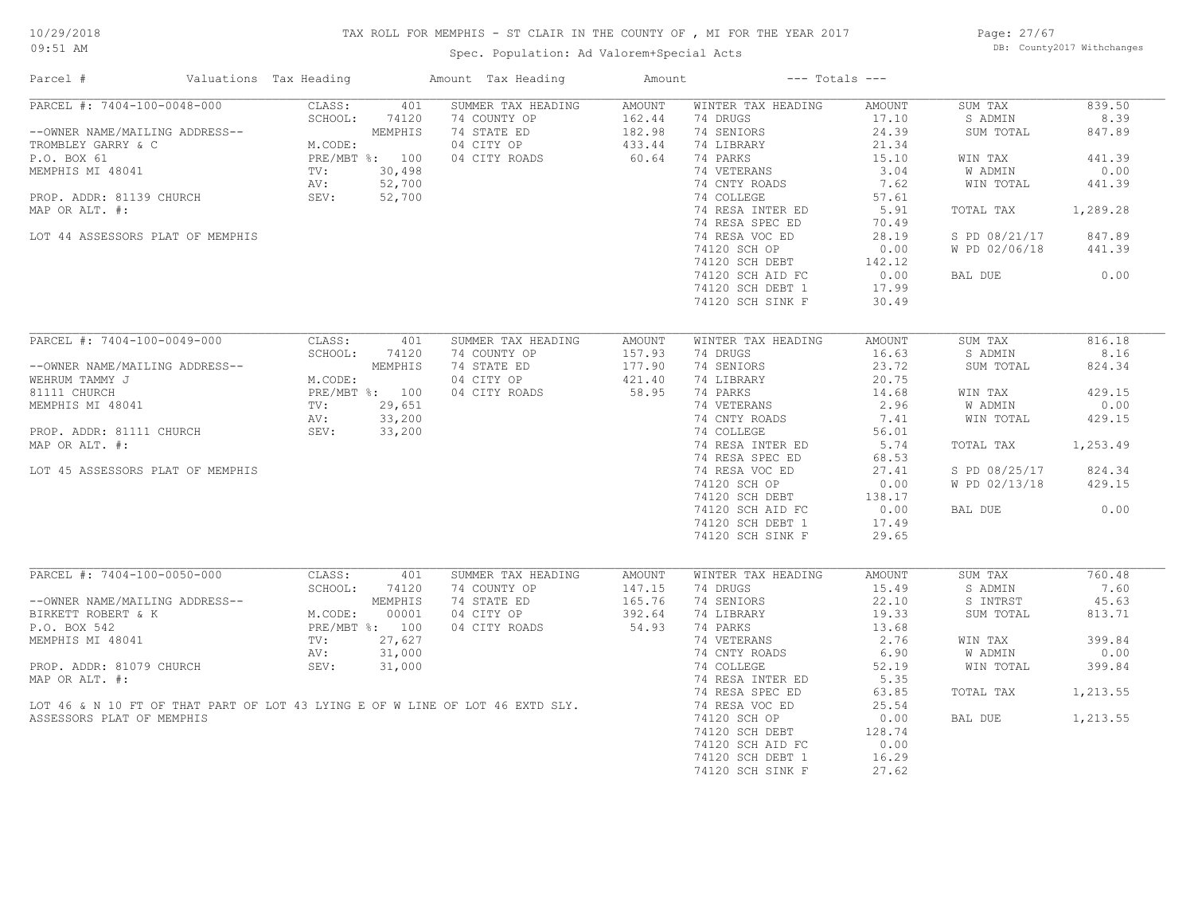10/29/2018
09:51 AM

# TAX ROLL FOR MEMPHIS - ST CLAIR IN THE COUNTY OF , MI FOR THE YEAR 2017

Spec. Population: Ad Valorem+Special Acts

DB: County2017 Withchanges

| Parcel # | Valuations | Tax Heading | Amount | Tax Heading | Amount | --- Totals --- | |
|---|---|---|---|---|---|---|---|
| PARCEL #: 7404-100-0048-000 | CLASS: 401 | SUMMER TAX HEADING | AMOUNT | WINTER TAX HEADING | AMOUNT | SUM TAX | 839.50 |
| | SCHOOL: 74120 | 74 COUNTY OP | 162.44 | 74 DRUGS | 17.10 | S ADMIN | 8.39 |
| --OWNER NAME/MAILING ADDRESS-- | MEMPHIS | 74 STATE ED | 182.98 | 74 SENIORS | 24.39 | SUM TOTAL | 847.89 |
| TROMBLEY GARRY & C | M.CODE: | 04 CITY OP | 433.44 | 74 LIBRARY | 21.34 | | |
| P.O. BOX 61 | PRE/MBT %: 100 | 04 CITY ROADS | 60.64 | 74 PARKS | 15.10 | WIN TAX | 441.39 |
| MEMPHIS MI 48041 | TV: 30,498 | | | 74 VETERANS | 3.04 | W ADMIN | 0.00 |
| | AV: 52,700 | | | 74 CNTY ROADS | 7.62 | WIN TOTAL | 441.39 |
| PROP. ADDR: 81139 CHURCH | SEV: 52,700 | | | 74 COLLEGE | 57.61 | | |
| MAP OR ALT. #: | | | | 74 RESA INTER ED | 5.91 | TOTAL TAX | 1,289.28 |
| | | | | 74 RESA SPEC ED | 70.49 | | |
| LOT 44 ASSESSORS PLAT OF MEMPHIS | | | | 74 RESA VOC ED | 28.19 | S PD 08/21/17 | 847.89 |
| | | | | 74120 SCH OP | 0.00 | W PD 02/06/18 | 441.39 |
| | | | | 74120 SCH DEBT | 142.12 | | |
| | | | | 74120 SCH AID FC | 0.00 | BAL DUE | 0.00 |
| | | | | 74120 SCH DEBT 1 | 17.99 | | |
| | | | | 74120 SCH SINK F | 30.49 | | |
| PARCEL #: 7404-100-0049-000 | CLASS: 401 | SUMMER TAX HEADING | AMOUNT | WINTER TAX HEADING | AMOUNT | SUM TAX | 816.18 |
| | SCHOOL: 74120 | 74 COUNTY OP | 157.93 | 74 DRUGS | 16.63 | S ADMIN | 8.16 |
| --OWNER NAME/MAILING ADDRESS-- | MEMPHIS | 74 STATE ED | 177.90 | 74 SENIORS | 23.72 | SUM TOTAL | 824.34 |
| WEHRUM TAMMY J | M.CODE: | 04 CITY OP | 421.40 | 74 LIBRARY | 20.75 | | |
| 81111 CHURCH | PRE/MBT %: 100 | 04 CITY ROADS | 58.95 | 74 PARKS | 14.68 | WIN TAX | 429.15 |
| MEMPHIS MI 48041 | TV: 29,651 | | | 74 VETERANS | 2.96 | W ADMIN | 0.00 |
| | AV: 33,200 | | | 74 CNTY ROADS | 7.41 | WIN TOTAL | 429.15 |
| PROP. ADDR: 81111 CHURCH | SEV: 33,200 | | | 74 COLLEGE | 56.01 | | |
| MAP OR ALT. #: | | | | 74 RESA INTER ED | 5.74 | TOTAL TAX | 1,253.49 |
| | | | | 74 RESA SPEC ED | 68.53 | | |
| LOT 45 ASSESSORS PLAT OF MEMPHIS | | | | 74 RESA VOC ED | 27.41 | S PD 08/25/17 | 824.34 |
| | | | | 74120 SCH OP | 0.00 | W PD 02/13/18 | 429.15 |
| | | | | 74120 SCH DEBT | 138.17 | | |
| | | | | 74120 SCH AID FC | 0.00 | BAL DUE | 0.00 |
| | | | | 74120 SCH DEBT 1 | 17.49 | | |
| | | | | 74120 SCH SINK F | 29.65 | | |
| PARCEL #: 7404-100-0050-000 | CLASS: 401 | SUMMER TAX HEADING | AMOUNT | WINTER TAX HEADING | AMOUNT | SUM TAX | 760.48 |
| | SCHOOL: 74120 | 74 COUNTY OP | 147.15 | 74 DRUGS | 15.49 | S ADMIN | 7.60 |
| --OWNER NAME/MAILING ADDRESS-- | MEMPHIS | 74 STATE ED | 165.76 | 74 SENIORS | 22.10 | S INTRST | 45.63 |
| BIRKETT ROBERT & K | M.CODE: 00001 | 04 CITY OP | 392.64 | 74 LIBRARY | 19.33 | SUM TOTAL | 813.71 |
| P.O. BOX 542 | PRE/MBT %: 100 | 04 CITY ROADS | 54.93 | 74 PARKS | 13.68 | | |
| MEMPHIS MI 48041 | TV: 27,627 | | | 74 VETERANS | 2.76 | WIN TAX | 399.84 |
| | AV: 31,000 | | | 74 CNTY ROADS | 6.90 | W ADMIN | 0.00 |
| PROP. ADDR: 81079 CHURCH | SEV: 31,000 | | | 74 COLLEGE | 52.19 | WIN TOTAL | 399.84 |
| MAP OR ALT. #: | | | | 74 RESA INTER ED | 5.35 | | |
| | | | | 74 RESA SPEC ED | 63.85 | TOTAL TAX | 1,213.55 |
| LOT 46 & N 10 FT OF THAT PART OF LOT 43 LYING E OF W LINE OF LOT 46 EXTD SLY. | | | | 74 RESA VOC ED | 25.54 | | |
| ASSESSORS PLAT OF MEMPHIS | | | | 74120 SCH OP | 0.00 | BAL DUE | 1,213.55 |
| | | | | 74120 SCH DEBT | 128.74 | | |
| | | | | 74120 SCH AID FC | 0.00 | | |
| | | | | 74120 SCH DEBT 1 | 16.29 | | |
| | | | | 74120 SCH SINK F | 27.62 | | |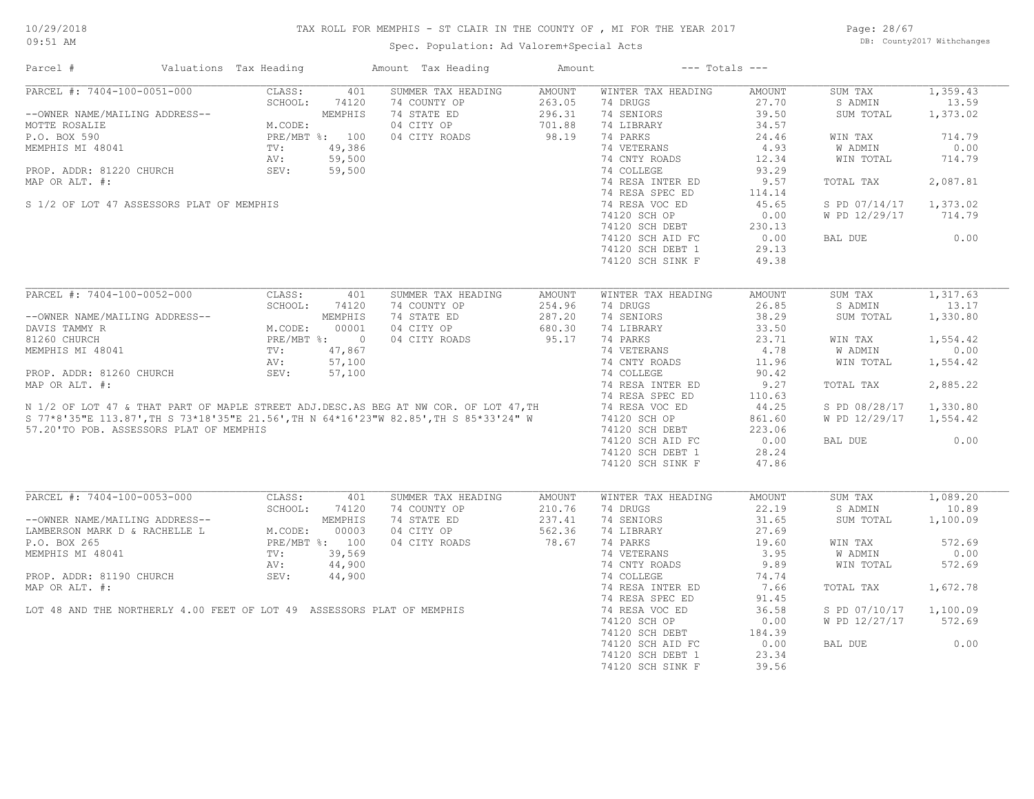# TAX ROLL FOR MEMPHIS - ST CLAIR IN THE COUNTY OF , MI FOR THE YEAR 2017

Spec. Population: Ad Valorem+Special Acts

| Parcel # | Valuations | Tax Heading | Amount | Tax Heading | Amount | --- Totals --- | |
|---|---|---|---|---|---|---|---|

## PARCEL #: 7404-100-0051-000

| | | | | | | | |
|---|---|---|---|---|---|---|---|
| CLASS: | 401 | SUMMER TAX HEADING | AMOUNT | WINTER TAX HEADING | AMOUNT | SUM TAX | 1,359.43 |
| SCHOOL: | 74120 | 74 COUNTY OP | 263.05 | 74 DRUGS | 27.70 | S ADMIN | 13.59 |
| | MEMPHIS | 74 STATE ED | 296.31 | 74 SENIORS | 39.50 | SUM TOTAL | 1,373.02 |
| M.CODE: | | 04 CITY OP | 701.88 | 74 LIBRARY | 34.57 | | |
| PRE/MBT %: | 100 | 04 CITY ROADS | 98.19 | 74 PARKS | 24.46 | WIN TAX | 714.79 |
| TV: | 49,386 | | | 74 VETERANS | 4.93 | W ADMIN | 0.00 |
| AV: | 59,500 | | | 74 CNTY ROADS | 12.34 | WIN TOTAL | 714.79 |
| SEV: | 59,500 | | | 74 COLLEGE | 93.29 | | |
| | | | | 74 RESA INTER ED | 9.57 | TOTAL TAX | 2,087.81 |
| | | | | 74 RESA SPEC ED | 114.14 | | |
| | | | | 74 RESA VOC ED | 45.65 | S PD 07/14/17 | 1,373.02 |
| | | | | 74120 SCH OP | 0.00 | W PD 12/29/17 | 714.79 |
| | | | | 74120 SCH DEBT | 230.13 | | |
| | | | | 74120 SCH AID FC | 0.00 | BAL DUE | 0.00 |
| | | | | 74120 SCH DEBT 1 | 29.13 | | |
| | | | | 74120 SCH SINK F | 49.38 | | |

--OWNER NAME/MAILING ADDRESS--
MOTTE ROSALIE
P.O. BOX 590
MEMPHIS MI 48041

PROP. ADDR: 81220 CHURCH
MAP OR ALT. #:

S 1/2 OF LOT 47 ASSESSORS PLAT OF MEMPHIS

## PARCEL #: 7404-100-0052-000

| | | | | | | | |
|---|---|---|---|---|---|---|---|
| CLASS: | 401 | SUMMER TAX HEADING | AMOUNT | WINTER TAX HEADING | AMOUNT | SUM TAX | 1,317.63 |
| SCHOOL: | 74120 | 74 COUNTY OP | 254.96 | 74 DRUGS | 26.85 | S ADMIN | 13.17 |
| | MEMPHIS | 74 STATE ED | 287.20 | 74 SENIORS | 38.29 | SUM TOTAL | 1,330.80 |
| M.CODE: | 00001 | 04 CITY OP | 680.30 | 74 LIBRARY | 33.50 | | |
| PRE/MBT %: | 0 | 04 CITY ROADS | 95.17 | 74 PARKS | 23.71 | WIN TAX | 1,554.42 |
| TV: | 47,867 | | | 74 VETERANS | 4.78 | W ADMIN | 0.00 |
| AV: | 57,100 | | | 74 CNTY ROADS | 11.96 | WIN TOTAL | 1,554.42 |
| SEV: | 57,100 | | | 74 COLLEGE | 90.42 | | |
| | | | | 74 RESA INTER ED | 9.27 | TOTAL TAX | 2,885.22 |
| | | | | 74 RESA SPEC ED | 110.63 | | |
| | | | | 74 RESA VOC ED | 44.25 | S PD 08/28/17 | 1,330.80 |
| | | | | 74120 SCH OP | 861.60 | W PD 12/29/17 | 1,554.42 |
| | | | | 74120 SCH DEBT | 223.06 | | |
| | | | | 74120 SCH AID FC | 0.00 | BAL DUE | 0.00 |
| | | | | 74120 SCH DEBT 1 | 28.24 | | |
| | | | | 74120 SCH SINK F | 47.86 | | |

--OWNER NAME/MAILING ADDRESS--
DAVIS TAMMY R
81260 CHURCH
MEMPHIS MI 48041

PROP. ADDR: 81260 CHURCH
MAP OR ALT. #:

N 1/2 OF LOT 47 & THAT PART OF MAPLE STREET ADJ.DESC.AS BEG AT NW COR. OF LOT 47,TH S 77*8'35"E 113.87',TH S 73*18'35"E 21.56',TH N 64*16'23"W 82.85',TH S 85*33'24" W 57.20'TO POB. ASSESSORS PLAT OF MEMPHIS

## PARCEL #: 7404-100-0053-000

| | | | | | | | |
|---|---|---|---|---|---|---|---|
| CLASS: | 401 | SUMMER TAX HEADING | AMOUNT | WINTER TAX HEADING | AMOUNT | SUM TAX | 1,089.20 |
| SCHOOL: | 74120 | 74 COUNTY OP | 210.76 | 74 DRUGS | 22.19 | S ADMIN | 10.89 |
| | MEMPHIS | 74 STATE ED | 237.41 | 74 SENIORS | 31.65 | SUM TOTAL | 1,100.09 |
| M.CODE: | 00003 | 04 CITY OP | 562.36 | 74 LIBRARY | 27.69 | | |
| PRE/MBT %: | 100 | 04 CITY ROADS | 78.67 | 74 PARKS | 19.60 | WIN TAX | 572.69 |
| TV: | 39,569 | | | 74 VETERANS | 3.95 | W ADMIN | 0.00 |
| AV: | 44,900 | | | 74 CNTY ROADS | 9.89 | WIN TOTAL | 572.69 |
| SEV: | 44,900 | | | 74 COLLEGE | 74.74 | | |
| | | | | 74 RESA INTER ED | 7.66 | TOTAL TAX | 1,672.78 |
| | | | | 74 RESA SPEC ED | 91.45 | | |
| | | | | 74 RESA VOC ED | 36.58 | S PD 07/10/17 | 1,100.09 |
| | | | | 74120 SCH OP | 0.00 | W PD 12/27/17 | 572.69 |
| | | | | 74120 SCH DEBT | 184.39 | | |
| | | | | 74120 SCH AID FC | 0.00 | BAL DUE | 0.00 |
| | | | | 74120 SCH DEBT 1 | 23.34 | | |
| | | | | 74120 SCH SINK F | 39.56 | | |

--OWNER NAME/MAILING ADDRESS--
LAMBERSON MARK D & RACHELLE L
P.O. BOX 265
MEMPHIS MI 48041

PROP. ADDR: 81190 CHURCH
MAP OR ALT. #:

LOT 48 AND THE NORTHERLY 4.00 FEET OF LOT 49 ASSESSORS PLAT OF MEMPHIS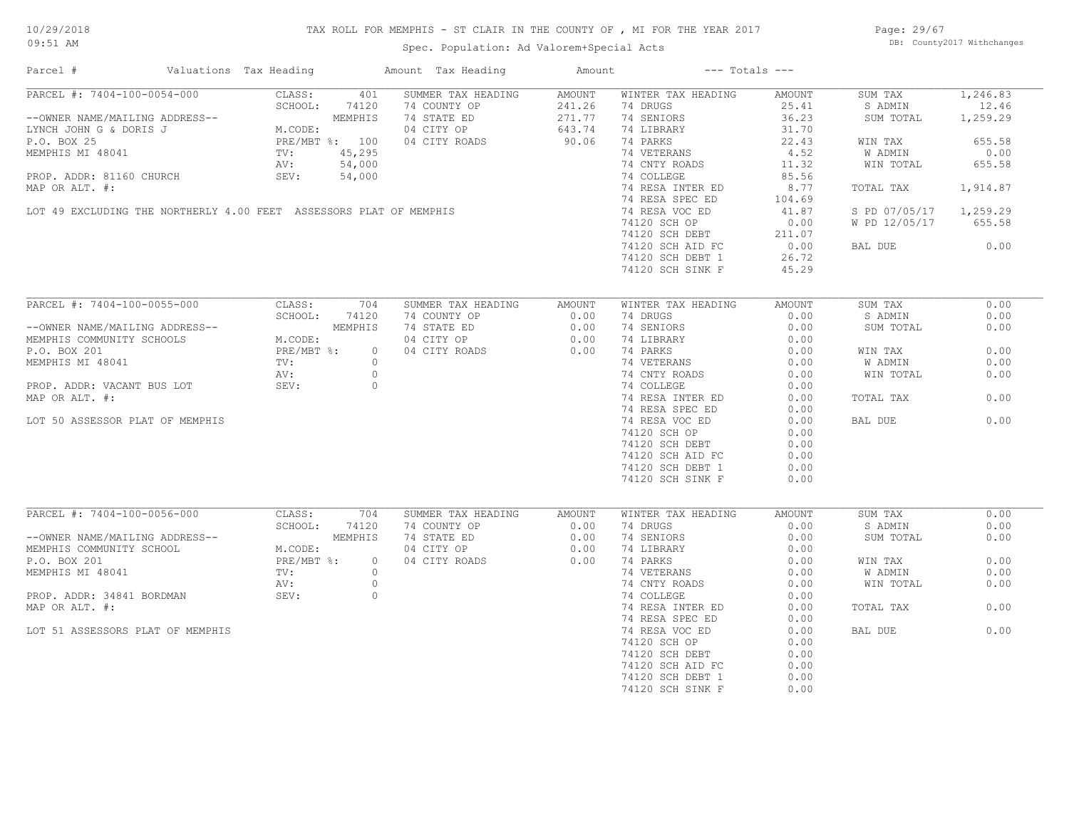# TAX ROLL FOR MEMPHIS - ST CLAIR IN THE COUNTY OF , MI FOR THE YEAR 2017

10/29/2018
09:51 AM

Spec. Population: Ad Valorem+Special Acts

DB: County2017 Withchanges

| Parcel # | Valuations | Tax Heading | Amount | Tax Heading | Amount | --- Totals --- | |
|---|---|---|---|---|---|---|---|

## PARCEL #: 7404-100-0054-000

| Owner / Property | Valuations | | Summer Tax Heading | Amount | Winter Tax Heading | Amount | Totals | |
|---|---|---|---|---|---|---|---|---|
| --OWNER NAME/MAILING ADDRESS-- | CLASS: | 401 | SUMMER TAX HEADING | AMOUNT | WINTER TAX HEADING | AMOUNT | SUM TAX | 1,246.83 |
| LYNCH JOHN G & DORIS J | SCHOOL: | 74120 | 74 COUNTY OP | 241.26 | 74 DRUGS | 25.41 | S ADMIN | 12.46 |
| P.O. BOX 25 | | MEMPHIS | 74 STATE ED | 271.77 | 74 SENIORS | 36.23 | SUM TOTAL | 1,259.29 |
| MEMPHIS MI 48041 | M.CODE: | | 04 CITY OP | 643.74 | 74 LIBRARY | 31.70 | | |
| PROP. ADDR: 81160 CHURCH | PRE/MBT %: | 100 | 04 CITY ROADS | 90.06 | 74 PARKS | 22.43 | WIN TAX | 655.58 |
| MAP OR ALT. #: | TV: | 45,295 | | | 74 VETERANS | 4.52 | W ADMIN | 0.00 |
| | AV: | 54,000 | | | 74 CNTY ROADS | 11.32 | WIN TOTAL | 655.58 |
| | SEV: | 54,000 | | | 74 COLLEGE | 85.56 | | |
| | | | | | 74 RESA INTER ED | 8.77 | TOTAL TAX | 1,914.87 |
| | | | | | 74 RESA SPEC ED | 104.69 | | |
| | | | | | 74 RESA VOC ED | 41.87 | S PD 07/05/17 | 1,259.29 |
| | | | | | 74120 SCH OP | 0.00 | W PD 12/05/17 | 655.58 |
| | | | | | 74120 SCH DEBT | 211.07 | | |
| | | | | | 74120 SCH AID FC | 0.00 | BAL DUE | 0.00 |
| | | | | | 74120 SCH DEBT 1 | 26.72 | | |
| | | | | | 74120 SCH SINK F | 45.29 | | |

LOT 49 EXCLUDING THE NORTHERLY 4.00 FEET ASSESSORS PLAT OF MEMPHIS

## PARCEL #: 7404-100-0055-000

| Owner / Property | Valuations | | Summer Tax Heading | Amount | Winter Tax Heading | Amount | Totals | |
|---|---|---|---|---|---|---|---|---|
| --OWNER NAME/MAILING ADDRESS-- | CLASS: | 704 | SUMMER TAX HEADING | AMOUNT | WINTER TAX HEADING | AMOUNT | SUM TAX | 0.00 |
| MEMPHIS COMMUNITY SCHOOLS | SCHOOL: | 74120 | 74 COUNTY OP | 0.00 | 74 DRUGS | 0.00 | S ADMIN | 0.00 |
| P.O. BOX 201 | | MEMPHIS | 74 STATE ED | 0.00 | 74 SENIORS | 0.00 | SUM TOTAL | 0.00 |
| MEMPHIS MI 48041 | M.CODE: | | 04 CITY OP | 0.00 | 74 LIBRARY | 0.00 | | |
| PROP. ADDR: VACANT BUS LOT | PRE/MBT %: | 0 | 04 CITY ROADS | 0.00 | 74 PARKS | 0.00 | WIN TAX | 0.00 |
| MAP OR ALT. #: | TV: | 0 | | | 74 VETERANS | 0.00 | W ADMIN | 0.00 |
| | AV: | 0 | | | 74 CNTY ROADS | 0.00 | WIN TOTAL | 0.00 |
| | SEV: | 0 | | | 74 COLLEGE | 0.00 | | |
| | | | | | 74 RESA INTER ED | 0.00 | TOTAL TAX | 0.00 |
| | | | | | 74 RESA SPEC ED | 0.00 | | |
| | | | | | 74 RESA VOC ED | 0.00 | BAL DUE | 0.00 |
| | | | | | 74120 SCH OP | 0.00 | | |
| | | | | | 74120 SCH DEBT | 0.00 | | |
| | | | | | 74120 SCH AID FC | 0.00 | | |
| | | | | | 74120 SCH DEBT 1 | 0.00 | | |
| | | | | | 74120 SCH SINK F | 0.00 | | |

LOT 50 ASSESSOR PLAT OF MEMPHIS

## PARCEL #: 7404-100-0056-000

| Owner / Property | Valuations | | Summer Tax Heading | Amount | Winter Tax Heading | Amount | Totals | |
|---|---|---|---|---|---|---|---|---|
| --OWNER NAME/MAILING ADDRESS-- | CLASS: | 704 | SUMMER TAX HEADING | AMOUNT | WINTER TAX HEADING | AMOUNT | SUM TAX | 0.00 |
| MEMPHIS COMMUNITY SCHOOL | SCHOOL: | 74120 | 74 COUNTY OP | 0.00 | 74 DRUGS | 0.00 | S ADMIN | 0.00 |
| P.O. BOX 201 | | MEMPHIS | 74 STATE ED | 0.00 | 74 SENIORS | 0.00 | SUM TOTAL | 0.00 |
| MEMPHIS MI 48041 | M.CODE: | | 04 CITY OP | 0.00 | 74 LIBRARY | 0.00 | | |
| PROP. ADDR: 34841 BORDMAN | PRE/MBT %: | 0 | 04 CITY ROADS | 0.00 | 74 PARKS | 0.00 | WIN TAX | 0.00 |
| MAP OR ALT. #: | TV: | 0 | | | 74 VETERANS | 0.00 | W ADMIN | 0.00 |
| | AV: | 0 | | | 74 CNTY ROADS | 0.00 | WIN TOTAL | 0.00 |
| | SEV: | 0 | | | 74 COLLEGE | 0.00 | | |
| | | | | | 74 RESA INTER ED | 0.00 | TOTAL TAX | 0.00 |
| | | | | | 74 RESA SPEC ED | 0.00 | | |
| | | | | | 74 RESA VOC ED | 0.00 | BAL DUE | 0.00 |
| | | | | | 74120 SCH OP | 0.00 | | |
| | | | | | 74120 SCH DEBT | 0.00 | | |
| | | | | | 74120 SCH AID FC | 0.00 | | |
| | | | | | 74120 SCH DEBT 1 | 0.00 | | |
| | | | | | 74120 SCH SINK F | 0.00 | | |

LOT 51 ASSESSORS PLAT OF MEMPHIS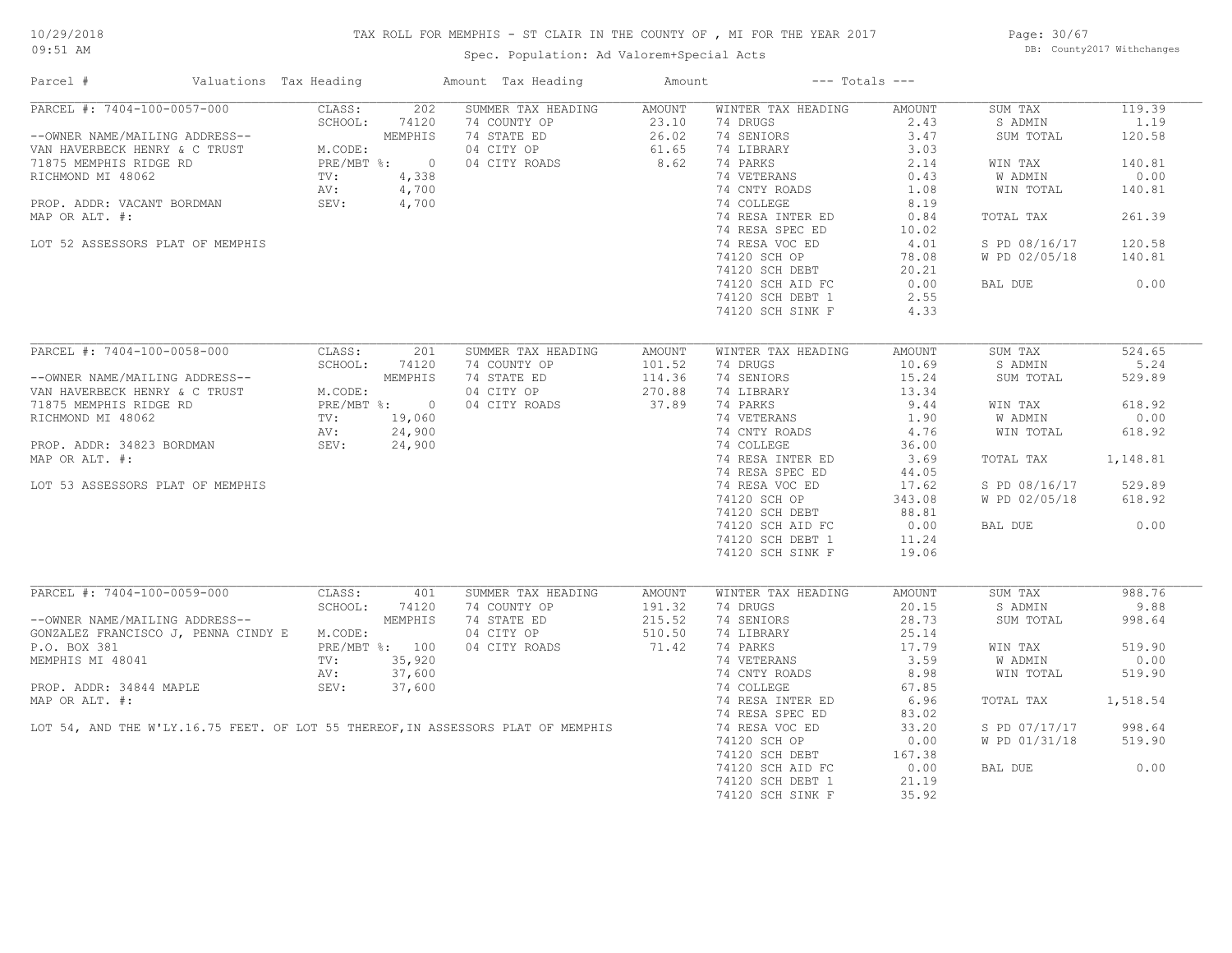# TAX ROLL FOR MEMPHIS - ST CLAIR IN THE COUNTY OF , MI FOR THE YEAR 2017

Spec. Population: Ad Valorem+Special Acts

DB: County2017 Withchanges

10/29/2018 09:51 AM

| Parcel # | Valuations | Tax Heading | Amount | Tax Heading | Amount | --- Totals --- | |
|---|---|---|---|---|---|---|---|
| PARCEL #: 7404-100-0057-000 | CLASS: 202 | SUMMER TAX HEADING | AMOUNT | WINTER TAX HEADING | AMOUNT | SUM TAX | 119.39 |
| | SCHOOL: 74120 | 74 COUNTY OP | 23.10 | 74 DRUGS | 2.43 | S ADMIN | 1.19 |
| --OWNER NAME/MAILING ADDRESS-- | MEMPHIS | 74 STATE ED | 26.02 | 74 SENIORS | 3.47 | SUM TOTAL | 120.58 |
| VAN HAVERBECK HENRY & C TRUST | M.CODE: | 04 CITY OP | 61.65 | 74 LIBRARY | 3.03 | | |
| 71875 MEMPHIS RIDGE RD | PRE/MBT %: 0 | 04 CITY ROADS | 8.62 | 74 PARKS | 2.14 | WIN TAX | 140.81 |
| RICHMOND MI 48062 | TV: 4,338 | | | 74 VETERANS | 0.43 | W ADMIN | 0.00 |
| | AV: 4,700 | | | 74 CNTY ROADS | 1.08 | WIN TOTAL | 140.81 |
| PROP. ADDR: VACANT BORDMAN | SEV: 4,700 | | | 74 COLLEGE | 8.19 | | |
| MAP OR ALT. #: | | | | 74 RESA INTER ED | 0.84 | TOTAL TAX | 261.39 |
| | | | | 74 RESA SPEC ED | 10.02 | | |
| LOT 52 ASSESSORS PLAT OF MEMPHIS | | | | 74 RESA VOC ED | 4.01 | S PD 08/16/17 | 120.58 |
| | | | | 74120 SCH OP | 78.08 | W PD 02/05/18 | 140.81 |
| | | | | 74120 SCH DEBT | 20.21 | | |
| | | | | 74120 SCH AID FC | 0.00 | BAL DUE | 0.00 |
| | | | | 74120 SCH DEBT 1 | 2.55 | | |
| | | | | 74120 SCH SINK F | 4.33 | | |
| PARCEL #: 7404-100-0058-000 | CLASS: 201 | SUMMER TAX HEADING | AMOUNT | WINTER TAX HEADING | AMOUNT | SUM TAX | 524.65 |
| | SCHOOL: 74120 | 74 COUNTY OP | 101.52 | 74 DRUGS | 10.69 | S ADMIN | 5.24 |
| --OWNER NAME/MAILING ADDRESS-- | MEMPHIS | 74 STATE ED | 114.36 | 74 SENIORS | 15.24 | SUM TOTAL | 529.89 |
| VAN HAVERBECK HENRY & C TRUST | M.CODE: | 04 CITY OP | 270.88 | 74 LIBRARY | 13.34 | | |
| 71875 MEMPHIS RIDGE RD | PRE/MBT %: 0 | 04 CITY ROADS | 37.89 | 74 PARKS | 9.44 | WIN TAX | 618.92 |
| RICHMOND MI 48062 | TV: 19,060 | | | 74 VETERANS | 1.90 | W ADMIN | 0.00 |
| | AV: 24,900 | | | 74 CNTY ROADS | 4.76 | WIN TOTAL | 618.92 |
| PROP. ADDR: 34823 BORDMAN | SEV: 24,900 | | | 74 COLLEGE | 36.00 | | |
| MAP OR ALT. #: | | | | 74 RESA INTER ED | 3.69 | TOTAL TAX | 1,148.81 |
| | | | | 74 RESA SPEC ED | 44.05 | | |
| LOT 53 ASSESSORS PLAT OF MEMPHIS | | | | 74 RESA VOC ED | 17.62 | S PD 08/16/17 | 529.89 |
| | | | | 74120 SCH OP | 343.08 | W PD 02/05/18 | 618.92 |
| | | | | 74120 SCH DEBT | 88.81 | | |
| | | | | 74120 SCH AID FC | 0.00 | BAL DUE | 0.00 |
| | | | | 74120 SCH DEBT 1 | 11.24 | | |
| | | | | 74120 SCH SINK F | 19.06 | | |
| PARCEL #: 7404-100-0059-000 | CLASS: 401 | SUMMER TAX HEADING | AMOUNT | WINTER TAX HEADING | AMOUNT | SUM TAX | 988.76 |
| | SCHOOL: 74120 | 74 COUNTY OP | 191.32 | 74 DRUGS | 20.15 | S ADMIN | 9.88 |
| --OWNER NAME/MAILING ADDRESS-- | MEMPHIS | 74 STATE ED | 215.52 | 74 SENIORS | 28.73 | SUM TOTAL | 998.64 |
| GONZALEZ FRANCISCO J, PENNA CINDY E | M.CODE: | 04 CITY OP | 510.50 | 74 LIBRARY | 25.14 | | |
| P.O. BOX 381 | PRE/MBT %: 100 | 04 CITY ROADS | 71.42 | 74 PARKS | 17.79 | WIN TAX | 519.90 |
| MEMPHIS MI 48041 | TV: 35,920 | | | 74 VETERANS | 3.59 | W ADMIN | 0.00 |
| | AV: 37,600 | | | 74 CNTY ROADS | 8.98 | WIN TOTAL | 519.90 |
| PROP. ADDR: 34844 MAPLE | SEV: 37,600 | | | 74 COLLEGE | 67.85 | | |
| MAP OR ALT. #: | | | | 74 RESA INTER ED | 6.96 | TOTAL TAX | 1,518.54 |
| | | | | 74 RESA SPEC ED | 83.02 | | |
| LOT 54, AND THE W'LY.16.75 FEET. OF LOT 55 THEREOF,IN ASSESSORS PLAT OF MEMPHIS | | | | 74 RESA VOC ED | 33.20 | S PD 07/17/17 | 998.64 |
| | | | | 74120 SCH OP | 0.00 | W PD 01/31/18 | 519.90 |
| | | | | 74120 SCH DEBT | 167.38 | | |
| | | | | 74120 SCH AID FC | 0.00 | BAL DUE | 0.00 |
| | | | | 74120 SCH DEBT 1 | 21.19 | | |
| | | | | 74120 SCH SINK F | 35.92 | | |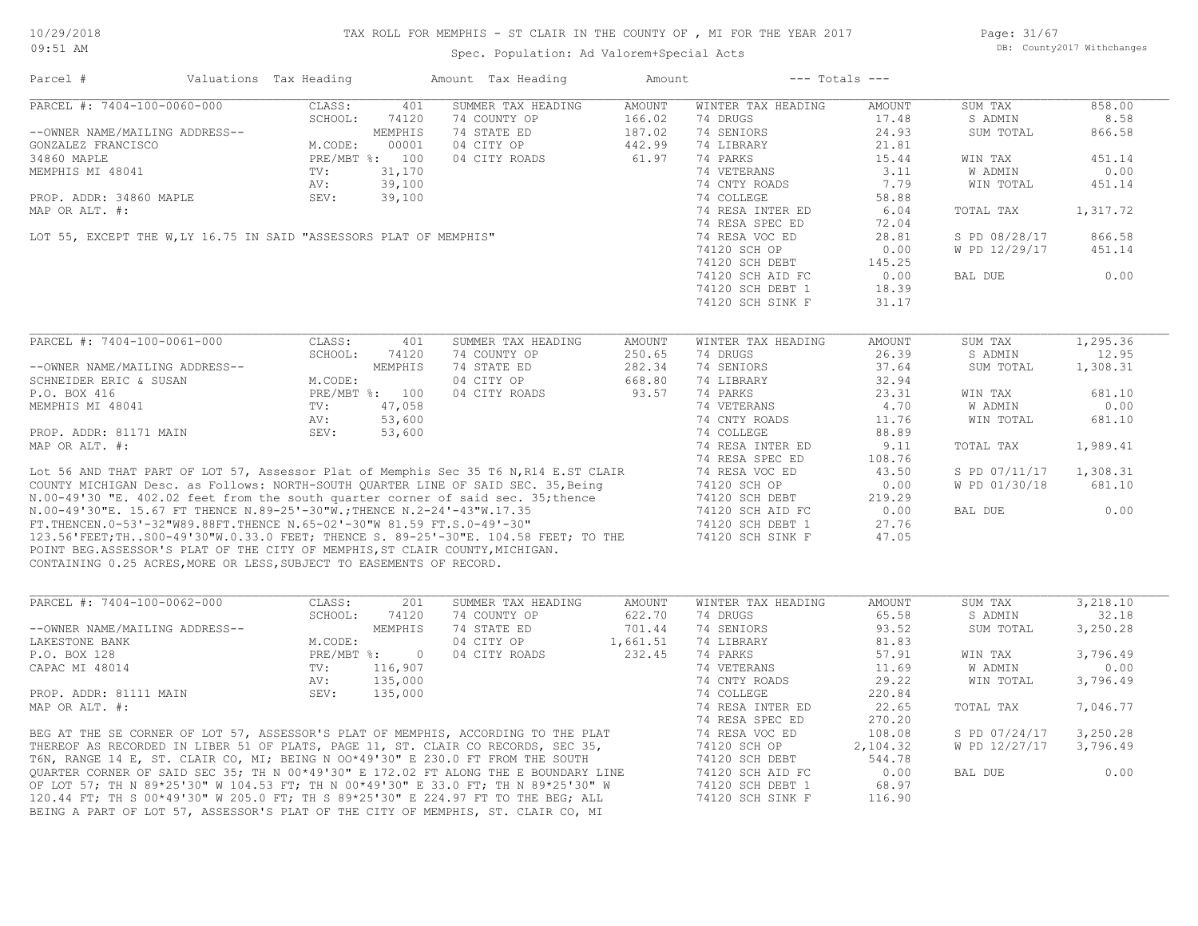# TAX ROLL FOR MEMPHIS - ST CLAIR IN THE COUNTY OF , MI FOR THE YEAR 2017

10/29/2018
09:51 AM

Spec. Population: Ad Valorem+Special Acts

DB: County2017 Withchanges

| Parcel # | Valuations | Tax Heading | Amount | Tax Heading | Amount | --- Totals --- | |
|---|---|---|---|---|---|---|---|

## PARCEL #: 7404-100-0060-000

| Owner / Property | Valuations | | Summer Tax Heading | Amount | Winter Tax Heading | Amount | Totals | |
|---|---|---|---|---|---|---|---|---|
| --OWNER NAME/MAILING ADDRESS-- | CLASS: | 401 | SUMMER TAX HEADING | AMOUNT | WINTER TAX HEADING | AMOUNT | SUM TAX | 858.00 |
| GONZALEZ FRANCISCO | SCHOOL: | 74120 | 74 COUNTY OP | 166.02 | 74 DRUGS | 17.48 | S ADMIN | 8.58 |
| 34860 MAPLE | | MEMPHIS | 74 STATE ED | 187.02 | 74 SENIORS | 24.93 | SUM TOTAL | 866.58 |
| MEMPHIS MI 48041 | M.CODE: | 00001 | 04 CITY OP | 442.99 | 74 LIBRARY | 21.81 | | |
| | PRE/MBT %: | 100 | 04 CITY ROADS | 61.97 | 74 PARKS | 15.44 | WIN TAX | 451.14 |
| PROP. ADDR: 34860 MAPLE | TV: | 31,170 | | | 74 VETERANS | 3.11 | W ADMIN | 0.00 |
| MAP OR ALT. #: | AV: | 39,100 | | | 74 CNTY ROADS | 7.79 | WIN TOTAL | 451.14 |
| | SEV: | 39,100 | | | 74 COLLEGE | 58.88 | | |
| | | | | | 74 RESA INTER ED | 6.04 | TOTAL TAX | 1,317.72 |
| | | | | | 74 RESA SPEC ED | 72.04 | | |
| | | | | | 74 RESA VOC ED | 28.81 | S PD 08/28/17 | 866.58 |
| | | | | | 74120 SCH OP | 0.00 | W PD 12/29/17 | 451.14 |
| | | | | | 74120 SCH DEBT | 145.25 | | |
| | | | | | 74120 SCH AID FC | 0.00 | BAL DUE | 0.00 |
| | | | | | 74120 SCH DEBT 1 | 18.39 | | |
| | | | | | 74120 SCH SINK F | 31.17 | | |

LOT 55, EXCEPT THE W,LY 16.75 IN SAID "ASSESSORS PLAT OF MEMPHIS"

## PARCEL #: 7404-100-0061-000

| Owner / Property | Valuations | | Summer Tax Heading | Amount | Winter Tax Heading | Amount | Totals | |
|---|---|---|---|---|---|---|---|---|
| --OWNER NAME/MAILING ADDRESS-- | CLASS: | 401 | SUMMER TAX HEADING | AMOUNT | WINTER TAX HEADING | AMOUNT | SUM TAX | 1,295.36 |
| SCHNEIDER ERIC & SUSAN | SCHOOL: | 74120 | 74 COUNTY OP | 250.65 | 74 DRUGS | 26.39 | S ADMIN | 12.95 |
| P.O. BOX 416 | | MEMPHIS | 74 STATE ED | 282.34 | 74 SENIORS | 37.64 | SUM TOTAL | 1,308.31 |
| MEMPHIS MI 48041 | M.CODE: | | 04 CITY OP | 668.80 | 74 LIBRARY | 32.94 | | |
| | PRE/MBT %: | 100 | 04 CITY ROADS | 93.57 | 74 PARKS | 23.31 | WIN TAX | 681.10 |
| PROP. ADDR: 81171 MAIN | TV: | 47,058 | | | 74 VETERANS | 4.70 | W ADMIN | 0.00 |
| MAP OR ALT. #: | AV: | 53,600 | | | 74 CNTY ROADS | 11.76 | WIN TOTAL | 681.10 |
| | SEV: | 53,600 | | | 74 COLLEGE | 88.89 | | |
| | | | | | 74 RESA INTER ED | 9.11 | TOTAL TAX | 1,989.41 |
| | | | | | 74 RESA SPEC ED | 108.76 | | |
| | | | | | 74 RESA VOC ED | 43.50 | S PD 07/11/17 | 1,308.31 |
| | | | | | 74120 SCH OP | 0.00 | W PD 01/30/18 | 681.10 |
| | | | | | 74120 SCH DEBT | 219.29 | | |
| | | | | | 74120 SCH AID FC | 0.00 | BAL DUE | 0.00 |
| | | | | | 74120 SCH DEBT 1 | 27.76 | | |
| | | | | | 74120 SCH SINK F | 47.05 | | |

Lot 56 AND THAT PART OF LOT 57, Assessor Plat of Memphis Sec 35 T6 N,R14 E.ST CLAIR COUNTY MICHIGAN Desc. as Follows: NORTH-SOUTH QUARTER LINE OF SAID SEC. 35,Being N.00-49'30 "E. 402.02 feet from the south quarter corner of said sec. 35;thence N.00-49'30"E. 15.67 FT THENCE N.89-25'-30"W.;THENCE N.2-24'-43"W.17.35 FT.THENCEN.0-53'-32"W89.88FT.THENCE N.65-02'-30"W 81.59 FT.S.0-49'-30" 123.56'FEET;TH..S00-49'30"W.0.33.0 FEET; THENCE S. 89-25'-30"E. 104.58 FEET; TO THE POINT BEG.ASSESSOR'S PLAT OF THE CITY OF MEMPHIS,ST CLAIR COUNTY,MICHIGAN. CONTAINING 0.25 ACRES,MORE OR LESS,SUBJECT TO EASEMENTS OF RECORD.

## PARCEL #: 7404-100-0062-000

| Owner / Property | Valuations | | Summer Tax Heading | Amount | Winter Tax Heading | Amount | Totals | |
|---|---|---|---|---|---|---|---|---|
| --OWNER NAME/MAILING ADDRESS-- | CLASS: | 201 | SUMMER TAX HEADING | AMOUNT | WINTER TAX HEADING | AMOUNT | SUM TAX | 3,218.10 |
| LAKESTONE BANK | SCHOOL: | 74120 | 74 COUNTY OP | 622.70 | 74 DRUGS | 65.58 | S ADMIN | 32.18 |
| P.O. BOX 128 | | MEMPHIS | 74 STATE ED | 701.44 | 74 SENIORS | 93.52 | SUM TOTAL | 3,250.28 |
| CAPAC MI 48014 | M.CODE: | | 04 CITY OP | 1,661.51 | 74 LIBRARY | 81.83 | | |
| | PRE/MBT %: | 0 | 04 CITY ROADS | 232.45 | 74 PARKS | 57.91 | WIN TAX | 3,796.49 |
| PROP. ADDR: 81111 MAIN | TV: | 116,907 | | | 74 VETERANS | 11.69 | W ADMIN | 0.00 |
| MAP OR ALT. #: | AV: | 135,000 | | | 74 CNTY ROADS | 29.22 | WIN TOTAL | 3,796.49 |
| | SEV: | 135,000 | | | 74 COLLEGE | 220.84 | | |
| | | | | | 74 RESA INTER ED | 22.65 | TOTAL TAX | 7,046.77 |
| | | | | | 74 RESA SPEC ED | 270.20 | | |
| | | | | | 74 RESA VOC ED | 108.08 | S PD 07/24/17 | 3,250.28 |
| | | | | | 74120 SCH OP | 2,104.32 | W PD 12/27/17 | 3,796.49 |
| | | | | | 74120 SCH DEBT | 544.78 | | |
| | | | | | 74120 SCH AID FC | 0.00 | BAL DUE | 0.00 |
| | | | | | 74120 SCH DEBT 1 | 68.97 | | |
| | | | | | 74120 SCH SINK F | 116.90 | | |

BEG AT THE SE CORNER OF LOT 57, ASSESSOR'S PLAT OF MEMPHIS, ACCORDING TO THE PLAT THEREOF AS RECORDED IN LIBER 51 OF PLATS, PAGE 11, ST. CLAIR CO RECORDS, SEC 35, T6N, RANGE 14 E, ST. CLAIR CO, MI; BEING N OO*49'30" E 230.0 FT FROM THE SOUTH QUARTER CORNER OF SAID SEC 35; TH N 00*49'30" E 172.02 FT ALONG THE E BOUNDARY LINE OF LOT 57; TH N 89*25'30" W 104.53 FT; TH N 00*49'30" E 33.0 FT; TH N 89*25'30" W 120.44 FT; TH S 00*49'30" W 205.0 FT; TH S 89*25'30" E 224.97 FT TO THE BEG; ALL BEING A PART OF LOT 57, ASSESSOR'S PLAT OF THE CITY OF MEMPHIS, ST. CLAIR CO, MI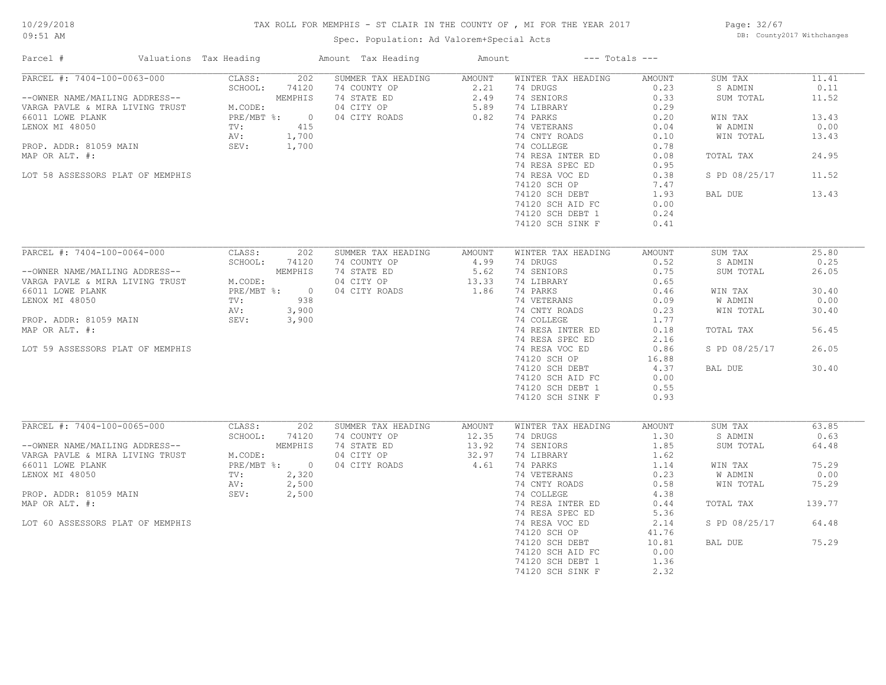# TAX ROLL FOR MEMPHIS - ST CLAIR IN THE COUNTY OF , MI FOR THE YEAR 2017

Spec. Population: Ad Valorem+Special Acts

DB: County2017 Withchanges

10/29/2018
09:51 AM

| Parcel # | Valuations | Tax Heading | Amount | Tax Heading | Amount | --- Totals --- | |
|---|---|---|---|---|---|---|---|
| **PARCEL #: 7404-100-0063-000** | CLASS: 202 | SUMMER TAX HEADING | AMOUNT | WINTER TAX HEADING | AMOUNT | SUM TAX | 11.41 |
| | SCHOOL: 74120 | 74 COUNTY OP | 2.21 | 74 DRUGS | 0.23 | S ADMIN | 0.11 |
| --OWNER NAME/MAILING ADDRESS-- | MEMPHIS | 74 STATE ED | 2.49 | 74 SENIORS | 0.33 | SUM TOTAL | 11.52 |
| VARGA PAVLE & MIRA LIVING TRUST | M.CODE: | 04 CITY OP | 5.89 | 74 LIBRARY | 0.29 | | |
| 66011 LOWE PLANK | PRE/MBT %: 0 | 04 CITY ROADS | 0.82 | 74 PARKS | 0.20 | WIN TAX | 13.43 |
| LENOX MI 48050 | TV: 415 | | | 74 VETERANS | 0.04 | W ADMIN | 0.00 |
| | AV: 1,700 | | | 74 CNTY ROADS | 0.10 | WIN TOTAL | 13.43 |
| PROP. ADDR: 81059 MAIN | SEV: 1,700 | | | 74 COLLEGE | 0.78 | | |
| MAP OR ALT. #: | | | | 74 RESA INTER ED | 0.08 | TOTAL TAX | 24.95 |
| | | | | 74 RESA SPEC ED | 0.95 | | |
| LOT 58 ASSESSORS PLAT OF MEMPHIS | | | | 74 RESA VOC ED | 0.38 | S PD 08/25/17 | 11.52 |
| | | | | 74120 SCH OP | 7.47 | | |
| | | | | 74120 SCH DEBT | 1.93 | BAL DUE | 13.43 |
| | | | | 74120 SCH AID FC | 0.00 | | |
| | | | | 74120 SCH DEBT 1 | 0.24 | | |
| | | | | 74120 SCH SINK F | 0.41 | | |
| **PARCEL #: 7404-100-0064-000** | CLASS: 202 | SUMMER TAX HEADING | AMOUNT | WINTER TAX HEADING | AMOUNT | SUM TAX | 25.80 |
| | SCHOOL: 74120 | 74 COUNTY OP | 4.99 | 74 DRUGS | 0.52 | S ADMIN | 0.25 |
| --OWNER NAME/MAILING ADDRESS-- | MEMPHIS | 74 STATE ED | 5.62 | 74 SENIORS | 0.75 | SUM TOTAL | 26.05 |
| VARGA PAVLE & MIRA LIVING TRUST | M.CODE: | 04 CITY OP | 13.33 | 74 LIBRARY | 0.65 | | |
| 66011 LOWE PLANK | PRE/MBT %: 0 | 04 CITY ROADS | 1.86 | 74 PARKS | 0.46 | WIN TAX | 30.40 |
| LENOX MI 48050 | TV: 938 | | | 74 VETERANS | 0.09 | W ADMIN | 0.00 |
| | AV: 3,900 | | | 74 CNTY ROADS | 0.23 | WIN TOTAL | 30.40 |
| PROP. ADDR: 81059 MAIN | SEV: 3,900 | | | 74 COLLEGE | 1.77 | | |
| MAP OR ALT. #: | | | | 74 RESA INTER ED | 0.18 | TOTAL TAX | 56.45 |
| | | | | 74 RESA SPEC ED | 2.16 | | |
| LOT 59 ASSESSORS PLAT OF MEMPHIS | | | | 74 RESA VOC ED | 0.86 | S PD 08/25/17 | 26.05 |
| | | | | 74120 SCH OP | 16.88 | | |
| | | | | 74120 SCH DEBT | 4.37 | BAL DUE | 30.40 |
| | | | | 74120 SCH AID FC | 0.00 | | |
| | | | | 74120 SCH DEBT 1 | 0.55 | | |
| | | | | 74120 SCH SINK F | 0.93 | | |
| **PARCEL #: 7404-100-0065-000** | CLASS: 202 | SUMMER TAX HEADING | AMOUNT | WINTER TAX HEADING | AMOUNT | SUM TAX | 63.85 |
| | SCHOOL: 74120 | 74 COUNTY OP | 12.35 | 74 DRUGS | 1.30 | S ADMIN | 0.63 |
| --OWNER NAME/MAILING ADDRESS-- | MEMPHIS | 74 STATE ED | 13.92 | 74 SENIORS | 1.85 | SUM TOTAL | 64.48 |
| VARGA PAVLE & MIRA LIVING TRUST | M.CODE: | 04 CITY OP | 32.97 | 74 LIBRARY | 1.62 | | |
| 66011 LOWE PLANK | PRE/MBT %: 0 | 04 CITY ROADS | 4.61 | 74 PARKS | 1.14 | WIN TAX | 75.29 |
| LENOX MI 48050 | TV: 2,320 | | | 74 VETERANS | 0.23 | W ADMIN | 0.00 |
| | AV: 2,500 | | | 74 CNTY ROADS | 0.58 | WIN TOTAL | 75.29 |
| PROP. ADDR: 81059 MAIN | SEV: 2,500 | | | 74 COLLEGE | 4.38 | | |
| MAP OR ALT. #: | | | | 74 RESA INTER ED | 0.44 | TOTAL TAX | 139.77 |
| | | | | 74 RESA SPEC ED | 5.36 | | |
| LOT 60 ASSESSORS PLAT OF MEMPHIS | | | | 74 RESA VOC ED | 2.14 | S PD 08/25/17 | 64.48 |
| | | | | 74120 SCH OP | 41.76 | | |
| | | | | 74120 SCH DEBT | 10.81 | BAL DUE | 75.29 |
| | | | | 74120 SCH AID FC | 0.00 | | |
| | | | | 74120 SCH DEBT 1 | 1.36 | | |
| | | | | 74120 SCH SINK F | 2.32 | | |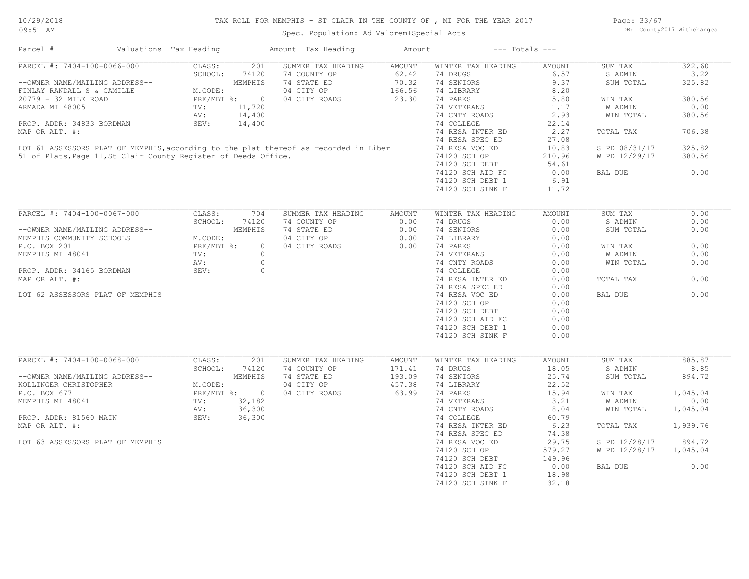# TAX ROLL FOR MEMPHIS - ST CLAIR IN THE COUNTY OF , MI FOR THE YEAR 2017

Spec. Population: Ad Valorem+Special Acts

DB: County2017 Withchanges

10/29/2018 09:51 AM

| Parcel # | Valuations | Tax Heading | Amount | Tax Heading | Amount | --- Totals --- |
|---|---|---|---|---|---|---|

---

**PARCEL #: 7404-100-0066-000**

--OWNER NAME/MAILING ADDRESS--
FINLAY RANDALL S & CAMILLE
20779 - 32 MILE ROAD
ARMADA MI 48005

PROP. ADDR: 34833 BORDMAN
MAP OR ALT. #:

LOT 61 ASSESSORS PLAT OF MEMPHIS,according to the plat thereof as recorded in Liber 51 of Plats,Page 11,St Clair County Register of Deeds Office.

| Valuations | | Summer Tax Heading | Amount | Winter Tax Heading | Amount | Totals | |
|---|---|---|---|---|---|---|---|
| CLASS: | 201 | 74 COUNTY OP | 62.42 | 74 DRUGS | 6.57 | SUM TAX | 322.60 |
| SCHOOL: | 74120 | 74 STATE ED | 70.32 | 74 SENIORS | 9.37 | S ADMIN | 3.22 |
| | MEMPHIS | 04 CITY OP | 166.56 | 74 LIBRARY | 8.20 | SUM TOTAL | 325.82 |
| M.CODE: | | 04 CITY ROADS | 23.30 | 74 PARKS | 5.80 | | |
| PRE/MBT %: | 0 | | | 74 VETERANS | 1.17 | WIN TAX | 380.56 |
| TV: | 11,720 | | | 74 CNTY ROADS | 2.93 | W ADMIN | 0.00 |
| AV: | 14,400 | | | 74 COLLEGE | 22.14 | WIN TOTAL | 380.56 |
| SEV: | 14,400 | | | 74 RESA INTER ED | 2.27 | | |
| | | | | 74 RESA SPEC ED | 27.08 | TOTAL TAX | 706.38 |
| | | | | 74 RESA VOC ED | 10.83 | | |
| | | | | 74120 SCH OP | 210.96 | S PD 08/31/17 | 325.82 |
| | | | | 74120 SCH DEBT | 54.61 | W PD 12/29/17 | 380.56 |
| | | | | 74120 SCH AID FC | 0.00 | | |
| | | | | 74120 SCH DEBT 1 | 6.91 | BAL DUE | 0.00 |
| | | | | 74120 SCH SINK F | 11.72 | | |

---

**PARCEL #: 7404-100-0067-000**

--OWNER NAME/MAILING ADDRESS--
MEMPHIS COMMUNITY SCHOOLS
P.O. BOX 201
MEMPHIS MI 48041

PROP. ADDR: 34165 BORDMAN
MAP OR ALT. #:

LOT 62 ASSESSORS PLAT OF MEMPHIS

| Valuations | | Summer Tax Heading | Amount | Winter Tax Heading | Amount | Totals | |
|---|---|---|---|---|---|---|---|
| CLASS: | 704 | 74 COUNTY OP | 0.00 | 74 DRUGS | 0.00 | SUM TAX | 0.00 |
| SCHOOL: | 74120 | 74 STATE ED | 0.00 | 74 SENIORS | 0.00 | S ADMIN | 0.00 |
| | MEMPHIS | 04 CITY OP | 0.00 | 74 LIBRARY | 0.00 | SUM TOTAL | 0.00 |
| M.CODE: | | 04 CITY ROADS | 0.00 | 74 PARKS | 0.00 | | |
| PRE/MBT %: | 0 | | | 74 VETERANS | 0.00 | WIN TAX | 0.00 |
| TV: | 0 | | | 74 CNTY ROADS | 0.00 | W ADMIN | 0.00 |
| AV: | 0 | | | 74 COLLEGE | 0.00 | WIN TOTAL | 0.00 |
| SEV: | 0 | | | 74 RESA INTER ED | 0.00 | | |
| | | | | 74 RESA SPEC ED | 0.00 | TOTAL TAX | 0.00 |
| | | | | 74 RESA VOC ED | 0.00 | | |
| | | | | 74120 SCH OP | 0.00 | BAL DUE | 0.00 |
| | | | | 74120 SCH DEBT | 0.00 | | |
| | | | | 74120 SCH AID FC | 0.00 | | |
| | | | | 74120 SCH DEBT 1 | 0.00 | | |
| | | | | 74120 SCH SINK F | 0.00 | | |

---

**PARCEL #: 7404-100-0068-000**

--OWNER NAME/MAILING ADDRESS--
KOLLINGER CHRISTOPHER
P.O. BOX 677
MEMPHIS MI 48041

PROP. ADDR: 81560 MAIN
MAP OR ALT. #:

LOT 63 ASSESSORS PLAT OF MEMPHIS

| Valuations | | Summer Tax Heading | Amount | Winter Tax Heading | Amount | Totals | |
|---|---|---|---|---|---|---|---|
| CLASS: | 201 | 74 COUNTY OP | 171.41 | 74 DRUGS | 18.05 | SUM TAX | 885.87 |
| SCHOOL: | 74120 | 74 STATE ED | 193.09 | 74 SENIORS | 25.74 | S ADMIN | 8.85 |
| | MEMPHIS | 04 CITY OP | 457.38 | 74 LIBRARY | 22.52 | SUM TOTAL | 894.72 |
| M.CODE: | | 04 CITY ROADS | 63.99 | 74 PARKS | 15.94 | | |
| PRE/MBT %: | 0 | | | 74 VETERANS | 3.21 | WIN TAX | 1,045.04 |
| TV: | 32,182 | | | 74 CNTY ROADS | 8.04 | W ADMIN | 0.00 |
| AV: | 36,300 | | | 74 COLLEGE | 60.79 | WIN TOTAL | 1,045.04 |
| SEV: | 36,300 | | | 74 RESA INTER ED | 6.23 | | |
| | | | | 74 RESA SPEC ED | 74.38 | TOTAL TAX | 1,939.76 |
| | | | | 74 RESA VOC ED | 29.75 | | |
| | | | | 74120 SCH OP | 579.27 | S PD 12/28/17 | 894.72 |
| | | | | 74120 SCH DEBT | 149.96 | W PD 12/28/17 | 1,045.04 |
| | | | | 74120 SCH AID FC | 0.00 | | |
| | | | | 74120 SCH DEBT 1 | 18.98 | BAL DUE | 0.00 |
| | | | | 74120 SCH SINK F | 32.18 | | |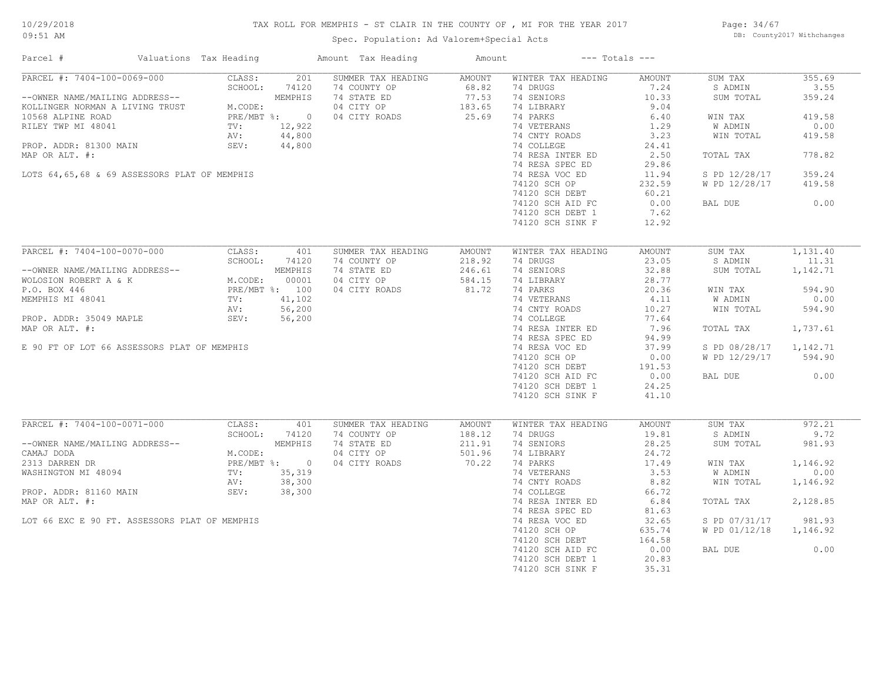10/29/2018
09:51 AM

# TAX ROLL FOR MEMPHIS - ST CLAIR IN THE COUNTY OF , MI FOR THE YEAR 2017

Spec. Population: Ad Valorem+Special Acts

DB: County2017 Withchanges

| Parcel # | Valuations | Tax Heading | Amount | Tax Heading | Amount | --- Totals --- | |
|---|---|---|---|---|---|---|---|
| PARCEL #: 7404-100-0069-000 | CLASS: 201 | SUMMER TAX HEADING | AMOUNT | WINTER TAX HEADING | AMOUNT | SUM TAX | 355.69 |
| | SCHOOL: 74120 | 74 COUNTY OP | 68.82 | 74 DRUGS | 7.24 | S ADMIN | 3.55 |
| --OWNER NAME/MAILING ADDRESS-- | MEMPHIS | 74 STATE ED | 77.53 | 74 SENIORS | 10.33 | SUM TOTAL | 359.24 |
| KOLLINGER NORMAN A LIVING TRUST | M.CODE: | 04 CITY OP | 183.65 | 74 LIBRARY | 9.04 | | |
| 10568 ALPINE ROAD | PRE/MBT %: 0 | 04 CITY ROADS | 25.69 | 74 PARKS | 6.40 | WIN TAX | 419.58 |
| RILEY TWP MI 48041 | TV: 12,922 | | | 74 VETERANS | 1.29 | W ADMIN | 0.00 |
| | AV: 44,800 | | | 74 CNTY ROADS | 3.23 | WIN TOTAL | 419.58 |
| PROP. ADDR: 81300 MAIN | SEV: 44,800 | | | 74 COLLEGE | 24.41 | | |
| MAP OR ALT. #: | | | | 74 RESA INTER ED | 2.50 | TOTAL TAX | 778.82 |
| | | | | 74 RESA SPEC ED | 29.86 | | |
| LOTS 64,65,68 & 69 ASSESSORS PLAT OF MEMPHIS | | | | 74 RESA VOC ED | 11.94 | S PD 12/28/17 | 359.24 |
| | | | | 74120 SCH OP | 232.59 | W PD 12/28/17 | 419.58 |
| | | | | 74120 SCH DEBT | 60.21 | | |
| | | | | 74120 SCH AID FC | 0.00 | BAL DUE | 0.00 |
| | | | | 74120 SCH DEBT 1 | 7.62 | | |
| | | | | 74120 SCH SINK F | 12.92 | | |
| PARCEL #: 7404-100-0070-000 | CLASS: 401 | SUMMER TAX HEADING | AMOUNT | WINTER TAX HEADING | AMOUNT | SUM TAX | 1,131.40 |
| | SCHOOL: 74120 | 74 COUNTY OP | 218.92 | 74 DRUGS | 23.05 | S ADMIN | 11.31 |
| --OWNER NAME/MAILING ADDRESS-- | MEMPHIS | 74 STATE ED | 246.61 | 74 SENIORS | 32.88 | SUM TOTAL | 1,142.71 |
| WOLOSION ROBERT A & K | M.CODE: 00001 | 04 CITY OP | 584.15 | 74 LIBRARY | 28.77 | | |
| P.O. BOX 446 | PRE/MBT %: 100 | 04 CITY ROADS | 81.72 | 74 PARKS | 20.36 | WIN TAX | 594.90 |
| MEMPHIS MI 48041 | TV: 41,102 | | | 74 VETERANS | 4.11 | W ADMIN | 0.00 |
| | AV: 56,200 | | | 74 CNTY ROADS | 10.27 | WIN TOTAL | 594.90 |
| PROP. ADDR: 35049 MAPLE | SEV: 56,200 | | | 74 COLLEGE | 77.64 | | |
| MAP OR ALT. #: | | | | 74 RESA INTER ED | 7.96 | TOTAL TAX | 1,737.61 |
| | | | | 74 RESA SPEC ED | 94.99 | | |
| E 90 FT OF LOT 66 ASSESSORS PLAT OF MEMPHIS | | | | 74 RESA VOC ED | 37.99 | S PD 08/28/17 | 1,142.71 |
| | | | | 74120 SCH OP | 0.00 | W PD 12/29/17 | 594.90 |
| | | | | 74120 SCH DEBT | 191.53 | | |
| | | | | 74120 SCH AID FC | 0.00 | BAL DUE | 0.00 |
| | | | | 74120 SCH DEBT 1 | 24.25 | | |
| | | | | 74120 SCH SINK F | 41.10 | | |
| PARCEL #: 7404-100-0071-000 | CLASS: 401 | SUMMER TAX HEADING | AMOUNT | WINTER TAX HEADING | AMOUNT | SUM TAX | 972.21 |
| | SCHOOL: 74120 | 74 COUNTY OP | 188.12 | 74 DRUGS | 19.81 | S ADMIN | 9.72 |
| --OWNER NAME/MAILING ADDRESS-- | MEMPHIS | 74 STATE ED | 211.91 | 74 SENIORS | 28.25 | SUM TOTAL | 981.93 |
| CAMAJ DODA | M.CODE: | 04 CITY OP | 501.96 | 74 LIBRARY | 24.72 | | |
| 2313 DARREN DR | PRE/MBT %: 0 | 04 CITY ROADS | 70.22 | 74 PARKS | 17.49 | WIN TAX | 1,146.92 |
| WASHINGTON MI 48094 | TV: 35,319 | | | 74 VETERANS | 3.53 | W ADMIN | 0.00 |
| | AV: 38,300 | | | 74 CNTY ROADS | 8.82 | WIN TOTAL | 1,146.92 |
| PROP. ADDR: 81160 MAIN | SEV: 38,300 | | | 74 COLLEGE | 66.72 | | |
| MAP OR ALT. #: | | | | 74 RESA INTER ED | 6.84 | TOTAL TAX | 2,128.85 |
| | | | | 74 RESA SPEC ED | 81.63 | | |
| LOT 66 EXC E 90 FT. ASSESSORS PLAT OF MEMPHIS | | | | 74 RESA VOC ED | 32.65 | S PD 07/31/17 | 981.93 |
| | | | | 74120 SCH OP | 635.74 | W PD 01/12/18 | 1,146.92 |
| | | | | 74120 SCH DEBT | 164.58 | | |
| | | | | 74120 SCH AID FC | 0.00 | BAL DUE | 0.00 |
| | | | | 74120 SCH DEBT 1 | 20.83 | | |
| | | | | 74120 SCH SINK F | 35.31 | | |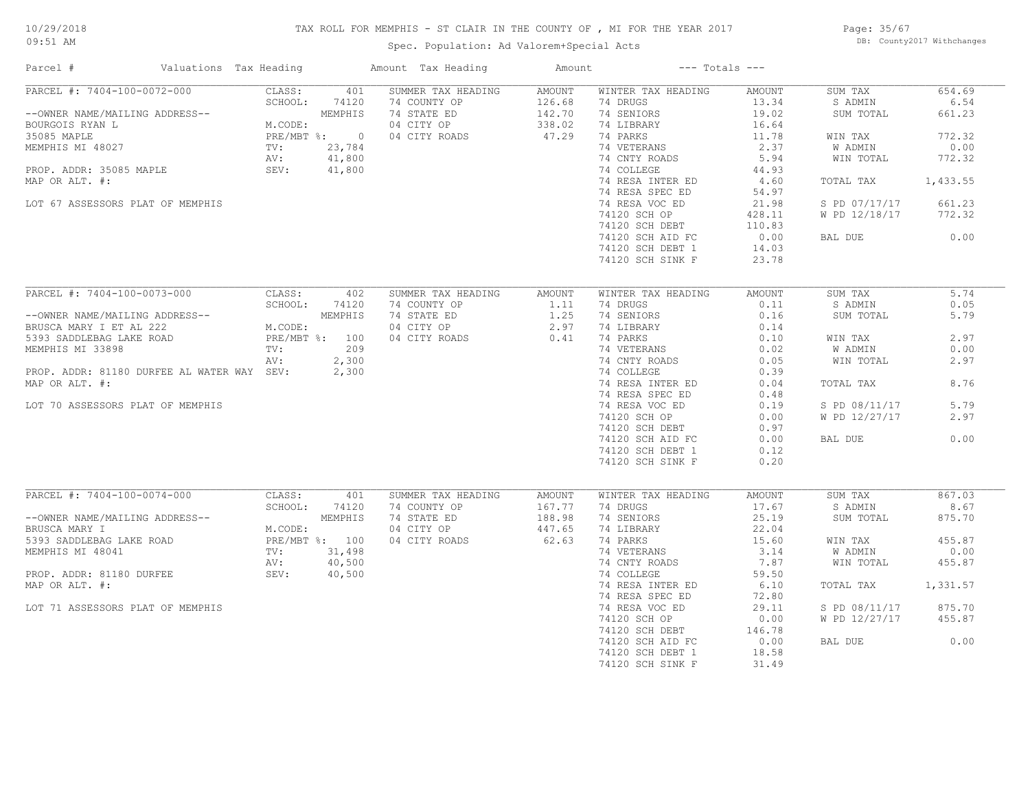# TAX ROLL FOR MEMPHIS - ST CLAIR IN THE COUNTY OF , MI FOR THE YEAR 2017

Spec. Population: Ad Valorem+Special Acts

DB: County2017 Withchanges

10/29/2018 09:51 AM

| Parcel # | Valuations | Tax Heading | Amount | Tax Heading | Amount | --- Totals --- | |
|---|---|---|---|---|---|---|---|
| PARCEL #: 7404-100-0072-000 | CLASS: 401 | SUMMER TAX HEADING | AMOUNT | WINTER TAX HEADING | AMOUNT | SUM TAX | 654.69 |
| | SCHOOL: 74120 | 74 COUNTY OP | 126.68 | 74 DRUGS | 13.34 | S ADMIN | 6.54 |
| --OWNER NAME/MAILING ADDRESS-- | MEMPHIS | 74 STATE ED | 142.70 | 74 SENIORS | 19.02 | SUM TOTAL | 661.23 |
| BOURGOIS RYAN L | M.CODE: | 04 CITY OP | 338.02 | 74 LIBRARY | 16.64 | | |
| 35085 MAPLE | PRE/MBT %: 0 | 04 CITY ROADS | 47.29 | 74 PARKS | 11.78 | WIN TAX | 772.32 |
| MEMPHIS MI 48027 | TV: 23,784 | | | 74 VETERANS | 2.37 | W ADMIN | 0.00 |
| | AV: 41,800 | | | 74 CNTY ROADS | 5.94 | WIN TOTAL | 772.32 |
| PROP. ADDR: 35085 MAPLE | SEV: 41,800 | | | 74 COLLEGE | 44.93 | | |
| MAP OR ALT. #: | | | | 74 RESA INTER ED | 4.60 | TOTAL TAX | 1,433.55 |
| | | | | 74 RESA SPEC ED | 54.97 | | |
| LOT 67 ASSESSORS PLAT OF MEMPHIS | | | | 74 RESA VOC ED | 21.98 | S PD 07/17/17 | 661.23 |
| | | | | 74120 SCH OP | 428.11 | W PD 12/18/17 | 772.32 |
| | | | | 74120 SCH DEBT | 110.83 | | |
| | | | | 74120 SCH AID FC | 0.00 | BAL DUE | 0.00 |
| | | | | 74120 SCH DEBT 1 | 14.03 | | |
| | | | | 74120 SCH SINK F | 23.78 | | |
| PARCEL #: 7404-100-0073-000 | CLASS: 402 | SUMMER TAX HEADING | AMOUNT | WINTER TAX HEADING | AMOUNT | SUM TAX | 5.74 |
| | SCHOOL: 74120 | 74 COUNTY OP | 1.11 | 74 DRUGS | 0.11 | S ADMIN | 0.05 |
| --OWNER NAME/MAILING ADDRESS-- | MEMPHIS | 74 STATE ED | 1.25 | 74 SENIORS | 0.16 | SUM TOTAL | 5.79 |
| BRUSCA MARY I ET AL 222 | M.CODE: | 04 CITY OP | 2.97 | 74 LIBRARY | 0.14 | | |
| 5393 SADDLEBAG LAKE ROAD | PRE/MBT %: 100 | 04 CITY ROADS | 0.41 | 74 PARKS | 0.10 | WIN TAX | 2.97 |
| MEMPHIS MI 33898 | TV: 209 | | | 74 VETERANS | 0.02 | W ADMIN | 0.00 |
| | AV: 2,300 | | | 74 CNTY ROADS | 0.05 | WIN TOTAL | 2.97 |
| PROP. ADDR: 81180 DURFEE AL WATER WAY | SEV: 2,300 | | | 74 COLLEGE | 0.39 | | |
| MAP OR ALT. #: | | | | 74 RESA INTER ED | 0.04 | TOTAL TAX | 8.76 |
| | | | | 74 RESA SPEC ED | 0.48 | | |
| LOT 70 ASSESSORS PLAT OF MEMPHIS | | | | 74 RESA VOC ED | 0.19 | S PD 08/11/17 | 5.79 |
| | | | | 74120 SCH OP | 0.00 | W PD 12/27/17 | 2.97 |
| | | | | 74120 SCH DEBT | 0.97 | | |
| | | | | 74120 SCH AID FC | 0.00 | BAL DUE | 0.00 |
| | | | | 74120 SCH DEBT 1 | 0.12 | | |
| | | | | 74120 SCH SINK F | 0.20 | | |
| PARCEL #: 7404-100-0074-000 | CLASS: 401 | SUMMER TAX HEADING | AMOUNT | WINTER TAX HEADING | AMOUNT | SUM TAX | 867.03 |
| | SCHOOL: 74120 | 74 COUNTY OP | 167.77 | 74 DRUGS | 17.67 | S ADMIN | 8.67 |
| --OWNER NAME/MAILING ADDRESS-- | MEMPHIS | 74 STATE ED | 188.98 | 74 SENIORS | 25.19 | SUM TOTAL | 875.70 |
| BRUSCA MARY I | M.CODE: | 04 CITY OP | 447.65 | 74 LIBRARY | 22.04 | | |
| 5393 SADDLEBAG LAKE ROAD | PRE/MBT %: 100 | 04 CITY ROADS | 62.63 | 74 PARKS | 15.60 | WIN TAX | 455.87 |
| MEMPHIS MI 48041 | TV: 31,498 | | | 74 VETERANS | 3.14 | W ADMIN | 0.00 |
| | AV: 40,500 | | | 74 CNTY ROADS | 7.87 | WIN TOTAL | 455.87 |
| PROP. ADDR: 81180 DURFEE | SEV: 40,500 | | | 74 COLLEGE | 59.50 | | |
| MAP OR ALT. #: | | | | 74 RESA INTER ED | 6.10 | TOTAL TAX | 1,331.57 |
| | | | | 74 RESA SPEC ED | 72.80 | | |
| LOT 71 ASSESSORS PLAT OF MEMPHIS | | | | 74 RESA VOC ED | 29.11 | S PD 08/11/17 | 875.70 |
| | | | | 74120 SCH OP | 0.00 | W PD 12/27/17 | 455.87 |
| | | | | 74120 SCH DEBT | 146.78 | | |
| | | | | 74120 SCH AID FC | 0.00 | BAL DUE | 0.00 |
| | | | | 74120 SCH DEBT 1 | 18.58 | | |
| | | | | 74120 SCH SINK F | 31.49 | | |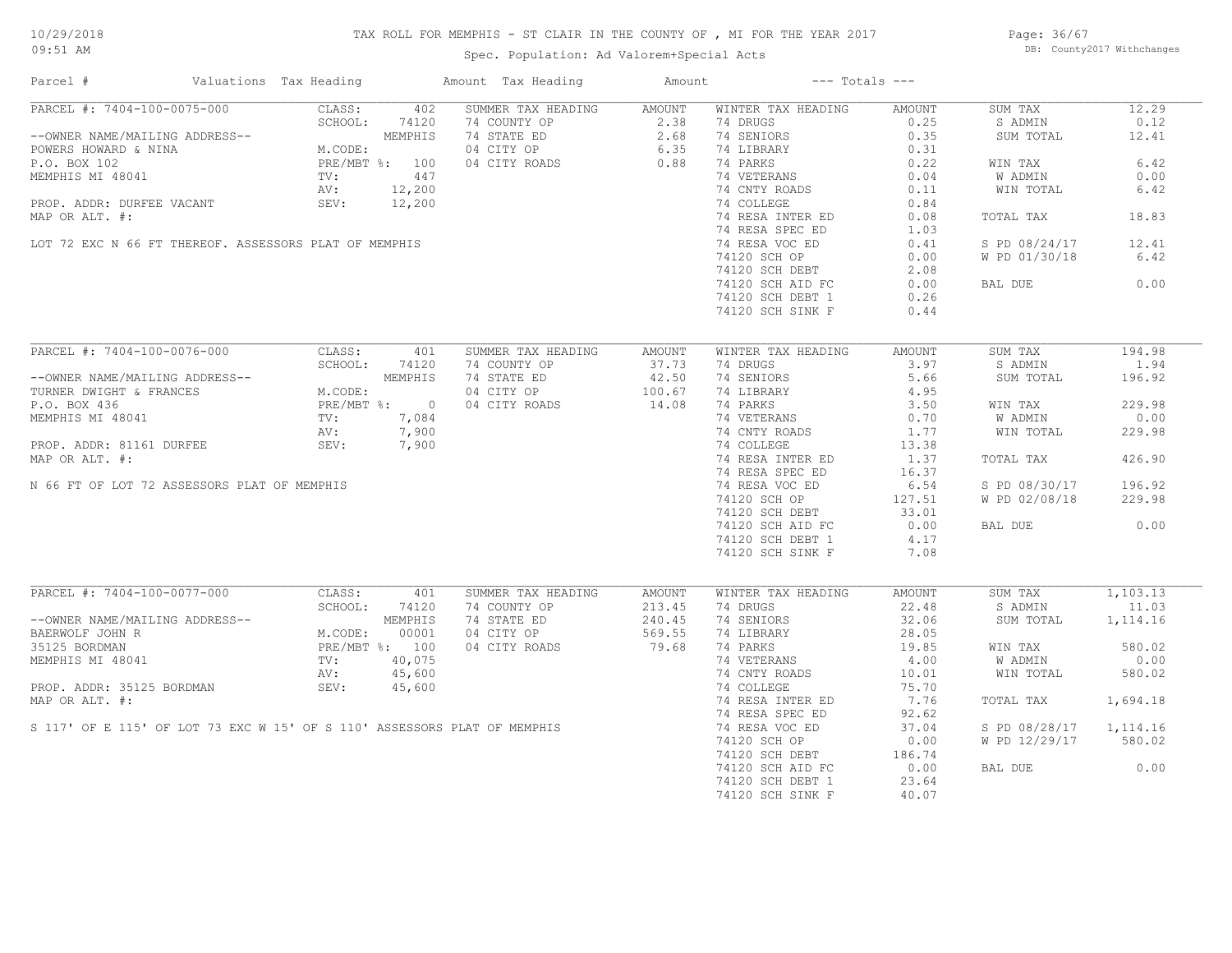# TAX ROLL FOR MEMPHIS - ST CLAIR IN THE COUNTY OF , MI FOR THE YEAR 2017

Spec. Population: Ad Valorem+Special Acts

10/29/2018
09:51 AM

DB: County2017 Withchanges

| Parcel # | Valuations | Tax Heading | Amount | Tax Heading | Amount | --- Totals --- | |
|---|---|---|---|---|---|---|---|

## PARCEL #: 7404-100-0075-000

| | | | | | | | |
|---|---|---|---|---|---|---|---|
| CLASS: | 402 | SUMMER TAX HEADING | AMOUNT | WINTER TAX HEADING | AMOUNT | SUM TAX | 12.29 |
| SCHOOL: | 74120 | 74 COUNTY OP | 2.38 | 74 DRUGS | 0.25 | S ADMIN | 0.12 |
| | MEMPHIS | 74 STATE ED | 2.68 | 74 SENIORS | 0.35 | SUM TOTAL | 12.41 |
| M.CODE: | | 04 CITY OP | 6.35 | 74 LIBRARY | 0.31 | | |
| PRE/MBT %: | 100 | 04 CITY ROADS | 0.88 | 74 PARKS | 0.22 | WIN TAX | 6.42 |
| TV: | 447 | | | 74 VETERANS | 0.04 | W ADMIN | 0.00 |
| AV: | 12,200 | | | 74 CNTY ROADS | 0.11 | WIN TOTAL | 6.42 |
| SEV: | 12,200 | | | 74 COLLEGE | 0.84 | | |
| | | | | 74 RESA INTER ED | 0.08 | TOTAL TAX | 18.83 |
| | | | | 74 RESA SPEC ED | 1.03 | | |
| | | | | 74 RESA VOC ED | 0.41 | S PD 08/24/17 | 12.41 |
| | | | | 74120 SCH OP | 0.00 | W PD 01/30/18 | 6.42 |
| | | | | 74120 SCH DEBT | 2.08 | | |
| | | | | 74120 SCH AID FC | 0.00 | BAL DUE | 0.00 |
| | | | | 74120 SCH DEBT 1 | 0.26 | | |
| | | | | 74120 SCH SINK F | 0.44 | | |

--OWNER NAME/MAILING ADDRESS--
POWERS HOWARD & NINA
P.O. BOX 102
MEMPHIS MI 48041

PROP. ADDR: DURFEE VACANT
MAP OR ALT. #:

LOT 72 EXC N 66 FT THEREOF. ASSESSORS PLAT OF MEMPHIS

## PARCEL #: 7404-100-0076-000

| | | | | | | | |
|---|---|---|---|---|---|---|---|
| CLASS: | 401 | SUMMER TAX HEADING | AMOUNT | WINTER TAX HEADING | AMOUNT | SUM TAX | 194.98 |
| SCHOOL: | 74120 | 74 COUNTY OP | 37.73 | 74 DRUGS | 3.97 | S ADMIN | 1.94 |
| | MEMPHIS | 74 STATE ED | 42.50 | 74 SENIORS | 5.66 | SUM TOTAL | 196.92 |
| M.CODE: | | 04 CITY OP | 100.67 | 74 LIBRARY | 4.95 | | |
| PRE/MBT %: | 0 | 04 CITY ROADS | 14.08 | 74 PARKS | 3.50 | WIN TAX | 229.98 |
| TV: | 7,084 | | | 74 VETERANS | 0.70 | W ADMIN | 0.00 |
| AV: | 7,900 | | | 74 CNTY ROADS | 1.77 | WIN TOTAL | 229.98 |
| SEV: | 7,900 | | | 74 COLLEGE | 13.38 | | |
| | | | | 74 RESA INTER ED | 1.37 | TOTAL TAX | 426.90 |
| | | | | 74 RESA SPEC ED | 16.37 | | |
| | | | | 74 RESA VOC ED | 6.54 | S PD 08/30/17 | 196.92 |
| | | | | 74120 SCH OP | 127.51 | W PD 02/08/18 | 229.98 |
| | | | | 74120 SCH DEBT | 33.01 | | |
| | | | | 74120 SCH AID FC | 0.00 | BAL DUE | 0.00 |
| | | | | 74120 SCH DEBT 1 | 4.17 | | |
| | | | | 74120 SCH SINK F | 7.08 | | |

--OWNER NAME/MAILING ADDRESS--
TURNER DWIGHT & FRANCES
P.O. BOX 436
MEMPHIS MI 48041

PROP. ADDR: 81161 DURFEE
MAP OR ALT. #:

N 66 FT OF LOT 72 ASSESSORS PLAT OF MEMPHIS

## PARCEL #: 7404-100-0077-000

| | | | | | | | |
|---|---|---|---|---|---|---|---|
| CLASS: | 401 | SUMMER TAX HEADING | AMOUNT | WINTER TAX HEADING | AMOUNT | SUM TAX | 1,103.13 |
| SCHOOL: | 74120 | 74 COUNTY OP | 213.45 | 74 DRUGS | 22.48 | S ADMIN | 11.03 |
| | MEMPHIS | 74 STATE ED | 240.45 | 74 SENIORS | 32.06 | SUM TOTAL | 1,114.16 |
| M.CODE: | 00001 | 04 CITY OP | 569.55 | 74 LIBRARY | 28.05 | | |
| PRE/MBT %: | 100 | 04 CITY ROADS | 79.68 | 74 PARKS | 19.85 | WIN TAX | 580.02 |
| TV: | 40,075 | | | 74 VETERANS | 4.00 | W ADMIN | 0.00 |
| AV: | 45,600 | | | 74 CNTY ROADS | 10.01 | WIN TOTAL | 580.02 |
| SEV: | 45,600 | | | 74 COLLEGE | 75.70 | | |
| | | | | 74 RESA INTER ED | 7.76 | TOTAL TAX | 1,694.18 |
| | | | | 74 RESA SPEC ED | 92.62 | | |
| | | | | 74 RESA VOC ED | 37.04 | S PD 08/28/17 | 1,114.16 |
| | | | | 74120 SCH OP | 0.00 | W PD 12/29/17 | 580.02 |
| | | | | 74120 SCH DEBT | 186.74 | | |
| | | | | 74120 SCH AID FC | 0.00 | BAL DUE | 0.00 |
| | | | | 74120 SCH DEBT 1 | 23.64 | | |
| | | | | 74120 SCH SINK F | 40.07 | | |

--OWNER NAME/MAILING ADDRESS--
BAERWOLF JOHN R
35125 BORDMAN
MEMPHIS MI 48041

PROP. ADDR: 35125 BORDMAN
MAP OR ALT. #:

S 117' OF E 115' OF LOT 73 EXC W 15' OF S 110' ASSESSORS PLAT OF MEMPHIS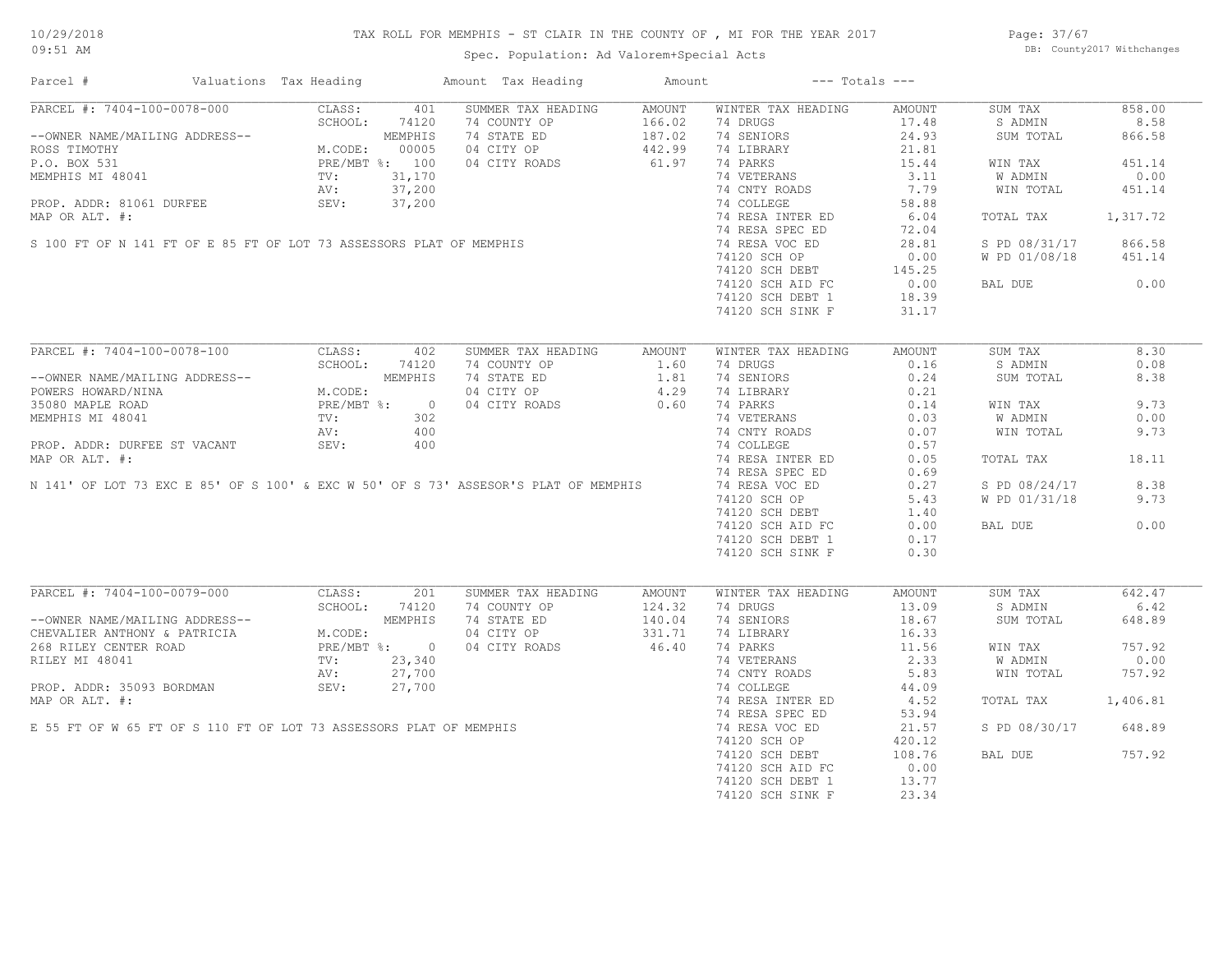# TAX ROLL FOR MEMPHIS - ST CLAIR IN THE COUNTY OF , MI FOR THE YEAR 2017

Spec. Population: Ad Valorem+Special Acts

| Parcel # | Valuations | Tax Heading | Amount | Tax Heading | Amount | --- Totals --- | |
|---|---|---|---|---|---|---|---|

## PARCEL #: 7404-100-0078-000

| | | | | | | | |
|---|---|---|---|---|---|---|---|
| PARCEL #: 7404-100-0078-000 | CLASS: 401 | SUMMER TAX HEADING | AMOUNT | WINTER TAX HEADING | AMOUNT | SUM TAX | 858.00 |
| | SCHOOL: 74120 | 74 COUNTY OP | 166.02 | 74 DRUGS | 17.48 | S ADMIN | 8.58 |
| --OWNER NAME/MAILING ADDRESS-- | MEMPHIS | 74 STATE ED | 187.02 | 74 SENIORS | 24.93 | SUM TOTAL | 866.58 |
| ROSS TIMOTHY | M.CODE: 00005 | 04 CITY OP | 442.99 | 74 LIBRARY | 21.81 | | |
| P.O. BOX 531 | PRE/MBT %: 100 | 04 CITY ROADS | 61.97 | 74 PARKS | 15.44 | WIN TAX | 451.14 |
| MEMPHIS MI 48041 | TV: 31,170 | | | 74 VETERANS | 3.11 | W ADMIN | 0.00 |
| | AV: 37,200 | | | 74 CNTY ROADS | 7.79 | WIN TOTAL | 451.14 |
| PROP. ADDR: 81061 DURFEE | SEV: 37,200 | | | 74 COLLEGE | 58.88 | | |
| MAP OR ALT. #: | | | | 74 RESA INTER ED | 6.04 | TOTAL TAX | 1,317.72 |
| | | | | 74 RESA SPEC ED | 72.04 | | |
| S 100 FT OF N 141 FT OF E 85 FT OF LOT 73 ASSESSORS PLAT OF MEMPHIS | | | | 74 RESA VOC ED | 28.81 | S PD 08/31/17 | 866.58 |
| | | | | 74120 SCH OP | 0.00 | W PD 01/08/18 | 451.14 |
| | | | | 74120 SCH DEBT | 145.25 | | |
| | | | | 74120 SCH AID FC | 0.00 | BAL DUE | 0.00 |
| | | | | 74120 SCH DEBT 1 | 18.39 | | |
| | | | | 74120 SCH SINK F | 31.17 | | |

## PARCEL #: 7404-100-0078-100

| | | | | | | | |
|---|---|---|---|---|---|---|---|
| PARCEL #: 7404-100-0078-100 | CLASS: 402 | SUMMER TAX HEADING | AMOUNT | WINTER TAX HEADING | AMOUNT | SUM TAX | 8.30 |
| | SCHOOL: 74120 | 74 COUNTY OP | 1.60 | 74 DRUGS | 0.16 | S ADMIN | 0.08 |
| --OWNER NAME/MAILING ADDRESS-- | MEMPHIS | 74 STATE ED | 1.81 | 74 SENIORS | 0.24 | SUM TOTAL | 8.38 |
| POWERS HOWARD/NINA | M.CODE: | 04 CITY OP | 4.29 | 74 LIBRARY | 0.21 | | |
| 35080 MAPLE ROAD | PRE/MBT %: 0 | 04 CITY ROADS | 0.60 | 74 PARKS | 0.14 | WIN TAX | 9.73 |
| MEMPHIS MI 48041 | TV: 302 | | | 74 VETERANS | 0.03 | W ADMIN | 0.00 |
| | AV: 400 | | | 74 CNTY ROADS | 0.07 | WIN TOTAL | 9.73 |
| PROP. ADDR: DURFEE ST VACANT | SEV: 400 | | | 74 COLLEGE | 0.57 | | |
| MAP OR ALT. #: | | | | 74 RESA INTER ED | 0.05 | TOTAL TAX | 18.11 |
| | | | | 74 RESA SPEC ED | 0.69 | | |
| N 141' OF LOT 73 EXC E 85' OF S 100' & EXC W 50' OF S 73' ASSESOR'S PLAT OF MEMPHIS | | | | 74 RESA VOC ED | 0.27 | S PD 08/24/17 | 8.38 |
| | | | | 74120 SCH OP | 5.43 | W PD 01/31/18 | 9.73 |
| | | | | 74120 SCH DEBT | 1.40 | | |
| | | | | 74120 SCH AID FC | 0.00 | BAL DUE | 0.00 |
| | | | | 74120 SCH DEBT 1 | 0.17 | | |
| | | | | 74120 SCH SINK F | 0.30 | | |

## PARCEL #: 7404-100-0079-000

| | | | | | | | |
|---|---|---|---|---|---|---|---|
| PARCEL #: 7404-100-0079-000 | CLASS: 201 | SUMMER TAX HEADING | AMOUNT | WINTER TAX HEADING | AMOUNT | SUM TAX | 642.47 |
| | SCHOOL: 74120 | 74 COUNTY OP | 124.32 | 74 DRUGS | 13.09 | S ADMIN | 6.42 |
| --OWNER NAME/MAILING ADDRESS-- | MEMPHIS | 74 STATE ED | 140.04 | 74 SENIORS | 18.67 | SUM TOTAL | 648.89 |
| CHEVALIER ANTHONY & PATRICIA | M.CODE: | 04 CITY OP | 331.71 | 74 LIBRARY | 16.33 | | |
| 268 RILEY CENTER ROAD | PRE/MBT %: 0 | 04 CITY ROADS | 46.40 | 74 PARKS | 11.56 | WIN TAX | 757.92 |
| RILEY MI 48041 | TV: 23,340 | | | 74 VETERANS | 2.33 | W ADMIN | 0.00 |
| | AV: 27,700 | | | 74 CNTY ROADS | 5.83 | WIN TOTAL | 757.92 |
| PROP. ADDR: 35093 BORDMAN | SEV: 27,700 | | | 74 COLLEGE | 44.09 | | |
| MAP OR ALT. #: | | | | 74 RESA INTER ED | 4.52 | TOTAL TAX | 1,406.81 |
| | | | | 74 RESA SPEC ED | 53.94 | | |
| E 55 FT OF W 65 FT OF S 110 FT OF LOT 73 ASSESSORS PLAT OF MEMPHIS | | | | 74 RESA VOC ED | 21.57 | S PD 08/30/17 | 648.89 |
| | | | | 74120 SCH OP | 420.12 | | |
| | | | | 74120 SCH DEBT | 108.76 | BAL DUE | 757.92 |
| | | | | 74120 SCH AID FC | 0.00 | | |
| | | | | 74120 SCH DEBT 1 | 13.77 | | |
| | | | | 74120 SCH SINK F | 23.34 | | |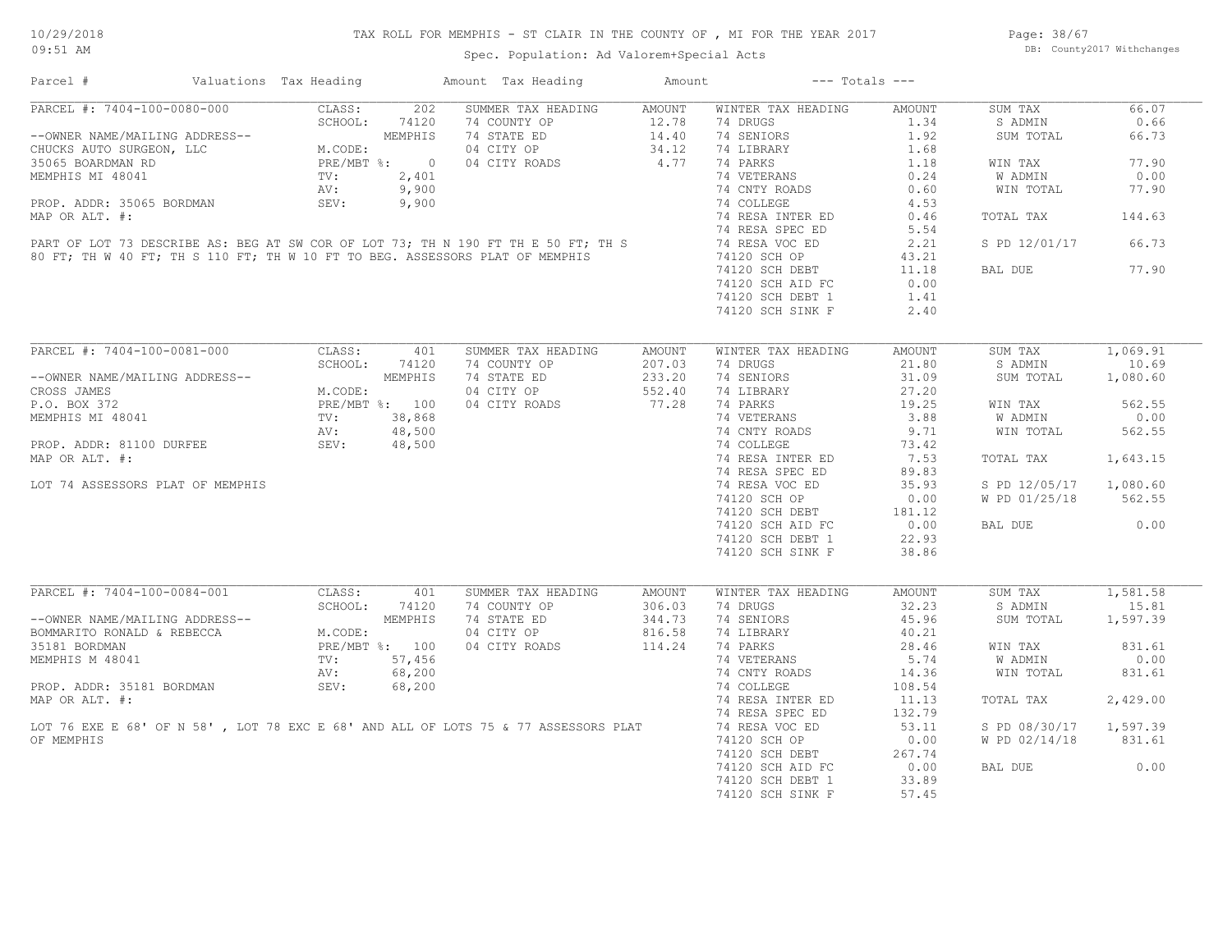# TAX ROLL FOR MEMPHIS - ST CLAIR IN THE COUNTY OF , MI FOR THE YEAR 2017

Spec. Population: Ad Valorem+Special Acts

| Parcel # | Valuations | Tax Heading | Amount | Tax Heading | Amount | --- Totals --- | | | |
|---|---|---|---|---|---|---|---|---|---|
| PARCEL #: 7404-100-0080-000 | CLASS: | 202 | SUMMER TAX HEADING | AMOUNT | WINTER TAX HEADING | AMOUNT | SUM TAX | 66.07 |
| | SCHOOL: | 74120 | 74 COUNTY OP | 12.78 | 74 DRUGS | 1.34 | S ADMIN | 0.66 |
| --OWNER NAME/MAILING ADDRESS-- | | MEMPHIS | 74 STATE ED | 14.40 | 74 SENIORS | 1.92 | SUM TOTAL | 66.73 |
| CHUCKS AUTO SURGEON, LLC | M.CODE: | | 04 CITY OP | 34.12 | 74 LIBRARY | 1.68 | | |
| 35065 BOARDMAN RD | PRE/MBT %: | 0 | 04 CITY ROADS | 4.77 | 74 PARKS | 1.18 | WIN TAX | 77.90 |
| MEMPHIS MI 48041 | TV: | 2,401 | | | 74 VETERANS | 0.24 | W ADMIN | 0.00 |
| | AV: | 9,900 | | | 74 CNTY ROADS | 0.60 | WIN TOTAL | 77.90 |
| PROP. ADDR: 35065 BORDMAN | SEV: | 9,900 | | | 74 COLLEGE | 4.53 | | |
| MAP OR ALT. #: | | | | | 74 RESA INTER ED | 0.46 | TOTAL TAX | 144.63 |
| | | | | | 74 RESA SPEC ED | 5.54 | | |
| PART OF LOT 73 DESCRIBE AS: BEG AT SW COR OF LOT 73; TH N 190 FT TH E 50 FT; TH S | | | | | 74 RESA VOC ED | 2.21 | S PD 12/01/17 | 66.73 |
| 80 FT; TH W 40 FT; TH S 110 FT; TH W 10 FT TO BEG. ASSESSORS PLAT OF MEMPHIS | | | | | 74120 SCH OP | 43.21 | | |
| | | | | | 74120 SCH DEBT | 11.18 | BAL DUE | 77.90 |
| | | | | | 74120 SCH AID FC | 0.00 | | |
| | | | | | 74120 SCH DEBT 1 | 1.41 | | |
| | | | | | 74120 SCH SINK F | 2.40 | | |

| Parcel # | Valuations | Tax Heading | Amount | Tax Heading | Amount | --- Totals --- | | | |
|---|---|---|---|---|---|---|---|---|---|
| PARCEL #: 7404-100-0081-000 | CLASS: | 401 | SUMMER TAX HEADING | AMOUNT | WINTER TAX HEADING | AMOUNT | SUM TAX | 1,069.91 |
| | SCHOOL: | 74120 | 74 COUNTY OP | 207.03 | 74 DRUGS | 21.80 | S ADMIN | 10.69 |
| --OWNER NAME/MAILING ADDRESS-- | | MEMPHIS | 74 STATE ED | 233.20 | 74 SENIORS | 31.09 | SUM TOTAL | 1,080.60 |
| CROSS JAMES | M.CODE: | | 04 CITY OP | 552.40 | 74 LIBRARY | 27.20 | | |
| P.O. BOX 372 | PRE/MBT %: | 100 | 04 CITY ROADS | 77.28 | 74 PARKS | 19.25 | WIN TAX | 562.55 |
| MEMPHIS MI 48041 | TV: | 38,868 | | | 74 VETERANS | 3.88 | W ADMIN | 0.00 |
| | AV: | 48,500 | | | 74 CNTY ROADS | 9.71 | WIN TOTAL | 562.55 |
| PROP. ADDR: 81100 DURFEE | SEV: | 48,500 | | | 74 COLLEGE | 73.42 | | |
| MAP OR ALT. #: | | | | | 74 RESA INTER ED | 7.53 | TOTAL TAX | 1,643.15 |
| | | | | | 74 RESA SPEC ED | 89.83 | | |
| LOT 74 ASSESSORS PLAT OF MEMPHIS | | | | | 74 RESA VOC ED | 35.93 | S PD 12/05/17 | 1,080.60 |
| | | | | | 74120 SCH OP | 0.00 | W PD 01/25/18 | 562.55 |
| | | | | | 74120 SCH DEBT | 181.12 | | |
| | | | | | 74120 SCH AID FC | 0.00 | BAL DUE | 0.00 |
| | | | | | 74120 SCH DEBT 1 | 22.93 | | |
| | | | | | 74120 SCH SINK F | 38.86 | | |

| Parcel # | Valuations | Tax Heading | Amount | Tax Heading | Amount | --- Totals --- | | | |
|---|---|---|---|---|---|---|---|---|---|
| PARCEL #: 7404-100-0084-001 | CLASS: | 401 | SUMMER TAX HEADING | AMOUNT | WINTER TAX HEADING | AMOUNT | SUM TAX | 1,581.58 |
| | SCHOOL: | 74120 | 74 COUNTY OP | 306.03 | 74 DRUGS | 32.23 | S ADMIN | 15.81 |
| --OWNER NAME/MAILING ADDRESS-- | | MEMPHIS | 74 STATE ED | 344.73 | 74 SENIORS | 45.96 | SUM TOTAL | 1,597.39 |
| BOMMARITO RONALD & REBECCA | M.CODE: | | 04 CITY OP | 816.58 | 74 LIBRARY | 40.21 | | |
| 35181 BORDMAN | PRE/MBT %: | 100 | 04 CITY ROADS | 114.24 | 74 PARKS | 28.46 | WIN TAX | 831.61 |
| MEMPHIS M 48041 | TV: | 57,456 | | | 74 VETERANS | 5.74 | W ADMIN | 0.00 |
| | AV: | 68,200 | | | 74 CNTY ROADS | 14.36 | WIN TOTAL | 831.61 |
| PROP. ADDR: 35181 BORDMAN | SEV: | 68,200 | | | 74 COLLEGE | 108.54 | | |
| MAP OR ALT. #: | | | | | 74 RESA INTER ED | 11.13 | TOTAL TAX | 2,429.00 |
| | | | | | 74 RESA SPEC ED | 132.79 | | |
| LOT 76 EXE E 68' OF N 58' , LOT 78 EXC E 68' AND ALL OF LOTS 75 & 77 ASSESSORS PLAT | | | | | 74 RESA VOC ED | 53.11 | S PD 08/30/17 | 1,597.39 |
| OF MEMPHIS | | | | | 74120 SCH OP | 0.00 | W PD 02/14/18 | 831.61 |
| | | | | | 74120 SCH DEBT | 267.74 | | |
| | | | | | 74120 SCH AID FC | 0.00 | BAL DUE | 0.00 |
| | | | | | 74120 SCH DEBT 1 | 33.89 | | |
| | | | | | 74120 SCH SINK F | 57.45 | | |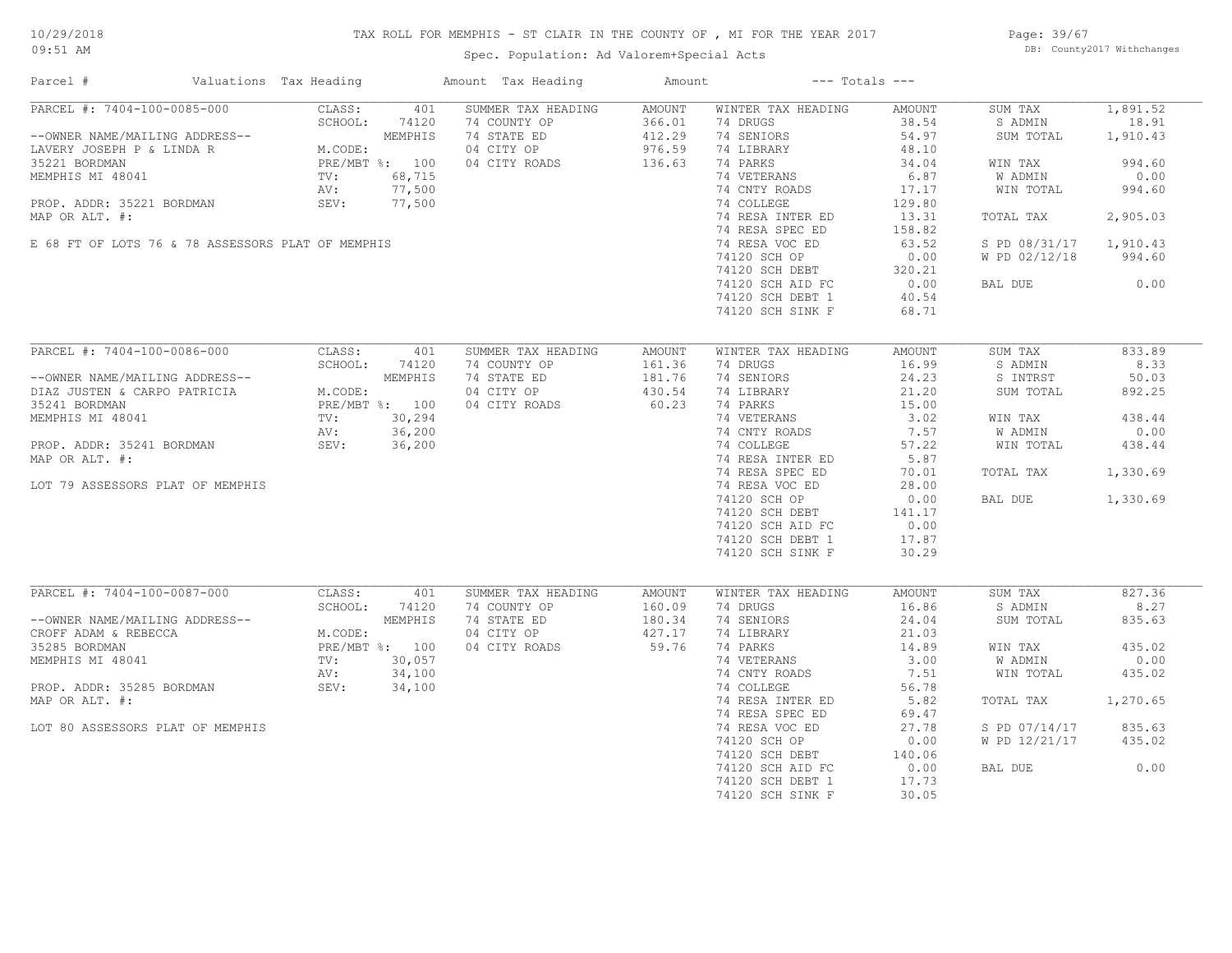TAX ROLL FOR MEMPHIS - ST CLAIR IN THE COUNTY OF , MI FOR THE YEAR 2017

Spec. Population: Ad Valorem+Special Acts

DB: County2017 Withchanges

10/29/2018 09:51 AM

| Parcel # | Valuations | Tax Heading | Amount | Tax Heading | Amount | --- Totals --- | |
|---|---|---|---|---|---|---|---|
| PARCEL #: 7404-100-0085-000 | CLASS: 401 | SUMMER TAX HEADING | AMOUNT | WINTER TAX HEADING | AMOUNT | SUM TAX | 1,891.52 |
| | SCHOOL: 74120 | 74 COUNTY OP | 366.01 | 74 DRUGS | 38.54 | S ADMIN | 18.91 |
| --OWNER NAME/MAILING ADDRESS-- | MEMPHIS | 74 STATE ED | 412.29 | 74 SENIORS | 54.97 | SUM TOTAL | 1,910.43 |
| LAVERY JOSEPH P & LINDA R | M.CODE: | 04 CITY OP | 976.59 | 74 LIBRARY | 48.10 | | |
| 35221 BORDMAN | PRE/MBT %: 100 | 04 CITY ROADS | 136.63 | 74 PARKS | 34.04 | WIN TAX | 994.60 |
| MEMPHIS MI 48041 | TV: 68,715 | | | 74 VETERANS | 6.87 | W ADMIN | 0.00 |
| | AV: 77,500 | | | 74 CNTY ROADS | 17.17 | WIN TOTAL | 994.60 |
| PROP. ADDR: 35221 BORDMAN | SEV: 77,500 | | | 74 COLLEGE | 129.80 | | |
| MAP OR ALT. #: | | | | 74 RESA INTER ED | 13.31 | TOTAL TAX | 2,905.03 |
| | | | | 74 RESA SPEC ED | 158.82 | | |
| E 68 FT OF LOTS 76 & 78 ASSESSORS PLAT OF MEMPHIS | | | | 74 RESA VOC ED | 63.52 | S PD 08/31/17 | 1,910.43 |
| | | | | 74120 SCH OP | 0.00 | W PD 02/12/18 | 994.60 |
| | | | | 74120 SCH DEBT | 320.21 | | |
| | | | | 74120 SCH AID FC | 0.00 | BAL DUE | 0.00 |
| | | | | 74120 SCH DEBT 1 | 40.54 | | |
| | | | | 74120 SCH SINK F | 68.71 | | |
| PARCEL #: 7404-100-0086-000 | CLASS: 401 | SUMMER TAX HEADING | AMOUNT | WINTER TAX HEADING | AMOUNT | SUM TAX | 833.89 |
| | SCHOOL: 74120 | 74 COUNTY OP | 161.36 | 74 DRUGS | 16.99 | S ADMIN | 8.33 |
| --OWNER NAME/MAILING ADDRESS-- | MEMPHIS | 74 STATE ED | 181.76 | 74 SENIORS | 24.23 | S INTRST | 50.03 |
| DIAZ JUSTEN & CARPO PATRICIA | M.CODE: | 04 CITY OP | 430.54 | 74 LIBRARY | 21.20 | SUM TOTAL | 892.25 |
| 35241 BORDMAN | PRE/MBT %: 100 | 04 CITY ROADS | 60.23 | 74 PARKS | 15.00 | | |
| MEMPHIS MI 48041 | TV: 30,294 | | | 74 VETERANS | 3.02 | WIN TAX | 438.44 |
| | AV: 36,200 | | | 74 CNTY ROADS | 7.57 | W ADMIN | 0.00 |
| PROP. ADDR: 35241 BORDMAN | SEV: 36,200 | | | 74 COLLEGE | 57.22 | WIN TOTAL | 438.44 |
| MAP OR ALT. #: | | | | 74 RESA INTER ED | 5.87 | | |
| | | | | 74 RESA SPEC ED | 70.01 | TOTAL TAX | 1,330.69 |
| LOT 79 ASSESSORS PLAT OF MEMPHIS | | | | 74 RESA VOC ED | 28.00 | | |
| | | | | 74120 SCH OP | 0.00 | BAL DUE | 1,330.69 |
| | | | | 74120 SCH DEBT | 141.17 | | |
| | | | | 74120 SCH AID FC | 0.00 | | |
| | | | | 74120 SCH DEBT 1 | 17.87 | | |
| | | | | 74120 SCH SINK F | 30.29 | | |
| PARCEL #: 7404-100-0087-000 | CLASS: 401 | SUMMER TAX HEADING | AMOUNT | WINTER TAX HEADING | AMOUNT | SUM TAX | 827.36 |
| | SCHOOL: 74120 | 74 COUNTY OP | 160.09 | 74 DRUGS | 16.86 | S ADMIN | 8.27 |
| --OWNER NAME/MAILING ADDRESS-- | MEMPHIS | 74 STATE ED | 180.34 | 74 SENIORS | 24.04 | SUM TOTAL | 835.63 |
| CROFF ADAM & REBECCA | M.CODE: | 04 CITY OP | 427.17 | 74 LIBRARY | 21.03 | | |
| 35285 BORDMAN | PRE/MBT %: 100 | 04 CITY ROADS | 59.76 | 74 PARKS | 14.89 | WIN TAX | 435.02 |
| MEMPHIS MI 48041 | TV: 30,057 | | | 74 VETERANS | 3.00 | W ADMIN | 0.00 |
| | AV: 34,100 | | | 74 CNTY ROADS | 7.51 | WIN TOTAL | 435.02 |
| PROP. ADDR: 35285 BORDMAN | SEV: 34,100 | | | 74 COLLEGE | 56.78 | | |
| MAP OR ALT. #: | | | | 74 RESA INTER ED | 5.82 | TOTAL TAX | 1,270.65 |
| | | | | 74 RESA SPEC ED | 69.47 | | |
| LOT 80 ASSESSORS PLAT OF MEMPHIS | | | | 74 RESA VOC ED | 27.78 | S PD 07/14/17 | 835.63 |
| | | | | 74120 SCH OP | 0.00 | W PD 12/21/17 | 435.02 |
| | | | | 74120 SCH DEBT | 140.06 | | |
| | | | | 74120 SCH AID FC | 0.00 | BAL DUE | 0.00 |
| | | | | 74120 SCH DEBT 1 | 17.73 | | |
| | | | | 74120 SCH SINK F | 30.05 | | |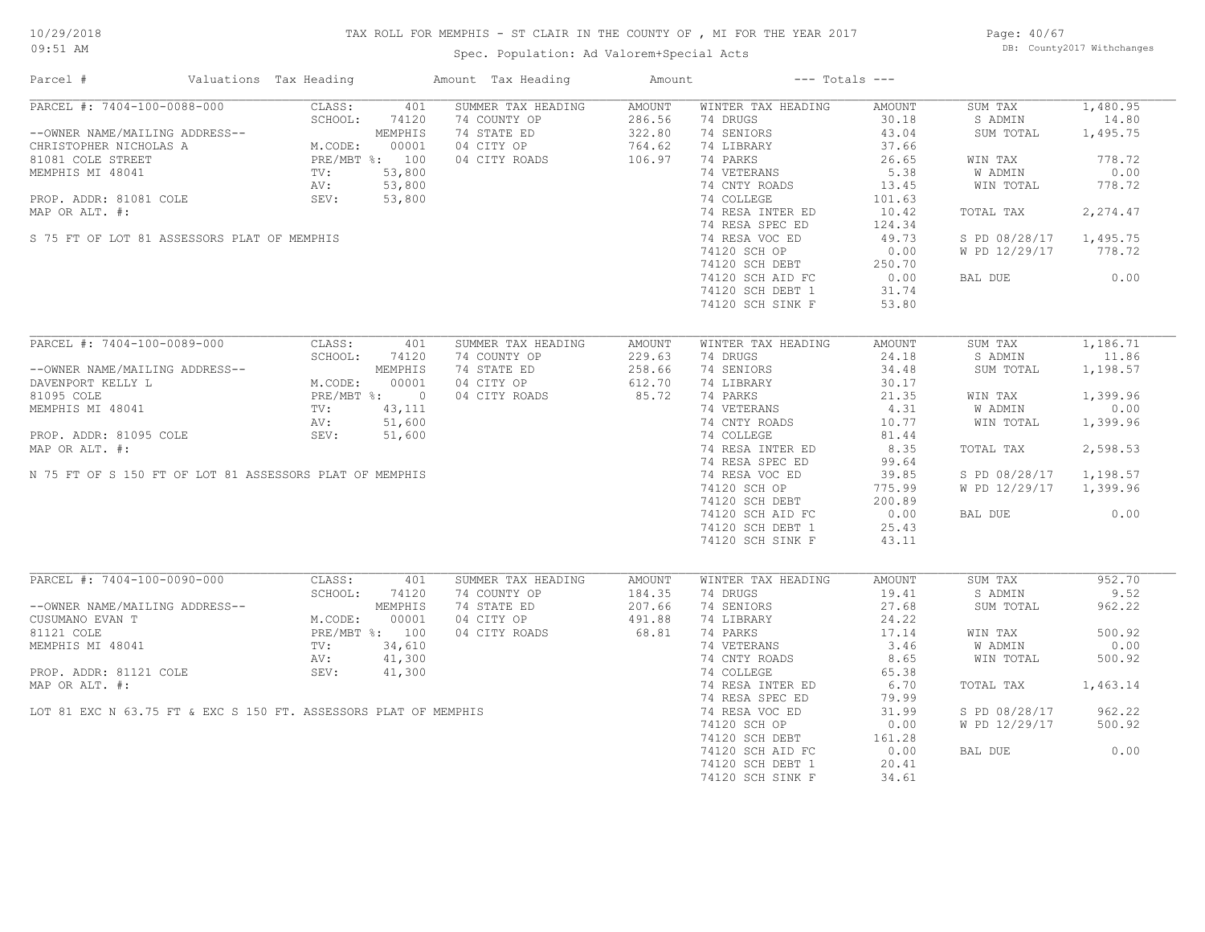TAX ROLL FOR MEMPHIS - ST CLAIR IN THE COUNTY OF , MI FOR THE YEAR 2017

Spec. Population: Ad Valorem+Special Acts

DB: County2017 Withchanges

10/29/2018 09:51 AM

| Parcel # | Valuations | Tax Heading | Amount | Tax Heading | Amount | --- Totals --- | |
|---|---|---|---|---|---|---|---|

## PARCEL #: 7404-100-0088-000

| | | | | | | | |
|---|---|---|---|---|---|---|---|
| PARCEL #: 7404-100-0088-000 | CLASS: 401 | SUMMER TAX HEADING | AMOUNT | WINTER TAX HEADING | AMOUNT | SUM TAX | 1,480.95 |
| | SCHOOL: 74120 | 74 COUNTY OP | 286.56 | 74 DRUGS | 30.18 | S ADMIN | 14.80 |
| --OWNER NAME/MAILING ADDRESS-- | MEMPHIS | 74 STATE ED | 322.80 | 74 SENIORS | 43.04 | SUM TOTAL | 1,495.75 |
| CHRISTOPHER NICHOLAS A | M.CODE: 00001 | 04 CITY OP | 764.62 | 74 LIBRARY | 37.66 | | |
| 81081 COLE STREET | PRE/MBT %: 100 | 04 CITY ROADS | 106.97 | 74 PARKS | 26.65 | WIN TAX | 778.72 |
| MEMPHIS MI 48041 | TV: 53,800 | | | 74 VETERANS | 5.38 | W ADMIN | 0.00 |
| | AV: 53,800 | | | 74 CNTY ROADS | 13.45 | WIN TOTAL | 778.72 |
| PROP. ADDR: 81081 COLE | SEV: 53,800 | | | 74 COLLEGE | 101.63 | | |
| MAP OR ALT. #: | | | | 74 RESA INTER ED | 10.42 | TOTAL TAX | 2,274.47 |
| | | | | 74 RESA SPEC ED | 124.34 | | |
| S 75 FT OF LOT 81 ASSESSORS PLAT OF MEMPHIS | | | | 74 RESA VOC ED | 49.73 | S PD 08/28/17 | 1,495.75 |
| | | | | 74120 SCH OP | 0.00 | W PD 12/29/17 | 778.72 |
| | | | | 74120 SCH DEBT | 250.70 | | |
| | | | | 74120 SCH AID FC | 0.00 | BAL DUE | 0.00 |
| | | | | 74120 SCH DEBT 1 | 31.74 | | |
| | | | | 74120 SCH SINK F | 53.80 | | |

## PARCEL #: 7404-100-0089-000

| | | | | | | | |
|---|---|---|---|---|---|---|---|
| PARCEL #: 7404-100-0089-000 | CLASS: 401 | SUMMER TAX HEADING | AMOUNT | WINTER TAX HEADING | AMOUNT | SUM TAX | 1,186.71 |
| | SCHOOL: 74120 | 74 COUNTY OP | 229.63 | 74 DRUGS | 24.18 | S ADMIN | 11.86 |
| --OWNER NAME/MAILING ADDRESS-- | MEMPHIS | 74 STATE ED | 258.66 | 74 SENIORS | 34.48 | SUM TOTAL | 1,198.57 |
| DAVENPORT KELLY L | M.CODE: 00001 | 04 CITY OP | 612.70 | 74 LIBRARY | 30.17 | | |
| 81095 COLE | PRE/MBT %: 0 | 04 CITY ROADS | 85.72 | 74 PARKS | 21.35 | WIN TAX | 1,399.96 |
| MEMPHIS MI 48041 | TV: 43,111 | | | 74 VETERANS | 4.31 | W ADMIN | 0.00 |
| | AV: 51,600 | | | 74 CNTY ROADS | 10.77 | WIN TOTAL | 1,399.96 |
| PROP. ADDR: 81095 COLE | SEV: 51,600 | | | 74 COLLEGE | 81.44 | | |
| MAP OR ALT. #: | | | | 74 RESA INTER ED | 8.35 | TOTAL TAX | 2,598.53 |
| | | | | 74 RESA SPEC ED | 99.64 | | |
| N 75 FT OF S 150 FT OF LOT 81 ASSESSORS PLAT OF MEMPHIS | | | | 74 RESA VOC ED | 39.85 | S PD 08/28/17 | 1,198.57 |
| | | | | 74120 SCH OP | 775.99 | W PD 12/29/17 | 1,399.96 |
| | | | | 74120 SCH DEBT | 200.89 | | |
| | | | | 74120 SCH AID FC | 0.00 | BAL DUE | 0.00 |
| | | | | 74120 SCH DEBT 1 | 25.43 | | |
| | | | | 74120 SCH SINK F | 43.11 | | |

## PARCEL #: 7404-100-0090-000

| | | | | | | | |
|---|---|---|---|---|---|---|---|
| PARCEL #: 7404-100-0090-000 | CLASS: 401 | SUMMER TAX HEADING | AMOUNT | WINTER TAX HEADING | AMOUNT | SUM TAX | 952.70 |
| | SCHOOL: 74120 | 74 COUNTY OP | 184.35 | 74 DRUGS | 19.41 | S ADMIN | 9.52 |
| --OWNER NAME/MAILING ADDRESS-- | MEMPHIS | 74 STATE ED | 207.66 | 74 SENIORS | 27.68 | SUM TOTAL | 962.22 |
| CUSUMANO EVAN T | M.CODE: 00001 | 04 CITY OP | 491.88 | 74 LIBRARY | 24.22 | | |
| 81121 COLE | PRE/MBT %: 100 | 04 CITY ROADS | 68.81 | 74 PARKS | 17.14 | WIN TAX | 500.92 |
| MEMPHIS MI 48041 | TV: 34,610 | | | 74 VETERANS | 3.46 | W ADMIN | 0.00 |
| | AV: 41,300 | | | 74 CNTY ROADS | 8.65 | WIN TOTAL | 500.92 |
| PROP. ADDR: 81121 COLE | SEV: 41,300 | | | 74 COLLEGE | 65.38 | | |
| MAP OR ALT. #: | | | | 74 RESA INTER ED | 6.70 | TOTAL TAX | 1,463.14 |
| | | | | 74 RESA SPEC ED | 79.99 | | |
| LOT 81 EXC N 63.75 FT & EXC S 150 FT. ASSESSORS PLAT OF MEMPHIS | | | | 74 RESA VOC ED | 31.99 | S PD 08/28/17 | 962.22 |
| | | | | 74120 SCH OP | 0.00 | W PD 12/29/17 | 500.92 |
| | | | | 74120 SCH DEBT | 161.28 | | |
| | | | | 74120 SCH AID FC | 0.00 | BAL DUE | 0.00 |
| | | | | 74120 SCH DEBT 1 | 20.41 | | |
| | | | | 74120 SCH SINK F | 34.61 | | |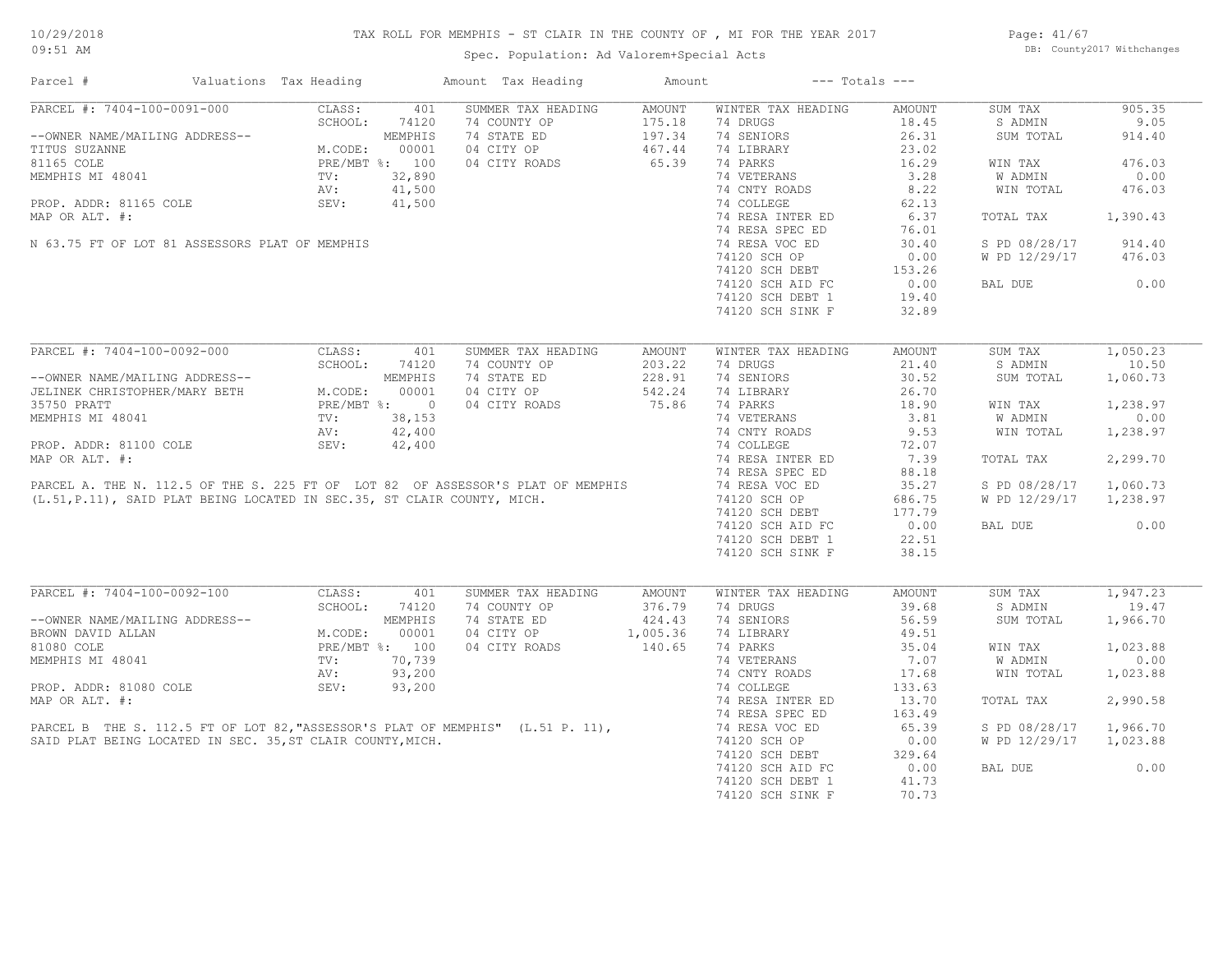# TAX ROLL FOR MEMPHIS - ST CLAIR IN THE COUNTY OF , MI FOR THE YEAR 2017

Spec. Population: Ad Valorem+Special Acts

DB: County2017 Withchanges

10/29/2018
09:51 AM

| Parcel # | Valuations | Tax Heading | Amount | Tax Heading | Amount | --- Totals --- | |
|---|---|---|---|---|---|---|---|
| PARCEL #: 7404-100-0091-000 | CLASS: 401 | SUMMER TAX HEADING | AMOUNT | WINTER TAX HEADING | AMOUNT | SUM TAX | 905.35 |
| | SCHOOL: 74120 | 74 COUNTY OP | 175.18 | 74 DRUGS | 18.45 | S ADMIN | 9.05 |
| --OWNER NAME/MAILING ADDRESS-- | MEMPHIS | 74 STATE ED | 197.34 | 74 SENIORS | 26.31 | SUM TOTAL | 914.40 |
| TITUS SUZANNE | M.CODE: 00001 | 04 CITY OP | 467.44 | 74 LIBRARY | 23.02 | | |
| 81165 COLE | PRE/MBT %: 100 | 04 CITY ROADS | 65.39 | 74 PARKS | 16.29 | WIN TAX | 476.03 |
| MEMPHIS MI 48041 | TV: 32,890 | | | 74 VETERANS | 3.28 | W ADMIN | 0.00 |
| | AV: 41,500 | | | 74 CNTY ROADS | 8.22 | WIN TOTAL | 476.03 |
| PROP. ADDR: 81165 COLE | SEV: 41,500 | | | 74 COLLEGE | 62.13 | | |
| MAP OR ALT. #: | | | | 74 RESA INTER ED | 6.37 | TOTAL TAX | 1,390.43 |
| | | | | 74 RESA SPEC ED | 76.01 | | |
| N 63.75 FT OF LOT 81 ASSESSORS PLAT OF MEMPHIS | | | | 74 RESA VOC ED | 30.40 | S PD 08/28/17 | 914.40 |
| | | | | 74120 SCH OP | 0.00 | W PD 12/29/17 | 476.03 |
| | | | | 74120 SCH DEBT | 153.26 | | |
| | | | | 74120 SCH AID FC | 0.00 | BAL DUE | 0.00 |
| | | | | 74120 SCH DEBT 1 | 19.40 | | |
| | | | | 74120 SCH SINK F | 32.89 | | |

| Parcel # | Valuations | Tax Heading | Amount | Tax Heading | Amount | --- Totals --- | |
|---|---|---|---|---|---|---|---|
| PARCEL #: 7404-100-0092-000 | CLASS: 401 | SUMMER TAX HEADING | AMOUNT | WINTER TAX HEADING | AMOUNT | SUM TAX | 1,050.23 |
| | SCHOOL: 74120 | 74 COUNTY OP | 203.22 | 74 DRUGS | 21.40 | S ADMIN | 10.50 |
| --OWNER NAME/MAILING ADDRESS-- | MEMPHIS | 74 STATE ED | 228.91 | 74 SENIORS | 30.52 | SUM TOTAL | 1,060.73 |
| JELINEK CHRISTOPHER/MARY BETH | M.CODE: 00001 | 04 CITY OP | 542.24 | 74 LIBRARY | 26.70 | | |
| 35750 PRATT | PRE/MBT %: 0 | 04 CITY ROADS | 75.86 | 74 PARKS | 18.90 | WIN TAX | 1,238.97 |
| MEMPHIS MI 48041 | TV: 38,153 | | | 74 VETERANS | 3.81 | W ADMIN | 0.00 |
| | AV: 42,400 | | | 74 CNTY ROADS | 9.53 | WIN TOTAL | 1,238.97 |
| PROP. ADDR: 81100 COLE | SEV: 42,400 | | | 74 COLLEGE | 72.07 | | |
| MAP OR ALT. #: | | | | 74 RESA INTER ED | 7.39 | TOTAL TAX | 2,299.70 |
| | | | | 74 RESA SPEC ED | 88.18 | | |
| PARCEL A. THE N. 112.5 OF THE S. 225 FT OF LOT 82 OF ASSESSOR'S PLAT OF MEMPHIS | | | | 74 RESA VOC ED | 35.27 | S PD 08/28/17 | 1,060.73 |
| (L.51,P.11), SAID PLAT BEING LOCATED IN SEC.35, ST CLAIR COUNTY, MICH. | | | | 74120 SCH OP | 686.75 | W PD 12/29/17 | 1,238.97 |
| | | | | 74120 SCH DEBT | 177.79 | | |
| | | | | 74120 SCH AID FC | 0.00 | BAL DUE | 0.00 |
| | | | | 74120 SCH DEBT 1 | 22.51 | | |
| | | | | 74120 SCH SINK F | 38.15 | | |

| Parcel # | Valuations | Tax Heading | Amount | Tax Heading | Amount | --- Totals --- | |
|---|---|---|---|---|---|---|---|
| PARCEL #: 7404-100-0092-100 | CLASS: 401 | SUMMER TAX HEADING | AMOUNT | WINTER TAX HEADING | AMOUNT | SUM TAX | 1,947.23 |
| | SCHOOL: 74120 | 74 COUNTY OP | 376.79 | 74 DRUGS | 39.68 | S ADMIN | 19.47 |
| --OWNER NAME/MAILING ADDRESS-- | MEMPHIS | 74 STATE ED | 424.43 | 74 SENIORS | 56.59 | SUM TOTAL | 1,966.70 |
| BROWN DAVID ALLAN | M.CODE: 00001 | 04 CITY OP | 1,005.36 | 74 LIBRARY | 49.51 | | |
| 81080 COLE | PRE/MBT %: 100 | 04 CITY ROADS | 140.65 | 74 PARKS | 35.04 | WIN TAX | 1,023.88 |
| MEMPHIS MI 48041 | TV: 70,739 | | | 74 VETERANS | 7.07 | W ADMIN | 0.00 |
| | AV: 93,200 | | | 74 CNTY ROADS | 17.68 | WIN TOTAL | 1,023.88 |
| PROP. ADDR: 81080 COLE | SEV: 93,200 | | | 74 COLLEGE | 133.63 | | |
| MAP OR ALT. #: | | | | 74 RESA INTER ED | 13.70 | TOTAL TAX | 2,990.58 |
| | | | | 74 RESA SPEC ED | 163.49 | | |
| PARCEL B THE S. 112.5 FT OF LOT 82,"ASSESSOR'S PLAT OF MEMPHIS" (L.51 P. 11), | | | | 74 RESA VOC ED | 65.39 | S PD 08/28/17 | 1,966.70 |
| SAID PLAT BEING LOCATED IN SEC. 35,ST CLAIR COUNTY,MICH. | | | | 74120 SCH OP | 0.00 | W PD 12/29/17 | 1,023.88 |
| | | | | 74120 SCH DEBT | 329.64 | | |
| | | | | 74120 SCH AID FC | 0.00 | BAL DUE | 0.00 |
| | | | | 74120 SCH DEBT 1 | 41.73 | | |
| | | | | 74120 SCH SINK F | 70.73 | | |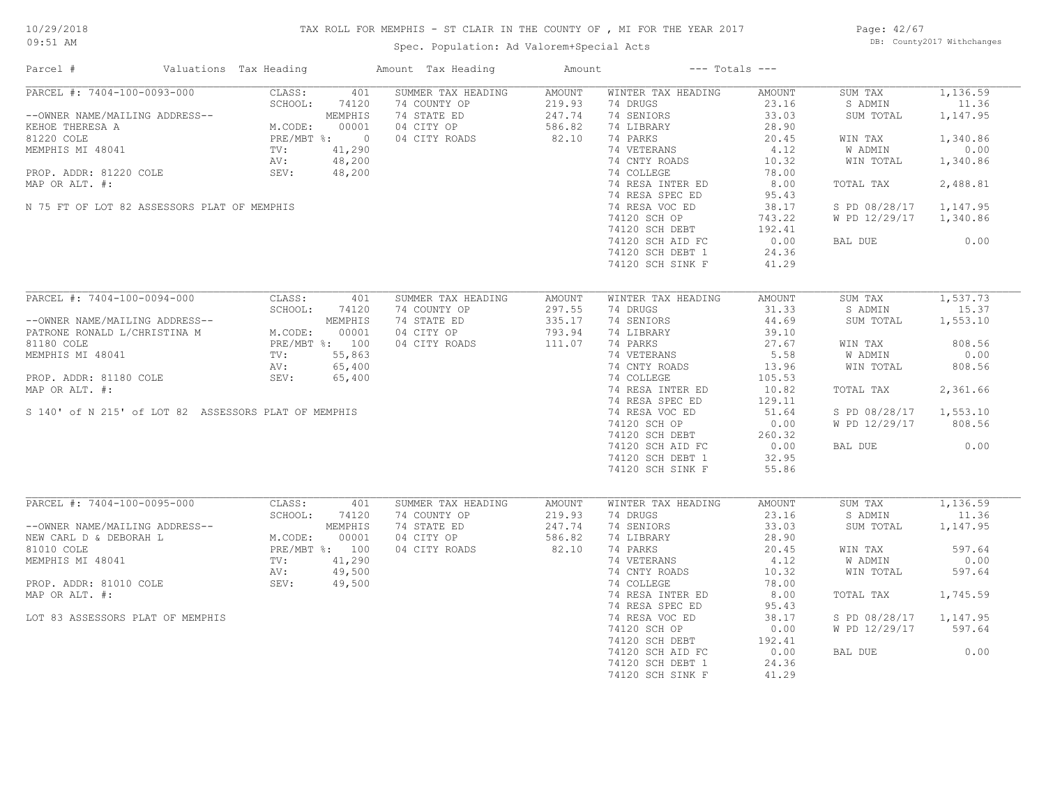# TAX ROLL FOR MEMPHIS - ST CLAIR IN THE COUNTY OF , MI FOR THE YEAR 2017

Spec. Population: Ad Valorem+Special Acts

DB: County2017 Withchanges

| Parcel # | Valuations | Tax Heading | Amount | Tax Heading | Amount | --- Totals --- | |
|---|---|---|---|---|---|---|---|

## PARCEL #: 7404-100-0093-000

| Field | Value | Summer Tax Heading | Amount | Winter Tax Heading | Amount | Totals | Amount |
|---|---|---|---|---|---|---|---|
| CLASS: | 401 | SUMMER TAX HEADING | AMOUNT | WINTER TAX HEADING | AMOUNT | SUM TAX | 1,136.59 |
| SCHOOL: | 74120 | 74 COUNTY OP | 219.93 | 74 DRUGS | 23.16 | S ADMIN | 11.36 |
| | MEMPHIS | 74 STATE ED | 247.74 | 74 SENIORS | 33.03 | SUM TOTAL | 1,147.95 |
| M.CODE: | 00001 | 04 CITY OP | 586.82 | 74 LIBRARY | 28.90 | | |
| PRE/MBT %: | 0 | 04 CITY ROADS | 82.10 | 74 PARKS | 20.45 | WIN TAX | 1,340.86 |
| TV: | 41,290 | | | 74 VETERANS | 4.12 | W ADMIN | 0.00 |
| AV: | 48,200 | | | 74 CNTY ROADS | 10.32 | WIN TOTAL | 1,340.86 |
| SEV: | 48,200 | | | 74 COLLEGE | 78.00 | | |
| | | | | 74 RESA INTER ED | 8.00 | TOTAL TAX | 2,488.81 |
| | | | | 74 RESA SPEC ED | 95.43 | | |
| | | | | 74 RESA VOC ED | 38.17 | S PD 08/28/17 | 1,147.95 |
| | | | | 74120 SCH OP | 743.22 | W PD 12/29/17 | 1,340.86 |
| | | | | 74120 SCH DEBT | 192.41 | | |
| | | | | 74120 SCH AID FC | 0.00 | BAL DUE | 0.00 |
| | | | | 74120 SCH DEBT 1 | 24.36 | | |
| | | | | 74120 SCH SINK F | 41.29 | | |

--OWNER NAME/MAILING ADDRESS--
KEHOE THERESA A
81220 COLE
MEMPHIS MI 48041

PROP. ADDR: 81220 COLE
MAP OR ALT. #:

N 75 FT OF LOT 82 ASSESSORS PLAT OF MEMPHIS

## PARCEL #: 7404-100-0094-000

| Field | Value | Summer Tax Heading | Amount | Winter Tax Heading | Amount | Totals | Amount |
|---|---|---|---|---|---|---|---|
| CLASS: | 401 | SUMMER TAX HEADING | AMOUNT | WINTER TAX HEADING | AMOUNT | SUM TAX | 1,537.73 |
| SCHOOL: | 74120 | 74 COUNTY OP | 297.55 | 74 DRUGS | 31.33 | S ADMIN | 15.37 |
| | MEMPHIS | 74 STATE ED | 335.17 | 74 SENIORS | 44.69 | SUM TOTAL | 1,553.10 |
| M.CODE: | 00001 | 04 CITY OP | 793.94 | 74 LIBRARY | 39.10 | | |
| PRE/MBT %: | 100 | 04 CITY ROADS | 111.07 | 74 PARKS | 27.67 | WIN TAX | 808.56 |
| TV: | 55,863 | | | 74 VETERANS | 5.58 | W ADMIN | 0.00 |
| AV: | 65,400 | | | 74 CNTY ROADS | 13.96 | WIN TOTAL | 808.56 |
| SEV: | 65,400 | | | 74 COLLEGE | 105.53 | | |
| | | | | 74 RESA INTER ED | 10.82 | TOTAL TAX | 2,361.66 |
| | | | | 74 RESA SPEC ED | 129.11 | | |
| | | | | 74 RESA VOC ED | 51.64 | S PD 08/28/17 | 1,553.10 |
| | | | | 74120 SCH OP | 0.00 | W PD 12/29/17 | 808.56 |
| | | | | 74120 SCH DEBT | 260.32 | | |
| | | | | 74120 SCH AID FC | 0.00 | BAL DUE | 0.00 |
| | | | | 74120 SCH DEBT 1 | 32.95 | | |
| | | | | 74120 SCH SINK F | 55.86 | | |

--OWNER NAME/MAILING ADDRESS--
PATRONE RONALD L/CHRISTINA M
81180 COLE
MEMPHIS MI 48041

PROP. ADDR: 81180 COLE
MAP OR ALT. #:

S 140' of N 215' of LOT 82 ASSESSORS PLAT OF MEMPHIS

## PARCEL #: 7404-100-0095-000

| Field | Value | Summer Tax Heading | Amount | Winter Tax Heading | Amount | Totals | Amount |
|---|---|---|---|---|---|---|---|
| CLASS: | 401 | SUMMER TAX HEADING | AMOUNT | WINTER TAX HEADING | AMOUNT | SUM TAX | 1,136.59 |
| SCHOOL: | 74120 | 74 COUNTY OP | 219.93 | 74 DRUGS | 23.16 | S ADMIN | 11.36 |
| | MEMPHIS | 74 STATE ED | 247.74 | 74 SENIORS | 33.03 | SUM TOTAL | 1,147.95 |
| M.CODE: | 00001 | 04 CITY OP | 586.82 | 74 LIBRARY | 28.90 | | |
| PRE/MBT %: | 100 | 04 CITY ROADS | 82.10 | 74 PARKS | 20.45 | WIN TAX | 597.64 |
| TV: | 41,290 | | | 74 VETERANS | 4.12 | W ADMIN | 0.00 |
| AV: | 49,500 | | | 74 CNTY ROADS | 10.32 | WIN TOTAL | 597.64 |
| SEV: | 49,500 | | | 74 COLLEGE | 78.00 | | |
| | | | | 74 RESA INTER ED | 8.00 | TOTAL TAX | 1,745.59 |
| | | | | 74 RESA SPEC ED | 95.43 | | |
| | | | | 74 RESA VOC ED | 38.17 | S PD 08/28/17 | 1,147.95 |
| | | | | 74120 SCH OP | 0.00 | W PD 12/29/17 | 597.64 |
| | | | | 74120 SCH DEBT | 192.41 | | |
| | | | | 74120 SCH AID FC | 0.00 | BAL DUE | 0.00 |
| | | | | 74120 SCH DEBT 1 | 24.36 | | |
| | | | | 74120 SCH SINK F | 41.29 | | |

--OWNER NAME/MAILING ADDRESS--
NEW CARL D & DEBORAH L
81010 COLE
MEMPHIS MI 48041

PROP. ADDR: 81010 COLE
MAP OR ALT. #:

LOT 83 ASSESSORS PLAT OF MEMPHIS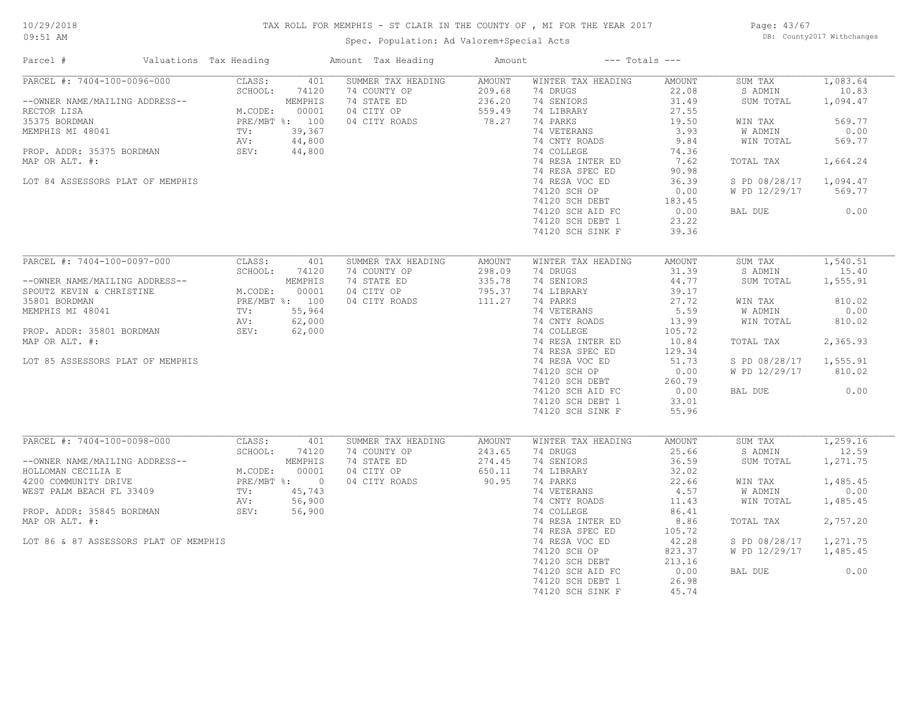# TAX ROLL FOR MEMPHIS - ST CLAIR IN THE COUNTY OF , MI FOR THE YEAR 2017

10/29/2018
09:51 AM

Spec. Population: Ad Valorem+Special Acts

DB: County2017 Withchanges

| Parcel # | Valuations | Tax Heading | Amount | Tax Heading | Amount | --- Totals --- | |
|---|---|---|---|---|---|---|---|

## PARCEL #: 7404-100-0096-000

| Field | Value | SUMMER TAX HEADING | AMOUNT | WINTER TAX HEADING | AMOUNT | Totals | |
|---|---|---|---|---|---|---|---|
| CLASS: | 401 | 74 COUNTY OP | 209.68 | 74 DRUGS | 22.08 | SUM TAX | 1,083.64 |
| SCHOOL: | 74120 | 74 STATE ED | 236.20 | 74 SENIORS | 31.49 | S ADMIN | 10.83 |
| | MEMPHIS | 04 CITY OP | 559.49 | 74 LIBRARY | 27.55 | SUM TOTAL | 1,094.47 |
| M.CODE: | 00001 | 04 CITY ROADS | 78.27 | 74 PARKS | 19.50 | WIN TAX | 569.77 |
| PRE/MBT %: | 100 | | | 74 VETERANS | 3.93 | W ADMIN | 0.00 |
| TV: | 39,367 | | | 74 CNTY ROADS | 9.84 | WIN TOTAL | 569.77 |
| AV: | 44,800 | | | 74 COLLEGE | 74.36 | TOTAL TAX | 1,664.24 |
| SEV: | 44,800 | | | 74 RESA INTER ED | 7.62 | S PD 08/28/17 | 1,094.47 |
| | | | | 74 RESA SPEC ED | 90.98 | W PD 12/29/17 | 569.77 |
| | | | | 74 RESA VOC ED | 36.39 | BAL DUE | 0.00 |
| | | | | 74120 SCH OP | 0.00 | | |
| | | | | 74120 SCH DEBT | 183.45 | | |
| | | | | 74120 SCH AID FC | 0.00 | | |
| | | | | 74120 SCH DEBT 1 | 23.22 | | |
| | | | | 74120 SCH SINK F | 39.36 | | |

--OWNER NAME/MAILING ADDRESS--
RECTOR LISA
35375 BORDMAN
MEMPHIS MI 48041

PROP. ADDR: 35375 BORDMAN
MAP OR ALT. #:

LOT 84 ASSESSORS PLAT OF MEMPHIS

## PARCEL #: 7404-100-0097-000

| Field | Value | SUMMER TAX HEADING | AMOUNT | WINTER TAX HEADING | AMOUNT | Totals | |
|---|---|---|---|---|---|---|---|
| CLASS: | 401 | 74 COUNTY OP | 298.09 | 74 DRUGS | 31.39 | SUM TAX | 1,540.51 |
| SCHOOL: | 74120 | 74 STATE ED | 335.78 | 74 SENIORS | 44.77 | S ADMIN | 15.40 |
| | MEMPHIS | 04 CITY OP | 795.37 | 74 LIBRARY | 39.17 | SUM TOTAL | 1,555.91 |
| M.CODE: | 00001 | 04 CITY ROADS | 111.27 | 74 PARKS | 27.72 | WIN TAX | 810.02 |
| PRE/MBT %: | 100 | | | 74 VETERANS | 5.59 | W ADMIN | 0.00 |
| TV: | 55,964 | | | 74 CNTY ROADS | 13.99 | WIN TOTAL | 810.02 |
| AV: | 62,000 | | | 74 COLLEGE | 105.72 | TOTAL TAX | 2,365.93 |
| SEV: | 62,000 | | | 74 RESA INTER ED | 10.84 | S PD 08/28/17 | 1,555.91 |
| | | | | 74 RESA SPEC ED | 129.34 | W PD 12/29/17 | 810.02 |
| | | | | 74 RESA VOC ED | 51.73 | BAL DUE | 0.00 |
| | | | | 74120 SCH OP | 0.00 | | |
| | | | | 74120 SCH DEBT | 260.79 | | |
| | | | | 74120 SCH AID FC | 0.00 | | |
| | | | | 74120 SCH DEBT 1 | 33.01 | | |
| | | | | 74120 SCH SINK F | 55.96 | | |

--OWNER NAME/MAILING ADDRESS--
SPOUTZ KEVIN & CHRISTINE
35801 BORDMAN
MEMPHIS MI 48041

PROP. ADDR: 35801 BORDMAN
MAP OR ALT. #:

LOT 85 ASSESSORS PLAT OF MEMPHIS

## PARCEL #: 7404-100-0098-000

| Field | Value | SUMMER TAX HEADING | AMOUNT | WINTER TAX HEADING | AMOUNT | Totals | |
|---|---|---|---|---|---|---|---|
| CLASS: | 401 | 74 COUNTY OP | 243.65 | 74 DRUGS | 25.66 | SUM TAX | 1,259.16 |
| SCHOOL: | 74120 | 74 STATE ED | 274.45 | 74 SENIORS | 36.59 | S ADMIN | 12.59 |
| | MEMPHIS | 04 CITY OP | 650.11 | 74 LIBRARY | 32.02 | SUM TOTAL | 1,271.75 |
| M.CODE: | 00001 | 04 CITY ROADS | 90.95 | 74 PARKS | 22.66 | WIN TAX | 1,485.45 |
| PRE/MBT %: | 0 | | | 74 VETERANS | 4.57 | W ADMIN | 0.00 |
| TV: | 45,743 | | | 74 CNTY ROADS | 11.43 | WIN TOTAL | 1,485.45 |
| AV: | 56,900 | | | 74 COLLEGE | 86.41 | TOTAL TAX | 2,757.20 |
| SEV: | 56,900 | | | 74 RESA INTER ED | 8.86 | S PD 08/28/17 | 1,271.75 |
| | | | | 74 RESA SPEC ED | 105.72 | W PD 12/29/17 | 1,485.45 |
| | | | | 74 RESA VOC ED | 42.28 | BAL DUE | 0.00 |
| | | | | 74120 SCH OP | 823.37 | | |
| | | | | 74120 SCH DEBT | 213.16 | | |
| | | | | 74120 SCH AID FC | 0.00 | | |
| | | | | 74120 SCH DEBT 1 | 26.98 | | |
| | | | | 74120 SCH SINK F | 45.74 | | |

--OWNER NAME/MAILING ADDRESS--
HOLLOMAN CECILIA E
4200 COMMUNITY DRIVE
WEST PALM BEACH FL 33409

PROP. ADDR: 35845 BORDMAN
MAP OR ALT. #:

LOT 86 & 87 ASSESSORS PLAT OF MEMPHIS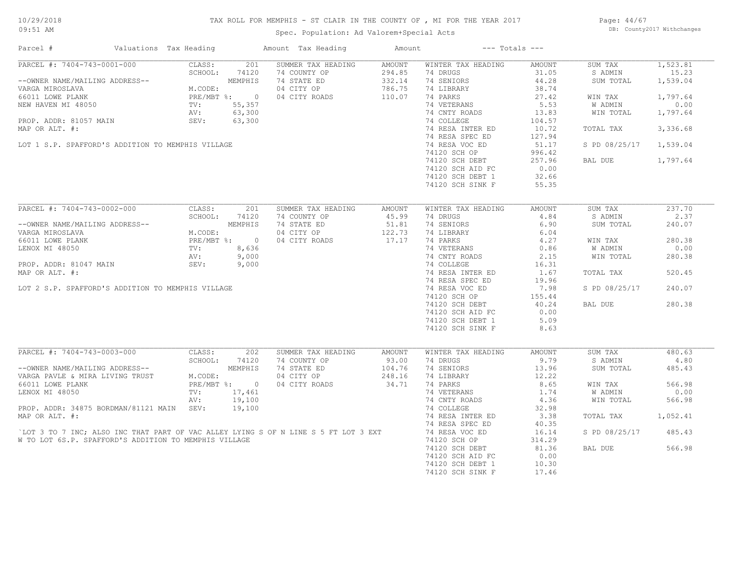# TAX ROLL FOR MEMPHIS - ST CLAIR IN THE COUNTY OF , MI FOR THE YEAR 2017

Spec. Population: Ad Valorem+Special Acts

DB: County2017 Withchanges

10/29/2018 09:51 AM

| Parcel # | Valuations | Tax Heading | Amount | Tax Heading | Amount | --- Totals --- | |
|---|---|---|---|---|---|---|---|
| PARCEL #: 7404-743-0001-000 | CLASS: 201 | SUMMER TAX HEADING | AMOUNT | WINTER TAX HEADING | AMOUNT | SUM TAX | 1,523.81 |
| | SCHOOL: 74120 | 74 COUNTY OP | 294.85 | 74 DRUGS | 31.05 | S ADMIN | 15.23 |
| --OWNER NAME/MAILING ADDRESS-- | MEMPHIS | 74 STATE ED | 332.14 | 74 SENIORS | 44.28 | SUM TOTAL | 1,539.04 |
| VARGA MIROSLAVA | M.CODE: | 04 CITY OP | 786.75 | 74 LIBRARY | 38.74 | | |
| 66011 LOWE PLANK | PRE/MBT %: 0 | 04 CITY ROADS | 110.07 | 74 PARKS | 27.42 | WIN TAX | 1,797.64 |
| NEW HAVEN MI 48050 | TV: 55,357 | | | 74 VETERANS | 5.53 | W ADMIN | 0.00 |
| | AV: 63,300 | | | 74 CNTY ROADS | 13.83 | WIN TOTAL | 1,797.64 |
| PROP. ADDR: 81057 MAIN | SEV: 63,300 | | | 74 COLLEGE | 104.57 | | |
| MAP OR ALT. #: | | | | 74 RESA INTER ED | 10.72 | TOTAL TAX | 3,336.68 |
| | | | | 74 RESA SPEC ED | 127.94 | | |
| LOT 1 S.P. SPAFFORD'S ADDITION TO MEMPHIS VILLAGE | | | | 74 RESA VOC ED | 51.17 | S PD 08/25/17 | 1,539.04 |
| | | | | 74120 SCH OP | 996.42 | | |
| | | | | 74120 SCH DEBT | 257.96 | BAL DUE | 1,797.64 |
| | | | | 74120 SCH AID FC | 0.00 | | |
| | | | | 74120 SCH DEBT 1 | 32.66 | | |
| | | | | 74120 SCH SINK F | 55.35 | | |
| PARCEL #: 7404-743-0002-000 | CLASS: 201 | SUMMER TAX HEADING | AMOUNT | WINTER TAX HEADING | AMOUNT | SUM TAX | 237.70 |
| | SCHOOL: 74120 | 74 COUNTY OP | 45.99 | 74 DRUGS | 4.84 | S ADMIN | 2.37 |
| --OWNER NAME/MAILING ADDRESS-- | MEMPHIS | 74 STATE ED | 51.81 | 74 SENIORS | 6.90 | SUM TOTAL | 240.07 |
| VARGA MIROSLAVA | M.CODE: | 04 CITY OP | 122.73 | 74 LIBRARY | 6.04 | | |
| 66011 LOWE PLANK | PRE/MBT %: 0 | 04 CITY ROADS | 17.17 | 74 PARKS | 4.27 | WIN TAX | 280.38 |
| LENOX MI 48050 | TV: 8,636 | | | 74 VETERANS | 0.86 | W ADMIN | 0.00 |
| | AV: 9,000 | | | 74 CNTY ROADS | 2.15 | WIN TOTAL | 280.38 |
| PROP. ADDR: 81047 MAIN | SEV: 9,000 | | | 74 COLLEGE | 16.31 | | |
| MAP OR ALT. #: | | | | 74 RESA INTER ED | 1.67 | TOTAL TAX | 520.45 |
| | | | | 74 RESA SPEC ED | 19.96 | | |
| LOT 2 S.P. SPAFFORD'S ADDITION TO MEMPHIS VILLAGE | | | | 74 RESA VOC ED | 7.98 | S PD 08/25/17 | 240.07 |
| | | | | 74120 SCH OP | 155.44 | | |
| | | | | 74120 SCH DEBT | 40.24 | BAL DUE | 280.38 |
| | | | | 74120 SCH AID FC | 0.00 | | |
| | | | | 74120 SCH DEBT 1 | 5.09 | | |
| | | | | 74120 SCH SINK F | 8.63 | | |
| PARCEL #: 7404-743-0003-000 | CLASS: 202 | SUMMER TAX HEADING | AMOUNT | WINTER TAX HEADING | AMOUNT | SUM TAX | 480.63 |
| | SCHOOL: 74120 | 74 COUNTY OP | 93.00 | 74 DRUGS | 9.79 | S ADMIN | 4.80 |
| --OWNER NAME/MAILING ADDRESS-- | MEMPHIS | 74 STATE ED | 104.76 | 74 SENIORS | 13.96 | SUM TOTAL | 485.43 |
| VARGA PAVLE & MIRA LIVING TRUST | M.CODE: | 04 CITY OP | 248.16 | 74 LIBRARY | 12.22 | | |
| 66011 LOWE PLANK | PRE/MBT %: 0 | 04 CITY ROADS | 34.71 | 74 PARKS | 8.65 | WIN TAX | 566.98 |
| LENOX MI 48050 | TV: 17,461 | | | 74 VETERANS | 1.74 | W ADMIN | 0.00 |
| | AV: 19,100 | | | 74 CNTY ROADS | 4.36 | WIN TOTAL | 566.98 |
| PROP. ADDR: 34875 BORDMAN/81121 MAIN | SEV: 19,100 | | | 74 COLLEGE | 32.98 | | |
| MAP OR ALT. #: | | | | 74 RESA INTER ED | 3.38 | TOTAL TAX | 1,052.41 |
| | | | | 74 RESA SPEC ED | 40.35 | | |
| `LOT 3 TO 7 INC; ALSO INC THAT PART OF VAC ALLEY LYING S OF N LINE S 5 FT LOT 3 EXT | | | | 74 RESA VOC ED | 16.14 | S PD 08/25/17 | 485.43 |
| W TO LOT 6S.P. SPAFFORD'S ADDITION TO MEMPHIS VILLAGE | | | | 74120 SCH OP | 314.29 | | |
| | | | | 74120 SCH DEBT | 81.36 | BAL DUE | 566.98 |
| | | | | 74120 SCH AID FC | 0.00 | | |
| | | | | 74120 SCH DEBT 1 | 10.30 | | |
| | | | | 74120 SCH SINK F | 17.46 | | |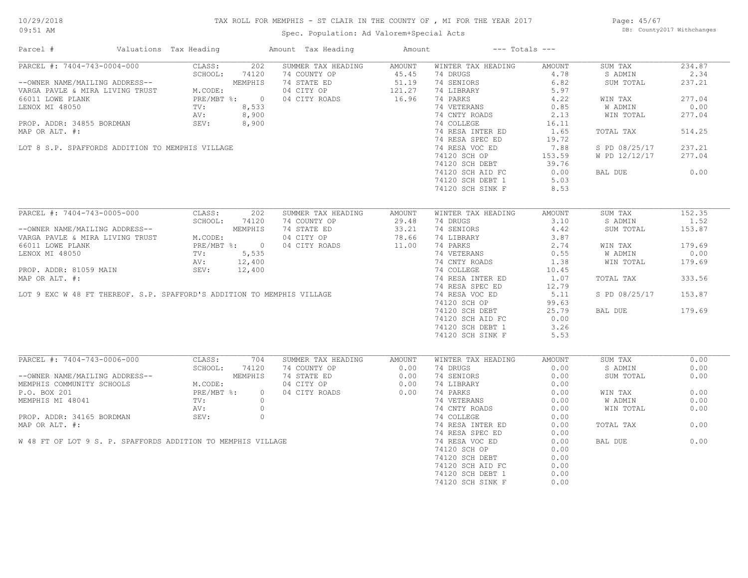# TAX ROLL FOR MEMPHIS - ST CLAIR IN THE COUNTY OF , MI FOR THE YEAR 2017

Spec. Population: Ad Valorem+Special Acts

10/29/2018 09:51 AM

DB: County2017 Withchanges

| Parcel # | Valuations | Tax Heading | Amount | Tax Heading | Amount | --- Totals --- | |
|---|---|---|---|---|---|---|---|
| PARCEL #: 7404-743-0004-000 | CLASS: 202 | SUMMER TAX HEADING | AMOUNT | WINTER TAX HEADING | AMOUNT | SUM TAX | 234.87 |
| | SCHOOL: 74120 | 74 COUNTY OP | 45.45 | 74 DRUGS | 4.78 | S ADMIN | 2.34 |
| --OWNER NAME/MAILING ADDRESS-- | MEMPHIS | 74 STATE ED | 51.19 | 74 SENIORS | 6.82 | SUM TOTAL | 237.21 |
| VARGA PAVLE & MIRA LIVING TRUST | M.CODE: | 04 CITY OP | 121.27 | 74 LIBRARY | 5.97 | | |
| 66011 LOWE PLANK | PRE/MBT %: 0 | 04 CITY ROADS | 16.96 | 74 PARKS | 4.22 | WIN TAX | 277.04 |
| LENOX MI 48050 | TV: 8,533 | | | 74 VETERANS | 0.85 | W ADMIN | 0.00 |
| | AV: 8,900 | | | 74 CNTY ROADS | 2.13 | WIN TOTAL | 277.04 |
| PROP. ADDR: 34855 BORDMAN | SEV: 8,900 | | | 74 COLLEGE | 16.11 | | |
| MAP OR ALT. #: | | | | 74 RESA INTER ED | 1.65 | TOTAL TAX | 514.25 |
| | | | | 74 RESA SPEC ED | 19.72 | | |
| LOT 8 S.P. SPAFFORDS ADDITION TO MEMPHIS VILLAGE | | | | 74 RESA VOC ED | 7.88 | S PD 08/25/17 | 237.21 |
| | | | | 74120 SCH OP | 153.59 | W PD 12/12/17 | 277.04 |
| | | | | 74120 SCH DEBT | 39.76 | | |
| | | | | 74120 SCH AID FC | 0.00 | BAL DUE | 0.00 |
| | | | | 74120 SCH DEBT 1 | 5.03 | | |
| | | | | 74120 SCH SINK F | 8.53 | | |
| PARCEL #: 7404-743-0005-000 | CLASS: 202 | SUMMER TAX HEADING | AMOUNT | WINTER TAX HEADING | AMOUNT | SUM TAX | 152.35 |
| | SCHOOL: 74120 | 74 COUNTY OP | 29.48 | 74 DRUGS | 3.10 | S ADMIN | 1.52 |
| --OWNER NAME/MAILING ADDRESS-- | MEMPHIS | 74 STATE ED | 33.21 | 74 SENIORS | 4.42 | SUM TOTAL | 153.87 |
| VARGA PAVLE & MIRA LIVING TRUST | M.CODE: | 04 CITY OP | 78.66 | 74 LIBRARY | 3.87 | | |
| 66011 LOWE PLANK | PRE/MBT %: 0 | 04 CITY ROADS | 11.00 | 74 PARKS | 2.74 | WIN TAX | 179.69 |
| LENOX MI 48050 | TV: 5,535 | | | 74 VETERANS | 0.55 | W ADMIN | 0.00 |
| | AV: 12,400 | | | 74 CNTY ROADS | 1.38 | WIN TOTAL | 179.69 |
| PROP. ADDR: 81059 MAIN | SEV: 12,400 | | | 74 COLLEGE | 10.45 | | |
| MAP OR ALT. #: | | | | 74 RESA INTER ED | 1.07 | TOTAL TAX | 333.56 |
| | | | | 74 RESA SPEC ED | 12.79 | | |
| LOT 9 EXC W 48 FT THEREOF. S.P. SPAFFORD'S ADDITION TO MEMPHIS VILLAGE | | | | 74 RESA VOC ED | 5.11 | S PD 08/25/17 | 153.87 |
| | | | | 74120 SCH OP | 99.63 | | |
| | | | | 74120 SCH DEBT | 25.79 | BAL DUE | 179.69 |
| | | | | 74120 SCH AID FC | 0.00 | | |
| | | | | 74120 SCH DEBT 1 | 3.26 | | |
| | | | | 74120 SCH SINK F | 5.53 | | |
| PARCEL #: 7404-743-0006-000 | CLASS: 704 | SUMMER TAX HEADING | AMOUNT | WINTER TAX HEADING | AMOUNT | SUM TAX | 0.00 |
| | SCHOOL: 74120 | 74 COUNTY OP | 0.00 | 74 DRUGS | 0.00 | S ADMIN | 0.00 |
| --OWNER NAME/MAILING ADDRESS-- | MEMPHIS | 74 STATE ED | 0.00 | 74 SENIORS | 0.00 | SUM TOTAL | 0.00 |
| MEMPHIS COMMUNITY SCHOOLS | M.CODE: | 04 CITY OP | 0.00 | 74 LIBRARY | 0.00 | | |
| P.O. BOX 201 | PRE/MBT %: 0 | 04 CITY ROADS | 0.00 | 74 PARKS | 0.00 | WIN TAX | 0.00 |
| MEMPHIS MI 48041 | TV: 0 | | | 74 VETERANS | 0.00 | W ADMIN | 0.00 |
| | AV: 0 | | | 74 CNTY ROADS | 0.00 | WIN TOTAL | 0.00 |
| PROP. ADDR: 34165 BORDMAN | SEV: 0 | | | 74 COLLEGE | 0.00 | | |
| MAP OR ALT. #: | | | | 74 RESA INTER ED | 0.00 | TOTAL TAX | 0.00 |
| | | | | 74 RESA SPEC ED | 0.00 | | |
| W 48 FT OF LOT 9 S. P. SPAFFORDS ADDITION TO MEMPHIS VILLAGE | | | | 74 RESA VOC ED | 0.00 | BAL DUE | 0.00 |
| | | | | 74120 SCH OP | 0.00 | | |
| | | | | 74120 SCH DEBT | 0.00 | | |
| | | | | 74120 SCH AID FC | 0.00 | | |
| | | | | 74120 SCH DEBT 1 | 0.00 | | |
| | | | | 74120 SCH SINK F | 0.00 | | |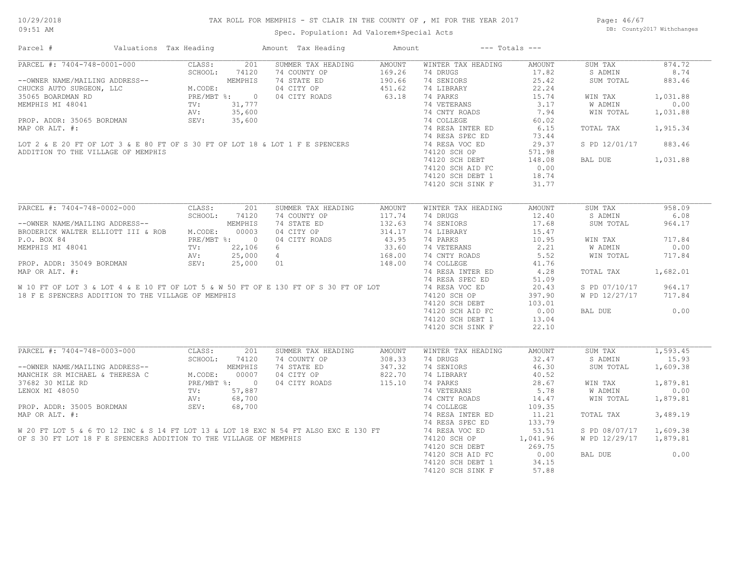# TAX ROLL FOR MEMPHIS - ST CLAIR IN THE COUNTY OF , MI FOR THE YEAR 2017

10/29/2018
09:51 AM

Spec. Population: Ad Valorem+Special Acts

DB: County2017 Withchanges

| Parcel # | Valuations | Tax Heading | Amount | Tax Heading | Amount | --- Totals --- | |
|---|---|---|---|---|---|---|---|

## PARCEL #: 7404-748-0001-000

CLASS: 201
SCHOOL: 74120 MEMPHIS
M.CODE:
PRE/MBT %: 0
TV: 31,777
AV: 35,600
SEV: 35,600

--OWNER NAME/MAILING ADDRESS--
CHUCKS AUTO SURGEON, LLC
35065 BOARDMAN RD
MEMPHIS MI 48041

PROP. ADDR: 35065 BORDMAN
MAP OR ALT. #:

LOT 2 & E 20 FT OF LOT 3 & E 80 FT OF S 30 FT OF LOT 18 & LOT 1 F E SPENCERS ADDITION TO THE VILLAGE OF MEMPHIS

| SUMMER TAX HEADING | AMOUNT |
|---|---|
| 74 COUNTY OP | 169.26 |
| 74 STATE ED | 190.66 |
| 04 CITY OP | 451.62 |
| 04 CITY ROADS | 63.18 |

| WINTER TAX HEADING | AMOUNT |
|---|---|
| 74 DRUGS | 17.82 |
| 74 SENIORS | 25.42 |
| 74 LIBRARY | 22.24 |
| 74 PARKS | 15.74 |
| 74 VETERANS | 3.17 |
| 74 CNTY ROADS | 7.94 |
| 74 COLLEGE | 60.02 |
| 74 RESA INTER ED | 6.15 |
| 74 RESA SPEC ED | 73.44 |
| 74 RESA VOC ED | 29.37 |
| 74120 SCH OP | 571.98 |
| 74120 SCH DEBT | 148.08 |
| 74120 SCH AID FC | 0.00 |
| 74120 SCH DEBT 1 | 18.74 |
| 74120 SCH SINK F | 31.77 |

| Totals | |
|---|---|
| SUM TAX | 874.72 |
| S ADMIN | 8.74 |
| SUM TOTAL | 883.46 |
| WIN TAX | 1,031.88 |
| W ADMIN | 0.00 |
| WIN TOTAL | 1,031.88 |
| TOTAL TAX | 1,915.34 |
| S PD 12/01/17 | 883.46 |
| BAL DUE | 1,031.88 |

## PARCEL #: 7404-748-0002-000

CLASS: 201
SCHOOL: 74120 MEMPHIS
M.CODE: 00003
PRE/MBT %: 0
TV: 22,106
AV: 25,000
SEV: 25,000

--OWNER NAME/MAILING ADDRESS--
BRODERICK WALTER ELLIOTT III & ROB
P.O. BOX 84
MEMPHIS MI 48041

PROP. ADDR: 35049 BORDMAN
MAP OR ALT. #:

W 10 FT OF LOT 3 & LOT 4 & E 10 FT OF LOT 5 & W 50 FT OF E 130 FT OF S 30 FT OF LOT 18 F E SPENCERS ADDITION TO THE VILLAGE OF MEMPHIS

| SUMMER TAX HEADING | AMOUNT |
|---|---|
| 74 COUNTY OP | 117.74 |
| 74 STATE ED | 132.63 |
| 04 CITY OP | 314.17 |
| 04 CITY ROADS | 43.95 |
| 6 | 33.60 |
| 4 | 168.00 |
| 01 | 148.00 |

| WINTER TAX HEADING | AMOUNT |
|---|---|
| 74 DRUGS | 12.40 |
| 74 SENIORS | 17.68 |
| 74 LIBRARY | 15.47 |
| 74 PARKS | 10.95 |
| 74 VETERANS | 2.21 |
| 74 CNTY ROADS | 5.52 |
| 74 COLLEGE | 41.76 |
| 74 RESA INTER ED | 4.28 |
| 74 RESA SPEC ED | 51.09 |
| 74 RESA VOC ED | 20.43 |
| 74120 SCH OP | 397.90 |
| 74120 SCH DEBT | 103.01 |
| 74120 SCH AID FC | 0.00 |
| 74120 SCH DEBT 1 | 13.04 |
| 74120 SCH SINK F | 22.10 |

| Totals | |
|---|---|
| SUM TAX | 958.09 |
| S ADMIN | 6.08 |
| SUM TOTAL | 964.17 |
| WIN TAX | 717.84 |
| W ADMIN | 0.00 |
| WIN TOTAL | 717.84 |
| TOTAL TAX | 1,682.01 |
| S PD 07/10/17 | 964.17 |
| W PD 12/27/17 | 717.84 |
| BAL DUE | 0.00 |

## PARCEL #: 7404-748-0003-000

CLASS: 201
SCHOOL: 74120 MEMPHIS
M.CODE: 00007
PRE/MBT %: 0
TV: 57,887
AV: 68,700
SEV: 68,700

--OWNER NAME/MAILING ADDRESS--
MANCHIK SR MICHAEL & THERESA C
37682 30 MILE RD
LENOX MI 48050

PROP. ADDR: 35005 BORDMAN
MAP OR ALT. #:

W 20 FT LOT 5 & 6 TO 12 INC & S 14 FT LOT 13 & LOT 18 EXC N 54 FT ALSO EXC E 130 FT OF S 30 FT LOT 18 F E SPENCERS ADDITION TO THE VILLAGE OF MEMPHIS

| SUMMER TAX HEADING | AMOUNT |
|---|---|
| 74 COUNTY OP | 308.33 |
| 74 STATE ED | 347.32 |
| 04 CITY OP | 822.70 |
| 04 CITY ROADS | 115.10 |

| WINTER TAX HEADING | AMOUNT |
|---|---|
| 74 DRUGS | 32.47 |
| 74 SENIORS | 46.30 |
| 74 LIBRARY | 40.52 |
| 74 PARKS | 28.67 |
| 74 VETERANS | 5.78 |
| 74 CNTY ROADS | 14.47 |
| 74 COLLEGE | 109.35 |
| 74 RESA INTER ED | 11.21 |
| 74 RESA SPEC ED | 133.79 |
| 74 RESA VOC ED | 53.51 |
| 74120 SCH OP | 1,041.96 |
| 74120 SCH DEBT | 269.75 |
| 74120 SCH AID FC | 0.00 |
| 74120 SCH DEBT 1 | 34.15 |
| 74120 SCH SINK F | 57.88 |

| Totals | |
|---|---|
| SUM TAX | 1,593.45 |
| S ADMIN | 15.93 |
| SUM TOTAL | 1,609.38 |
| WIN TAX | 1,879.81 |
| W ADMIN | 0.00 |
| WIN TOTAL | 1,879.81 |
| TOTAL TAX | 3,489.19 |
| S PD 08/07/17 | 1,609.38 |
| W PD 12/29/17 | 1,879.81 |
| BAL DUE | 0.00 |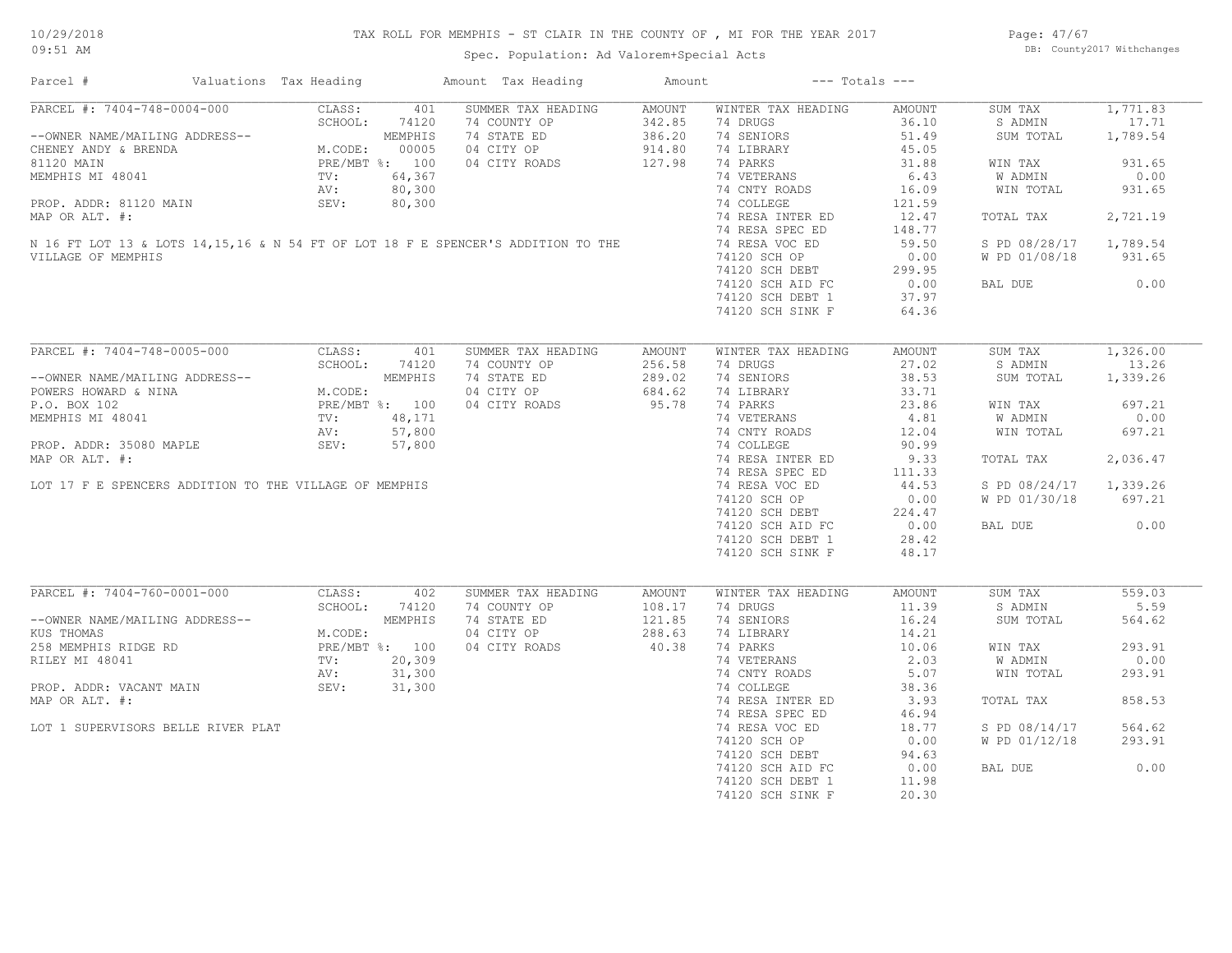# TAX ROLL FOR MEMPHIS - ST CLAIR IN THE COUNTY OF , MI FOR THE YEAR 2017

Spec. Population: Ad Valorem+Special Acts

10/29/2018 09:51 AM

DB: County2017 Withchanges

| Parcel # | Valuations | Tax Heading | Amount | Tax Heading | Amount | --- Totals --- | |
|---|---|---|---|---|---|---|---|
| PARCEL #: 7404-748-0004-000 | CLASS: 401 | SUMMER TAX HEADING | AMOUNT | WINTER TAX HEADING | AMOUNT | SUM TAX | 1,771.83 |
| | SCHOOL: 74120 | 74 COUNTY OP | 342.85 | 74 DRUGS | 36.10 | S ADMIN | 17.71 |
| --OWNER NAME/MAILING ADDRESS-- | MEMPHIS | 74 STATE ED | 386.20 | 74 SENIORS | 51.49 | SUM TOTAL | 1,789.54 |
| CHENEY ANDY & BRENDA | M.CODE: 00005 | 04 CITY OP | 914.80 | 74 LIBRARY | 45.05 | | |
| 81120 MAIN | PRE/MBT %: 100 | 04 CITY ROADS | 127.98 | 74 PARKS | 31.88 | WIN TAX | 931.65 |
| MEMPHIS MI 48041 | TV: 64,367 | | | 74 VETERANS | 6.43 | W ADMIN | 0.00 |
| | AV: 80,300 | | | 74 CNTY ROADS | 16.09 | WIN TOTAL | 931.65 |
| PROP. ADDR: 81120 MAIN | SEV: 80,300 | | | 74 COLLEGE | 121.59 | | |
| MAP OR ALT. #: | | | | 74 RESA INTER ED | 12.47 | TOTAL TAX | 2,721.19 |
| | | | | 74 RESA SPEC ED | 148.77 | | |
| N 16 FT LOT 13 & LOTS 14,15,16 & N 54 FT OF LOT 18 F E SPENCER'S ADDITION TO THE VILLAGE OF MEMPHIS | | | | 74 RESA VOC ED | 59.50 | S PD 08/28/17 | 1,789.54 |
| | | | | 74120 SCH OP | 0.00 | W PD 01/08/18 | 931.65 |
| | | | | 74120 SCH DEBT | 299.95 | | |
| | | | | 74120 SCH AID FC | 0.00 | BAL DUE | 0.00 |
| | | | | 74120 SCH DEBT 1 | 37.97 | | |
| | | | | 74120 SCH SINK F | 64.36 | | |

| Parcel # | Valuations | Tax Heading | Amount | Tax Heading | Amount | --- Totals --- | |
|---|---|---|---|---|---|---|---|
| PARCEL #: 7404-748-0005-000 | CLASS: 401 | SUMMER TAX HEADING | AMOUNT | WINTER TAX HEADING | AMOUNT | SUM TAX | 1,326.00 |
| | SCHOOL: 74120 | 74 COUNTY OP | 256.58 | 74 DRUGS | 27.02 | S ADMIN | 13.26 |
| --OWNER NAME/MAILING ADDRESS-- | MEMPHIS | 74 STATE ED | 289.02 | 74 SENIORS | 38.53 | SUM TOTAL | 1,339.26 |
| POWERS HOWARD & NINA | M.CODE: | 04 CITY OP | 684.62 | 74 LIBRARY | 33.71 | | |
| P.O. BOX 102 | PRE/MBT %: 100 | 04 CITY ROADS | 95.78 | 74 PARKS | 23.86 | WIN TAX | 697.21 |
| MEMPHIS MI 48041 | TV: 48,171 | | | 74 VETERANS | 4.81 | W ADMIN | 0.00 |
| | AV: 57,800 | | | 74 CNTY ROADS | 12.04 | WIN TOTAL | 697.21 |
| PROP. ADDR: 35080 MAPLE | SEV: 57,800 | | | 74 COLLEGE | 90.99 | | |
| MAP OR ALT. #: | | | | 74 RESA INTER ED | 9.33 | TOTAL TAX | 2,036.47 |
| | | | | 74 RESA SPEC ED | 111.33 | | |
| LOT 17 F E SPENCERS ADDITION TO THE VILLAGE OF MEMPHIS | | | | 74 RESA VOC ED | 44.53 | S PD 08/24/17 | 1,339.26 |
| | | | | 74120 SCH OP | 0.00 | W PD 01/30/18 | 697.21 |
| | | | | 74120 SCH DEBT | 224.47 | | |
| | | | | 74120 SCH AID FC | 0.00 | BAL DUE | 0.00 |
| | | | | 74120 SCH DEBT 1 | 28.42 | | |
| | | | | 74120 SCH SINK F | 48.17 | | |

| Parcel # | Valuations | Tax Heading | Amount | Tax Heading | Amount | --- Totals --- | |
|---|---|---|---|---|---|---|---|
| PARCEL #: 7404-760-0001-000 | CLASS: 402 | SUMMER TAX HEADING | AMOUNT | WINTER TAX HEADING | AMOUNT | SUM TAX | 559.03 |
| | SCHOOL: 74120 | 74 COUNTY OP | 108.17 | 74 DRUGS | 11.39 | S ADMIN | 5.59 |
| --OWNER NAME/MAILING ADDRESS-- | MEMPHIS | 74 STATE ED | 121.85 | 74 SENIORS | 16.24 | SUM TOTAL | 564.62 |
| KUS THOMAS | M.CODE: | 04 CITY OP | 288.63 | 74 LIBRARY | 14.21 | | |
| 258 MEMPHIS RIDGE RD | PRE/MBT %: 100 | 04 CITY ROADS | 40.38 | 74 PARKS | 10.06 | WIN TAX | 293.91 |
| RILEY MI 48041 | TV: 20,309 | | | 74 VETERANS | 2.03 | W ADMIN | 0.00 |
| | AV: 31,300 | | | 74 CNTY ROADS | 5.07 | WIN TOTAL | 293.91 |
| PROP. ADDR: VACANT MAIN | SEV: 31,300 | | | 74 COLLEGE | 38.36 | | |
| MAP OR ALT. #: | | | | 74 RESA INTER ED | 3.93 | TOTAL TAX | 858.53 |
| | | | | 74 RESA SPEC ED | 46.94 | | |
| LOT 1 SUPERVISORS BELLE RIVER PLAT | | | | 74 RESA VOC ED | 18.77 | S PD 08/14/17 | 564.62 |
| | | | | 74120 SCH OP | 0.00 | W PD 01/12/18 | 293.91 |
| | | | | 74120 SCH DEBT | 94.63 | | |
| | | | | 74120 SCH AID FC | 0.00 | BAL DUE | 0.00 |
| | | | | 74120 SCH DEBT 1 | 11.98 | | |
| | | | | 74120 SCH SINK F | 20.30 | | |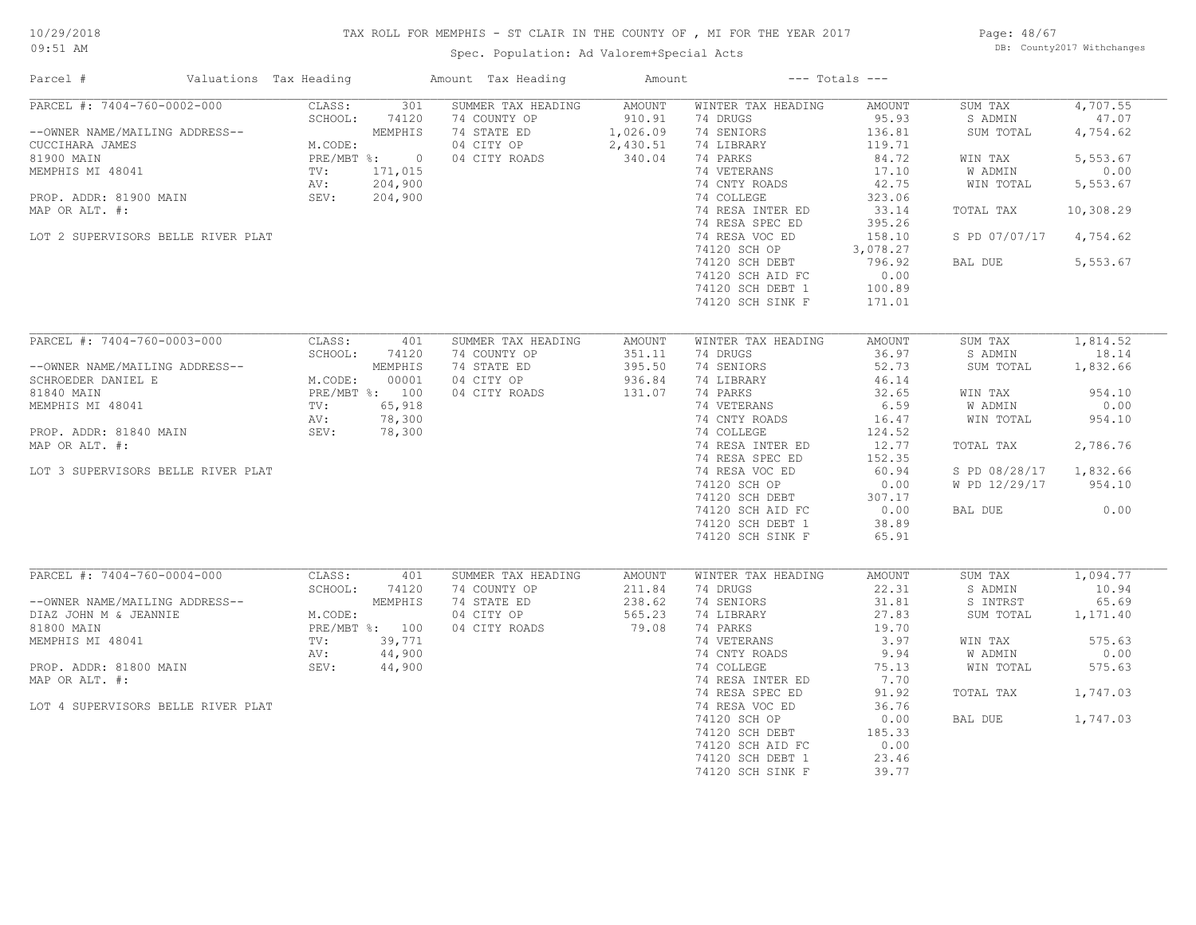10/29/2018
09:51 AM

# TAX ROLL FOR MEMPHIS - ST CLAIR IN THE COUNTY OF , MI FOR THE YEAR 2017

Spec. Population: Ad Valorem+Special Acts

DB: County2017 Withchanges

| Parcel # | Valuations | Tax Heading | Amount | Tax Heading | Amount | --- Totals --- | |
|---|---|---|---|---|---|---|---|
| PARCEL #: 7404-760-0002-000 | CLASS: 301 | SUMMER TAX HEADING | AMOUNT | WINTER TAX HEADING | AMOUNT | SUM TAX | 4,707.55 |
| | SCHOOL: 74120 | 74 COUNTY OP | 910.91 | 74 DRUGS | 95.93 | S ADMIN | 47.07 |
| --OWNER NAME/MAILING ADDRESS-- | MEMPHIS | 74 STATE ED | 1,026.09 | 74 SENIORS | 136.81 | SUM TOTAL | 4,754.62 |
| CUCCIHARA JAMES | M.CODE: | 04 CITY OP | 2,430.51 | 74 LIBRARY | 119.71 | | |
| 81900 MAIN | PRE/MBT %: 0 | 04 CITY ROADS | 340.04 | 74 PARKS | 84.72 | WIN TAX | 5,553.67 |
| MEMPHIS MI 48041 | TV: 171,015 | | | 74 VETERANS | 17.10 | W ADMIN | 0.00 |
| | AV: 204,900 | | | 74 CNTY ROADS | 42.75 | WIN TOTAL | 5,553.67 |
| PROP. ADDR: 81900 MAIN | SEV: 204,900 | | | 74 COLLEGE | 323.06 | | |
| MAP OR ALT. #: | | | | 74 RESA INTER ED | 33.14 | TOTAL TAX | 10,308.29 |
| | | | | 74 RESA SPEC ED | 395.26 | | |
| LOT 2 SUPERVISORS BELLE RIVER PLAT | | | | 74 RESA VOC ED | 158.10 | S PD 07/07/17 | 4,754.62 |
| | | | | 74120 SCH OP | 3,078.27 | | |
| | | | | 74120 SCH DEBT | 796.92 | BAL DUE | 5,553.67 |
| | | | | 74120 SCH AID FC | 0.00 | | |
| | | | | 74120 SCH DEBT 1 | 100.89 | | |
| | | | | 74120 SCH SINK F | 171.01 | | |

| Parcel # | Valuations | Tax Heading | Amount | Tax Heading | Amount | --- Totals --- | |
|---|---|---|---|---|---|---|---|
| PARCEL #: 7404-760-0003-000 | CLASS: 401 | SUMMER TAX HEADING | AMOUNT | WINTER TAX HEADING | AMOUNT | SUM TAX | 1,814.52 |
| | SCHOOL: 74120 | 74 COUNTY OP | 351.11 | 74 DRUGS | 36.97 | S ADMIN | 18.14 |
| --OWNER NAME/MAILING ADDRESS-- | MEMPHIS | 74 STATE ED | 395.50 | 74 SENIORS | 52.73 | SUM TOTAL | 1,832.66 |
| SCHROEDER DANIEL E | M.CODE: 00001 | 04 CITY OP | 936.84 | 74 LIBRARY | 46.14 | | |
| 81840 MAIN | PRE/MBT %: 100 | 04 CITY ROADS | 131.07 | 74 PARKS | 32.65 | WIN TAX | 954.10 |
| MEMPHIS MI 48041 | TV: 65,918 | | | 74 VETERANS | 6.59 | W ADMIN | 0.00 |
| | AV: 78,300 | | | 74 CNTY ROADS | 16.47 | WIN TOTAL | 954.10 |
| PROP. ADDR: 81840 MAIN | SEV: 78,300 | | | 74 COLLEGE | 124.52 | | |
| MAP OR ALT. #: | | | | 74 RESA INTER ED | 12.77 | TOTAL TAX | 2,786.76 |
| | | | | 74 RESA SPEC ED | 152.35 | | |
| LOT 3 SUPERVISORS BELLE RIVER PLAT | | | | 74 RESA VOC ED | 60.94 | S PD 08/28/17 | 1,832.66 |
| | | | | 74120 SCH OP | 0.00 | W PD 12/29/17 | 954.10 |
| | | | | 74120 SCH DEBT | 307.17 | | |
| | | | | 74120 SCH AID FC | 0.00 | BAL DUE | 0.00 |
| | | | | 74120 SCH DEBT 1 | 38.89 | | |
| | | | | 74120 SCH SINK F | 65.91 | | |

| Parcel # | Valuations | Tax Heading | Amount | Tax Heading | Amount | --- Totals --- | |
|---|---|---|---|---|---|---|---|
| PARCEL #: 7404-760-0004-000 | CLASS: 401 | SUMMER TAX HEADING | AMOUNT | WINTER TAX HEADING | AMOUNT | SUM TAX | 1,094.77 |
| | SCHOOL: 74120 | 74 COUNTY OP | 211.84 | 74 DRUGS | 22.31 | S ADMIN | 10.94 |
| --OWNER NAME/MAILING ADDRESS-- | MEMPHIS | 74 STATE ED | 238.62 | 74 SENIORS | 31.81 | S INTRST | 65.69 |
| DIAZ JOHN M & JEANNIE | M.CODE: | 04 CITY OP | 565.23 | 74 LIBRARY | 27.83 | SUM TOTAL | 1,171.40 |
| 81800 MAIN | PRE/MBT %: 100 | 04 CITY ROADS | 79.08 | 74 PARKS | 19.70 | | |
| MEMPHIS MI 48041 | TV: 39,771 | | | 74 VETERANS | 3.97 | WIN TAX | 575.63 |
| | AV: 44,900 | | | 74 CNTY ROADS | 9.94 | W ADMIN | 0.00 |
| PROP. ADDR: 81800 MAIN | SEV: 44,900 | | | 74 COLLEGE | 75.13 | WIN TOTAL | 575.63 |
| MAP OR ALT. #: | | | | 74 RESA INTER ED | 7.70 | | |
| | | | | 74 RESA SPEC ED | 91.92 | TOTAL TAX | 1,747.03 |
| LOT 4 SUPERVISORS BELLE RIVER PLAT | | | | 74 RESA VOC ED | 36.76 | | |
| | | | | 74120 SCH OP | 0.00 | BAL DUE | 1,747.03 |
| | | | | 74120 SCH DEBT | 185.33 | | |
| | | | | 74120 SCH AID FC | 0.00 | | |
| | | | | 74120 SCH DEBT 1 | 23.46 | | |
| | | | | 74120 SCH SINK F | 39.77 | | |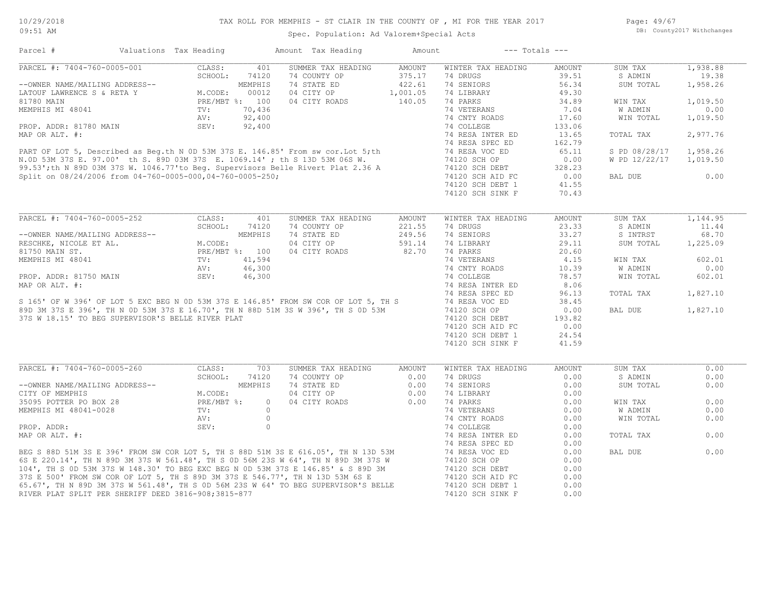TAX ROLL FOR MEMPHIS - ST CLAIR IN THE COUNTY OF , MI FOR THE YEAR 2017

Spec. Population: Ad Valorem+Special Acts

| Parcel # | Valuations | Tax Heading | Amount | Tax Heading | Amount | --- Totals --- | |
|---|---|---|---|---|---|---|---|

**PARCEL #: 7404-760-0005-001**

| | | | | | | | |
|---|---|---|---|---|---|---|---|
| CLASS: | 401 | SUMMER TAX HEADING | AMOUNT | WINTER TAX HEADING | AMOUNT | SUM TAX | 1,938.88 |
| SCHOOL: | 74120 | 74 COUNTY OP | 375.17 | 74 DRUGS | 39.51 | S ADMIN | 19.38 |
| | MEMPHIS | 74 STATE ED | 422.61 | 74 SENIORS | 56.34 | SUM TOTAL | 1,958.26 |
| M.CODE: | 00012 | 04 CITY OP | 1,001.05 | 74 LIBRARY | 49.30 | | |
| PRE/MBT %: | 100 | 04 CITY ROADS | 140.05 | 74 PARKS | 34.89 | WIN TAX | 1,019.50 |
| TV: | 70,436 | | | 74 VETERANS | 7.04 | W ADMIN | 0.00 |
| AV: | 92,400 | | | 74 CNTY ROADS | 17.60 | WIN TOTAL | 1,019.50 |
| SEV: | 92,400 | | | 74 COLLEGE | 133.06 | | |
| | | | | 74 RESA INTER ED | 13.65 | TOTAL TAX | 2,977.76 |
| | | | | 74 RESA SPEC ED | 162.79 | | |
| | | | | 74 RESA VOC ED | 65.11 | S PD 08/28/17 | 1,958.26 |
| | | | | 74120 SCH OP | 0.00 | W PD 12/22/17 | 1,019.50 |
| | | | | 74120 SCH DEBT | 328.23 | | |
| | | | | 74120 SCH AID FC | 0.00 | BAL DUE | 0.00 |
| | | | | 74120 SCH DEBT 1 | 41.55 | | |
| | | | | 74120 SCH SINK F | 70.43 | | |

--OWNER NAME/MAILING ADDRESS--
LATOUF LAWRENCE S & RETA Y
81780 MAIN
MEMPHIS MI 48041

PROP. ADDR: 81780 MAIN
MAP OR ALT. #:

PART OF LOT 5, Described as Beg.th N 0D 53M 37S E. 146.85' From sw cor.Lot 5;th N.0D 53M 37S E. 97.00' th S. 89D 03M 37S E. 1069.14' ; th S 13D 53M 06S W. 99.53';th N 89D 03M 37S W. 1046.77'to Beg. Supervisors Belle Rivert Plat 2.36 A Split on 08/24/2006 from 04-760-0005-000,04-760-0005-250;

**PARCEL #: 7404-760-0005-252**

| | | | | | | | |
|---|---|---|---|---|---|---|---|
| CLASS: | 401 | SUMMER TAX HEADING | AMOUNT | WINTER TAX HEADING | AMOUNT | SUM TAX | 1,144.95 |
| SCHOOL: | 74120 | 74 COUNTY OP | 221.55 | 74 DRUGS | 23.33 | S ADMIN | 11.44 |
| | MEMPHIS | 74 STATE ED | 249.56 | 74 SENIORS | 33.27 | S INTRST | 68.70 |
| M.CODE: | | 04 CITY OP | 591.14 | 74 LIBRARY | 29.11 | SUM TOTAL | 1,225.09 |
| PRE/MBT %: | 100 | 04 CITY ROADS | 82.70 | 74 PARKS | 20.60 | | |
| TV: | 41,594 | | | 74 VETERANS | 4.15 | WIN TAX | 602.01 |
| AV: | 46,300 | | | 74 CNTY ROADS | 10.39 | W ADMIN | 0.00 |
| SEV: | 46,300 | | | 74 COLLEGE | 78.57 | WIN TOTAL | 602.01 |
| | | | | 74 RESA INTER ED | 8.06 | | |
| | | | | 74 RESA SPEC ED | 96.13 | TOTAL TAX | 1,827.10 |
| | | | | 74 RESA VOC ED | 38.45 | | |
| | | | | 74120 SCH OP | 0.00 | BAL DUE | 1,827.10 |
| | | | | 74120 SCH DEBT | 193.82 | | |
| | | | | 74120 SCH AID FC | 0.00 | | |
| | | | | 74120 SCH DEBT 1 | 24.54 | | |
| | | | | 74120 SCH SINK F | 41.59 | | |

--OWNER NAME/MAILING ADDRESS--
RESCHKE, NICOLE ET AL.
81750 MAIN ST.
MEMPHIS MI 48041

PROP. ADDR: 81750 MAIN
MAP OR ALT. #:

S 165' OF W 396' OF LOT 5 EXC BEG N 0D 53M 37S E 146.85' FROM SW COR OF LOT 5, TH S 89D 3M 37S E 396', TH N 0D 53M 37S E 16.70', TH N 88D 51M 3S W 396', TH S 0D 53M 37S W 18.15' TO BEG SUPERVISOR'S BELLE RIVER PLAT

**PARCEL #: 7404-760-0005-260**

| | | | | | | | |
|---|---|---|---|---|---|---|---|
| CLASS: | 703 | SUMMER TAX HEADING | AMOUNT | WINTER TAX HEADING | AMOUNT | SUM TAX | 0.00 |
| SCHOOL: | 74120 | 74 COUNTY OP | 0.00 | 74 DRUGS | 0.00 | S ADMIN | 0.00 |
| | MEMPHIS | 74 STATE ED | 0.00 | 74 SENIORS | 0.00 | SUM TOTAL | 0.00 |
| M.CODE: | | 04 CITY OP | 0.00 | 74 LIBRARY | 0.00 | | |
| PRE/MBT %: | 0 | 04 CITY ROADS | 0.00 | 74 PARKS | 0.00 | WIN TAX | 0.00 |
| TV: | 0 | | | 74 VETERANS | 0.00 | W ADMIN | 0.00 |
| AV: | 0 | | | 74 CNTY ROADS | 0.00 | WIN TOTAL | 0.00 |
| SEV: | 0 | | | 74 COLLEGE | 0.00 | | |
| | | | | 74 RESA INTER ED | 0.00 | TOTAL TAX | 0.00 |
| | | | | 74 RESA SPEC ED | 0.00 | | |
| | | | | 74 RESA VOC ED | 0.00 | BAL DUE | 0.00 |
| | | | | 74120 SCH OP | 0.00 | | |
| | | | | 74120 SCH DEBT | 0.00 | | |
| | | | | 74120 SCH AID FC | 0.00 | | |
| | | | | 74120 SCH DEBT 1 | 0.00 | | |
| | | | | 74120 SCH SINK F | 0.00 | | |

--OWNER NAME/MAILING ADDRESS--
CITY OF MEMPHIS
35095 POTTER PO BOX 28
MEMPHIS MI 48041-0028

PROP. ADDR:
MAP OR ALT. #:

BEG S 88D 51M 3S E 396' FROM SW COR LOT 5, TH S 88D 51M 3S E 616.05', TH N 13D 53M 6S E 220.14', TH N 89D 3M 37S W 561.48', TH S 0D 56M 23S W 64', TH N 89D 3M 37S W 104', TH S 0D 53M 37S W 148.30' TO BEG EXC BEG N 0D 53M 37S E 146.85' & S 89D 3M 37S E 500' FROM SW COR OF LOT 5, TH S 89D 3M 37S E 546.77', TH N 13D 53M 6S E 65.67', TH N 89D 3M 37S W 561.48', TH S 0D 56M 23S W 64' TO BEG SUPERVISOR'S BELLE RIVER PLAT SPLIT PER SHERIFF DEED 3816-908;3815-877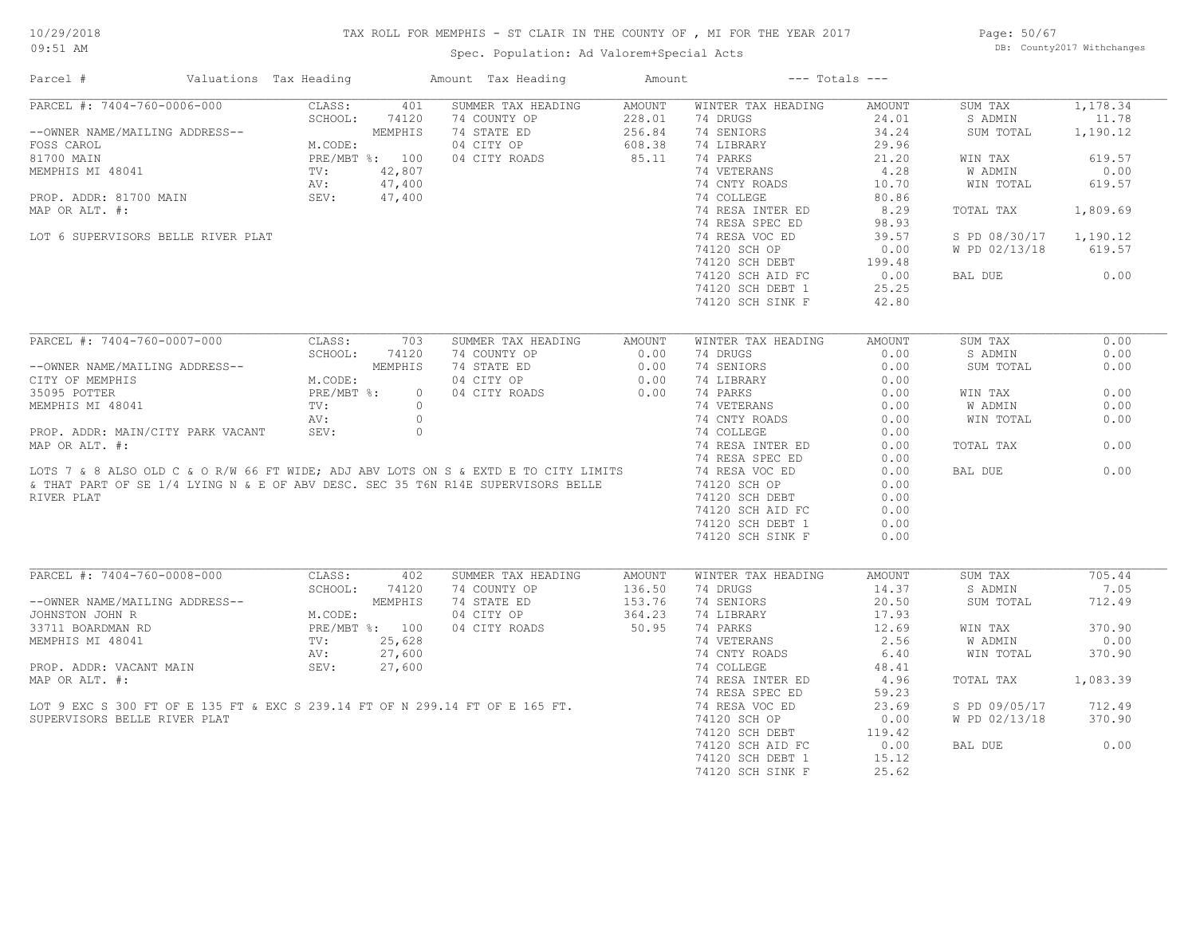# TAX ROLL FOR MEMPHIS - ST CLAIR IN THE COUNTY OF , MI FOR THE YEAR 2017

Spec. Population: Ad Valorem+Special Acts

DB: County2017 Withchanges

10/29/2018 09:51 AM

| Parcel # | Valuations | Tax Heading | Amount | Tax Heading | Amount | --- Totals --- | |
|---|---|---|---|---|---|---|---|
| **PARCEL #: 7404-760-0006-000** | CLASS: 401 | SUMMER TAX HEADING | AMOUNT | WINTER TAX HEADING | AMOUNT | SUM TAX | 1,178.34 |
| | SCHOOL: 74120 | 74 COUNTY OP | 228.01 | 74 DRUGS | 24.01 | S ADMIN | 11.78 |
| --OWNER NAME/MAILING ADDRESS-- | MEMPHIS | 74 STATE ED | 256.84 | 74 SENIORS | 34.24 | SUM TOTAL | 1,190.12 |
| FOSS CAROL | M.CODE: | 04 CITY OP | 608.38 | 74 LIBRARY | 29.96 | | |
| 81700 MAIN | PRE/MBT %: 100 | 04 CITY ROADS | 85.11 | 74 PARKS | 21.20 | WIN TAX | 619.57 |
| MEMPHIS MI 48041 | TV: 42,807 | | | 74 VETERANS | 4.28 | W ADMIN | 0.00 |
| | AV: 47,400 | | | 74 CNTY ROADS | 10.70 | WIN TOTAL | 619.57 |
| PROP. ADDR: 81700 MAIN | SEV: 47,400 | | | 74 COLLEGE | 80.86 | | |
| MAP OR ALT. #: | | | | 74 RESA INTER ED | 8.29 | TOTAL TAX | 1,809.69 |
| | | | | 74 RESA SPEC ED | 98.93 | | |
| LOT 6 SUPERVISORS BELLE RIVER PLAT | | | | 74 RESA VOC ED | 39.57 | S PD 08/30/17 | 1,190.12 |
| | | | | 74120 SCH OP | 0.00 | W PD 02/13/18 | 619.57 |
| | | | | 74120 SCH DEBT | 199.48 | | |
| | | | | 74120 SCH AID FC | 0.00 | BAL DUE | 0.00 |
| | | | | 74120 SCH DEBT 1 | 25.25 | | |
| | | | | 74120 SCH SINK F | 42.80 | | |
| **PARCEL #: 7404-760-0007-000** | CLASS: 703 | SUMMER TAX HEADING | AMOUNT | WINTER TAX HEADING | AMOUNT | SUM TAX | 0.00 |
| | SCHOOL: 74120 | 74 COUNTY OP | 0.00 | 74 DRUGS | 0.00 | S ADMIN | 0.00 |
| --OWNER NAME/MAILING ADDRESS-- | MEMPHIS | 74 STATE ED | 0.00 | 74 SENIORS | 0.00 | SUM TOTAL | 0.00 |
| CITY OF MEMPHIS | M.CODE: | 04 CITY OP | 0.00 | 74 LIBRARY | 0.00 | | |
| 35095 POTTER | PRE/MBT %: 0 | 04 CITY ROADS | 0.00 | 74 PARKS | 0.00 | WIN TAX | 0.00 |
| MEMPHIS MI 48041 | TV: 0 | | | 74 VETERANS | 0.00 | W ADMIN | 0.00 |
| | AV: 0 | | | 74 CNTY ROADS | 0.00 | WIN TOTAL | 0.00 |
| PROP. ADDR: MAIN/CITY PARK VACANT | SEV: 0 | | | 74 COLLEGE | 0.00 | | |
| MAP OR ALT. #: | | | | 74 RESA INTER ED | 0.00 | TOTAL TAX | 0.00 |
| | | | | 74 RESA SPEC ED | 0.00 | | |
| LOTS 7 & 8 ALSO OLD C & O R/W 66 FT WIDE; ADJ ABV LOTS ON S & EXTD E TO CITY LIMITS & THAT PART OF SE 1/4 LYING N & E OF ABV DESC. SEC 35 T6N R14E SUPERVISORS BELLE RIVER PLAT | | | | 74 RESA VOC ED | 0.00 | BAL DUE | 0.00 |
| | | | | 74120 SCH OP | 0.00 | | |
| | | | | 74120 SCH DEBT | 0.00 | | |
| | | | | 74120 SCH AID FC | 0.00 | | |
| | | | | 74120 SCH DEBT 1 | 0.00 | | |
| | | | | 74120 SCH SINK F | 0.00 | | |
| **PARCEL #: 7404-760-0008-000** | CLASS: 402 | SUMMER TAX HEADING | AMOUNT | WINTER TAX HEADING | AMOUNT | SUM TAX | 705.44 |
| | SCHOOL: 74120 | 74 COUNTY OP | 136.50 | 74 DRUGS | 14.37 | S ADMIN | 7.05 |
| --OWNER NAME/MAILING ADDRESS-- | MEMPHIS | 74 STATE ED | 153.76 | 74 SENIORS | 20.50 | SUM TOTAL | 712.49 |
| JOHNSTON JOHN R | M.CODE: | 04 CITY OP | 364.23 | 74 LIBRARY | 17.93 | | |
| 33711 BOARDMAN RD | PRE/MBT %: 100 | 04 CITY ROADS | 50.95 | 74 PARKS | 12.69 | WIN TAX | 370.90 |
| MEMPHIS MI 48041 | TV: 25,628 | | | 74 VETERANS | 2.56 | W ADMIN | 0.00 |
| | AV: 27,600 | | | 74 CNTY ROADS | 6.40 | WIN TOTAL | 370.90 |
| PROP. ADDR: VACANT MAIN | SEV: 27,600 | | | 74 COLLEGE | 48.41 | | |
| MAP OR ALT. #: | | | | 74 RESA INTER ED | 4.96 | TOTAL TAX | 1,083.39 |
| | | | | 74 RESA SPEC ED | 59.23 | | |
| LOT 9 EXC S 300 FT OF E 135 FT & EXC S 239.14 FT OF N 299.14 FT OF E 165 FT. SUPERVISORS BELLE RIVER PLAT | | | | 74 RESA VOC ED | 23.69 | S PD 09/05/17 | 712.49 |
| | | | | 74120 SCH OP | 0.00 | W PD 02/13/18 | 370.90 |
| | | | | 74120 SCH DEBT | 119.42 | | |
| | | | | 74120 SCH AID FC | 0.00 | BAL DUE | 0.00 |
| | | | | 74120 SCH DEBT 1 | 15.12 | | |
| | | | | 74120 SCH SINK F | 25.62 | | |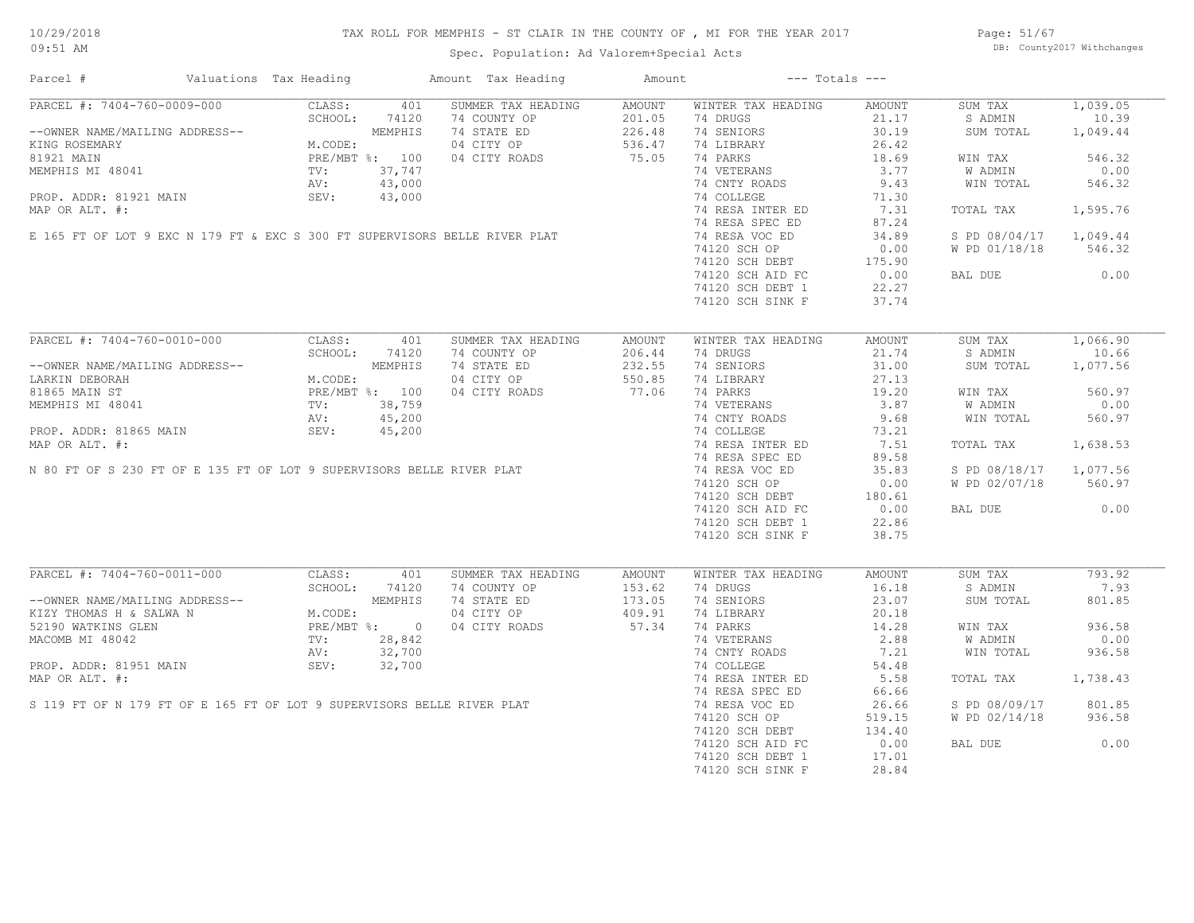# TAX ROLL FOR MEMPHIS - ST CLAIR IN THE COUNTY OF , MI FOR THE YEAR 2017

Spec. Population: Ad Valorem+Special Acts

10/29/2018 09:51 AM

DB: County2017 Withchanges

| Parcel # | Valuations | Tax Heading | Amount | Tax Heading | Amount | --- Totals --- | |
|---|---|---|---|---|---|---|---|

## PARCEL #: 7404-760-0009-000

| | | | | | | | |
|---|---|---|---|---|---|---|---|
| CLASS: | 401 | SUMMER TAX HEADING | AMOUNT | WINTER TAX HEADING | AMOUNT | SUM TAX | 1,039.05 |
| SCHOOL: | 74120 | 74 COUNTY OP | 201.05 | 74 DRUGS | 21.17 | S ADMIN | 10.39 |
| | MEMPHIS | 74 STATE ED | 226.48 | 74 SENIORS | 30.19 | SUM TOTAL | 1,049.44 |
| M.CODE: | | 04 CITY OP | 536.47 | 74 LIBRARY | 26.42 | | |
| PRE/MBT %: | 100 | 04 CITY ROADS | 75.05 | 74 PARKS | 18.69 | WIN TAX | 546.32 |
| TV: | 37,747 | | | 74 VETERANS | 3.77 | W ADMIN | 0.00 |
| AV: | 43,000 | | | 74 CNTY ROADS | 9.43 | WIN TOTAL | 546.32 |
| SEV: | 43,000 | | | 74 COLLEGE | 71.30 | | |
| | | | | 74 RESA INTER ED | 7.31 | TOTAL TAX | 1,595.76 |
| | | | | 74 RESA SPEC ED | 87.24 | | |
| | | | | 74 RESA VOC ED | 34.89 | S PD 08/04/17 | 1,049.44 |
| | | | | 74120 SCH OP | 0.00 | W PD 01/18/18 | 546.32 |
| | | | | 74120 SCH DEBT | 175.90 | | |
| | | | | 74120 SCH AID FC | 0.00 | BAL DUE | 0.00 |
| | | | | 74120 SCH DEBT 1 | 22.27 | | |
| | | | | 74120 SCH SINK F | 37.74 | | |

--OWNER NAME/MAILING ADDRESS--
KING ROSEMARY
81921 MAIN
MEMPHIS MI 48041

PROP. ADDR: 81921 MAIN
MAP OR ALT. #:

E 165 FT OF LOT 9 EXC N 179 FT & EXC S 300 FT SUPERVISORS BELLE RIVER PLAT

## PARCEL #: 7404-760-0010-000

| | | | | | | | |
|---|---|---|---|---|---|---|---|
| CLASS: | 401 | SUMMER TAX HEADING | AMOUNT | WINTER TAX HEADING | AMOUNT | SUM TAX | 1,066.90 |
| SCHOOL: | 74120 | 74 COUNTY OP | 206.44 | 74 DRUGS | 21.74 | S ADMIN | 10.66 |
| | MEMPHIS | 74 STATE ED | 232.55 | 74 SENIORS | 31.00 | SUM TOTAL | 1,077.56 |
| M.CODE: | | 04 CITY OP | 550.85 | 74 LIBRARY | 27.13 | | |
| PRE/MBT %: | 100 | 04 CITY ROADS | 77.06 | 74 PARKS | 19.20 | WIN TAX | 560.97 |
| TV: | 38,759 | | | 74 VETERANS | 3.87 | W ADMIN | 0.00 |
| AV: | 45,200 | | | 74 CNTY ROADS | 9.68 | WIN TOTAL | 560.97 |
| SEV: | 45,200 | | | 74 COLLEGE | 73.21 | | |
| | | | | 74 RESA INTER ED | 7.51 | TOTAL TAX | 1,638.53 |
| | | | | 74 RESA SPEC ED | 89.58 | | |
| | | | | 74 RESA VOC ED | 35.83 | S PD 08/18/17 | 1,077.56 |
| | | | | 74120 SCH OP | 0.00 | W PD 02/07/18 | 560.97 |
| | | | | 74120 SCH DEBT | 180.61 | | |
| | | | | 74120 SCH AID FC | 0.00 | BAL DUE | 0.00 |
| | | | | 74120 SCH DEBT 1 | 22.86 | | |
| | | | | 74120 SCH SINK F | 38.75 | | |

--OWNER NAME/MAILING ADDRESS--
LARKIN DEBORAH
81865 MAIN ST
MEMPHIS MI 48041

PROP. ADDR: 81865 MAIN
MAP OR ALT. #:

N 80 FT OF S 230 FT OF E 135 FT OF LOT 9 SUPERVISORS BELLE RIVER PLAT

## PARCEL #: 7404-760-0011-000

| | | | | | | | |
|---|---|---|---|---|---|---|---|
| CLASS: | 401 | SUMMER TAX HEADING | AMOUNT | WINTER TAX HEADING | AMOUNT | SUM TAX | 793.92 |
| SCHOOL: | 74120 | 74 COUNTY OP | 153.62 | 74 DRUGS | 16.18 | S ADMIN | 7.93 |
| | MEMPHIS | 74 STATE ED | 173.05 | 74 SENIORS | 23.07 | SUM TOTAL | 801.85 |
| M.CODE: | | 04 CITY OP | 409.91 | 74 LIBRARY | 20.18 | | |
| PRE/MBT %: | 0 | 04 CITY ROADS | 57.34 | 74 PARKS | 14.28 | WIN TAX | 936.58 |
| TV: | 28,842 | | | 74 VETERANS | 2.88 | W ADMIN | 0.00 |
| AV: | 32,700 | | | 74 CNTY ROADS | 7.21 | WIN TOTAL | 936.58 |
| SEV: | 32,700 | | | 74 COLLEGE | 54.48 | | |
| | | | | 74 RESA INTER ED | 5.58 | TOTAL TAX | 1,738.43 |
| | | | | 74 RESA SPEC ED | 66.66 | | |
| | | | | 74 RESA VOC ED | 26.66 | S PD 08/09/17 | 801.85 |
| | | | | 74120 SCH OP | 519.15 | W PD 02/14/18 | 936.58 |
| | | | | 74120 SCH DEBT | 134.40 | | |
| | | | | 74120 SCH AID FC | 0.00 | BAL DUE | 0.00 |
| | | | | 74120 SCH DEBT 1 | 17.01 | | |
| | | | | 74120 SCH SINK F | 28.84 | | |

--OWNER NAME/MAILING ADDRESS--
KIZY THOMAS H & SALWA N
52190 WATKINS GLEN
MACOMB MI 48042

PROP. ADDR: 81951 MAIN
MAP OR ALT. #:

S 119 FT OF N 179 FT OF E 165 FT OF LOT 9 SUPERVISORS BELLE RIVER PLAT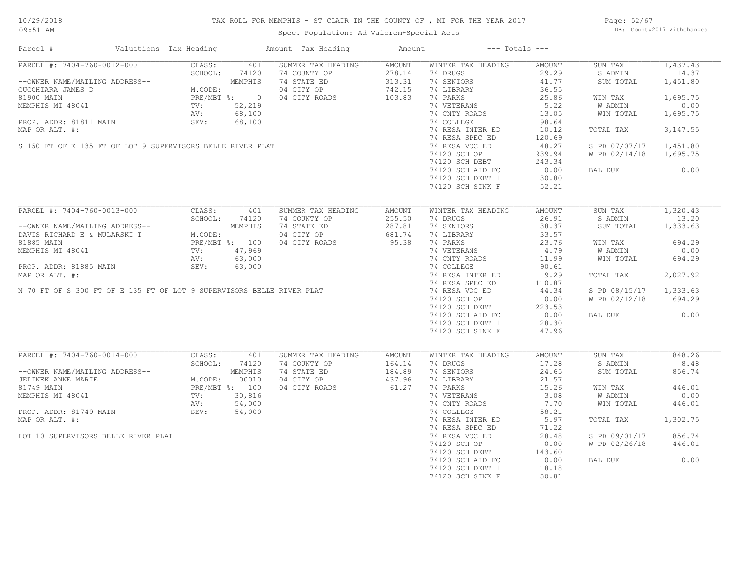# TAX ROLL FOR MEMPHIS - ST CLAIR IN THE COUNTY OF , MI FOR THE YEAR 2017

Spec. Population: Ad Valorem+Special Acts

10/29/2018
09:51 AM

DB: County2017 Withchanges

| Parcel # | Valuations | Tax Heading | Amount | Tax Heading | Amount | --- Totals --- | |
|---|---|---|---|---|---|---|---|

## PARCEL #: 7404-760-0012-000

| | | | | | | | |
|---|---|---|---|---|---|---|---|
| CLASS: | 401 | SUMMER TAX HEADING | AMOUNT | WINTER TAX HEADING | AMOUNT | SUM TAX | 1,437.43 |
| SCHOOL: | 74120 | 74 COUNTY OP | 278.14 | 74 DRUGS | 29.29 | S ADMIN | 14.37 |
| | MEMPHIS | 74 STATE ED | 313.31 | 74 SENIORS | 41.77 | SUM TOTAL | 1,451.80 |
| M.CODE: | | 04 CITY OP | 742.15 | 74 LIBRARY | 36.55 | | |
| PRE/MBT %: | 0 | 04 CITY ROADS | 103.83 | 74 PARKS | 25.86 | WIN TAX | 1,695.75 |
| TV: | 52,219 | | | 74 VETERANS | 5.22 | W ADMIN | 0.00 |
| AV: | 68,100 | | | 74 CNTY ROADS | 13.05 | WIN TOTAL | 1,695.75 |
| SEV: | 68,100 | | | 74 COLLEGE | 98.64 | | |
| | | | | 74 RESA INTER ED | 10.12 | TOTAL TAX | 3,147.55 |
| | | | | 74 RESA SPEC ED | 120.69 | | |
| | | | | 74 RESA VOC ED | 48.27 | S PD 07/07/17 | 1,451.80 |
| | | | | 74120 SCH OP | 939.94 | W PD 02/14/18 | 1,695.75 |
| | | | | 74120 SCH DEBT | 243.34 | | |
| | | | | 74120 SCH AID FC | 0.00 | BAL DUE | 0.00 |
| | | | | 74120 SCH DEBT 1 | 30.80 | | |
| | | | | 74120 SCH SINK F | 52.21 | | |

--OWNER NAME/MAILING ADDRESS--
CUCCHIARA JAMES D
81900 MAIN
MEMPHIS MI 48041

PROP. ADDR: 81811 MAIN
MAP OR ALT. #:

S 150 FT OF E 135 FT OF LOT 9 SUPERVISORS BELLE RIVER PLAT

## PARCEL #: 7404-760-0013-000

| | | | | | | | |
|---|---|---|---|---|---|---|---|
| CLASS: | 401 | SUMMER TAX HEADING | AMOUNT | WINTER TAX HEADING | AMOUNT | SUM TAX | 1,320.43 |
| SCHOOL: | 74120 | 74 COUNTY OP | 255.50 | 74 DRUGS | 26.91 | S ADMIN | 13.20 |
| | MEMPHIS | 74 STATE ED | 287.81 | 74 SENIORS | 38.37 | SUM TOTAL | 1,333.63 |
| M.CODE: | | 04 CITY OP | 681.74 | 74 LIBRARY | 33.57 | | |
| PRE/MBT %: | 100 | 04 CITY ROADS | 95.38 | 74 PARKS | 23.76 | WIN TAX | 694.29 |
| TV: | 47,969 | | | 74 VETERANS | 4.79 | W ADMIN | 0.00 |
| AV: | 63,000 | | | 74 CNTY ROADS | 11.99 | WIN TOTAL | 694.29 |
| SEV: | 63,000 | | | 74 COLLEGE | 90.61 | | |
| | | | | 74 RESA INTER ED | 9.29 | TOTAL TAX | 2,027.92 |
| | | | | 74 RESA SPEC ED | 110.87 | | |
| | | | | 74 RESA VOC ED | 44.34 | S PD 08/15/17 | 1,333.63 |
| | | | | 74120 SCH OP | 0.00 | W PD 02/12/18 | 694.29 |
| | | | | 74120 SCH DEBT | 223.53 | | |
| | | | | 74120 SCH AID FC | 0.00 | BAL DUE | 0.00 |
| | | | | 74120 SCH DEBT 1 | 28.30 | | |
| | | | | 74120 SCH SINK F | 47.96 | | |

--OWNER NAME/MAILING ADDRESS--
DAVIS RICHARD E & MULARSKI T
81885 MAIN
MEMPHIS MI 48041

PROP. ADDR: 81885 MAIN
MAP OR ALT. #:

N 70 FT OF S 300 FT OF E 135 FT OF LOT 9 SUPERVISORS BELLE RIVER PLAT

## PARCEL #: 7404-760-0014-000

| | | | | | | | |
|---|---|---|---|---|---|---|---|
| CLASS: | 401 | SUMMER TAX HEADING | AMOUNT | WINTER TAX HEADING | AMOUNT | SUM TAX | 848.26 |
| SCHOOL: | 74120 | 74 COUNTY OP | 164.14 | 74 DRUGS | 17.28 | S ADMIN | 8.48 |
| | MEMPHIS | 74 STATE ED | 184.89 | 74 SENIORS | 24.65 | SUM TOTAL | 856.74 |
| M.CODE: | 00010 | 04 CITY OP | 437.96 | 74 LIBRARY | 21.57 | | |
| PRE/MBT %: | 100 | 04 CITY ROADS | 61.27 | 74 PARKS | 15.26 | WIN TAX | 446.01 |
| TV: | 30,816 | | | 74 VETERANS | 3.08 | W ADMIN | 0.00 |
| AV: | 54,000 | | | 74 CNTY ROADS | 7.70 | WIN TOTAL | 446.01 |
| SEV: | 54,000 | | | 74 COLLEGE | 58.21 | | |
| | | | | 74 RESA INTER ED | 5.97 | TOTAL TAX | 1,302.75 |
| | | | | 74 RESA SPEC ED | 71.22 | | |
| | | | | 74 RESA VOC ED | 28.48 | S PD 09/01/17 | 856.74 |
| | | | | 74120 SCH OP | 0.00 | W PD 02/26/18 | 446.01 |
| | | | | 74120 SCH DEBT | 143.60 | | |
| | | | | 74120 SCH AID FC | 0.00 | BAL DUE | 0.00 |
| | | | | 74120 SCH DEBT 1 | 18.18 | | |
| | | | | 74120 SCH SINK F | 30.81 | | |

--OWNER NAME/MAILING ADDRESS--
JELINEK ANNE MARIE
81749 MAIN
MEMPHIS MI 48041

PROP. ADDR: 81749 MAIN
MAP OR ALT. #:

LOT 10 SUPERVISORS BELLE RIVER PLAT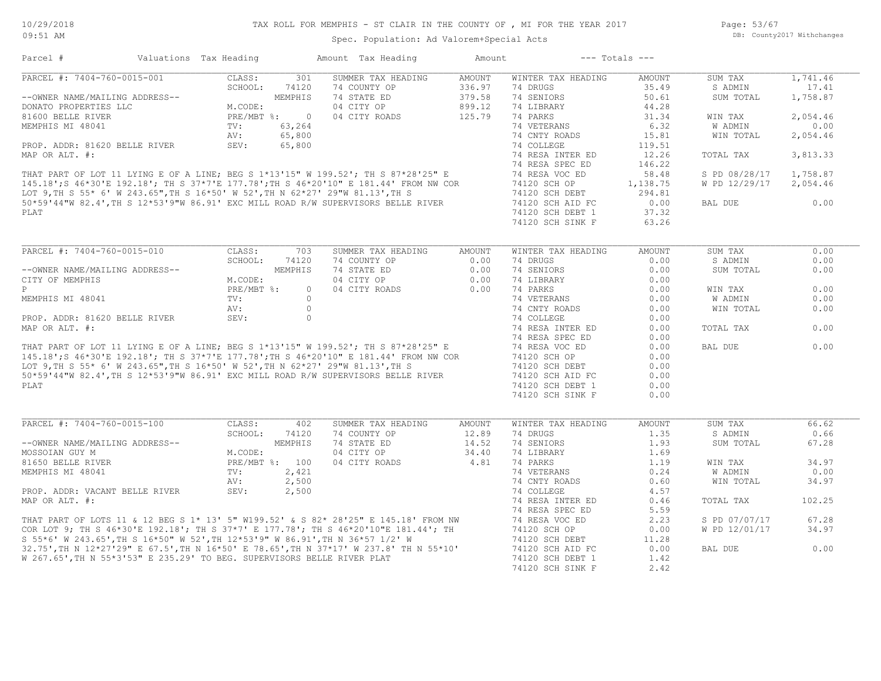# TAX ROLL FOR MEMPHIS - ST CLAIR IN THE COUNTY OF , MI FOR THE YEAR 2017

Spec. Population: Ad Valorem+Special Acts

10/29/2018 09:51 AM — DB: County2017 Withchanges

| Parcel # | Valuations | Tax Heading | Amount | Tax Heading | Amount | --- Totals --- |
|---|---|---|---|---|---|---|

## PARCEL #: 7404-760-0015-001

| Field | Value | Summer Tax Heading | Amount | Winter Tax Heading | Amount | Totals | |
|---|---|---|---|---|---|---|---|
| CLASS: | 301 | SUMMER TAX HEADING | AMOUNT | WINTER TAX HEADING | AMOUNT | SUM TAX | 1,741.46 |
| SCHOOL: | 74120 | 74 COUNTY OP | 336.97 | 74 DRUGS | 35.49 | S ADMIN | 17.41 |
| | MEMPHIS | 74 STATE ED | 379.58 | 74 SENIORS | 50.61 | SUM TOTAL | 1,758.87 |
| M.CODE: | | 04 CITY OP | 899.12 | 74 LIBRARY | 44.28 | | |
| PRE/MBT %: | 0 | 04 CITY ROADS | 125.79 | 74 PARKS | 31.34 | WIN TAX | 2,054.46 |
| TV: | 63,264 | | | 74 VETERANS | 6.32 | W ADMIN | 0.00 |
| AV: | 65,800 | | | 74 CNTY ROADS | 15.81 | WIN TOTAL | 2,054.46 |
| SEV: | 65,800 | | | 74 COLLEGE | 119.51 | | |
| | | | | 74 RESA INTER ED | 12.26 | TOTAL TAX | 3,813.33 |
| | | | | 74 RESA SPEC ED | 146.22 | | |
| | | | | 74 RESA VOC ED | 58.48 | S PD 08/28/17 | 1,758.87 |
| | | | | 74120 SCH OP | 1,138.75 | W PD 12/29/17 | 2,054.46 |
| | | | | 74120 SCH DEBT | 294.81 | | |
| | | | | 74120 SCH AID FC | 0.00 | BAL DUE | 0.00 |
| | | | | 74120 SCH DEBT 1 | 37.32 | | |
| | | | | 74120 SCH SINK F | 63.26 | | |

--OWNER NAME/MAILING ADDRESS--
DONATO PROPERTIES LLC
81600 BELLE RIVER
MEMPHIS MI 48041

PROP. ADDR: 81620 BELLE RIVER
MAP OR ALT. #:

THAT PART OF LOT 11 LYING E OF A LINE; BEG S 1*13'15" W 199.52'; TH S 87*28'25" E 145.18';S 46*30'E 192.18'; TH S 37*7'E 177.78';TH S 46*20'10" E 181.44' FROM NW COR LOT 9,TH S 55* 6' W 243.65',TH S 16*50' W 52',TH N 62*27' 29"W 81.13',TH S 50*59'44"W 82.4',TH S 12*53'9"W 86.91' EXC MILL ROAD R/W SUPERVISORS BELLE RIVER PLAT

## PARCEL #: 7404-760-0015-010

| Field | Value | Summer Tax Heading | Amount | Winter Tax Heading | Amount | Totals | |
|---|---|---|---|---|---|---|---|
| CLASS: | 703 | SUMMER TAX HEADING | AMOUNT | WINTER TAX HEADING | AMOUNT | SUM TAX | 0.00 |
| SCHOOL: | 74120 | 74 COUNTY OP | 0.00 | 74 DRUGS | 0.00 | S ADMIN | 0.00 |
| | MEMPHIS | 74 STATE ED | 0.00 | 74 SENIORS | 0.00 | SUM TOTAL | 0.00 |
| M.CODE: | | 04 CITY OP | 0.00 | 74 LIBRARY | 0.00 | | |
| PRE/MBT %: | 0 | 04 CITY ROADS | 0.00 | 74 PARKS | 0.00 | WIN TAX | 0.00 |
| TV: | 0 | | | 74 VETERANS | 0.00 | W ADMIN | 0.00 |
| AV: | 0 | | | 74 CNTY ROADS | 0.00 | WIN TOTAL | 0.00 |
| SEV: | 0 | | | 74 COLLEGE | 0.00 | | |
| | | | | 74 RESA INTER ED | 0.00 | TOTAL TAX | 0.00 |
| | | | | 74 RESA SPEC ED | 0.00 | | |
| | | | | 74 RESA VOC ED | 0.00 | BAL DUE | 0.00 |
| | | | | 74120 SCH OP | 0.00 | | |
| | | | | 74120 SCH DEBT | 0.00 | | |
| | | | | 74120 SCH AID FC | 0.00 | | |
| | | | | 74120 SCH DEBT 1 | 0.00 | | |
| | | | | 74120 SCH SINK F | 0.00 | | |

--OWNER NAME/MAILING ADDRESS--
CITY OF MEMPHIS
P
MEMPHIS MI 48041

PROP. ADDR: 81620 BELLE RIVER
MAP OR ALT. #:

THAT PART OF LOT 11 LYING E OF A LINE; BEG S 1*13'15" W 199.52'; TH S 87*28'25" E 145.18';S 46*30'E 192.18'; TH S 37*7'E 177.78';TH S 46*20'10" E 181.44' FROM NW COR LOT 9,TH S 55* 6' W 243.65',TH S 16*50' W 52',TH N 62*27' 29"W 81.13',TH S 50*59'44"W 82.4',TH S 12*53'9"W 86.91' EXC MILL ROAD R/W SUPERVISORS BELLE RIVER PLAT

## PARCEL #: 7404-760-0015-100

| Field | Value | Summer Tax Heading | Amount | Winter Tax Heading | Amount | Totals | |
|---|---|---|---|---|---|---|---|
| CLASS: | 402 | SUMMER TAX HEADING | AMOUNT | WINTER TAX HEADING | AMOUNT | SUM TAX | 66.62 |
| SCHOOL: | 74120 | 74 COUNTY OP | 12.89 | 74 DRUGS | 1.35 | S ADMIN | 0.66 |
| | MEMPHIS | 74 STATE ED | 14.52 | 74 SENIORS | 1.93 | SUM TOTAL | 67.28 |
| M.CODE: | | 04 CITY OP | 34.40 | 74 LIBRARY | 1.69 | | |
| PRE/MBT %: | 100 | 04 CITY ROADS | 4.81 | 74 PARKS | 1.19 | WIN TAX | 34.97 |
| TV: | 2,421 | | | 74 VETERANS | 0.24 | W ADMIN | 0.00 |
| AV: | 2,500 | | | 74 CNTY ROADS | 0.60 | WIN TOTAL | 34.97 |
| SEV: | 2,500 | | | 74 COLLEGE | 4.57 | | |
| | | | | 74 RESA INTER ED | 0.46 | TOTAL TAX | 102.25 |
| | | | | 74 RESA SPEC ED | 5.59 | | |
| | | | | 74 RESA VOC ED | 2.23 | S PD 07/07/17 | 67.28 |
| | | | | 74120 SCH OP | 0.00 | W PD 12/01/17 | 34.97 |
| | | | | 74120 SCH DEBT | 11.28 | | |
| | | | | 74120 SCH AID FC | 0.00 | BAL DUE | 0.00 |
| | | | | 74120 SCH DEBT 1 | 1.42 | | |
| | | | | 74120 SCH SINK F | 2.42 | | |

--OWNER NAME/MAILING ADDRESS--
MOSSOIAN GUY M
81650 BELLE RIVER
MEMPHIS MI 48041

PROP. ADDR: VACANT BELLE RIVER
MAP OR ALT. #:

THAT PART OF LOTS 11 & 12 BEG S 1* 13' 5" W199.52' & S 82* 28'25" E 145.18' FROM NW COR LOT 9; TH S 46*30'E 192.18'; TH S 37*7' E 177.78'; TH S 46*20'10"E 181.44'; TH S 55*6' W 243.65',TH S 16*50" W 52',TH 12*53'9" W 86.91',TH N 36*57 1/2' W 32.75',TH N 12*27'29" E 67.5',TH N 16*50' E 78.65',TH N 37*17' W 237.8' TH N 55*10' W 267.65',TH N 55*3'53" E 235.29' TO BEG. SUPERVISORS BELLE RIVER PLAT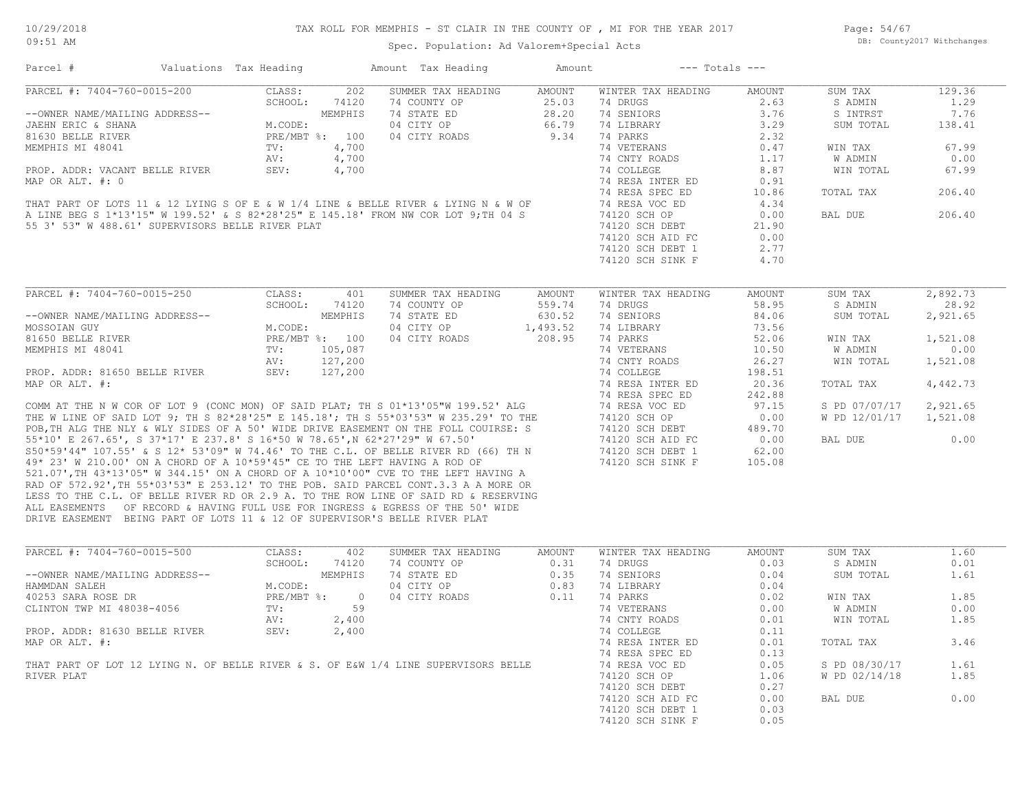# TAX ROLL FOR MEMPHIS - ST CLAIR IN THE COUNTY OF , MI FOR THE YEAR 2017

Spec. Population: Ad Valorem+Special Acts

| Parcel # | Valuations | Tax Heading | Amount | Tax Heading | Amount | --- Totals --- | |
|---|---|---|---|---|---|---|---|

## PARCEL #: 7404-760-0015-200

| | | | | | | | |
|---|---|---|---|---|---|---|---|
| --OWNER NAME/MAILING ADDRESS-- | CLASS: 202 | SUMMER TAX HEADING | AMOUNT | WINTER TAX HEADING | AMOUNT | SUM TAX | 129.36 |
| JAEHN ERIC & SHANA | SCHOOL: 74120 | 74 COUNTY OP | 25.03 | 74 DRUGS | 2.63 | S ADMIN | 1.29 |
| 81630 BELLE RIVER | MEMPHIS | 74 STATE ED | 28.20 | 74 SENIORS | 3.76 | S INTRST | 7.76 |
| MEMPHIS MI 48041 | M.CODE: | 04 CITY OP | 66.79 | 74 LIBRARY | 3.29 | SUM TOTAL | 138.41 |
| | PRE/MBT %: 100 | 04 CITY ROADS | 9.34 | 74 PARKS | 2.32 | | |
| PROP. ADDR: VACANT BELLE RIVER | TV: 4,700 | | | 74 VETERANS | 0.47 | WIN TAX | 67.99 |
| MAP OR ALT. #: 0 | AV: 4,700 | | | 74 CNTY ROADS | 1.17 | W ADMIN | 0.00 |
| | SEV: 4,700 | | | 74 COLLEGE | 8.87 | WIN TOTAL | 67.99 |
| | | | | 74 RESA INTER ED | 0.91 | | |
| | | | | 74 RESA SPEC ED | 10.86 | TOTAL TAX | 206.40 |
| | | | | 74 RESA VOC ED | 4.34 | | |
| | | | | 74120 SCH OP | 0.00 | BAL DUE | 206.40 |
| | | | | 74120 SCH DEBT | 21.90 | | |
| | | | | 74120 SCH AID FC | 0.00 | | |
| | | | | 74120 SCH DEBT 1 | 2.77 | | |
| | | | | 74120 SCH SINK F | 4.70 | | |

THAT PART OF LOTS 11 & 12 LYING S OF E & W 1/4 LINE & BELLE RIVER & LYING N & W OF A LINE BEG S 1*13'15" W 199.52' & S 82*28'25" E 145.18' FROM NW COR LOT 9;TH 04 S 55 3' 53" W 488.61' SUPERVISORS BELLE RIVER PLAT

## PARCEL #: 7404-760-0015-250

| | | | | | | | |
|---|---|---|---|---|---|---|---|
| --OWNER NAME/MAILING ADDRESS-- | CLASS: 401 | SUMMER TAX HEADING | AMOUNT | WINTER TAX HEADING | AMOUNT | SUM TAX | 2,892.73 |
| MOSSOIAN GUY | SCHOOL: 74120 | 74 COUNTY OP | 559.74 | 74 DRUGS | 58.95 | S ADMIN | 28.92 |
| 81650 BELLE RIVER | MEMPHIS | 74 STATE ED | 630.52 | 74 SENIORS | 84.06 | SUM TOTAL | 2,921.65 |
| MEMPHIS MI 48041 | M.CODE: | 04 CITY OP | 1,493.52 | 74 LIBRARY | 73.56 | | |
| | PRE/MBT %: 100 | 04 CITY ROADS | 208.95 | 74 PARKS | 52.06 | WIN TAX | 1,521.08 |
| PROP. ADDR: 81650 BELLE RIVER | TV: 105,087 | | | 74 VETERANS | 10.50 | W ADMIN | 0.00 |
| MAP OR ALT. #: | AV: 127,200 | | | 74 CNTY ROADS | 26.27 | WIN TOTAL | 1,521.08 |
| | SEV: 127,200 | | | 74 COLLEGE | 198.51 | | |
| | | | | 74 RESA INTER ED | 20.36 | TOTAL TAX | 4,442.73 |
| | | | | 74 RESA SPEC ED | 242.88 | | |
| | | | | 74 RESA VOC ED | 97.15 | S PD 07/07/17 | 2,921.65 |
| | | | | 74120 SCH OP | 0.00 | W PD 12/01/17 | 1,521.08 |
| | | | | 74120 SCH DEBT | 489.70 | | |
| | | | | 74120 SCH AID FC | 0.00 | BAL DUE | 0.00 |
| | | | | 74120 SCH DEBT 1 | 62.00 | | |
| | | | | 74120 SCH SINK F | 105.08 | | |

COMM AT THE N W COR OF LOT 9 (CONC MON) OF SAID PLAT; TH S 01*13'05"W 199.52' ALG THE W LINE OF SAID LOT 9; TH S 82*28'25" E 145.18'; TH S 55*03'53" W 235.29' TO THE POB,TH ALG THE NLY & WLY SIDES OF A 50' WIDE DRIVE EASEMENT ON THE FOLL COIURSE: S 55*10' E 267.65', S 37*17' E 237.8' S 16*50 W 78.65',N 62*27'29" W 67.50' S50*59'44" 107.55' & S 12* 53'09" W 74.46' TO THE C.L. OF BELLE RIVER RD (66) TH N 49* 23' W 210.00' ON A CHORD OF A 10*59'45" CE TO THE LEFT HAVING A ROD OF 521.07',TH 43*13'05" W 344.15' ON A CHORD OF A 10*10'00" CVE TO THE LEFT HAVING A RAD OF 572.92',TH 55*03'53" E 253.12' TO THE POB. SAID PARCEL CONT.3.3 A A MORE OR LESS TO THE C.L. OF BELLE RIVER RD OR 2.9 A. TO THE ROW LINE OF SAID RD & RESERVING ALL EASEMENTS OF RECORD & HAVING FULL USE FOR INGRESS & EGRESS OF THE 50' WIDE DRIVE EASEMENT BEING PART OF LOTS 11 & 12 OF SUPERVISOR'S BELLE RIVER PLAT

## PARCEL #: 7404-760-0015-500

| | | | | | | | |
|---|---|---|---|---|---|---|---|
| --OWNER NAME/MAILING ADDRESS-- | CLASS: 402 | SUMMER TAX HEADING | AMOUNT | WINTER TAX HEADING | AMOUNT | SUM TAX | 1.60 |
| HAMMDAN SALEH | SCHOOL: 74120 | 74 COUNTY OP | 0.31 | 74 DRUGS | 0.03 | S ADMIN | 0.01 |
| 40253 SARA ROSE DR | MEMPHIS | 74 STATE ED | 0.35 | 74 SENIORS | 0.04 | SUM TOTAL | 1.61 |
| CLINTON TWP MI 48038-4056 | M.CODE: | 04 CITY OP | 0.83 | 74 LIBRARY | 0.04 | | |
| | PRE/MBT %: 0 | 04 CITY ROADS | 0.11 | 74 PARKS | 0.02 | WIN TAX | 1.85 |
| PROP. ADDR: 81630 BELLE RIVER | TV: 59 | | | 74 VETERANS | 0.00 | W ADMIN | 0.00 |
| MAP OR ALT. #: | AV: 2,400 | | | 74 CNTY ROADS | 0.01 | WIN TOTAL | 1.85 |
| | SEV: 2,400 | | | 74 COLLEGE | 0.11 | | |
| | | | | 74 RESA INTER ED | 0.01 | TOTAL TAX | 3.46 |
| | | | | 74 RESA SPEC ED | 0.13 | | |
| | | | | 74 RESA VOC ED | 0.05 | S PD 08/30/17 | 1.61 |
| | | | | 74120 SCH OP | 1.06 | W PD 02/14/18 | 1.85 |
| | | | | 74120 SCH DEBT | 0.27 | | |
| | | | | 74120 SCH AID FC | 0.00 | BAL DUE | 0.00 |
| | | | | 74120 SCH DEBT 1 | 0.03 | | |
| | | | | 74120 SCH SINK F | 0.05 | | |

THAT PART OF LOT 12 LYING N. OF BELLE RIVER & S. OF E&W 1/4 LINE SUPERVISORS BELLE RIVER PLAT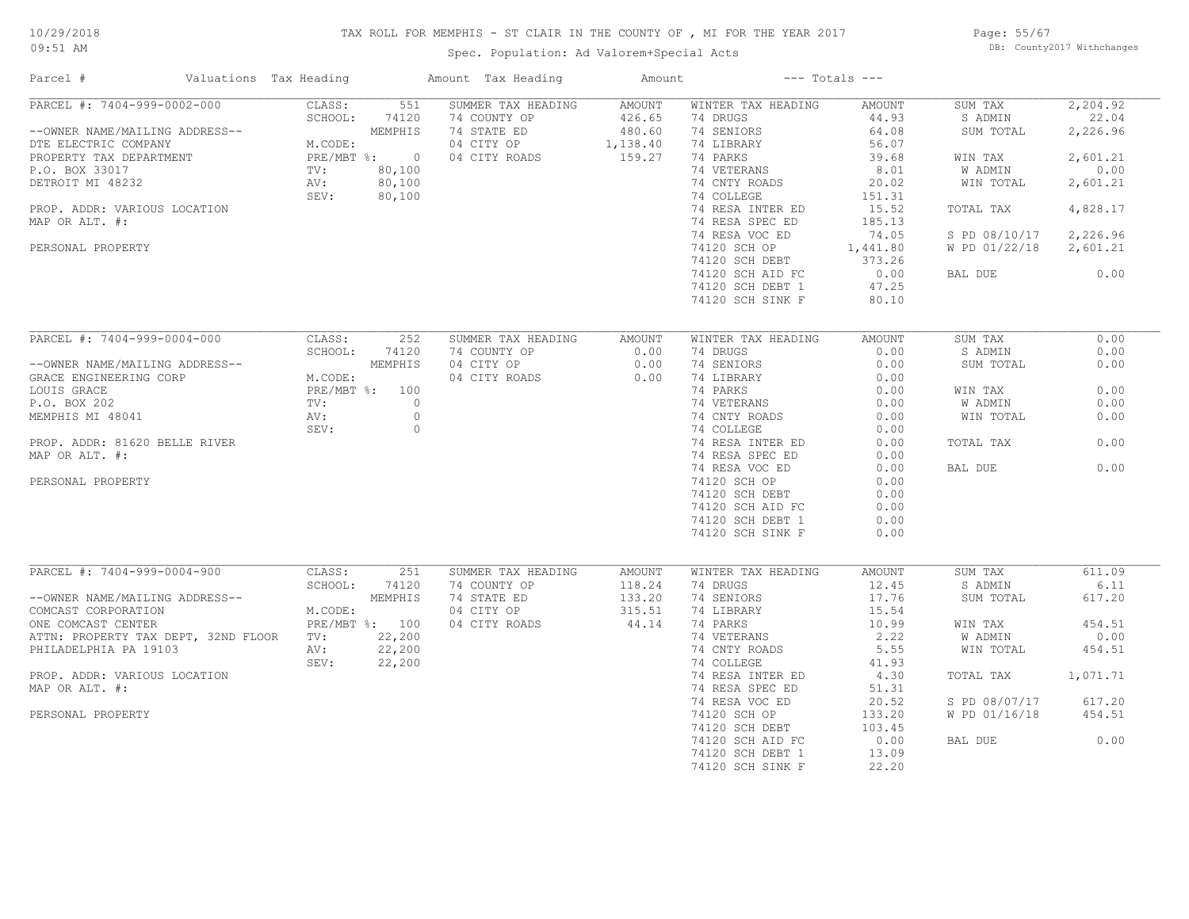# TAX ROLL FOR MEMPHIS - ST CLAIR IN THE COUNTY OF , MI FOR THE YEAR 2017

Spec. Population: Ad Valorem+Special Acts

| Parcel # | Valuations | Tax Heading | Amount | Tax Heading | Amount | --- Totals --- | |
|---|---|---|---|---|---|---|---|

## PARCEL #: 7404-999-0002-000

| Owner / Property | Valuations | Summer Tax Heading | Amount | Winter Tax Heading | Amount | Totals | |
|---|---|---|---|---|---|---|---|
| --OWNER NAME/MAILING ADDRESS-- | CLASS: 551 | SUMMER TAX HEADING | AMOUNT | WINTER TAX HEADING | AMOUNT | SUM TAX | 2,204.92 |
| DTE ELECTRIC COMPANY | SCHOOL: 74120 MEMPHIS | 74 COUNTY OP | 426.65 | 74 DRUGS | 44.93 | S ADMIN | 22.04 |
| PROPERTY TAX DEPARTMENT | M.CODE: | 74 STATE ED | 480.60 | 74 SENIORS | 64.08 | SUM TOTAL | 2,226.96 |
| P.O. BOX 33017 | PRE/MBT %: 0 | 04 CITY OP | 1,138.40 | 74 LIBRARY | 56.07 | | |
| DETROIT MI 48232 | TV: 80,100 | 04 CITY ROADS | 159.27 | 74 PARKS | 39.68 | WIN TAX | 2,601.21 |
| | AV: 80,100 | | | 74 VETERANS | 8.01 | W ADMIN | 0.00 |
| PROP. ADDR: VARIOUS LOCATION | SEV: 80,100 | | | 74 CNTY ROADS | 20.02 | WIN TOTAL | 2,601.21 |
| MAP OR ALT. #: | | | | 74 COLLEGE | 151.31 | | |
| PERSONAL PROPERTY | | | | 74 RESA INTER ED | 15.52 | TOTAL TAX | 4,828.17 |
| | | | | 74 RESA SPEC ED | 185.13 | | |
| | | | | 74 RESA VOC ED | 74.05 | S PD 08/10/17 | 2,226.96 |
| | | | | 74120 SCH OP | 1,441.80 | W PD 01/22/18 | 2,601.21 |
| | | | | 74120 SCH DEBT | 373.26 | | |
| | | | | 74120 SCH AID FC | 0.00 | BAL DUE | 0.00 |
| | | | | 74120 SCH DEBT 1 | 47.25 | | |
| | | | | 74120 SCH SINK F | 80.10 | | |

## PARCEL #: 7404-999-0004-000

| Owner / Property | Valuations | Summer Tax Heading | Amount | Winter Tax Heading | Amount | Totals | |
|---|---|---|---|---|---|---|---|
| --OWNER NAME/MAILING ADDRESS-- | CLASS: 252 | SUMMER TAX HEADING | AMOUNT | WINTER TAX HEADING | AMOUNT | SUM TAX | 0.00 |
| GRACE ENGINEERING CORP | SCHOOL: 74120 MEMPHIS | 74 COUNTY OP | 0.00 | 74 DRUGS | 0.00 | S ADMIN | 0.00 |
| LOUIS GRACE | M.CODE: | 04 CITY OP | 0.00 | 74 SENIORS | 0.00 | SUM TOTAL | 0.00 |
| P.O. BOX 202 | PRE/MBT %: 100 | 04 CITY ROADS | 0.00 | 74 LIBRARY | 0.00 | | |
| MEMPHIS MI 48041 | TV: 0 | | | 74 PARKS | 0.00 | WIN TAX | 0.00 |
| | AV: 0 | | | 74 VETERANS | 0.00 | W ADMIN | 0.00 |
| PROP. ADDR: 81620 BELLE RIVER | SEV: 0 | | | 74 CNTY ROADS | 0.00 | WIN TOTAL | 0.00 |
| MAP OR ALT. #: | | | | 74 COLLEGE | 0.00 | | |
| PERSONAL PROPERTY | | | | 74 RESA INTER ED | 0.00 | TOTAL TAX | 0.00 |
| | | | | 74 RESA SPEC ED | 0.00 | | |
| | | | | 74 RESA VOC ED | 0.00 | BAL DUE | 0.00 |
| | | | | 74120 SCH OP | 0.00 | | |
| | | | | 74120 SCH DEBT | 0.00 | | |
| | | | | 74120 SCH AID FC | 0.00 | | |
| | | | | 74120 SCH DEBT 1 | 0.00 | | |
| | | | | 74120 SCH SINK F | 0.00 | | |

## PARCEL #: 7404-999-0004-900

| Owner / Property | Valuations | Summer Tax Heading | Amount | Winter Tax Heading | Amount | Totals | |
|---|---|---|---|---|---|---|---|
| --OWNER NAME/MAILING ADDRESS-- | CLASS: 251 | SUMMER TAX HEADING | AMOUNT | WINTER TAX HEADING | AMOUNT | SUM TAX | 611.09 |
| COMCAST CORPORATION | SCHOOL: 74120 MEMPHIS | 74 COUNTY OP | 118.24 | 74 DRUGS | 12.45 | S ADMIN | 6.11 |
| ONE COMCAST CENTER | M.CODE: | 74 STATE ED | 133.20 | 74 SENIORS | 17.76 | SUM TOTAL | 617.20 |
| ATTN: PROPERTY TAX DEPT, 32ND FLOOR | PRE/MBT %: 100 | 04 CITY OP | 315.51 | 74 LIBRARY | 15.54 | | |
| PHILADELPHIA PA 19103 | TV: 22,200 | 04 CITY ROADS | 44.14 | 74 PARKS | 10.99 | WIN TAX | 454.51 |
| | AV: 22,200 | | | 74 VETERANS | 2.22 | W ADMIN | 0.00 |
| PROP. ADDR: VARIOUS LOCATION | SEV: 22,200 | | | 74 CNTY ROADS | 5.55 | WIN TOTAL | 454.51 |
| MAP OR ALT. #: | | | | 74 COLLEGE | 41.93 | | |
| PERSONAL PROPERTY | | | | 74 RESA INTER ED | 4.30 | TOTAL TAX | 1,071.71 |
| | | | | 74 RESA SPEC ED | 51.31 | | |
| | | | | 74 RESA VOC ED | 20.52 | S PD 08/07/17 | 617.20 |
| | | | | 74120 SCH OP | 133.20 | W PD 01/16/18 | 454.51 |
| | | | | 74120 SCH DEBT | 103.45 | | |
| | | | | 74120 SCH AID FC | 0.00 | BAL DUE | 0.00 |
| | | | | 74120 SCH DEBT 1 | 13.09 | | |
| | | | | 74120 SCH SINK F | 22.20 | | |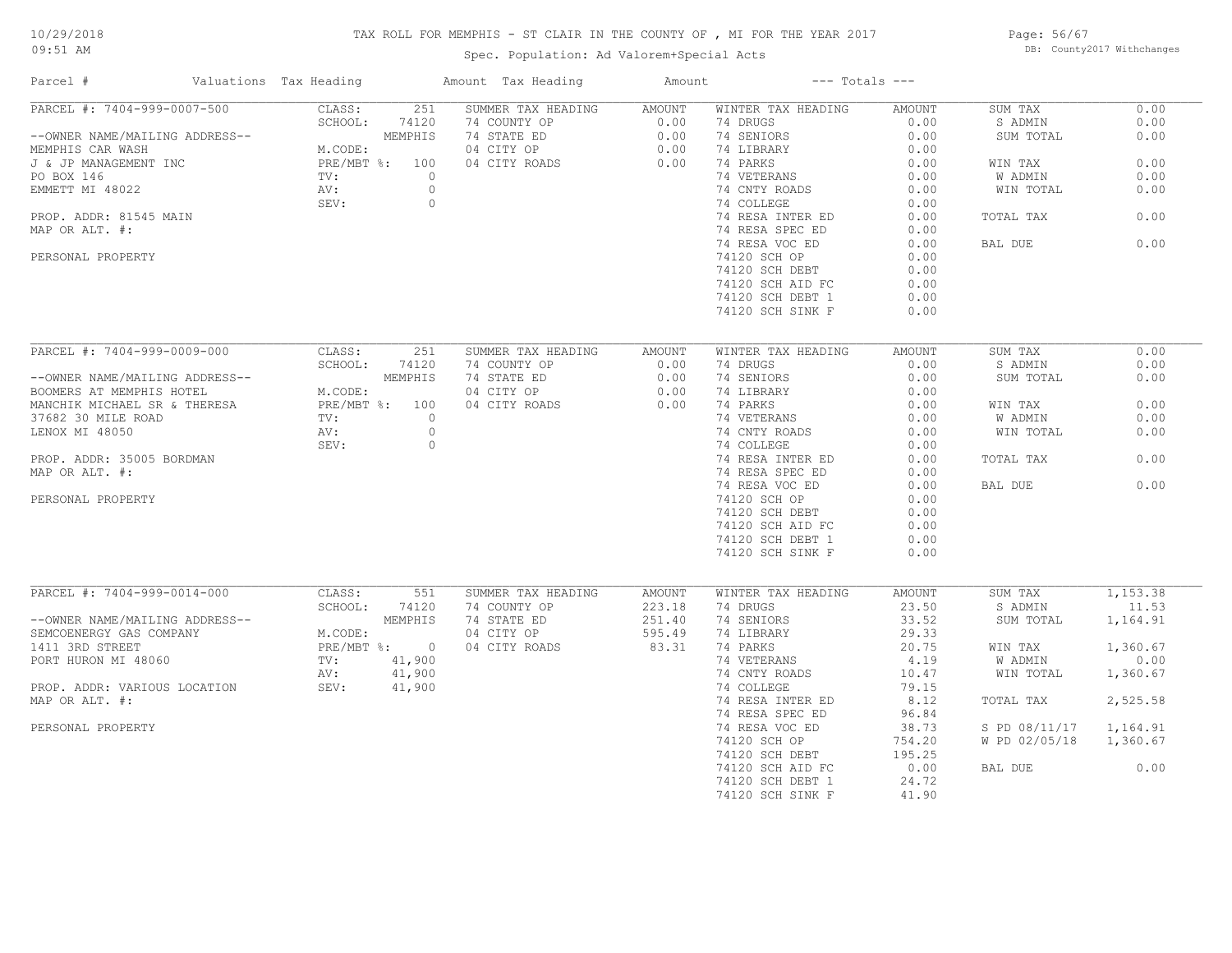# TAX ROLL FOR MEMPHIS - ST CLAIR IN THE COUNTY OF , MI FOR THE YEAR 2017

Spec. Population: Ad Valorem+Special Acts

10/29/2018
09:51 AM

DB: County2017 Withchanges

| Parcel # | Valuations | Tax Heading | Amount | Tax Heading | Amount | --- Totals --- | |
|---|---|---|---|---|---|---|---|

## PARCEL #: 7404-999-0007-500

| Owner / Address | Valuations | | Summer Tax Heading | Amount | Winter Tax Heading | Amount | Totals | |
|---|---|---|---|---|---|---|---|---|
| --OWNER NAME/MAILING ADDRESS-- | CLASS: | 251 | SUMMER TAX HEADING | AMOUNT | WINTER TAX HEADING | AMOUNT | SUM TAX | 0.00 |
| MEMPHIS CAR WASH | SCHOOL: | 74120 | 74 COUNTY OP | 0.00 | 74 DRUGS | 0.00 | S ADMIN | 0.00 |
| J & JP MANAGEMENT INC | | MEMPHIS | 74 STATE ED | 0.00 | 74 SENIORS | 0.00 | SUM TOTAL | 0.00 |
| PO BOX 146 | M.CODE: | | 04 CITY OP | 0.00 | 74 LIBRARY | 0.00 | | |
| EMMETT MI 48022 | PRE/MBT %: | 100 | 04 CITY ROADS | 0.00 | 74 PARKS | 0.00 | WIN TAX | 0.00 |
| | TV: | 0 | | | 74 VETERANS | 0.00 | W ADMIN | 0.00 |
| PROP. ADDR: 81545 MAIN | AV: | 0 | | | 74 CNTY ROADS | 0.00 | WIN TOTAL | 0.00 |
| MAP OR ALT. #: | SEV: | 0 | | | 74 COLLEGE | 0.00 | | |
| | | | | | 74 RESA INTER ED | 0.00 | TOTAL TAX | 0.00 |
| PERSONAL PROPERTY | | | | | 74 RESA SPEC ED | 0.00 | | |
| | | | | | 74 RESA VOC ED | 0.00 | BAL DUE | 0.00 |
| | | | | | 74120 SCH OP | 0.00 | | |
| | | | | | 74120 SCH DEBT | 0.00 | | |
| | | | | | 74120 SCH AID FC | 0.00 | | |
| | | | | | 74120 SCH DEBT 1 | 0.00 | | |
| | | | | | 74120 SCH SINK F | 0.00 | | |

## PARCEL #: 7404-999-0009-000

| Owner / Address | Valuations | | Summer Tax Heading | Amount | Winter Tax Heading | Amount | Totals | |
|---|---|---|---|---|---|---|---|---|
| --OWNER NAME/MAILING ADDRESS-- | CLASS: | 251 | SUMMER TAX HEADING | AMOUNT | WINTER TAX HEADING | AMOUNT | SUM TAX | 0.00 |
| BOOMERS AT MEMPHIS HOTEL | SCHOOL: | 74120 | 74 COUNTY OP | 0.00 | 74 DRUGS | 0.00 | S ADMIN | 0.00 |
| MANCHIK MICHAEL SR & THERESA | | MEMPHIS | 74 STATE ED | 0.00 | 74 SENIORS | 0.00 | SUM TOTAL | 0.00 |
| 37682 30 MILE ROAD | M.CODE: | | 04 CITY OP | 0.00 | 74 LIBRARY | 0.00 | | |
| LENOX MI 48050 | PRE/MBT %: | 100 | 04 CITY ROADS | 0.00 | 74 PARKS | 0.00 | WIN TAX | 0.00 |
| | TV: | 0 | | | 74 VETERANS | 0.00 | W ADMIN | 0.00 |
| PROP. ADDR: 35005 BORDMAN | AV: | 0 | | | 74 CNTY ROADS | 0.00 | WIN TOTAL | 0.00 |
| MAP OR ALT. #: | SEV: | 0 | | | 74 COLLEGE | 0.00 | | |
| | | | | | 74 RESA INTER ED | 0.00 | TOTAL TAX | 0.00 |
| PERSONAL PROPERTY | | | | | 74 RESA SPEC ED | 0.00 | | |
| | | | | | 74 RESA VOC ED | 0.00 | BAL DUE | 0.00 |
| | | | | | 74120 SCH OP | 0.00 | | |
| | | | | | 74120 SCH DEBT | 0.00 | | |
| | | | | | 74120 SCH AID FC | 0.00 | | |
| | | | | | 74120 SCH DEBT 1 | 0.00 | | |
| | | | | | 74120 SCH SINK F | 0.00 | | |

## PARCEL #: 7404-999-0014-000

| Owner / Address | Valuations | | Summer Tax Heading | Amount | Winter Tax Heading | Amount | Totals | |
|---|---|---|---|---|---|---|---|---|
| --OWNER NAME/MAILING ADDRESS-- | CLASS: | 551 | SUMMER TAX HEADING | AMOUNT | WINTER TAX HEADING | AMOUNT | SUM TAX | 1,153.38 |
| SEMCOENERGY GAS COMPANY | SCHOOL: | 74120 | 74 COUNTY OP | 223.18 | 74 DRUGS | 23.50 | S ADMIN | 11.53 |
| 1411 3RD STREET | | MEMPHIS | 74 STATE ED | 251.40 | 74 SENIORS | 33.52 | SUM TOTAL | 1,164.91 |
| PORT HURON MI 48060 | M.CODE: | | 04 CITY OP | 595.49 | 74 LIBRARY | 29.33 | | |
| | PRE/MBT %: | 0 | 04 CITY ROADS | 83.31 | 74 PARKS | 20.75 | WIN TAX | 1,360.67 |
| PROP. ADDR: VARIOUS LOCATION | TV: | 41,900 | | | 74 VETERANS | 4.19 | W ADMIN | 0.00 |
| MAP OR ALT. #: | AV: | 41,900 | | | 74 CNTY ROADS | 10.47 | WIN TOTAL | 1,360.67 |
| | SEV: | 41,900 | | | 74 COLLEGE | 79.15 | | |
| PERSONAL PROPERTY | | | | | 74 RESA INTER ED | 8.12 | TOTAL TAX | 2,525.58 |
| | | | | | 74 RESA SPEC ED | 96.84 | | |
| | | | | | 74 RESA VOC ED | 38.73 | S PD 08/11/17 | 1,164.91 |
| | | | | | 74120 SCH OP | 754.20 | W PD 02/05/18 | 1,360.67 |
| | | | | | 74120 SCH DEBT | 195.25 | | |
| | | | | | 74120 SCH AID FC | 0.00 | BAL DUE | 0.00 |
| | | | | | 74120 SCH DEBT 1 | 24.72 | | |
| | | | | | 74120 SCH SINK F | 41.90 | | |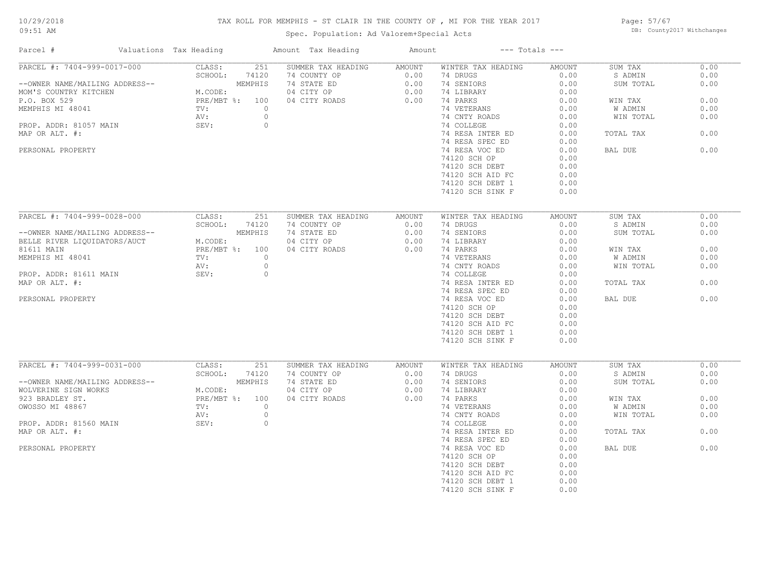# TAX ROLL FOR MEMPHIS - ST CLAIR IN THE COUNTY OF , MI FOR THE YEAR 2017

Spec. Population: Ad Valorem+Special Acts

10/29/2018 09:51 AM — DB: County2017 Withchanges

| Parcel # | Valuations | Tax Heading | Amount | Tax Heading | Amount | --- Totals --- | |
|---|---|---|---|---|---|---|---|

## PARCEL #: 7404-999-0017-000

| Owner / Property | Valuations | | Summer Tax Heading | Amount | Winter Tax Heading | Amount | Totals | |
|---|---|---|---|---|---|---|---|---|
| --OWNER NAME/MAILING ADDRESS-- | CLASS: | 251 | 74 COUNTY OP | 0.00 | 74 DRUGS | 0.00 | SUM TAX | 0.00 |
| MOM'S COUNTRY KITCHEN | SCHOOL: | 74120 MEMPHIS | 74 STATE ED | 0.00 | 74 SENIORS | 0.00 | S ADMIN | 0.00 |
| P.O. BOX 529 | M.CODE: | | 04 CITY OP | 0.00 | 74 LIBRARY | 0.00 | SUM TOTAL | 0.00 |
| MEMPHIS MI 48041 | PRE/MBT %: | 100 | 04 CITY ROADS | 0.00 | 74 PARKS | 0.00 | WIN TAX | 0.00 |
| PROP. ADDR: 81057 MAIN | TV: | 0 | | | 74 VETERANS | 0.00 | W ADMIN | 0.00 |
| MAP OR ALT. #: | AV: | 0 | | | 74 CNTY ROADS | 0.00 | WIN TOTAL | 0.00 |
| PERSONAL PROPERTY | SEV: | 0 | | | 74 COLLEGE | 0.00 | TOTAL TAX | 0.00 |
| | | | | | 74 RESA INTER ED | 0.00 | BAL DUE | 0.00 |
| | | | | | 74 RESA SPEC ED | 0.00 | | |
| | | | | | 74 RESA VOC ED | 0.00 | | |
| | | | | | 74120 SCH OP | 0.00 | | |
| | | | | | 74120 SCH DEBT | 0.00 | | |
| | | | | | 74120 SCH AID FC | 0.00 | | |
| | | | | | 74120 SCH DEBT 1 | 0.00 | | |
| | | | | | 74120 SCH SINK F | 0.00 | | |

## PARCEL #: 7404-999-0028-000

| Owner / Property | Valuations | | Summer Tax Heading | Amount | Winter Tax Heading | Amount | Totals | |
|---|---|---|---|---|---|---|---|---|
| --OWNER NAME/MAILING ADDRESS-- | CLASS: | 251 | 74 COUNTY OP | 0.00 | 74 DRUGS | 0.00 | SUM TAX | 0.00 |
| BELLE RIVER LIQUIDATORS/AUCT | SCHOOL: | 74120 MEMPHIS | 74 STATE ED | 0.00 | 74 SENIORS | 0.00 | S ADMIN | 0.00 |
| 81611 MAIN | M.CODE: | | 04 CITY OP | 0.00 | 74 LIBRARY | 0.00 | SUM TOTAL | 0.00 |
| MEMPHIS MI 48041 | PRE/MBT %: | 100 | 04 CITY ROADS | 0.00 | 74 PARKS | 0.00 | WIN TAX | 0.00 |
| PROP. ADDR: 81611 MAIN | TV: | 0 | | | 74 VETERANS | 0.00 | W ADMIN | 0.00 |
| MAP OR ALT. #: | AV: | 0 | | | 74 CNTY ROADS | 0.00 | WIN TOTAL | 0.00 |
| PERSONAL PROPERTY | SEV: | 0 | | | 74 COLLEGE | 0.00 | TOTAL TAX | 0.00 |
| | | | | | 74 RESA INTER ED | 0.00 | BAL DUE | 0.00 |
| | | | | | 74 RESA SPEC ED | 0.00 | | |
| | | | | | 74 RESA VOC ED | 0.00 | | |
| | | | | | 74120 SCH OP | 0.00 | | |
| | | | | | 74120 SCH DEBT | 0.00 | | |
| | | | | | 74120 SCH AID FC | 0.00 | | |
| | | | | | 74120 SCH DEBT 1 | 0.00 | | |
| | | | | | 74120 SCH SINK F | 0.00 | | |

## PARCEL #: 7404-999-0031-000

| Owner / Property | Valuations | | Summer Tax Heading | Amount | Winter Tax Heading | Amount | Totals | |
|---|---|---|---|---|---|---|---|---|
| --OWNER NAME/MAILING ADDRESS-- | CLASS: | 251 | 74 COUNTY OP | 0.00 | 74 DRUGS | 0.00 | SUM TAX | 0.00 |
| WOLVERINE SIGN WORKS | SCHOOL: | 74120 MEMPHIS | 74 STATE ED | 0.00 | 74 SENIORS | 0.00 | S ADMIN | 0.00 |
| 923 BRADLEY ST. | M.CODE: | | 04 CITY OP | 0.00 | 74 LIBRARY | 0.00 | SUM TOTAL | 0.00 |
| OWOSSO MI 48867 | PRE/MBT %: | 100 | 04 CITY ROADS | 0.00 | 74 PARKS | 0.00 | WIN TAX | 0.00 |
| PROP. ADDR: 81560 MAIN | TV: | 0 | | | 74 VETERANS | 0.00 | W ADMIN | 0.00 |
| MAP OR ALT. #: | AV: | 0 | | | 74 CNTY ROADS | 0.00 | WIN TOTAL | 0.00 |
| PERSONAL PROPERTY | SEV: | 0 | | | 74 COLLEGE | 0.00 | TOTAL TAX | 0.00 |
| | | | | | 74 RESA INTER ED | 0.00 | BAL DUE | 0.00 |
| | | | | | 74 RESA SPEC ED | 0.00 | | |
| | | | | | 74 RESA VOC ED | 0.00 | | |
| | | | | | 74120 SCH OP | 0.00 | | |
| | | | | | 74120 SCH DEBT | 0.00 | | |
| | | | | | 74120 SCH AID FC | 0.00 | | |
| | | | | | 74120 SCH DEBT 1 | 0.00 | | |
| | | | | | 74120 SCH SINK F | 0.00 | | |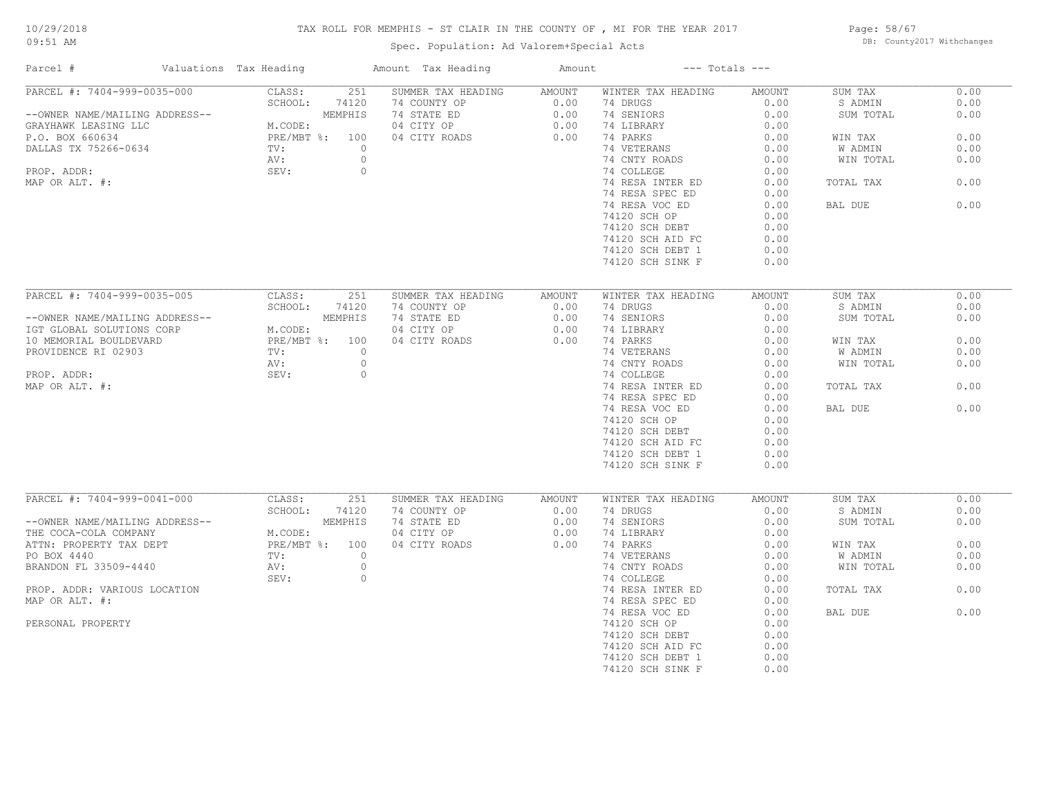# TAX ROLL FOR MEMPHIS - ST CLAIR IN THE COUNTY OF , MI FOR THE YEAR 2017

Spec. Population: Ad Valorem+Special Acts

DB: County2017 Withchanges

10/29/2018 09:51 AM

| Parcel # | Valuations | Tax Heading | Amount | Tax Heading | Amount | --- Totals --- | |
|---|---|---|---|---|---|---|---|

## PARCEL #: 7404-999-0035-000

--OWNER NAME/MAILING ADDRESS--
GRAYHAWK LEASING LLC
P.O. BOX 660634
DALLAS TX 75266-0634

PROP. ADDR:
MAP OR ALT. #:

| Valuations | | Summer Tax Heading | Amount | Winter Tax Heading | Amount | Totals | |
|---|---|---|---|---|---|---|---|
| CLASS: | 251 | 74 COUNTY OP | 0.00 | 74 DRUGS | 0.00 | SUM TAX | 0.00 |
| SCHOOL: | MEMPHIS | 74 STATE ED | 0.00 | 74 SENIORS | 0.00 | S ADMIN | 0.00 |
| M.CODE: | | 04 CITY OP | 0.00 | 74 LIBRARY | 0.00 | SUM TOTAL | 0.00 |
| PRE/MBT %: | 100 | 04 CITY ROADS | 0.00 | 74 PARKS | 0.00 | WIN TAX | 0.00 |
| TV: | 0 | | | 74 VETERANS | 0.00 | W ADMIN | 0.00 |
| AV: | 0 | | | 74 CNTY ROADS | 0.00 | WIN TOTAL | 0.00 |
| SEV: | 0 | | | 74 COLLEGE | 0.00 | | |
| | | | | 74 RESA INTER ED | 0.00 | TOTAL TAX | 0.00 |
| | | | | 74 RESA SPEC ED | 0.00 | | |
| | | | | 74 RESA VOC ED | 0.00 | BAL DUE | 0.00 |
| | | | | 74120 SCH OP | 0.00 | | |
| | | | | 74120 SCH DEBT | 0.00 | | |
| | | | | 74120 SCH AID FC | 0.00 | | |
| | | | | 74120 SCH DEBT 1 | 0.00 | | |
| | | | | 74120 SCH SINK F | 0.00 | | |

## PARCEL #: 7404-999-0035-005

--OWNER NAME/MAILING ADDRESS--
IGT GLOBAL SOLUTIONS CORP
10 MEMORIAL BOULDEVARD
PROVIDENCE RI 02903

PROP. ADDR:
MAP OR ALT. #:

| Valuations | | Summer Tax Heading | Amount | Winter Tax Heading | Amount | Totals | |
|---|---|---|---|---|---|---|---|
| CLASS: | 251 | 74 COUNTY OP | 0.00 | 74 DRUGS | 0.00 | SUM TAX | 0.00 |
| SCHOOL: | 74120 MEMPHIS | 74 STATE ED | 0.00 | 74 SENIORS | 0.00 | S ADMIN | 0.00 |
| M.CODE: | | 04 CITY OP | 0.00 | 74 LIBRARY | 0.00 | SUM TOTAL | 0.00 |
| PRE/MBT %: | 100 | 04 CITY ROADS | 0.00 | 74 PARKS | 0.00 | WIN TAX | 0.00 |
| TV: | 0 | | | 74 VETERANS | 0.00 | W ADMIN | 0.00 |
| AV: | 0 | | | 74 CNTY ROADS | 0.00 | WIN TOTAL | 0.00 |
| SEV: | 0 | | | 74 COLLEGE | 0.00 | | |
| | | | | 74 RESA INTER ED | 0.00 | TOTAL TAX | 0.00 |
| | | | | 74 RESA SPEC ED | 0.00 | | |
| | | | | 74 RESA VOC ED | 0.00 | BAL DUE | 0.00 |
| | | | | 74120 SCH OP | 0.00 | | |
| | | | | 74120 SCH DEBT | 0.00 | | |
| | | | | 74120 SCH AID FC | 0.00 | | |
| | | | | 74120 SCH DEBT 1 | 0.00 | | |
| | | | | 74120 SCH SINK F | 0.00 | | |

## PARCEL #: 7404-999-0041-000

--OWNER NAME/MAILING ADDRESS--
THE COCA-COLA COMPANY
ATTN: PROPERTY TAX DEPT
PO BOX 4440
BRANDON FL 33509-4440

PROP. ADDR: VARIOUS LOCATION
MAP OR ALT. #:

PERSONAL PROPERTY

| Valuations | | Summer Tax Heading | Amount | Winter Tax Heading | Amount | Totals | |
|---|---|---|---|---|---|---|---|
| CLASS: | 251 | 74 COUNTY OP | 0.00 | 74 DRUGS | 0.00 | SUM TAX | 0.00 |
| SCHOOL: | 74120 MEMPHIS | 74 STATE ED | 0.00 | 74 SENIORS | 0.00 | S ADMIN | 0.00 |
| M.CODE: | | 04 CITY OP | 0.00 | 74 LIBRARY | 0.00 | SUM TOTAL | 0.00 |
| PRE/MBT %: | 100 | 04 CITY ROADS | 0.00 | 74 PARKS | 0.00 | WIN TAX | 0.00 |
| TV: | 0 | | | 74 VETERANS | 0.00 | W ADMIN | 0.00 |
| AV: | 0 | | | 74 CNTY ROADS | 0.00 | WIN TOTAL | 0.00 |
| SEV: | 0 | | | 74 COLLEGE | 0.00 | | |
| | | | | 74 RESA INTER ED | 0.00 | TOTAL TAX | 0.00 |
| | | | | 74 RESA SPEC ED | 0.00 | | |
| | | | | 74 RESA VOC ED | 0.00 | BAL DUE | 0.00 |
| | | | | 74120 SCH OP | 0.00 | | |
| | | | | 74120 SCH DEBT | 0.00 | | |
| | | | | 74120 SCH AID FC | 0.00 | | |
| | | | | 74120 SCH DEBT 1 | 0.00 | | |
| | | | | 74120 SCH SINK F | 0.00 | | |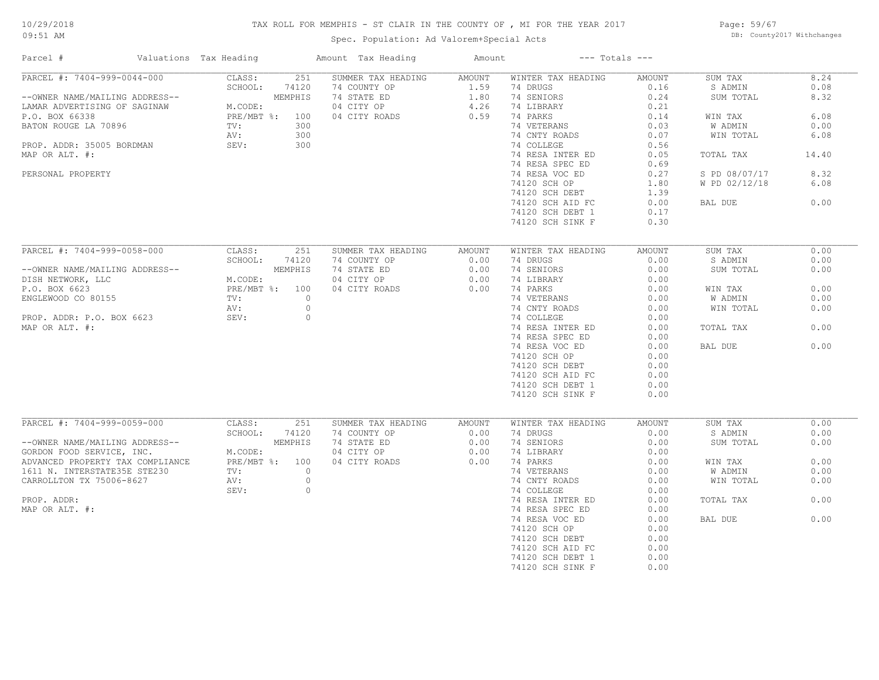# TAX ROLL FOR MEMPHIS - ST CLAIR IN THE COUNTY OF , MI FOR THE YEAR 2017

Spec. Population: Ad Valorem+Special Acts

10/29/2018 09:51 AM — DB: County2017 Withchanges

| Parcel # | Valuations | Tax Heading | Amount | Tax Heading | Amount | --- Totals --- | |
|---|---|---|---|---|---|---|---|
| PARCEL #: 7404-999-0044-000 | CLASS: 251 | SUMMER TAX HEADING | AMOUNT | WINTER TAX HEADING | AMOUNT | SUM TAX | 8.24 |
| | SCHOOL: 74120 | 74 COUNTY OP | 1.59 | 74 DRUGS | 0.16 | S ADMIN | 0.08 |
| --OWNER NAME/MAILING ADDRESS-- | MEMPHIS | 74 STATE ED | 1.80 | 74 SENIORS | 0.24 | SUM TOTAL | 8.32 |
| LAMAR ADVERTISING OF SAGINAW | M.CODE: | 04 CITY OP | 4.26 | 74 LIBRARY | 0.21 | | |
| P.O. BOX 66338 | PRE/MBT %: 100 | 04 CITY ROADS | 0.59 | 74 PARKS | 0.14 | WIN TAX | 6.08 |
| BATON ROUGE LA 70896 | TV: 300 | | | 74 VETERANS | 0.03 | W ADMIN | 0.00 |
| | AV: 300 | | | 74 CNTY ROADS | 0.07 | WIN TOTAL | 6.08 |
| PROP. ADDR: 35005 BORDMAN | SEV: 300 | | | 74 COLLEGE | 0.56 | | |
| MAP OR ALT. #: | | | | 74 RESA INTER ED | 0.05 | TOTAL TAX | 14.40 |
| | | | | 74 RESA SPEC ED | 0.69 | | |
| PERSONAL PROPERTY | | | | 74 RESA VOC ED | 0.27 | S PD 08/07/17 | 8.32 |
| | | | | 74120 SCH OP | 1.80 | W PD 02/12/18 | 6.08 |
| | | | | 74120 SCH DEBT | 1.39 | | |
| | | | | 74120 SCH AID FC | 0.00 | BAL DUE | 0.00 |
| | | | | 74120 SCH DEBT 1 | 0.17 | | |
| | | | | 74120 SCH SINK F | 0.30 | | |

| Parcel # | Valuations | Tax Heading | Amount | Tax Heading | Amount | --- Totals --- | |
|---|---|---|---|---|---|---|---|
| PARCEL #: 7404-999-0058-000 | CLASS: 251 | SUMMER TAX HEADING | AMOUNT | WINTER TAX HEADING | AMOUNT | SUM TAX | 0.00 |
| | SCHOOL: 74120 | 74 COUNTY OP | 0.00 | 74 DRUGS | 0.00 | S ADMIN | 0.00 |
| --OWNER NAME/MAILING ADDRESS-- | MEMPHIS | 74 STATE ED | 0.00 | 74 SENIORS | 0.00 | SUM TOTAL | 0.00 |
| DISH NETWORK, LLC | M.CODE: | 04 CITY OP | 0.00 | 74 LIBRARY | 0.00 | | |
| P.O. BOX 6623 | PRE/MBT %: 100 | 04 CITY ROADS | 0.00 | 74 PARKS | 0.00 | WIN TAX | 0.00 |
| ENGLEWOOD CO 80155 | TV: 0 | | | 74 VETERANS | 0.00 | W ADMIN | 0.00 |
| | AV: 0 | | | 74 CNTY ROADS | 0.00 | WIN TOTAL | 0.00 |
| PROP. ADDR: P.O. BOX 6623 | SEV: 0 | | | 74 COLLEGE | 0.00 | | |
| MAP OR ALT. #: | | | | 74 RESA INTER ED | 0.00 | TOTAL TAX | 0.00 |
| | | | | 74 RESA SPEC ED | 0.00 | | |
| | | | | 74 RESA VOC ED | 0.00 | BAL DUE | 0.00 |
| | | | | 74120 SCH OP | 0.00 | | |
| | | | | 74120 SCH DEBT | 0.00 | | |
| | | | | 74120 SCH AID FC | 0.00 | | |
| | | | | 74120 SCH DEBT 1 | 0.00 | | |
| | | | | 74120 SCH SINK F | 0.00 | | |

| Parcel # | Valuations | Tax Heading | Amount | Tax Heading | Amount | --- Totals --- | |
|---|---|---|---|---|---|---|---|
| PARCEL #: 7404-999-0059-000 | CLASS: 251 | SUMMER TAX HEADING | AMOUNT | WINTER TAX HEADING | AMOUNT | SUM TAX | 0.00 |
| | SCHOOL: 74120 | 74 COUNTY OP | 0.00 | 74 DRUGS | 0.00 | S ADMIN | 0.00 |
| --OWNER NAME/MAILING ADDRESS-- | MEMPHIS | 74 STATE ED | 0.00 | 74 SENIORS | 0.00 | SUM TOTAL | 0.00 |
| GORDON FOOD SERVICE, INC. | M.CODE: | 04 CITY OP | 0.00 | 74 LIBRARY | 0.00 | | |
| ADVANCED PROPERTY TAX COMPLIANCE | PRE/MBT %: 100 | 04 CITY ROADS | 0.00 | 74 PARKS | 0.00 | WIN TAX | 0.00 |
| 1611 N. INTERSTATE35E STE230 | TV: 0 | | | 74 VETERANS | 0.00 | W ADMIN | 0.00 |
| CARROLLTON TX 75006-8627 | AV: 0 | | | 74 CNTY ROADS | 0.00 | WIN TOTAL | 0.00 |
| | SEV: 0 | | | 74 COLLEGE | 0.00 | | |
| PROP. ADDR: | | | | 74 RESA INTER ED | 0.00 | TOTAL TAX | 0.00 |
| MAP OR ALT. #: | | | | 74 RESA SPEC ED | 0.00 | | |
| | | | | 74 RESA VOC ED | 0.00 | BAL DUE | 0.00 |
| | | | | 74120 SCH OP | 0.00 | | |
| | | | | 74120 SCH DEBT | 0.00 | | |
| | | | | 74120 SCH AID FC | 0.00 | | |
| | | | | 74120 SCH DEBT 1 | 0.00 | | |
| | | | | 74120 SCH SINK F | 0.00 | | |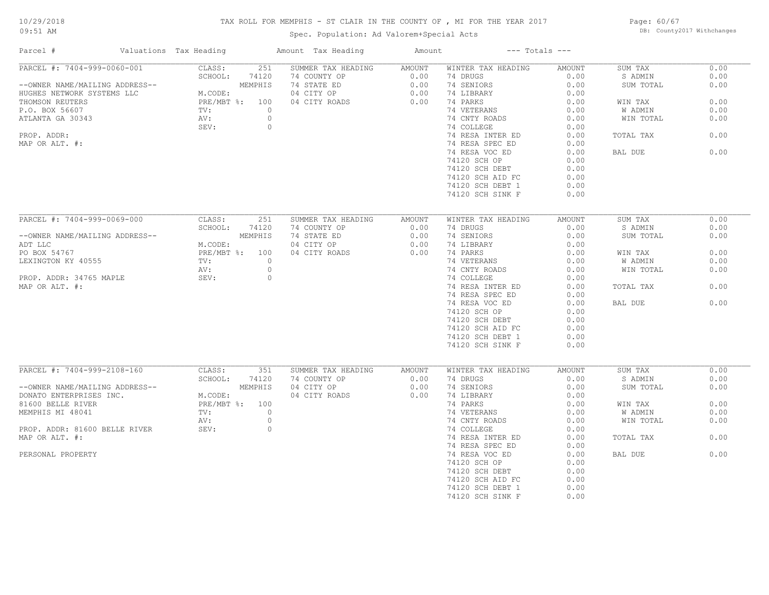# TAX ROLL FOR MEMPHIS - ST CLAIR IN THE COUNTY OF , MI FOR THE YEAR 2017

Spec. Population: Ad Valorem+Special Acts

10/29/2018 09:51 AM

DB: County2017 Withchanges

| Parcel # | Valuations | Tax Heading | Amount | Tax Heading | Amount | --- Totals --- | |
|---|---|---|---|---|---|---|---|

## PARCEL #: 7404-999-0060-001

--OWNER NAME/MAILING ADDRESS--
HUGHES NETWORK SYSTEMS LLC
THOMSON REUTERS
P.O. BOX 56607
ATLANTA GA 30343

PROP. ADDR:
MAP OR ALT. #:

| Valuations | | Summer Tax Heading | Amount | Winter Tax Heading | Amount | Totals | |
|---|---|---|---|---|---|---|---|
| CLASS: | 251 | 74 COUNTY OP | 0.00 | 74 DRUGS | 0.00 | SUM TAX | 0.00 |
| SCHOOL: | 74120 MEMPHIS | 74 STATE ED | 0.00 | 74 SENIORS | 0.00 | S ADMIN | 0.00 |
| M.CODE: | | 04 CITY OP | 0.00 | 74 LIBRARY | 0.00 | SUM TOTAL | 0.00 |
| PRE/MBT %: | 100 | 04 CITY ROADS | 0.00 | 74 PARKS | 0.00 | WIN TAX | 0.00 |
| TV: | 0 | | | 74 VETERANS | 0.00 | W ADMIN | 0.00 |
| AV: | 0 | | | 74 CNTY ROADS | 0.00 | WIN TOTAL | 0.00 |
| SEV: | 0 | | | 74 COLLEGE | 0.00 | | |
| | | | | 74 RESA INTER ED | 0.00 | TOTAL TAX | 0.00 |
| | | | | 74 RESA SPEC ED | 0.00 | | |
| | | | | 74 RESA VOC ED | 0.00 | BAL DUE | 0.00 |
| | | | | 74120 SCH OP | 0.00 | | |
| | | | | 74120 SCH DEBT | 0.00 | | |
| | | | | 74120 SCH AID FC | 0.00 | | |
| | | | | 74120 SCH DEBT 1 | 0.00 | | |
| | | | | 74120 SCH SINK F | 0.00 | | |

## PARCEL #: 7404-999-0069-000

--OWNER NAME/MAILING ADDRESS--
ADT LLC
PO BOX 54767
LEXINGTON KY 40555

PROP. ADDR: 34765 MAPLE
MAP OR ALT. #:

| Valuations | | Summer Tax Heading | Amount | Winter Tax Heading | Amount | Totals | |
|---|---|---|---|---|---|---|---|
| CLASS: | 251 | 74 COUNTY OP | 0.00 | 74 DRUGS | 0.00 | SUM TAX | 0.00 |
| SCHOOL: | 74120 MEMPHIS | 74 STATE ED | 0.00 | 74 SENIORS | 0.00 | S ADMIN | 0.00 |
| M.CODE: | | 04 CITY OP | 0.00 | 74 LIBRARY | 0.00 | SUM TOTAL | 0.00 |
| PRE/MBT %: | 100 | 04 CITY ROADS | 0.00 | 74 PARKS | 0.00 | WIN TAX | 0.00 |
| TV: | 0 | | | 74 VETERANS | 0.00 | W ADMIN | 0.00 |
| AV: | 0 | | | 74 CNTY ROADS | 0.00 | WIN TOTAL | 0.00 |
| SEV: | 0 | | | 74 COLLEGE | 0.00 | | |
| | | | | 74 RESA INTER ED | 0.00 | TOTAL TAX | 0.00 |
| | | | | 74 RESA SPEC ED | 0.00 | | |
| | | | | 74 RESA VOC ED | 0.00 | BAL DUE | 0.00 |
| | | | | 74120 SCH OP | 0.00 | | |
| | | | | 74120 SCH DEBT | 0.00 | | |
| | | | | 74120 SCH AID FC | 0.00 | | |
| | | | | 74120 SCH DEBT 1 | 0.00 | | |
| | | | | 74120 SCH SINK F | 0.00 | | |

## PARCEL #: 7404-999-2108-160

--OWNER NAME/MAILING ADDRESS--
DONATO ENTERPRISES INC.
81600 BELLE RIVER
MEMPHIS MI 48041

PROP. ADDR: 81600 BELLE RIVER
MAP OR ALT. #:

PERSONAL PROPERTY

| Valuations | | Summer Tax Heading | Amount | Winter Tax Heading | Amount | Totals | |
|---|---|---|---|---|---|---|---|
| CLASS: | 351 | 74 COUNTY OP | 0.00 | 74 DRUGS | 0.00 | SUM TAX | 0.00 |
| SCHOOL: | 74120 MEMPHIS | 04 CITY OP | 0.00 | 74 SENIORS | 0.00 | S ADMIN | 0.00 |
| M.CODE: | | 04 CITY ROADS | 0.00 | 74 LIBRARY | 0.00 | SUM TOTAL | 0.00 |
| PRE/MBT %: | 100 | | | 74 PARKS | 0.00 | WIN TAX | 0.00 |
| TV: | 0 | | | 74 VETERANS | 0.00 | W ADMIN | 0.00 |
| AV: | 0 | | | 74 CNTY ROADS | 0.00 | WIN TOTAL | 0.00 |
| SEV: | 0 | | | 74 COLLEGE | 0.00 | | |
| | | | | 74 RESA INTER ED | 0.00 | TOTAL TAX | 0.00 |
| | | | | 74 RESA SPEC ED | 0.00 | | |
| | | | | 74 RESA VOC ED | 0.00 | BAL DUE | 0.00 |
| | | | | 74120 SCH OP | 0.00 | | |
| | | | | 74120 SCH DEBT | 0.00 | | |
| | | | | 74120 SCH AID FC | 0.00 | | |
| | | | | 74120 SCH DEBT 1 | 0.00 | | |
| | | | | 74120 SCH SINK F | 0.00 | | |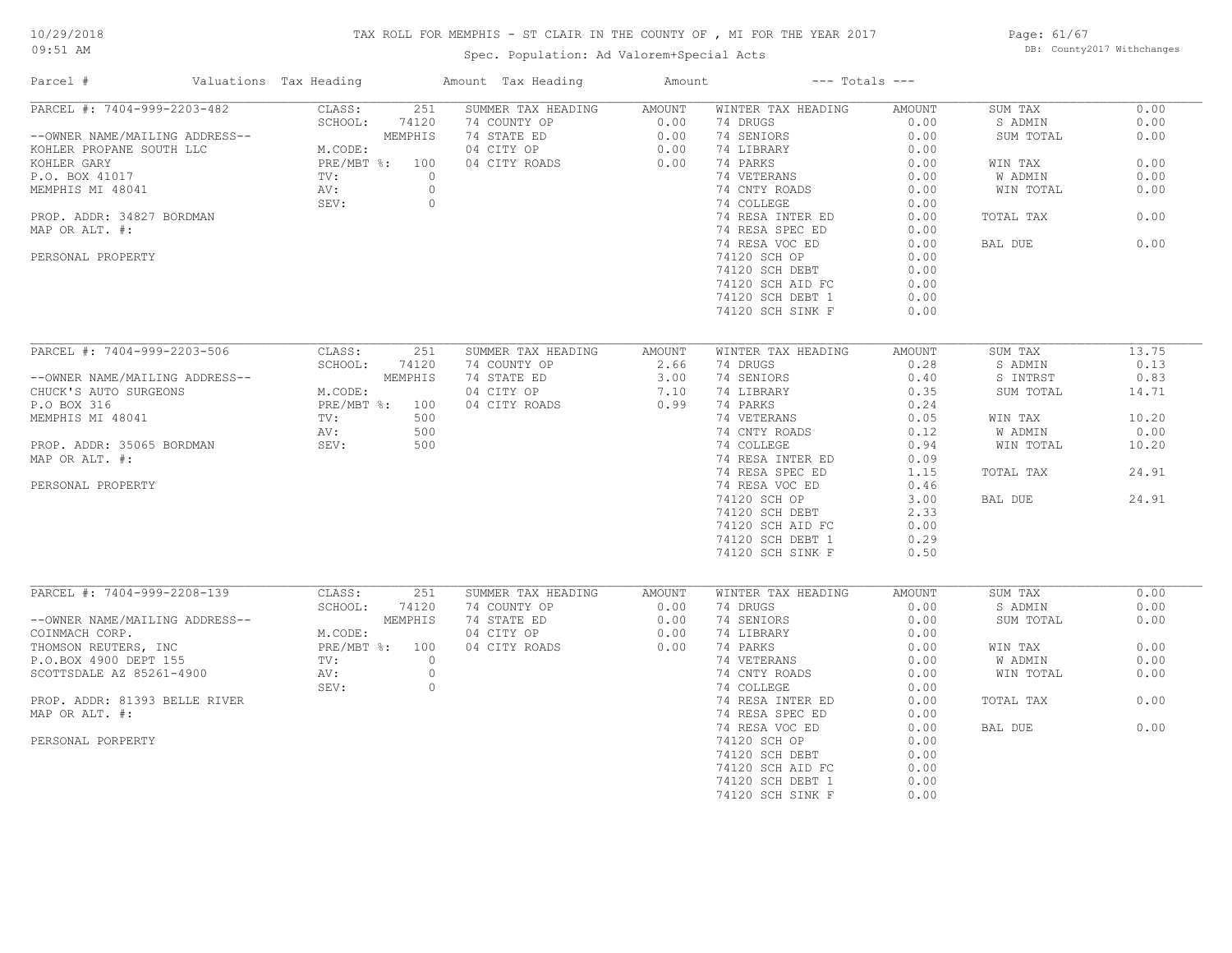# TAX ROLL FOR MEMPHIS - ST CLAIR IN THE COUNTY OF , MI FOR THE YEAR 2017

Spec. Population: Ad Valorem+Special Acts

10/29/2018
09:51 AM

DB: County2017 Withchanges

| Parcel # | Valuations | Tax Heading | Amount | Tax Heading | Amount | --- Totals --- | |
|---|---|---|---|---|---|---|---|

## PARCEL #: 7404-999-2203-482

| Owner / Property | Valuations | | Summer Tax Heading | Amount | Winter Tax Heading | Amount | Totals | |
|---|---|---|---|---|---|---|---|---|
| --OWNER NAME/MAILING ADDRESS-- | CLASS: | 251 | 74 COUNTY OP | 0.00 | 74 DRUGS | 0.00 | SUM TAX | 0.00 |
| KOHLER PROPANE SOUTH LLC | SCHOOL: | 74120 MEMPHIS | 74 STATE ED | 0.00 | 74 SENIORS | 0.00 | S ADMIN | 0.00 |
| KOHLER GARY | M.CODE: | | 04 CITY OP | 0.00 | 74 LIBRARY | 0.00 | SUM TOTAL | 0.00 |
| P.O. BOX 41017 | PRE/MBT %: | 100 | 04 CITY ROADS | 0.00 | 74 PARKS | 0.00 | WIN TAX | 0.00 |
| MEMPHIS MI 48041 | TV: | 0 | | | 74 VETERANS | 0.00 | W ADMIN | 0.00 |
| PROP. ADDR: 34827 BORDMAN | AV: | 0 | | | 74 CNTY ROADS | 0.00 | WIN TOTAL | 0.00 |
| MAP OR ALT. #: | SEV: | 0 | | | 74 COLLEGE | 0.00 | TOTAL TAX | 0.00 |
| PERSONAL PROPERTY | | | | | 74 RESA INTER ED | 0.00 | BAL DUE | 0.00 |
| | | | | | 74 RESA SPEC ED | 0.00 | | |
| | | | | | 74 RESA VOC ED | 0.00 | | |
| | | | | | 74120 SCH OP | 0.00 | | |
| | | | | | 74120 SCH DEBT | 0.00 | | |
| | | | | | 74120 SCH AID FC | 0.00 | | |
| | | | | | 74120 SCH DEBT 1 | 0.00 | | |
| | | | | | 74120 SCH SINK F | 0.00 | | |

## PARCEL #: 7404-999-2203-506

| Owner / Property | Valuations | | Summer Tax Heading | Amount | Winter Tax Heading | Amount | Totals | |
|---|---|---|---|---|---|---|---|---|
| --OWNER NAME/MAILING ADDRESS-- | CLASS: | 251 | 74 COUNTY OP | 2.66 | 74 DRUGS | 0.28 | SUM TAX | 13.75 |
| CHUCK'S AUTO SURGEONS | SCHOOL: | 74120 MEMPHIS | 74 STATE ED | 3.00 | 74 SENIORS | 0.40 | S ADMIN | 0.13 |
| P.O BOX 316 | M.CODE: | | 04 CITY OP | 7.10 | 74 LIBRARY | 0.35 | S INTRST | 0.83 |
| MEMPHIS MI 48041 | PRE/MBT %: | 100 | 04 CITY ROADS | 0.99 | 74 PARKS | 0.24 | SUM TOTAL | 14.71 |
| PROP. ADDR: 35065 BORDMAN | TV: | 500 | | | 74 VETERANS | 0.05 | WIN TAX | 10.20 |
| MAP OR ALT. #: | AV: | 500 | | | 74 CNTY ROADS | 0.12 | W ADMIN | 0.00 |
| PERSONAL PROPERTY | SEV: | 500 | | | 74 COLLEGE | 0.94 | WIN TOTAL | 10.20 |
| | | | | | 74 RESA INTER ED | 0.09 | TOTAL TAX | 24.91 |
| | | | | | 74 RESA SPEC ED | 1.15 | BAL DUE | 24.91 |
| | | | | | 74 RESA VOC ED | 0.46 | | |
| | | | | | 74120 SCH OP | 3.00 | | |
| | | | | | 74120 SCH DEBT | 2.33 | | |
| | | | | | 74120 SCH AID FC | 0.00 | | |
| | | | | | 74120 SCH DEBT 1 | 0.29 | | |
| | | | | | 74120 SCH SINK F | 0.50 | | |

## PARCEL #: 7404-999-2208-139

| Owner / Property | Valuations | | Summer Tax Heading | Amount | Winter Tax Heading | Amount | Totals | |
|---|---|---|---|---|---|---|---|---|
| --OWNER NAME/MAILING ADDRESS-- | CLASS: | 251 | 74 COUNTY OP | 0.00 | 74 DRUGS | 0.00 | SUM TAX | 0.00 |
| COINMACH CORP. | SCHOOL: | 74120 MEMPHIS | 74 STATE ED | 0.00 | 74 SENIORS | 0.00 | S ADMIN | 0.00 |
| THOMSON REUTERS, INC | M.CODE: | | 04 CITY OP | 0.00 | 74 LIBRARY | 0.00 | SUM TOTAL | 0.00 |
| P.O.BOX 4900 DEPT 155 | PRE/MBT %: | 100 | 04 CITY ROADS | 0.00 | 74 PARKS | 0.00 | WIN TAX | 0.00 |
| SCOTTSDALE AZ 85261-4900 | TV: | 0 | | | 74 VETERANS | 0.00 | W ADMIN | 0.00 |
| PROP. ADDR: 81393 BELLE RIVER | AV: | 0 | | | 74 CNTY ROADS | 0.00 | WIN TOTAL | 0.00 |
| MAP OR ALT. #: | SEV: | 0 | | | 74 COLLEGE | 0.00 | TOTAL TAX | 0.00 |
| PERSONAL PORPERTY | | | | | 74 RESA INTER ED | 0.00 | BAL DUE | 0.00 |
| | | | | | 74 RESA SPEC ED | 0.00 | | |
| | | | | | 74 RESA VOC ED | 0.00 | | |
| | | | | | 74120 SCH OP | 0.00 | | |
| | | | | | 74120 SCH DEBT | 0.00 | | |
| | | | | | 74120 SCH AID FC | 0.00 | | |
| | | | | | 74120 SCH DEBT 1 | 0.00 | | |
| | | | | | 74120 SCH SINK F | 0.00 | | |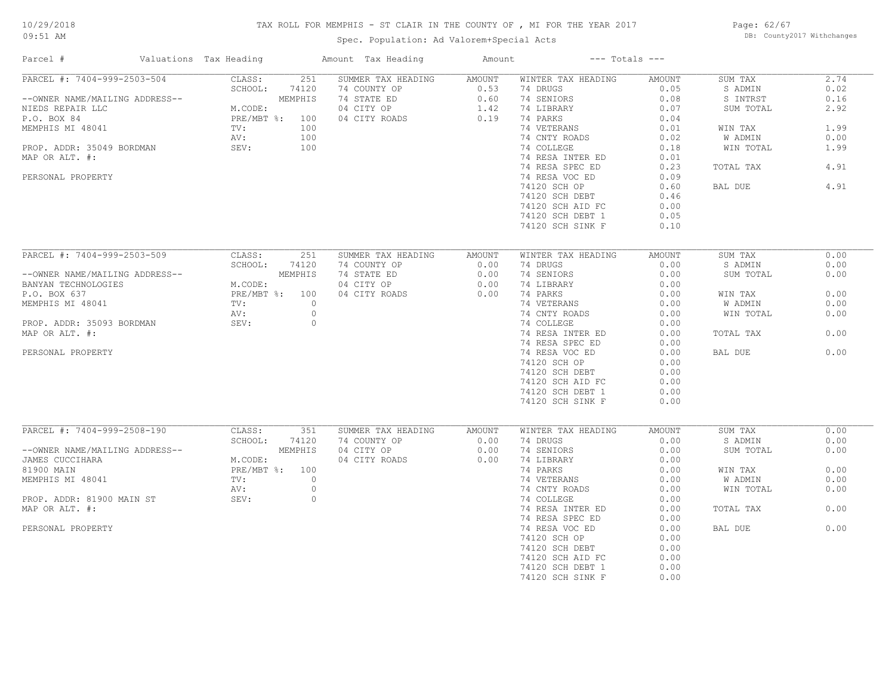# TAX ROLL FOR MEMPHIS - ST CLAIR IN THE COUNTY OF , MI FOR THE YEAR 2017

Spec. Population: Ad Valorem+Special Acts

10/29/2018
09:51 AM

DB: County2017 Withchanges

| Parcel # | Valuations | Tax Heading | Amount | Tax Heading | Amount | --- Totals --- | |
|---|---|---|---|---|---|---|---|
| PARCEL #: 7404-999-2503-504 | CLASS: 251 | SUMMER TAX HEADING | AMOUNT | WINTER TAX HEADING | AMOUNT | SUM TAX | 2.74 |
| | SCHOOL: 74120 | 74 COUNTY OP | 0.53 | 74 DRUGS | 0.05 | S ADMIN | 0.02 |
| --OWNER NAME/MAILING ADDRESS-- | MEMPHIS | 74 STATE ED | 0.60 | 74 SENIORS | 0.08 | S INTRST | 0.16 |
| NIEDS REPAIR LLC | M.CODE: | 04 CITY OP | 1.42 | 74 LIBRARY | 0.07 | SUM TOTAL | 2.92 |
| P.O. BOX 84 | PRE/MBT %: 100 | 04 CITY ROADS | 0.19 | 74 PARKS | 0.04 | | |
| MEMPHIS MI 48041 | TV: 100 | | | 74 VETERANS | 0.01 | WIN TAX | 1.99 |
| | AV: 100 | | | 74 CNTY ROADS | 0.02 | W ADMIN | 0.00 |
| PROP. ADDR: 35049 BORDMAN | SEV: 100 | | | 74 COLLEGE | 0.18 | WIN TOTAL | 1.99 |
| MAP OR ALT. #: | | | | 74 RESA INTER ED | 0.01 | | |
| | | | | 74 RESA SPEC ED | 0.23 | TOTAL TAX | 4.91 |
| PERSONAL PROPERTY | | | | 74 RESA VOC ED | 0.09 | | |
| | | | | 74120 SCH OP | 0.60 | BAL DUE | 4.91 |
| | | | | 74120 SCH DEBT | 0.46 | | |
| | | | | 74120 SCH AID FC | 0.00 | | |
| | | | | 74120 SCH DEBT 1 | 0.05 | | |
| | | | | 74120 SCH SINK F | 0.10 | | |
| PARCEL #: 7404-999-2503-509 | CLASS: 251 | SUMMER TAX HEADING | AMOUNT | WINTER TAX HEADING | AMOUNT | SUM TAX | 0.00 |
| | SCHOOL: 74120 | 74 COUNTY OP | 0.00 | 74 DRUGS | 0.00 | S ADMIN | 0.00 |
| --OWNER NAME/MAILING ADDRESS-- | MEMPHIS | 74 STATE ED | 0.00 | 74 SENIORS | 0.00 | SUM TOTAL | 0.00 |
| BANYAN TECHNOLOGIES | M.CODE: | 04 CITY OP | 0.00 | 74 LIBRARY | 0.00 | | |
| P.O. BOX 637 | PRE/MBT %: 100 | 04 CITY ROADS | 0.00 | 74 PARKS | 0.00 | WIN TAX | 0.00 |
| MEMPHIS MI 48041 | TV: 0 | | | 74 VETERANS | 0.00 | W ADMIN | 0.00 |
| | AV: 0 | | | 74 CNTY ROADS | 0.00 | WIN TOTAL | 0.00 |
| PROP. ADDR: 35093 BORDMAN | SEV: 0 | | | 74 COLLEGE | 0.00 | | |
| MAP OR ALT. #: | | | | 74 RESA INTER ED | 0.00 | TOTAL TAX | 0.00 |
| | | | | 74 RESA SPEC ED | 0.00 | | |
| PERSONAL PROPERTY | | | | 74 RESA VOC ED | 0.00 | BAL DUE | 0.00 |
| | | | | 74120 SCH OP | 0.00 | | |
| | | | | 74120 SCH DEBT | 0.00 | | |
| | | | | 74120 SCH AID FC | 0.00 | | |
| | | | | 74120 SCH DEBT 1 | 0.00 | | |
| | | | | 74120 SCH SINK F | 0.00 | | |
| PARCEL #: 7404-999-2508-190 | CLASS: 351 | SUMMER TAX HEADING | AMOUNT | WINTER TAX HEADING | AMOUNT | SUM TAX | 0.00 |
| | SCHOOL: 74120 | 74 COUNTY OP | 0.00 | 74 DRUGS | 0.00 | S ADMIN | 0.00 |
| --OWNER NAME/MAILING ADDRESS-- | MEMPHIS | 04 CITY OP | 0.00 | 74 SENIORS | 0.00 | SUM TOTAL | 0.00 |
| JAMES CUCCIHARA | M.CODE: | 04 CITY ROADS | 0.00 | 74 LIBRARY | 0.00 | | |
| 81900 MAIN | PRE/MBT %: 100 | | | 74 PARKS | 0.00 | WIN TAX | 0.00 |
| MEMPHIS MI 48041 | TV: 0 | | | 74 VETERANS | 0.00 | W ADMIN | 0.00 |
| | AV: 0 | | | 74 CNTY ROADS | 0.00 | WIN TOTAL | 0.00 |
| PROP. ADDR: 81900 MAIN ST | SEV: 0 | | | 74 COLLEGE | 0.00 | | |
| MAP OR ALT. #: | | | | 74 RESA INTER ED | 0.00 | TOTAL TAX | 0.00 |
| | | | | 74 RESA SPEC ED | 0.00 | | |
| PERSONAL PROPERTY | | | | 74 RESA VOC ED | 0.00 | BAL DUE | 0.00 |
| | | | | 74120 SCH OP | 0.00 | | |
| | | | | 74120 SCH DEBT | 0.00 | | |
| | | | | 74120 SCH AID FC | 0.00 | | |
| | | | | 74120 SCH DEBT 1 | 0.00 | | |
| | | | | 74120 SCH SINK F | 0.00 | | |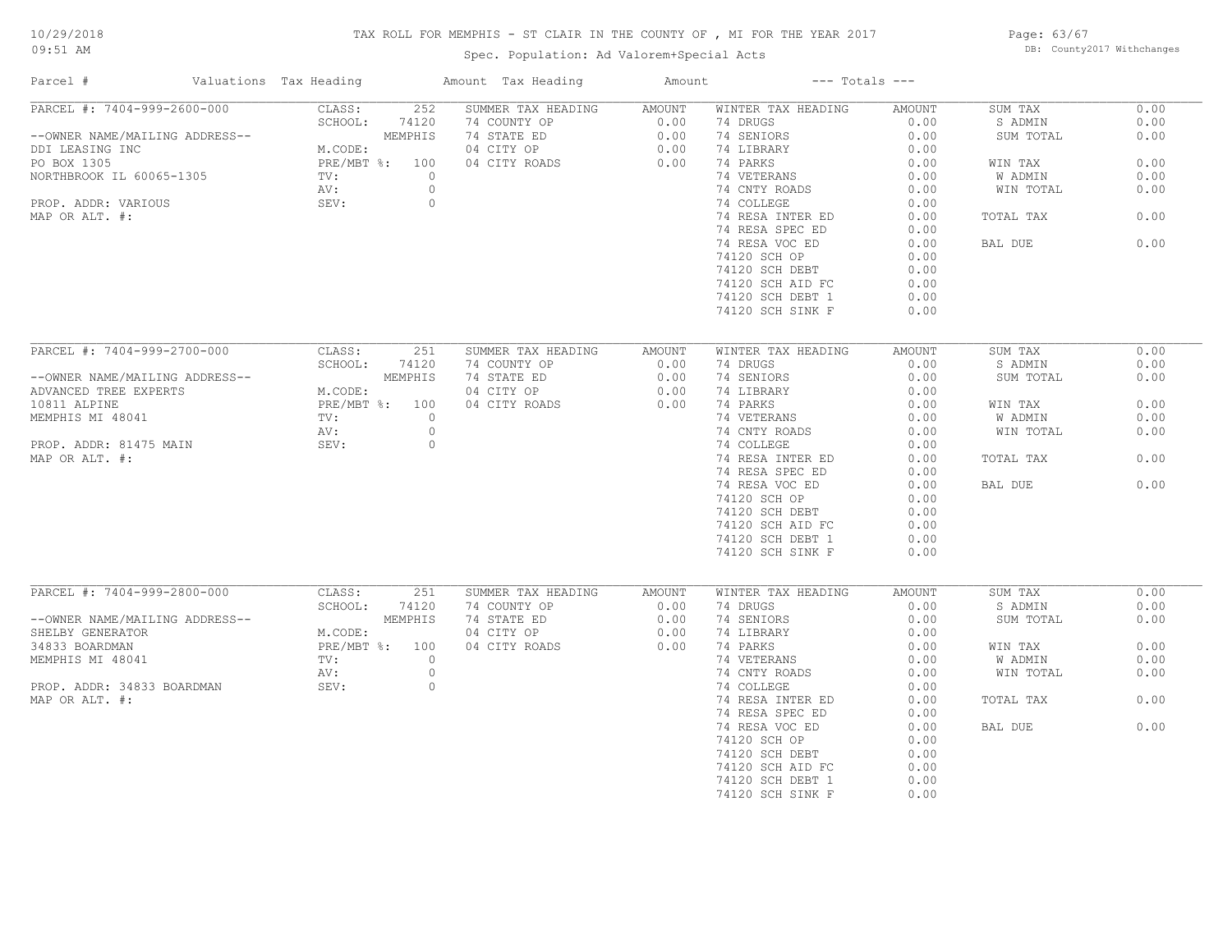# TAX ROLL FOR MEMPHIS - ST CLAIR IN THE COUNTY OF , MI FOR THE YEAR 2017

Spec. Population: Ad Valorem+Special Acts

10/29/2018
09:51 AM

DB: County2017 Withchanges

| Parcel # | Valuations | Tax Heading | Amount | Tax Heading | Amount | --- Totals --- | |
|---|---|---|---|---|---|---|---|
| PARCEL #: 7404-999-2600-000 | CLASS: 252 | SUMMER TAX HEADING | AMOUNT | WINTER TAX HEADING | AMOUNT | SUM TAX | 0.00 |
| | SCHOOL: 74120 | 74 COUNTY OP | 0.00 | 74 DRUGS | 0.00 | S ADMIN | 0.00 |
| --OWNER NAME/MAILING ADDRESS-- | MEMPHIS | 74 STATE ED | 0.00 | 74 SENIORS | 0.00 | SUM TOTAL | 0.00 |
| DDI LEASING INC | M.CODE: | 04 CITY OP | 0.00 | 74 LIBRARY | 0.00 | | |
| PO BOX 1305 | PRE/MBT %: 100 | 04 CITY ROADS | 0.00 | 74 PARKS | 0.00 | WIN TAX | 0.00 |
| NORTHBROOK IL 60065-1305 | TV: 0 | | | 74 VETERANS | 0.00 | W ADMIN | 0.00 |
| | AV: 0 | | | 74 CNTY ROADS | 0.00 | WIN TOTAL | 0.00 |
| PROP. ADDR: VARIOUS | SEV: 0 | | | 74 COLLEGE | 0.00 | | |
| MAP OR ALT. #: | | | | 74 RESA INTER ED | 0.00 | TOTAL TAX | 0.00 |
| | | | | 74 RESA SPEC ED | 0.00 | | |
| | | | | 74 RESA VOC ED | 0.00 | BAL DUE | 0.00 |
| | | | | 74120 SCH OP | 0.00 | | |
| | | | | 74120 SCH DEBT | 0.00 | | |
| | | | | 74120 SCH AID FC | 0.00 | | |
| | | | | 74120 SCH DEBT 1 | 0.00 | | |
| | | | | 74120 SCH SINK F | 0.00 | | |
| PARCEL #: 7404-999-2700-000 | CLASS: 251 | SUMMER TAX HEADING | AMOUNT | WINTER TAX HEADING | AMOUNT | SUM TAX | 0.00 |
| | SCHOOL: 74120 | 74 COUNTY OP | 0.00 | 74 DRUGS | 0.00 | S ADMIN | 0.00 |
| --OWNER NAME/MAILING ADDRESS-- | MEMPHIS | 74 STATE ED | 0.00 | 74 SENIORS | 0.00 | SUM TOTAL | 0.00 |
| ADVANCED TREE EXPERTS | M.CODE: | 04 CITY OP | 0.00 | 74 LIBRARY | 0.00 | | |
| 10811 ALPINE | PRE/MBT %: 100 | 04 CITY ROADS | 0.00 | 74 PARKS | 0.00 | WIN TAX | 0.00 |
| MEMPHIS MI 48041 | TV: 0 | | | 74 VETERANS | 0.00 | W ADMIN | 0.00 |
| | AV: 0 | | | 74 CNTY ROADS | 0.00 | WIN TOTAL | 0.00 |
| PROP. ADDR: 81475 MAIN | SEV: 0 | | | 74 COLLEGE | 0.00 | | |
| MAP OR ALT. #: | | | | 74 RESA INTER ED | 0.00 | TOTAL TAX | 0.00 |
| | | | | 74 RESA SPEC ED | 0.00 | | |
| | | | | 74 RESA VOC ED | 0.00 | BAL DUE | 0.00 |
| | | | | 74120 SCH OP | 0.00 | | |
| | | | | 74120 SCH DEBT | 0.00 | | |
| | | | | 74120 SCH AID FC | 0.00 | | |
| | | | | 74120 SCH DEBT 1 | 0.00 | | |
| | | | | 74120 SCH SINK F | 0.00 | | |
| PARCEL #: 7404-999-2800-000 | CLASS: 251 | SUMMER TAX HEADING | AMOUNT | WINTER TAX HEADING | AMOUNT | SUM TAX | 0.00 |
| | SCHOOL: 74120 | 74 COUNTY OP | 0.00 | 74 DRUGS | 0.00 | S ADMIN | 0.00 |
| --OWNER NAME/MAILING ADDRESS-- | MEMPHIS | 74 STATE ED | 0.00 | 74 SENIORS | 0.00 | SUM TOTAL | 0.00 |
| SHELBY GENERATOR | M.CODE: | 04 CITY OP | 0.00 | 74 LIBRARY | 0.00 | | |
| 34833 BOARDMAN | PRE/MBT %: 100 | 04 CITY ROADS | 0.00 | 74 PARKS | 0.00 | WIN TAX | 0.00 |
| MEMPHIS MI 48041 | TV: 0 | | | 74 VETERANS | 0.00 | W ADMIN | 0.00 |
| | AV: 0 | | | 74 CNTY ROADS | 0.00 | WIN TOTAL | 0.00 |
| PROP. ADDR: 34833 BOARDMAN | SEV: 0 | | | 74 COLLEGE | 0.00 | | |
| MAP OR ALT. #: | | | | 74 RESA INTER ED | 0.00 | TOTAL TAX | 0.00 |
| | | | | 74 RESA SPEC ED | 0.00 | | |
| | | | | 74 RESA VOC ED | 0.00 | BAL DUE | 0.00 |
| | | | | 74120 SCH OP | 0.00 | | |
| | | | | 74120 SCH DEBT | 0.00 | | |
| | | | | 74120 SCH AID FC | 0.00 | | |
| | | | | 74120 SCH DEBT 1 | 0.00 | | |
| | | | | 74120 SCH SINK F | 0.00 | | |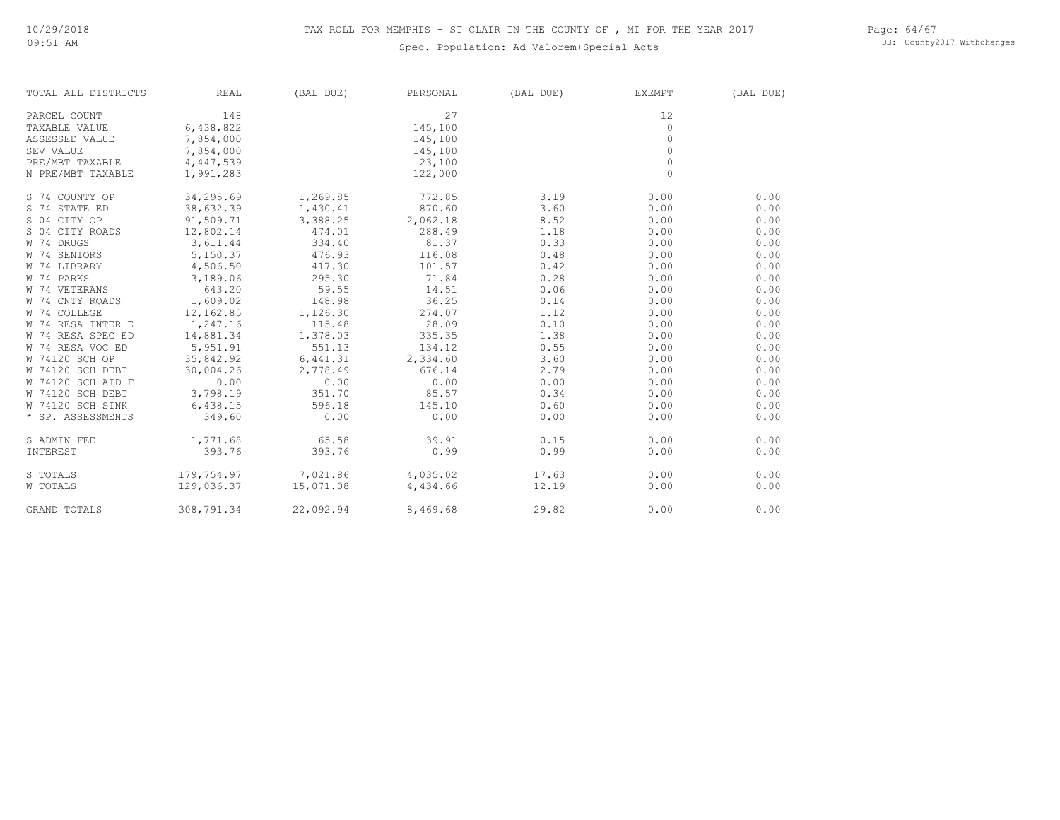# TAX ROLL FOR MEMPHIS - ST CLAIR IN THE COUNTY OF , MI FOR THE YEAR 2017

Spec. Population: Ad Valorem+Special Acts

| TOTAL ALL DISTRICTS | REAL | (BAL DUE) | PERSONAL | (BAL DUE) | EXEMPT | (BAL DUE) |
|---|---|---|---|---|---|---|
| PARCEL COUNT | 148 | | 27 | | 12 | |
| TAXABLE VALUE | 6,438,822 | | 145,100 | | 0 | |
| ASSESSED VALUE | 7,854,000 | | 145,100 | | 0 | |
| SEV VALUE | 7,854,000 | | 145,100 | | 0 | |
| PRE/MBT TAXABLE | 4,447,539 | | 23,100 | | 0 | |
| N PRE/MBT TAXABLE | 1,991,283 | | 122,000 | | 0 | |
| S 74 COUNTY OP | 34,295.69 | 1,269.85 | 772.85 | 3.19 | 0.00 | 0.00 |
| S 74 STATE ED | 38,632.39 | 1,430.41 | 870.60 | 3.60 | 0.00 | 0.00 |
| S 04 CITY OP | 91,509.71 | 3,388.25 | 2,062.18 | 8.52 | 0.00 | 0.00 |
| S 04 CITY ROADS | 12,802.14 | 474.01 | 288.49 | 1.18 | 0.00 | 0.00 |
| W 74 DRUGS | 3,611.44 | 334.40 | 81.37 | 0.33 | 0.00 | 0.00 |
| W 74 SENIORS | 5,150.37 | 476.93 | 116.08 | 0.48 | 0.00 | 0.00 |
| W 74 LIBRARY | 4,506.50 | 417.30 | 101.57 | 0.42 | 0.00 | 0.00 |
| W 74 PARKS | 3,189.06 | 295.30 | 71.84 | 0.28 | 0.00 | 0.00 |
| W 74 VETERANS | 643.20 | 59.55 | 14.51 | 0.06 | 0.00 | 0.00 |
| W 74 CNTY ROADS | 1,609.02 | 148.98 | 36.25 | 0.14 | 0.00 | 0.00 |
| W 74 COLLEGE | 12,162.85 | 1,126.30 | 274.07 | 1.12 | 0.00 | 0.00 |
| W 74 RESA INTER E | 1,247.16 | 115.48 | 28.09 | 0.10 | 0.00 | 0.00 |
| W 74 RESA SPEC ED | 14,881.34 | 1,378.03 | 335.35 | 1.38 | 0.00 | 0.00 |
| W 74 RESA VOC ED | 5,951.91 | 551.13 | 134.12 | 0.55 | 0.00 | 0.00 |
| W 74120 SCH OP | 35,842.92 | 6,441.31 | 2,334.60 | 3.60 | 0.00 | 0.00 |
| W 74120 SCH DEBT | 30,004.26 | 2,778.49 | 676.14 | 2.79 | 0.00 | 0.00 |
| W 74120 SCH AID F | 0.00 | 0.00 | 0.00 | 0.00 | 0.00 | 0.00 |
| W 74120 SCH DEBT | 3,798.19 | 351.70 | 85.57 | 0.34 | 0.00 | 0.00 |
| W 74120 SCH SINK | 6,438.15 | 596.18 | 145.10 | 0.60 | 0.00 | 0.00 |
| * SP. ASSESSMENTS | 349.60 | 0.00 | 0.00 | 0.00 | 0.00 | 0.00 |
| S ADMIN FEE | 1,771.68 | 65.58 | 39.91 | 0.15 | 0.00 | 0.00 |
| INTEREST | 393.76 | 393.76 | 0.99 | 0.99 | 0.00 | 0.00 |
| S TOTALS | 179,754.97 | 7,021.86 | 4,035.02 | 17.63 | 0.00 | 0.00 |
| W TOTALS | 129,036.37 | 15,071.08 | 4,434.66 | 12.19 | 0.00 | 0.00 |
| GRAND TOTALS | 308,791.34 | 22,092.94 | 8,469.68 | 29.82 | 0.00 | 0.00 |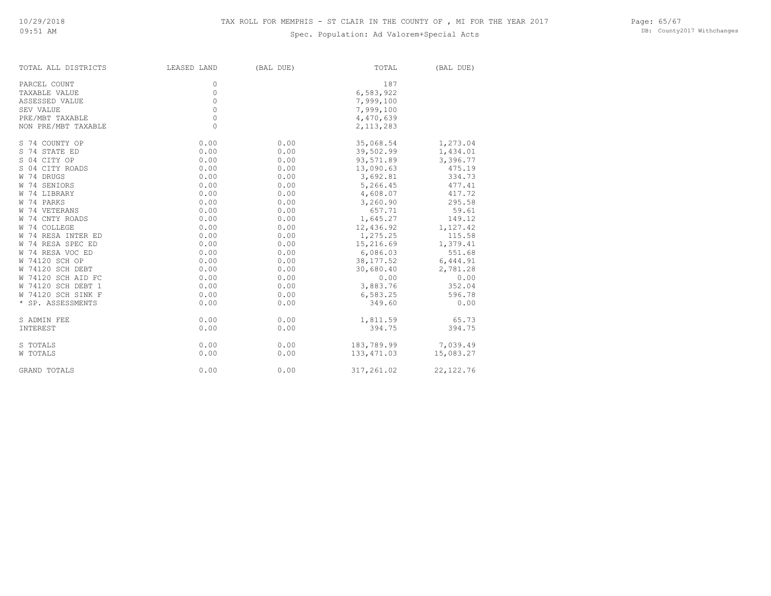# TAX ROLL FOR MEMPHIS - ST CLAIR IN THE COUNTY OF , MI FOR THE YEAR 2017

Spec. Population: Ad Valorem+Special Acts

10/29/2018
09:51 AM

DB: County2017 Withchanges

| TOTAL ALL DISTRICTS | LEASED LAND | (BAL DUE) | TOTAL | (BAL DUE) |
|---|---|---|---|---|
| PARCEL COUNT | 0 | | 187 | |
| TAXABLE VALUE | 0 | | 6,583,922 | |
| ASSESSED VALUE | 0 | | 7,999,100 | |
| SEV VALUE | 0 | | 7,999,100 | |
| PRE/MBT TAXABLE | 0 | | 4,470,639 | |
| NON PRE/MBT TAXABLE | 0 | | 2,113,283 | |
| S 74 COUNTY OP | 0.00 | 0.00 | 35,068.54 | 1,273.04 |
| S 74 STATE ED | 0.00 | 0.00 | 39,502.99 | 1,434.01 |
| S 04 CITY OP | 0.00 | 0.00 | 93,571.89 | 3,396.77 |
| S 04 CITY ROADS | 0.00 | 0.00 | 13,090.63 | 475.19 |
| W 74 DRUGS | 0.00 | 0.00 | 3,692.81 | 334.73 |
| W 74 SENIORS | 0.00 | 0.00 | 5,266.45 | 477.41 |
| W 74 LIBRARY | 0.00 | 0.00 | 4,608.07 | 417.72 |
| W 74 PARKS | 0.00 | 0.00 | 3,260.90 | 295.58 |
| W 74 VETERANS | 0.00 | 0.00 | 657.71 | 59.61 |
| W 74 CNTY ROADS | 0.00 | 0.00 | 1,645.27 | 149.12 |
| W 74 COLLEGE | 0.00 | 0.00 | 12,436.92 | 1,127.42 |
| W 74 RESA INTER ED | 0.00 | 0.00 | 1,275.25 | 115.58 |
| W 74 RESA SPEC ED | 0.00 | 0.00 | 15,216.69 | 1,379.41 |
| W 74 RESA VOC ED | 0.00 | 0.00 | 6,086.03 | 551.68 |
| W 74120 SCH OP | 0.00 | 0.00 | 38,177.52 | 6,444.91 |
| W 74120 SCH DEBT | 0.00 | 0.00 | 30,680.40 | 2,781.28 |
| W 74120 SCH AID FC | 0.00 | 0.00 | 0.00 | 0.00 |
| W 74120 SCH DEBT 1 | 0.00 | 0.00 | 3,883.76 | 352.04 |
| W 74120 SCH SINK F | 0.00 | 0.00 | 6,583.25 | 596.78 |
| * SP. ASSESSMENTS | 0.00 | 0.00 | 349.60 | 0.00 |
| S ADMIN FEE | 0.00 | 0.00 | 1,811.59 | 65.73 |
| INTEREST | 0.00 | 0.00 | 394.75 | 394.75 |
| S TOTALS | 0.00 | 0.00 | 183,789.99 | 7,039.49 |
| W TOTALS | 0.00 | 0.00 | 133,471.03 | 15,083.27 |
| GRAND TOTALS | 0.00 | 0.00 | 317,261.02 | 22,122.76 |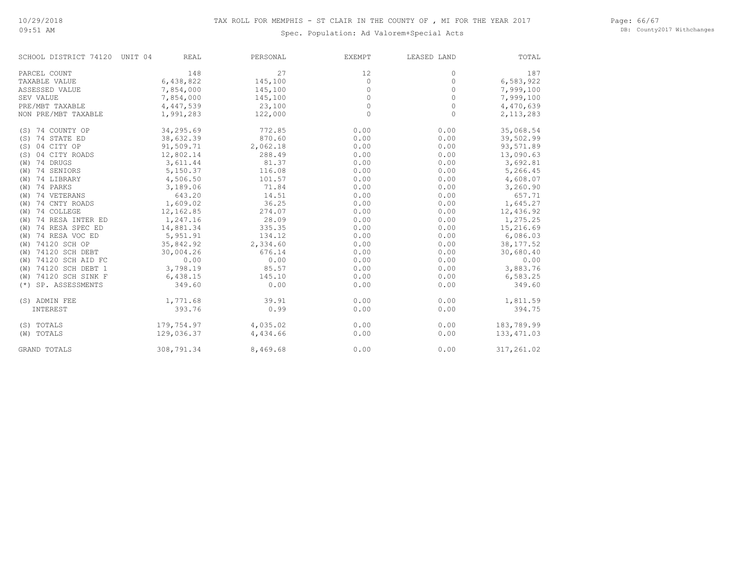10/29/2018
09:51 AM

# TAX ROLL FOR MEMPHIS - ST CLAIR IN THE COUNTY OF , MI FOR THE YEAR 2017

Spec. Population: Ad Valorem+Special Acts

DB: County2017 Withchanges

| SCHOOL DISTRICT 74120 UNIT 04 | REAL | PERSONAL | EXEMPT | LEASED LAND | TOTAL |
|---|---|---|---|---|---|
| PARCEL COUNT | 148 | 27 | 12 | 0 | 187 |
| TAXABLE VALUE | 6,438,822 | 145,100 | 0 | 0 | 6,583,922 |
| ASSESSED VALUE | 7,854,000 | 145,100 | 0 | 0 | 7,999,100 |
| SEV VALUE | 7,854,000 | 145,100 | 0 | 0 | 7,999,100 |
| PRE/MBT TAXABLE | 4,447,539 | 23,100 | 0 | 0 | 4,470,639 |
| NON PRE/MBT TAXABLE | 1,991,283 | 122,000 | 0 | 0 | 2,113,283 |
| (S) 74 COUNTY OP | 34,295.69 | 772.85 | 0.00 | 0.00 | 35,068.54 |
| (S) 74 STATE ED | 38,632.39 | 870.60 | 0.00 | 0.00 | 39,502.99 |
| (S) 04 CITY OP | 91,509.71 | 2,062.18 | 0.00 | 0.00 | 93,571.89 |
| (S) 04 CITY ROADS | 12,802.14 | 288.49 | 0.00 | 0.00 | 13,090.63 |
| (W) 74 DRUGS | 3,611.44 | 81.37 | 0.00 | 0.00 | 3,692.81 |
| (W) 74 SENIORS | 5,150.37 | 116.08 | 0.00 | 0.00 | 5,266.45 |
| (W) 74 LIBRARY | 4,506.50 | 101.57 | 0.00 | 0.00 | 4,608.07 |
| (W) 74 PARKS | 3,189.06 | 71.84 | 0.00 | 0.00 | 3,260.90 |
| (W) 74 VETERANS | 643.20 | 14.51 | 0.00 | 0.00 | 657.71 |
| (W) 74 CNTY ROADS | 1,609.02 | 36.25 | 0.00 | 0.00 | 1,645.27 |
| (W) 74 COLLEGE | 12,162.85 | 274.07 | 0.00 | 0.00 | 12,436.92 |
| (W) 74 RESA INTER ED | 1,247.16 | 28.09 | 0.00 | 0.00 | 1,275.25 |
| (W) 74 RESA SPEC ED | 14,881.34 | 335.35 | 0.00 | 0.00 | 15,216.69 |
| (W) 74 RESA VOC ED | 5,951.91 | 134.12 | 0.00 | 0.00 | 6,086.03 |
| (W) 74120 SCH OP | 35,842.92 | 2,334.60 | 0.00 | 0.00 | 38,177.52 |
| (W) 74120 SCH DEBT | 30,004.26 | 676.14 | 0.00 | 0.00 | 30,680.40 |
| (W) 74120 SCH AID FC | 0.00 | 0.00 | 0.00 | 0.00 | 0.00 |
| (W) 74120 SCH DEBT 1 | 3,798.19 | 85.57 | 0.00 | 0.00 | 3,883.76 |
| (W) 74120 SCH SINK F | 6,438.15 | 145.10 | 0.00 | 0.00 | 6,583.25 |
| (*) SP. ASSESSMENTS | 349.60 | 0.00 | 0.00 | 0.00 | 349.60 |
| (S) ADMIN FEE | 1,771.68 | 39.91 | 0.00 | 0.00 | 1,811.59 |
| INTEREST | 393.76 | 0.99 | 0.00 | 0.00 | 394.75 |
| (S) TOTALS | 179,754.97 | 4,035.02 | 0.00 | 0.00 | 183,789.99 |
| (W) TOTALS | 129,036.37 | 4,434.66 | 0.00 | 0.00 | 133,471.03 |
| GRAND TOTALS | 308,791.34 | 8,469.68 | 0.00 | 0.00 | 317,261.02 |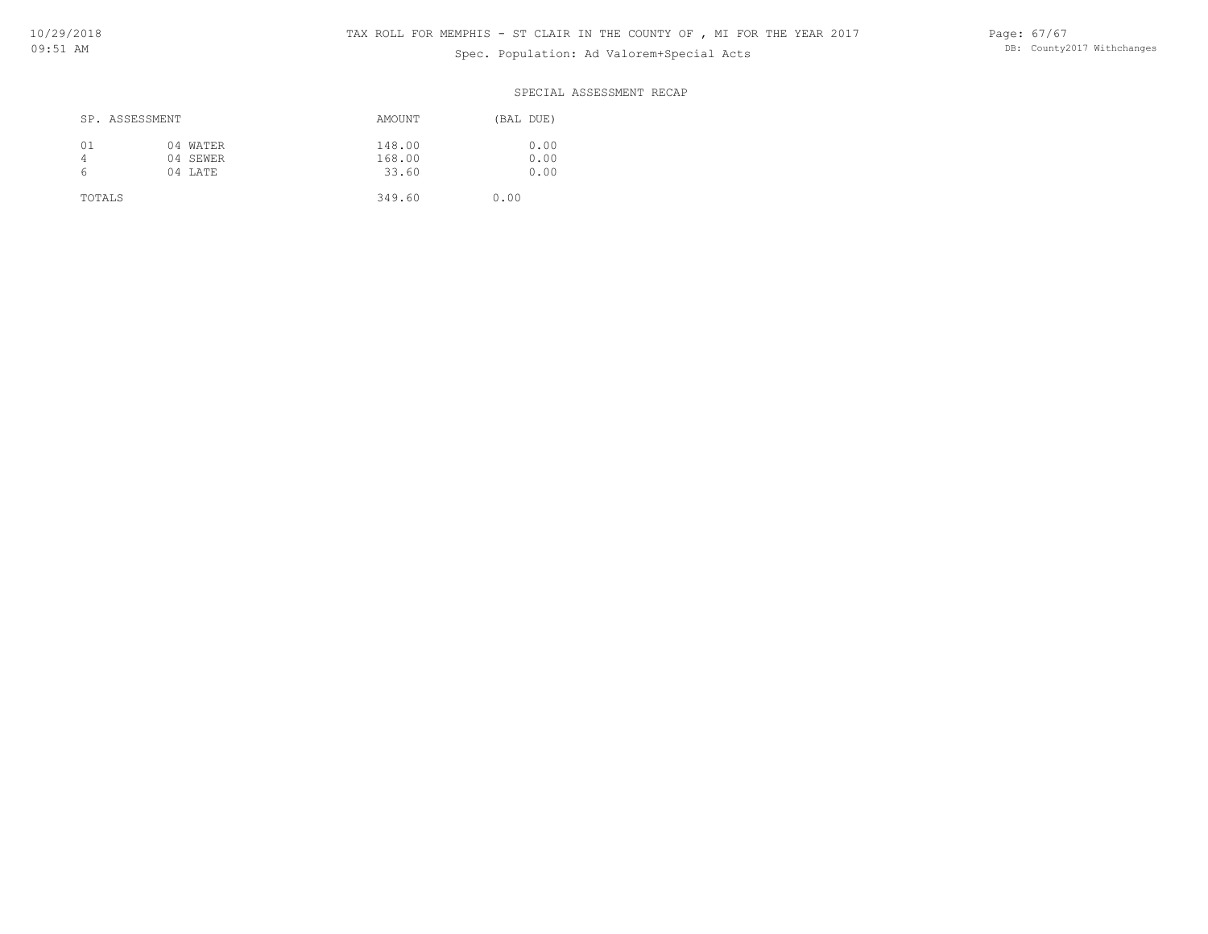TAX ROLL FOR MEMPHIS - ST CLAIR IN THE COUNTY OF , MI FOR THE YEAR 2017

Spec. Population: Ad Valorem+Special Acts

## SPECIAL ASSESSMENT RECAP

| SP. ASSESSMENT | | AMOUNT | (BAL DUE) |
|---|---|---|---|
| 01 | 04 WATER | 148.00 | 0.00 |
| 4 | 04 SEWER | 168.00 | 0.00 |
| 6 | 04 LATE | 33.60 | 0.00 |
| TOTALS | | 349.60 | 0.00 |